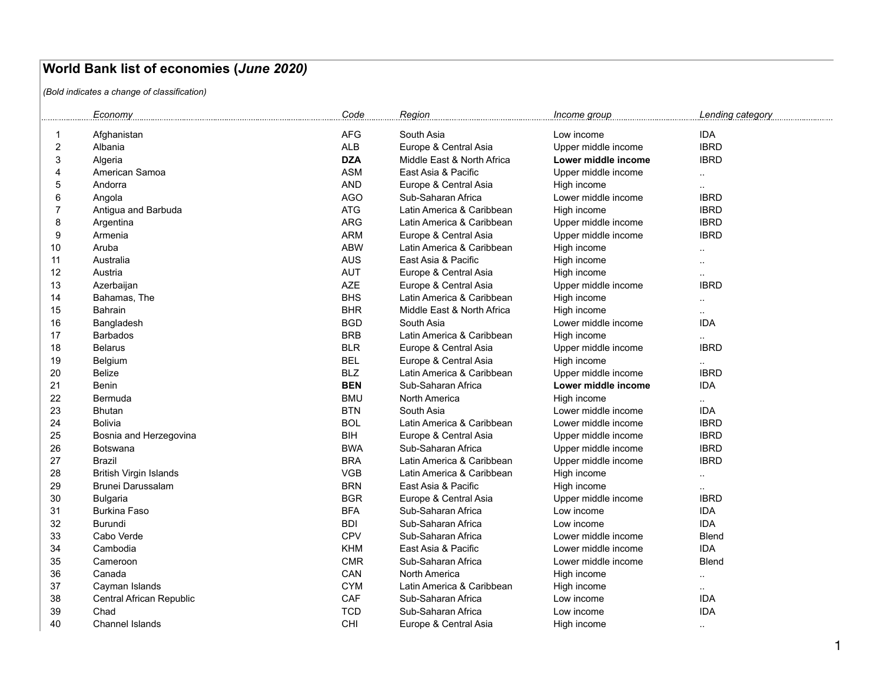# World Bank list of economies (*June 2020)*

*(Bold indicates a change of classification)*

| | Economy | Code | Region | Income group | Lending category |
|---|---|---|---|---|---|
| 1 | Afghanistan | AFG | South Asia | Low income | IDA |
| 2 | Albania | ALB | Europe & Central Asia | Upper middle income | IBRD |
| 3 | Algeria | **DZA** | Middle East & North Africa | **Lower middle income** | IBRD |
| 4 | American Samoa | ASM | East Asia & Pacific | Upper middle income | .. |
| 5 | Andorra | AND | Europe & Central Asia | High income | .. |
| 6 | Angola | AGO | Sub-Saharan Africa | Lower middle income | IBRD |
| 7 | Antigua and Barbuda | ATG | Latin America & Caribbean | High income | IBRD |
| 8 | Argentina | ARG | Latin America & Caribbean | Upper middle income | IBRD |
| 9 | Armenia | ARM | Europe & Central Asia | Upper middle income | IBRD |
| 10 | Aruba | ABW | Latin America & Caribbean | High income | .. |
| 11 | Australia | AUS | East Asia & Pacific | High income | .. |
| 12 | Austria | AUT | Europe & Central Asia | High income | .. |
| 13 | Azerbaijan | AZE | Europe & Central Asia | Upper middle income | IBRD |
| 14 | Bahamas, The | BHS | Latin America & Caribbean | High income | .. |
| 15 | Bahrain | BHR | Middle East & North Africa | High income | .. |
| 16 | Bangladesh | BGD | South Asia | Lower middle income | IDA |
| 17 | Barbados | BRB | Latin America & Caribbean | High income | .. |
| 18 | Belarus | BLR | Europe & Central Asia | Upper middle income | IBRD |
| 19 | Belgium | BEL | Europe & Central Asia | High income | .. |
| 20 | Belize | BLZ | Latin America & Caribbean | Upper middle income | IBRD |
| 21 | Benin | **BEN** | Sub-Saharan Africa | **Lower middle income** | IDA |
| 22 | Bermuda | BMU | North America | High income | .. |
| 23 | Bhutan | BTN | South Asia | Lower middle income | IDA |
| 24 | Bolivia | BOL | Latin America & Caribbean | Lower middle income | IBRD |
| 25 | Bosnia and Herzegovina | BIH | Europe & Central Asia | Upper middle income | IBRD |
| 26 | Botswana | BWA | Sub-Saharan Africa | Upper middle income | IBRD |
| 27 | Brazil | BRA | Latin America & Caribbean | Upper middle income | IBRD |
| 28 | British Virgin Islands | VGB | Latin America & Caribbean | High income | .. |
| 29 | Brunei Darussalam | BRN | East Asia & Pacific | High income | .. |
| 30 | Bulgaria | BGR | Europe & Central Asia | Upper middle income | IBRD |
| 31 | Burkina Faso | BFA | Sub-Saharan Africa | Low income | IDA |
| 32 | Burundi | BDI | Sub-Saharan Africa | Low income | IDA |
| 33 | Cabo Verde | CPV | Sub-Saharan Africa | Lower middle income | Blend |
| 34 | Cambodia | KHM | East Asia & Pacific | Lower middle income | IDA |
| 35 | Cameroon | CMR | Sub-Saharan Africa | Lower middle income | Blend |
| 36 | Canada | CAN | North America | High income | .. |
| 37 | Cayman Islands | CYM | Latin America & Caribbean | High income | .. |
| 38 | Central African Republic | CAF | Sub-Saharan Africa | Low income | IDA |
| 39 | Chad | TCD | Sub-Saharan Africa | Low income | IDA |
| 40 | Channel Islands | CHI | Europe & Central Asia | High income | .. |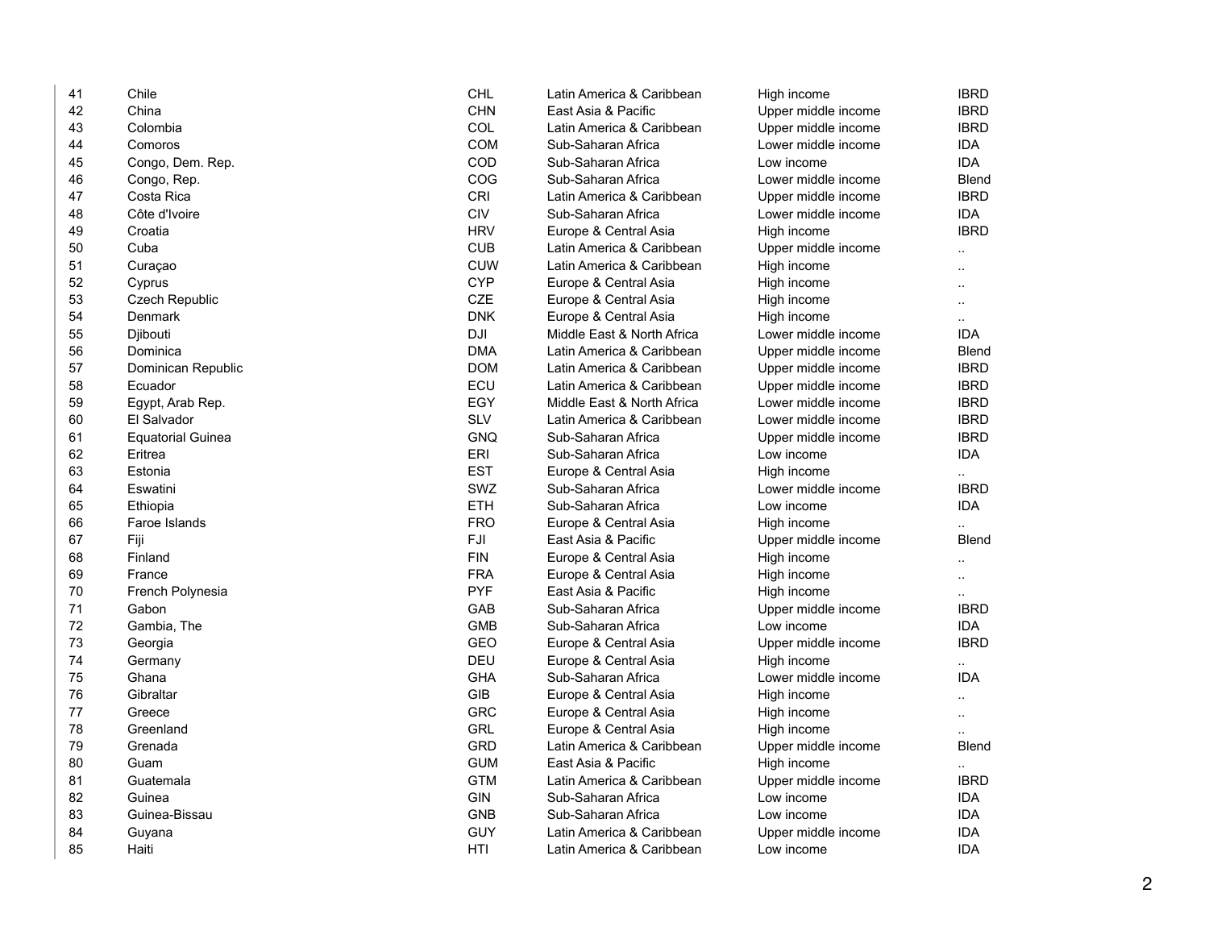| | | | | | |
|---|---|---|---|---|---|
| 41 | Chile | CHL | Latin America & Caribbean | High income | IBRD |
| 42 | China | CHN | East Asia & Pacific | Upper middle income | IBRD |
| 43 | Colombia | COL | Latin America & Caribbean | Upper middle income | IBRD |
| 44 | Comoros | COM | Sub-Saharan Africa | Lower middle income | IDA |
| 45 | Congo, Dem. Rep. | COD | Sub-Saharan Africa | Low income | IDA |
| 46 | Congo, Rep. | COG | Sub-Saharan Africa | Lower middle income | Blend |
| 47 | Costa Rica | CRI | Latin America & Caribbean | Upper middle income | IBRD |
| 48 | Côte d'Ivoire | CIV | Sub-Saharan Africa | Lower middle income | IDA |
| 49 | Croatia | HRV | Europe & Central Asia | High income | IBRD |
| 50 | Cuba | CUB | Latin America & Caribbean | Upper middle income | .. |
| 51 | Curaçao | CUW | Latin America & Caribbean | High income | .. |
| 52 | Cyprus | CYP | Europe & Central Asia | High income | .. |
| 53 | Czech Republic | CZE | Europe & Central Asia | High income | .. |
| 54 | Denmark | DNK | Europe & Central Asia | High income | .. |
| 55 | Djibouti | DJI | Middle East & North Africa | Lower middle income | IDA |
| 56 | Dominica | DMA | Latin America & Caribbean | Upper middle income | Blend |
| 57 | Dominican Republic | DOM | Latin America & Caribbean | Upper middle income | IBRD |
| 58 | Ecuador | ECU | Latin America & Caribbean | Upper middle income | IBRD |
| 59 | Egypt, Arab Rep. | EGY | Middle East & North Africa | Lower middle income | IBRD |
| 60 | El Salvador | SLV | Latin America & Caribbean | Lower middle income | IBRD |
| 61 | Equatorial Guinea | GNQ | Sub-Saharan Africa | Upper middle income | IBRD |
| 62 | Eritrea | ERI | Sub-Saharan Africa | Low income | IDA |
| 63 | Estonia | EST | Europe & Central Asia | High income | .. |
| 64 | Eswatini | SWZ | Sub-Saharan Africa | Lower middle income | IBRD |
| 65 | Ethiopia | ETH | Sub-Saharan Africa | Low income | IDA |
| 66 | Faroe Islands | FRO | Europe & Central Asia | High income | .. |
| 67 | Fiji | FJI | East Asia & Pacific | Upper middle income | Blend |
| 68 | Finland | FIN | Europe & Central Asia | High income | .. |
| 69 | France | FRA | Europe & Central Asia | High income | .. |
| 70 | French Polynesia | PYF | East Asia & Pacific | High income | .. |
| 71 | Gabon | GAB | Sub-Saharan Africa | Upper middle income | IBRD |
| 72 | Gambia, The | GMB | Sub-Saharan Africa | Low income | IDA |
| 73 | Georgia | GEO | Europe & Central Asia | Upper middle income | IBRD |
| 74 | Germany | DEU | Europe & Central Asia | High income | .. |
| 75 | Ghana | GHA | Sub-Saharan Africa | Lower middle income | IDA |
| 76 | Gibraltar | GIB | Europe & Central Asia | High income | .. |
| 77 | Greece | GRC | Europe & Central Asia | High income | .. |
| 78 | Greenland | GRL | Europe & Central Asia | High income | .. |
| 79 | Grenada | GRD | Latin America & Caribbean | Upper middle income | Blend |
| 80 | Guam | GUM | East Asia & Pacific | High income | .. |
| 81 | Guatemala | GTM | Latin America & Caribbean | Upper middle income | IBRD |
| 82 | Guinea | GIN | Sub-Saharan Africa | Low income | IDA |
| 83 | Guinea-Bissau | GNB | Sub-Saharan Africa | Low income | IDA |
| 84 | Guyana | GUY | Latin America & Caribbean | Upper middle income | IDA |
| 85 | Haiti | HTI | Latin America & Caribbean | Low income | IDA |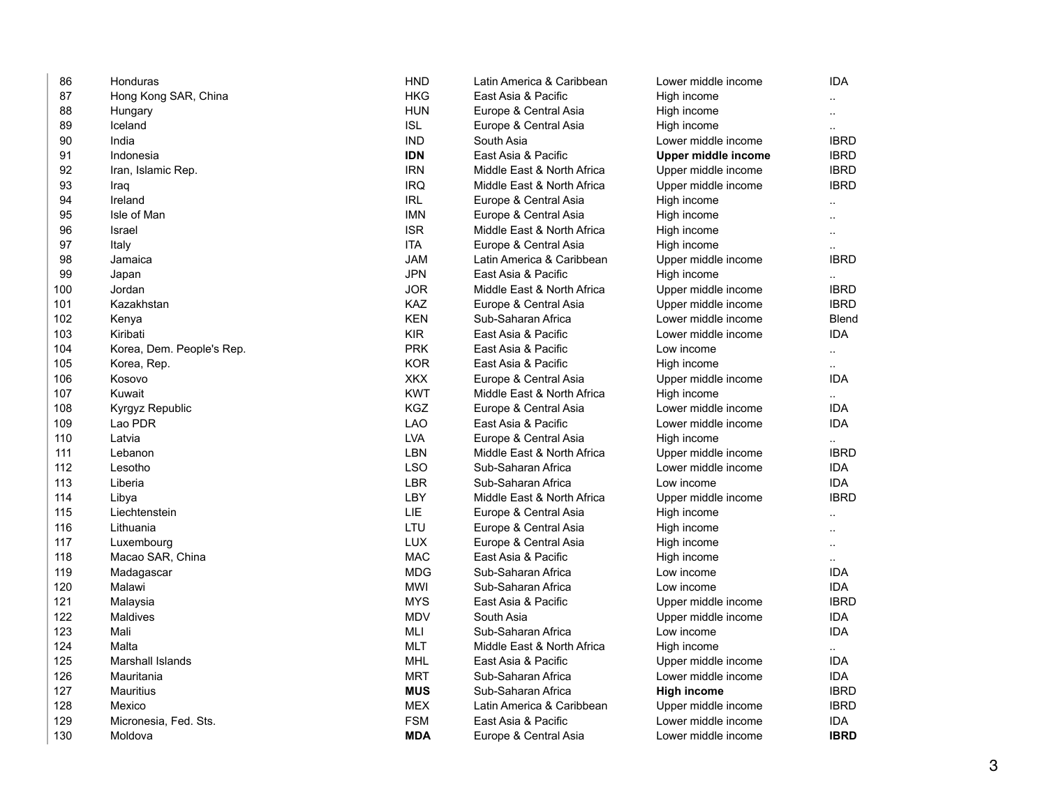| | | | | | |
|---|---|---|---|---|---|
| 86 | Honduras | HND | Latin America & Caribbean | Lower middle income | IDA |
| 87 | Hong Kong SAR, China | HKG | East Asia & Pacific | High income | .. |
| 88 | Hungary | HUN | Europe & Central Asia | High income | .. |
| 89 | Iceland | ISL | Europe & Central Asia | High income | .. |
| 90 | India | IND | South Asia | Lower middle income | IBRD |
| 91 | Indonesia | **IDN** | East Asia & Pacific | **Upper middle income** | IBRD |
| 92 | Iran, Islamic Rep. | IRN | Middle East & North Africa | Upper middle income | IBRD |
| 93 | Iraq | IRQ | Middle East & North Africa | Upper middle income | IBRD |
| 94 | Ireland | IRL | Europe & Central Asia | High income | .. |
| 95 | Isle of Man | IMN | Europe & Central Asia | High income | .. |
| 96 | Israel | ISR | Middle East & North Africa | High income | .. |
| 97 | Italy | ITA | Europe & Central Asia | High income | .. |
| 98 | Jamaica | JAM | Latin America & Caribbean | Upper middle income | IBRD |
| 99 | Japan | JPN | East Asia & Pacific | High income | .. |
| 100 | Jordan | JOR | Middle East & North Africa | Upper middle income | IBRD |
| 101 | Kazakhstan | KAZ | Europe & Central Asia | Upper middle income | IBRD |
| 102 | Kenya | KEN | Sub-Saharan Africa | Lower middle income | Blend |
| 103 | Kiribati | KIR | East Asia & Pacific | Lower middle income | IDA |
| 104 | Korea, Dem. People's Rep. | PRK | East Asia & Pacific | Low income | .. |
| 105 | Korea, Rep. | KOR | East Asia & Pacific | High income | .. |
| 106 | Kosovo | XKX | Europe & Central Asia | Upper middle income | IDA |
| 107 | Kuwait | KWT | Middle East & North Africa | High income | .. |
| 108 | Kyrgyz Republic | KGZ | Europe & Central Asia | Lower middle income | IDA |
| 109 | Lao PDR | LAO | East Asia & Pacific | Lower middle income | IDA |
| 110 | Latvia | LVA | Europe & Central Asia | High income | .. |
| 111 | Lebanon | LBN | Middle East & North Africa | Upper middle income | IBRD |
| 112 | Lesotho | LSO | Sub-Saharan Africa | Lower middle income | IDA |
| 113 | Liberia | LBR | Sub-Saharan Africa | Low income | IDA |
| 114 | Libya | LBY | Middle East & North Africa | Upper middle income | IBRD |
| 115 | Liechtenstein | LIE | Europe & Central Asia | High income | .. |
| 116 | Lithuania | LTU | Europe & Central Asia | High income | .. |
| 117 | Luxembourg | LUX | Europe & Central Asia | High income | .. |
| 118 | Macao SAR, China | MAC | East Asia & Pacific | High income | .. |
| 119 | Madagascar | MDG | Sub-Saharan Africa | Low income | IDA |
| 120 | Malawi | MWI | Sub-Saharan Africa | Low income | IDA |
| 121 | Malaysia | MYS | East Asia & Pacific | Upper middle income | IBRD |
| 122 | Maldives | MDV | South Asia | Upper middle income | IDA |
| 123 | Mali | MLI | Sub-Saharan Africa | Low income | IDA |
| 124 | Malta | MLT | Middle East & North Africa | High income | .. |
| 125 | Marshall Islands | MHL | East Asia & Pacific | Upper middle income | IDA |
| 126 | Mauritania | MRT | Sub-Saharan Africa | Lower middle income | IDA |
| 127 | Mauritius | **MUS** | Sub-Saharan Africa | **High income** | IBRD |
| 128 | Mexico | MEX | Latin America & Caribbean | Upper middle income | IBRD |
| 129 | Micronesia, Fed. Sts. | FSM | East Asia & Pacific | Lower middle income | IDA |
| 130 | Moldova | **MDA** | Europe & Central Asia | Lower middle income | **IBRD** |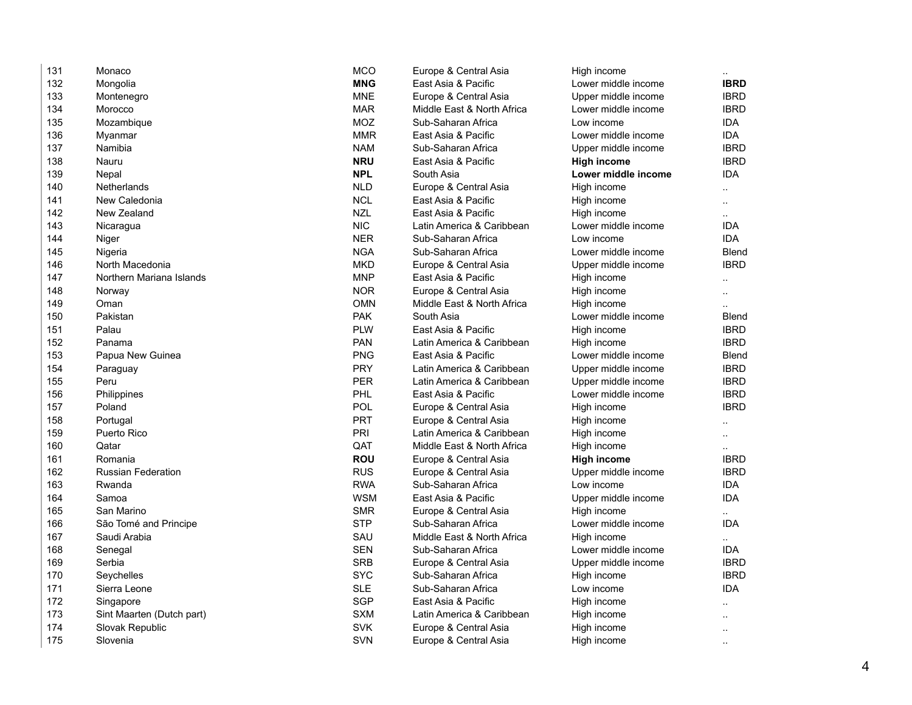| | | | | | |
|---|---|---|---|---|---|
| 131 | Monaco | MCO | Europe & Central Asia | High income | .. |
| 132 | Mongolia | **MNG** | East Asia & Pacific | Lower middle income | **IBRD** |
| 133 | Montenegro | MNE | Europe & Central Asia | Upper middle income | IBRD |
| 134 | Morocco | MAR | Middle East & North Africa | Lower middle income | IBRD |
| 135 | Mozambique | MOZ | Sub-Saharan Africa | Low income | IDA |
| 136 | Myanmar | MMR | East Asia & Pacific | Lower middle income | IDA |
| 137 | Namibia | NAM | Sub-Saharan Africa | Upper middle income | IBRD |
| 138 | Nauru | **NRU** | East Asia & Pacific | **High income** | IBRD |
| 139 | Nepal | **NPL** | South Asia | **Lower middle income** | IDA |
| 140 | Netherlands | NLD | Europe & Central Asia | High income | .. |
| 141 | New Caledonia | NCL | East Asia & Pacific | High income | .. |
| 142 | New Zealand | NZL | East Asia & Pacific | High income | .. |
| 143 | Nicaragua | NIC | Latin America & Caribbean | Lower middle income | IDA |
| 144 | Niger | NER | Sub-Saharan Africa | Low income | IDA |
| 145 | Nigeria | NGA | Sub-Saharan Africa | Lower middle income | Blend |
| 146 | North Macedonia | MKD | Europe & Central Asia | Upper middle income | IBRD |
| 147 | Northern Mariana Islands | MNP | East Asia & Pacific | High income | .. |
| 148 | Norway | NOR | Europe & Central Asia | High income | .. |
| 149 | Oman | OMN | Middle East & North Africa | High income | .. |
| 150 | Pakistan | PAK | South Asia | Lower middle income | Blend |
| 151 | Palau | PLW | East Asia & Pacific | High income | IBRD |
| 152 | Panama | PAN | Latin America & Caribbean | High income | IBRD |
| 153 | Papua New Guinea | PNG | East Asia & Pacific | Lower middle income | Blend |
| 154 | Paraguay | PRY | Latin America & Caribbean | Upper middle income | IBRD |
| 155 | Peru | PER | Latin America & Caribbean | Upper middle income | IBRD |
| 156 | Philippines | PHL | East Asia & Pacific | Lower middle income | IBRD |
| 157 | Poland | POL | Europe & Central Asia | High income | IBRD |
| 158 | Portugal | PRT | Europe & Central Asia | High income | .. |
| 159 | Puerto Rico | PRI | Latin America & Caribbean | High income | .. |
| 160 | Qatar | QAT | Middle East & North Africa | High income | .. |
| 161 | Romania | **ROU** | Europe & Central Asia | **High income** | IBRD |
| 162 | Russian Federation | RUS | Europe & Central Asia | Upper middle income | IBRD |
| 163 | Rwanda | RWA | Sub-Saharan Africa | Low income | IDA |
| 164 | Samoa | WSM | East Asia & Pacific | Upper middle income | IDA |
| 165 | San Marino | SMR | Europe & Central Asia | High income | .. |
| 166 | São Tomé and Principe | STP | Sub-Saharan Africa | Lower middle income | IDA |
| 167 | Saudi Arabia | SAU | Middle East & North Africa | High income | .. |
| 168 | Senegal | SEN | Sub-Saharan Africa | Lower middle income | IDA |
| 169 | Serbia | SRB | Europe & Central Asia | Upper middle income | IBRD |
| 170 | Seychelles | SYC | Sub-Saharan Africa | High income | IBRD |
| 171 | Sierra Leone | SLE | Sub-Saharan Africa | Low income | IDA |
| 172 | Singapore | SGP | East Asia & Pacific | High income | .. |
| 173 | Sint Maarten (Dutch part) | SXM | Latin America & Caribbean | High income | .. |
| 174 | Slovak Republic | SVK | Europe & Central Asia | High income | .. |
| 175 | Slovenia | SVN | Europe & Central Asia | High income | .. |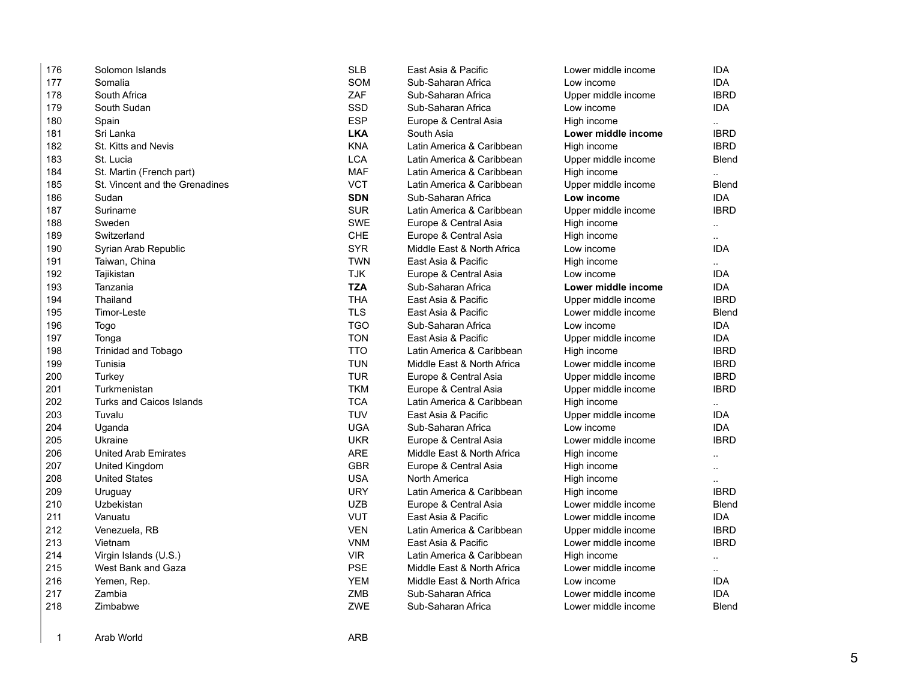| | | | | | |
|---|---|---|---|---|---|
| 176 | Solomon Islands | SLB | East Asia & Pacific | Lower middle income | IDA |
| 177 | Somalia | SOM | Sub-Saharan Africa | Low income | IDA |
| 178 | South Africa | ZAF | Sub-Saharan Africa | Upper middle income | IBRD |
| 179 | South Sudan | SSD | Sub-Saharan Africa | Low income | IDA |
| 180 | Spain | ESP | Europe & Central Asia | High income | .. |
| 181 | Sri Lanka | **LKA** | South Asia | **Lower middle income** | IBRD |
| 182 | St. Kitts and Nevis | KNA | Latin America & Caribbean | High income | IBRD |
| 183 | St. Lucia | LCA | Latin America & Caribbean | Upper middle income | Blend |
| 184 | St. Martin (French part) | MAF | Latin America & Caribbean | High income | .. |
| 185 | St. Vincent and the Grenadines | VCT | Latin America & Caribbean | Upper middle income | Blend |
| 186 | Sudan | **SDN** | Sub-Saharan Africa | **Low income** | IDA |
| 187 | Suriname | SUR | Latin America & Caribbean | Upper middle income | IBRD |
| 188 | Sweden | SWE | Europe & Central Asia | High income | .. |
| 189 | Switzerland | CHE | Europe & Central Asia | High income | .. |
| 190 | Syrian Arab Republic | SYR | Middle East & North Africa | Low income | IDA |
| 191 | Taiwan, China | TWN | East Asia & Pacific | High income | .. |
| 192 | Tajikistan | TJK | Europe & Central Asia | Low income | IDA |
| 193 | Tanzania | **TZA** | Sub-Saharan Africa | **Lower middle income** | IDA |
| 194 | Thailand | THA | East Asia & Pacific | Upper middle income | IBRD |
| 195 | Timor-Leste | TLS | East Asia & Pacific | Lower middle income | Blend |
| 196 | Togo | TGO | Sub-Saharan Africa | Low income | IDA |
| 197 | Tonga | TON | East Asia & Pacific | Upper middle income | IDA |
| 198 | Trinidad and Tobago | TTO | Latin America & Caribbean | High income | IBRD |
| 199 | Tunisia | TUN | Middle East & North Africa | Lower middle income | IBRD |
| 200 | Turkey | TUR | Europe & Central Asia | Upper middle income | IBRD |
| 201 | Turkmenistan | TKM | Europe & Central Asia | Upper middle income | IBRD |
| 202 | Turks and Caicos Islands | TCA | Latin America & Caribbean | High income | .. |
| 203 | Tuvalu | TUV | East Asia & Pacific | Upper middle income | IDA |
| 204 | Uganda | UGA | Sub-Saharan Africa | Low income | IDA |
| 205 | Ukraine | UKR | Europe & Central Asia | Lower middle income | IBRD |
| 206 | United Arab Emirates | ARE | Middle East & North Africa | High income | .. |
| 207 | United Kingdom | GBR | Europe & Central Asia | High income | .. |
| 208 | United States | USA | North America | High income | .. |
| 209 | Uruguay | URY | Latin America & Caribbean | High income | IBRD |
| 210 | Uzbekistan | UZB | Europe & Central Asia | Lower middle income | Blend |
| 211 | Vanuatu | VUT | East Asia & Pacific | Lower middle income | IDA |
| 212 | Venezuela, RB | VEN | Latin America & Caribbean | Upper middle income | IBRD |
| 213 | Vietnam | VNM | East Asia & Pacific | Lower middle income | IBRD |
| 214 | Virgin Islands (U.S.) | VIR | Latin America & Caribbean | High income | .. |
| 215 | West Bank and Gaza | PSE | Middle East & North Africa | Lower middle income | .. |
| 216 | Yemen, Rep. | YEM | Middle East & North Africa | Low income | IDA |
| 217 | Zambia | ZMB | Sub-Saharan Africa | Lower middle income | IDA |
| 218 | Zimbabwe | ZWE | Sub-Saharan Africa | Lower middle income | Blend |

| | | | | | |
|---|---|---|---|---|---|
| 1 | Arab World | ARB | | | |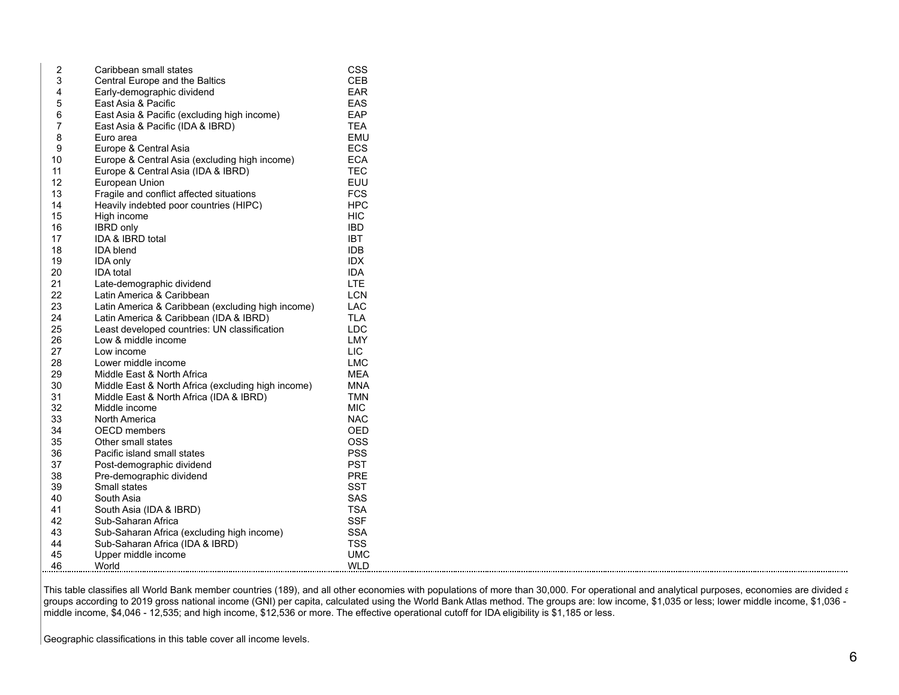| | | |
|---|---|---|
| 2 | Caribbean small states | CSS |
| 3 | Central Europe and the Baltics | CEB |
| 4 | Early-demographic dividend | EAR |
| 5 | East Asia & Pacific | EAS |
| 6 | East Asia & Pacific (excluding high income) | EAP |
| 7 | East Asia & Pacific (IDA & IBRD) | TEA |
| 8 | Euro area | EMU |
| 9 | Europe & Central Asia | ECS |
| 10 | Europe & Central Asia (excluding high income) | ECA |
| 11 | Europe & Central Asia (IDA & IBRD) | TEC |
| 12 | European Union | EUU |
| 13 | Fragile and conflict affected situations | FCS |
| 14 | Heavily indebted poor countries (HIPC) | HPC |
| 15 | High income | HIC |
| 16 | IBRD only | IBD |
| 17 | IDA & IBRD total | IBT |
| 18 | IDA blend | IDB |
| 19 | IDA only | IDX |
| 20 | IDA total | IDA |
| 21 | Late-demographic dividend | LTE |
| 22 | Latin America & Caribbean | LCN |
| 23 | Latin America & Caribbean (excluding high income) | LAC |
| 24 | Latin America & Caribbean (IDA & IBRD) | TLA |
| 25 | Least developed countries: UN classification | LDC |
| 26 | Low & middle income | LMY |
| 27 | Low income | LIC |
| 28 | Lower middle income | LMC |
| 29 | Middle East & North Africa | MEA |
| 30 | Middle East & North Africa (excluding high income) | MNA |
| 31 | Middle East & North Africa (IDA & IBRD) | TMN |
| 32 | Middle income | MIC |
| 33 | North America | NAC |
| 34 | OECD members | OED |
| 35 | Other small states | OSS |
| 36 | Pacific island small states | PSS |
| 37 | Post-demographic dividend | PST |
| 38 | Pre-demographic dividend | PRE |
| 39 | Small states | SST |
| 40 | South Asia | SAS |
| 41 | South Asia (IDA & IBRD) | TSA |
| 42 | Sub-Saharan Africa | SSF |
| 43 | Sub-Saharan Africa (excluding high income) | SSA |
| 44 | Sub-Saharan Africa (IDA & IBRD) | TSS |
| 45 | Upper middle income | UMC |
| 46 | World | WLD |

This table classifies all World Bank member countries (189), and all other economies with populations of more than 30,000. For operational and analytical purposes, economies are divided a groups according to 2019 gross national income (GNI) per capita, calculated using the World Bank Atlas method. The groups are: low income, $1,035 or less; lower middle income, $1,036 - middle income, $4,046 - 12,535; and high income, $12,536 or more. The effective operational cutoff for IDA eligibility is $1,185 or less.

Geographic classifications in this table cover all income levels.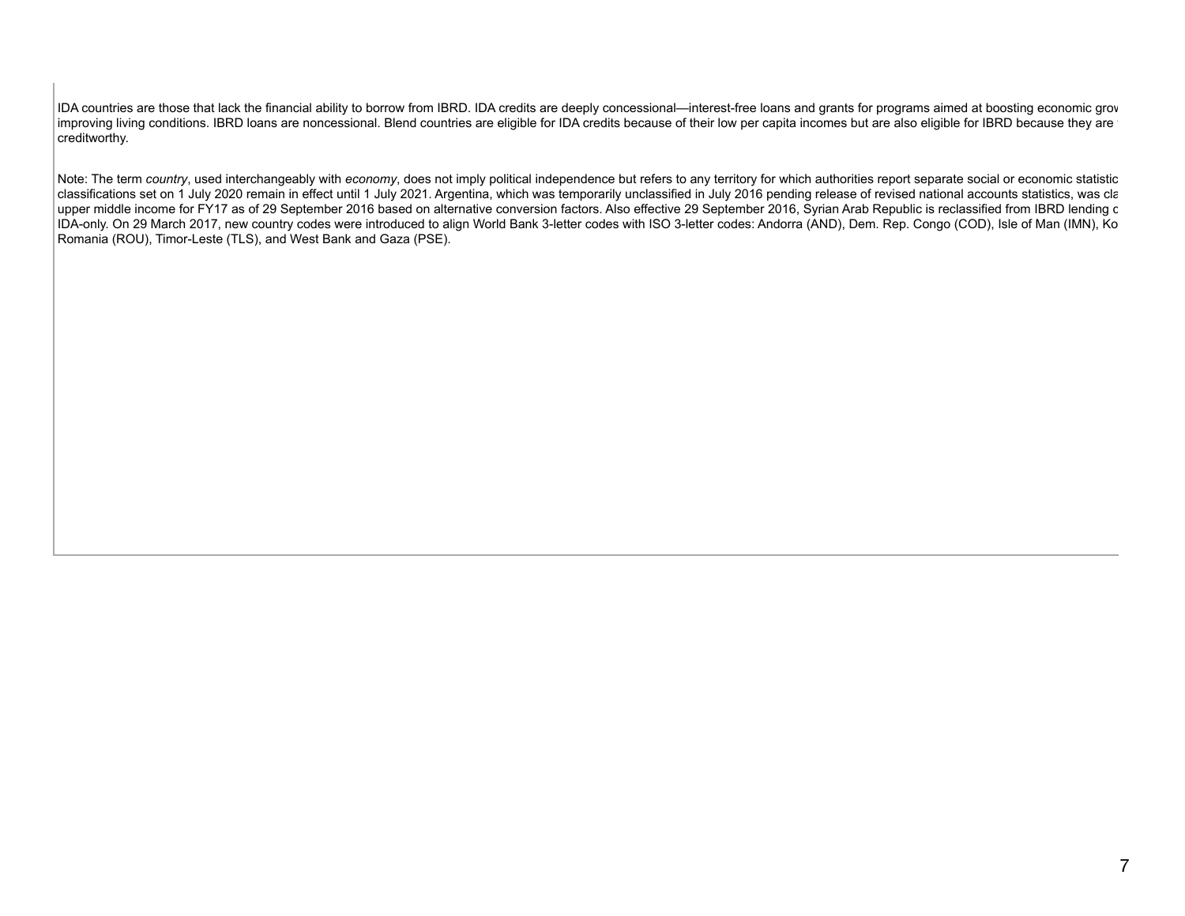IDA countries are those that lack the financial ability to borrow from IBRD. IDA credits are deeply concessional—interest-free loans and grants for programs aimed at boosting economic grov improving living conditions. IBRD loans are noncessional. Blend countries are eligible for IDA credits because of their low per capita incomes but are also eligible for IBRD because they are creditworthy.

Note: The term *country*, used interchangeably with *economy*, does not imply political independence but refers to any territory for which authorities report separate social or economic statistic classifications set on 1 July 2020 remain in effect until 1 July 2021. Argentina, which was temporarily unclassified in July 2016 pending release of revised national accounts statistics, was cla upper middle income for FY17 as of 29 September 2016 based on alternative conversion factors. Also effective 29 September 2016, Syrian Arab Republic is reclassified from IBRD lending c IDA-only. On 29 March 2017, new country codes were introduced to align World Bank 3-letter codes with ISO 3-letter codes: Andorra (AND), Dem. Rep. Congo (COD), Isle of Man (IMN), Ko Romania (ROU), Timor-Leste (TLS), and West Bank and Gaza (PSE).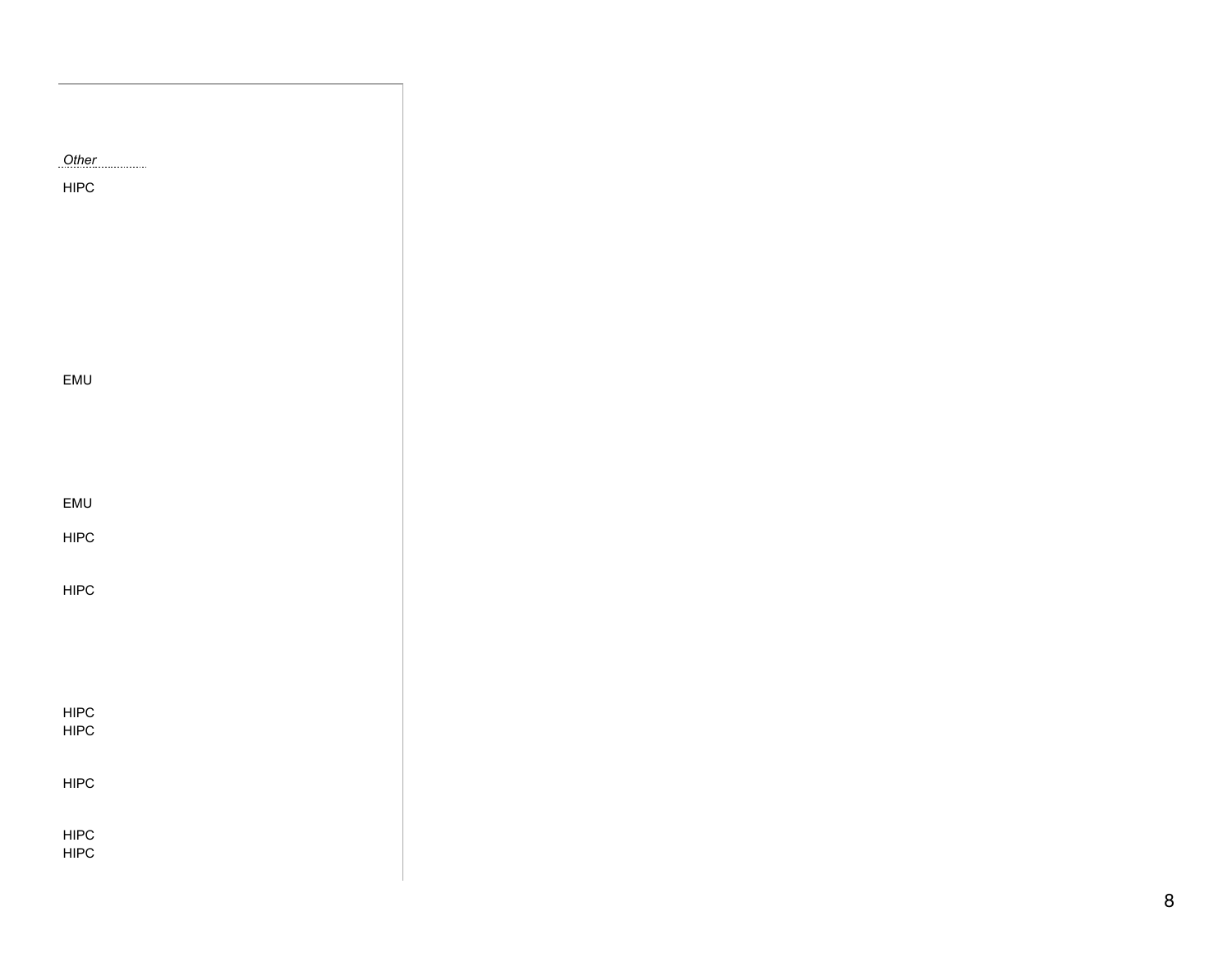*Other*

HIPC

EMU

EMU

HIPC

HIPC

HIPC

HIPC

HIPC

HIPC

HIPC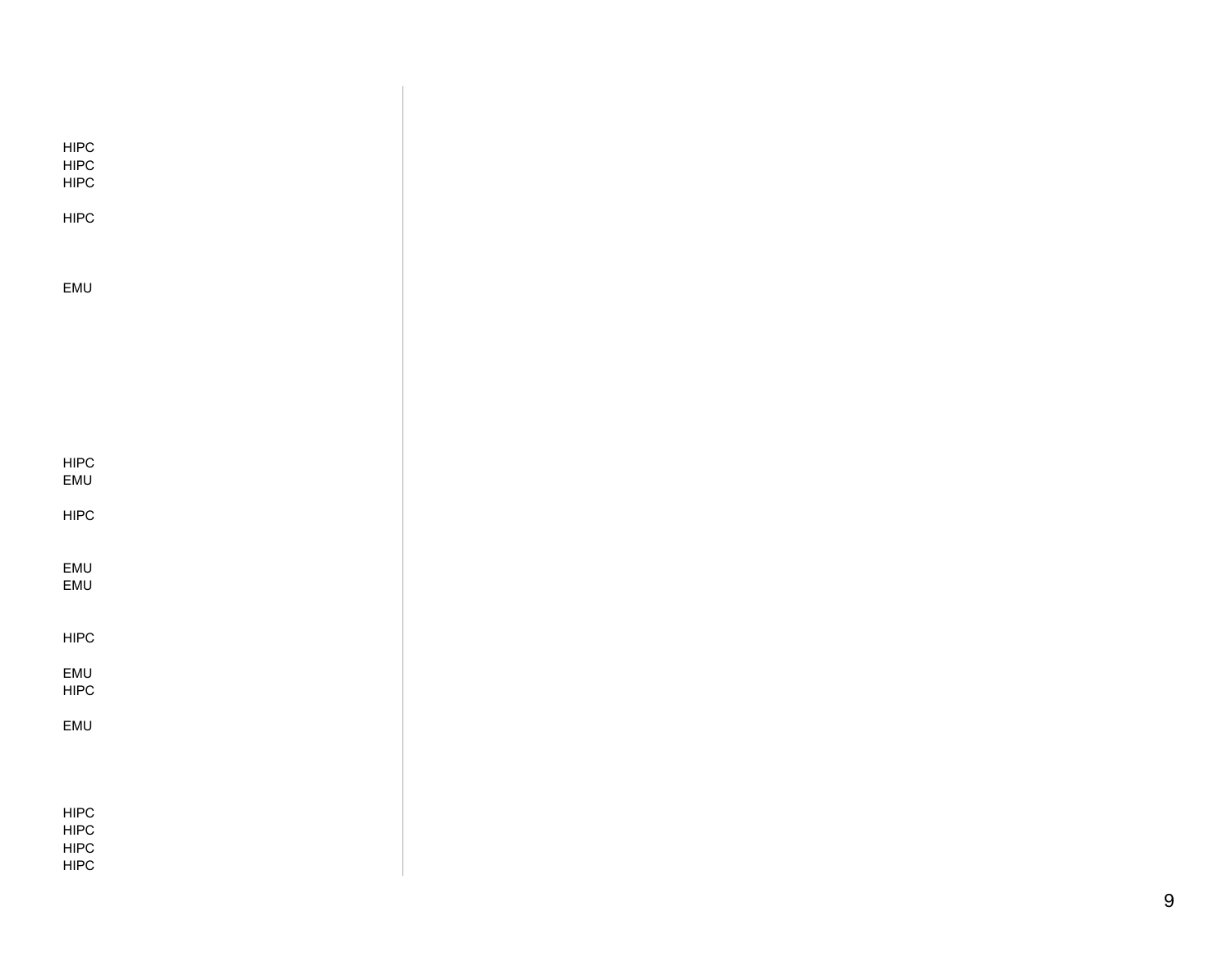HIPC
HIPC
HIPC

HIPC

EMU

HIPC
EMU

HIPC

EMU
EMU

HIPC

EMU
HIPC

EMU

HIPC
HIPC
HIPC
HIPC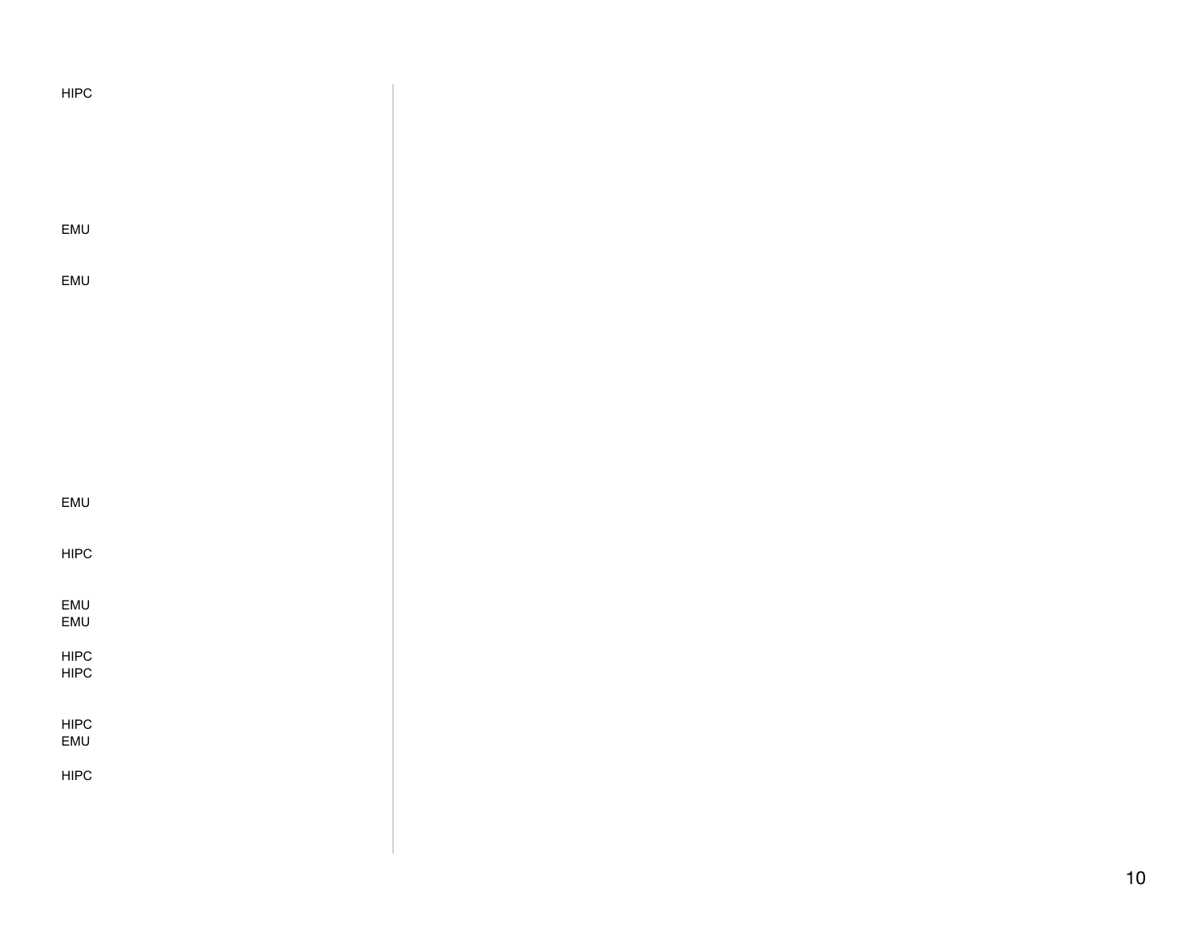HIPC

EMU

EMU

EMU

HIPC

EMU
EMU

HIPC
HIPC

HIPC
EMU

HIPC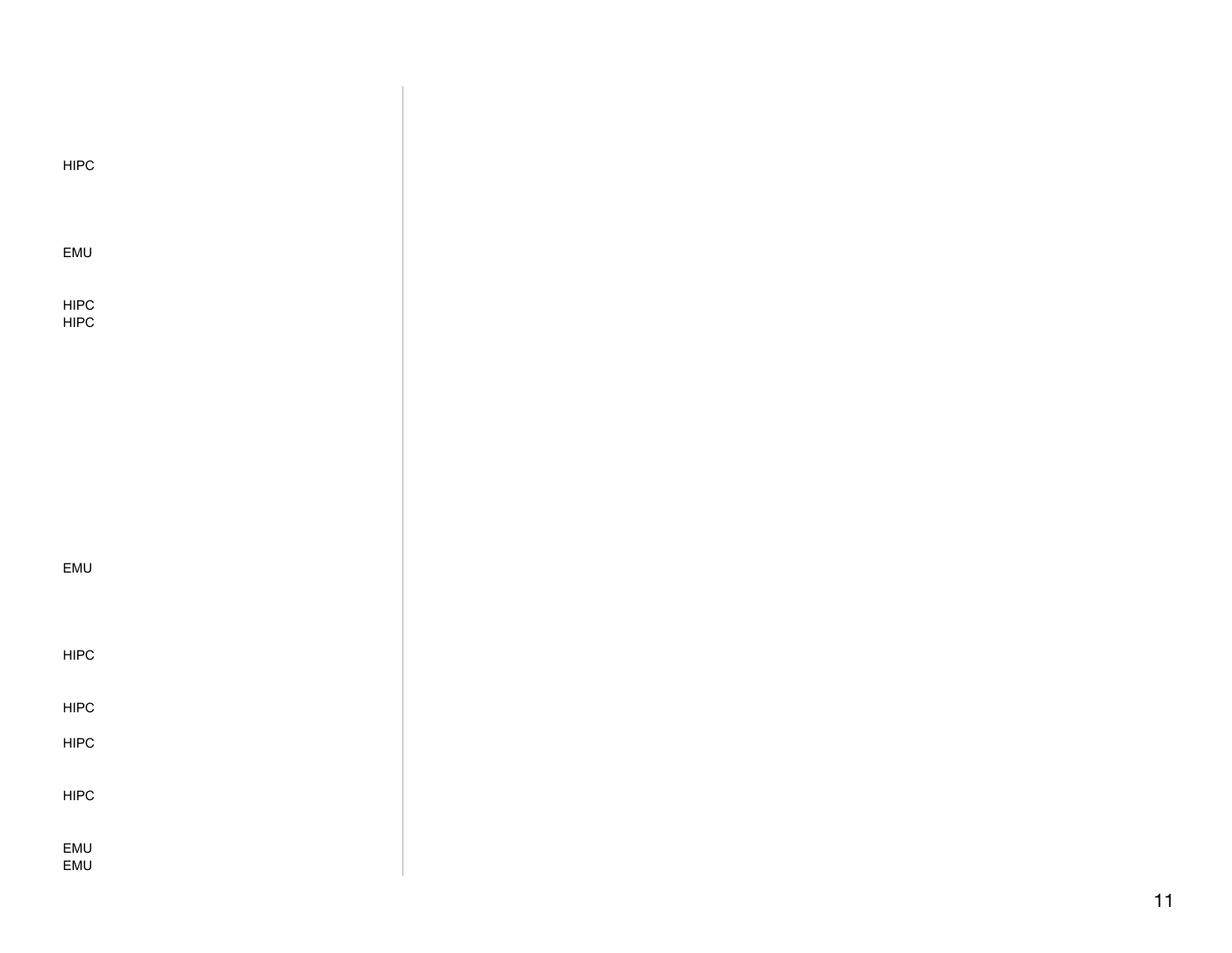HIPC

EMU

HIPC
HIPC

EMU

HIPC

HIPC

HIPC

HIPC

EMU
EMU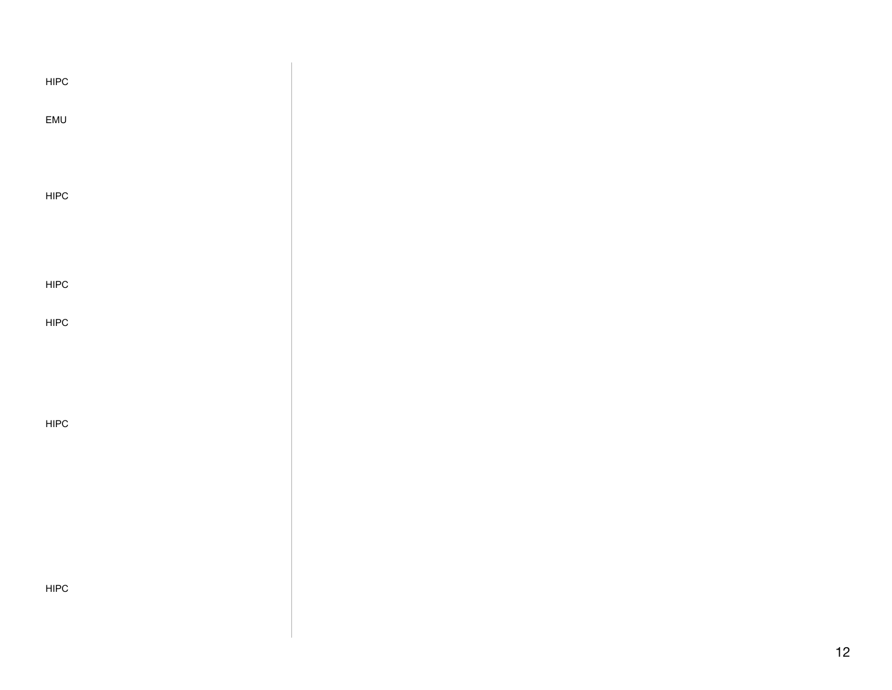HIPC

EMU

HIPC

HIPC

HIPC

HIPC

HIPC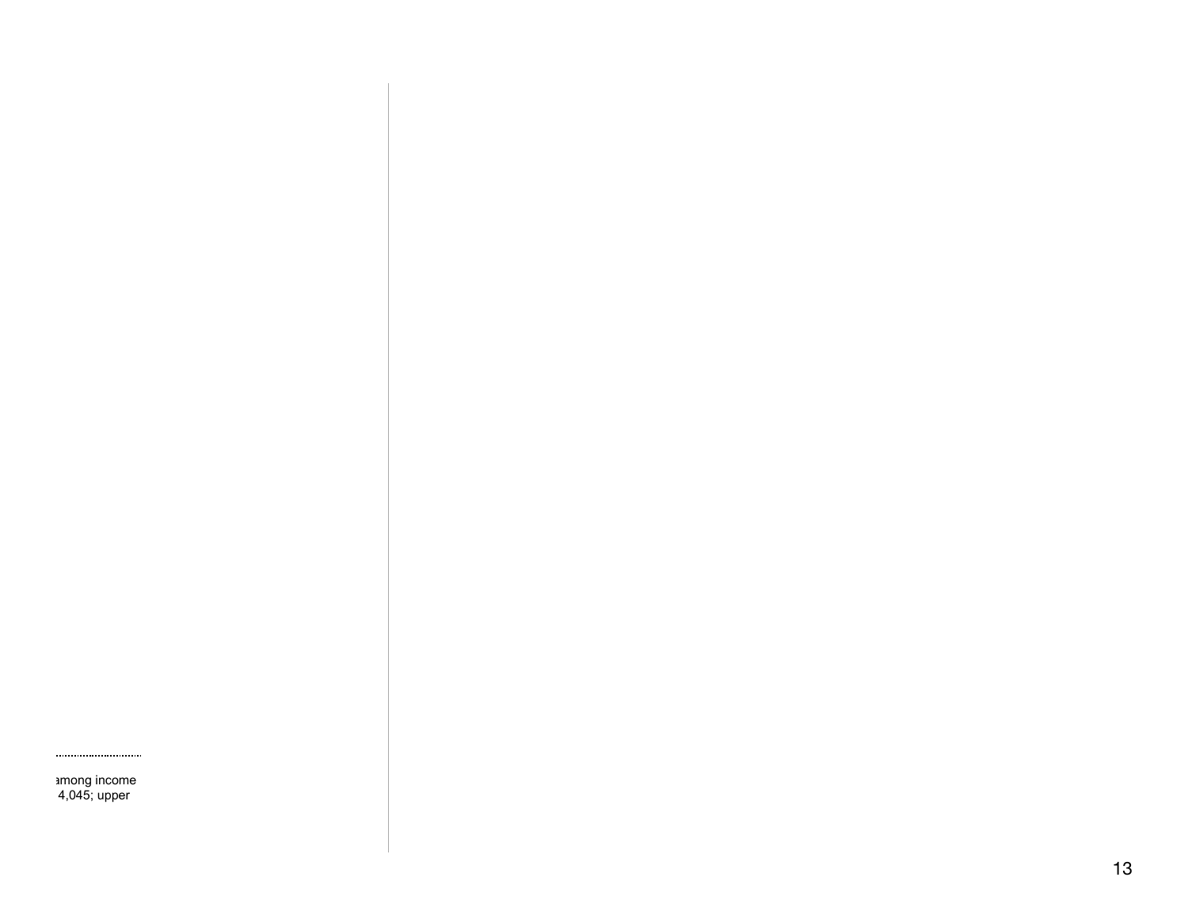among income
4,045; upper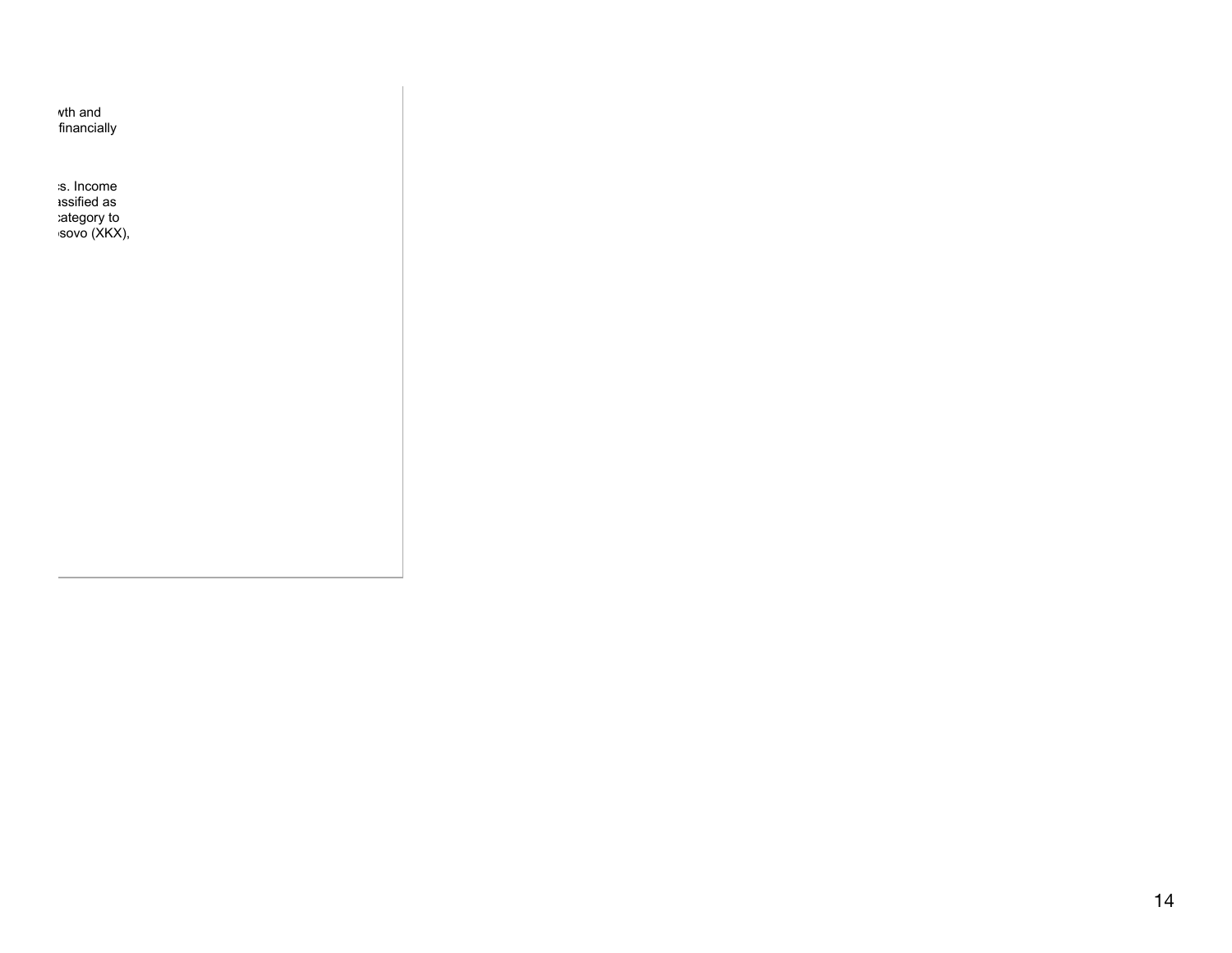wth and
financially

s. Income
assified as
category to
sovo (XKX),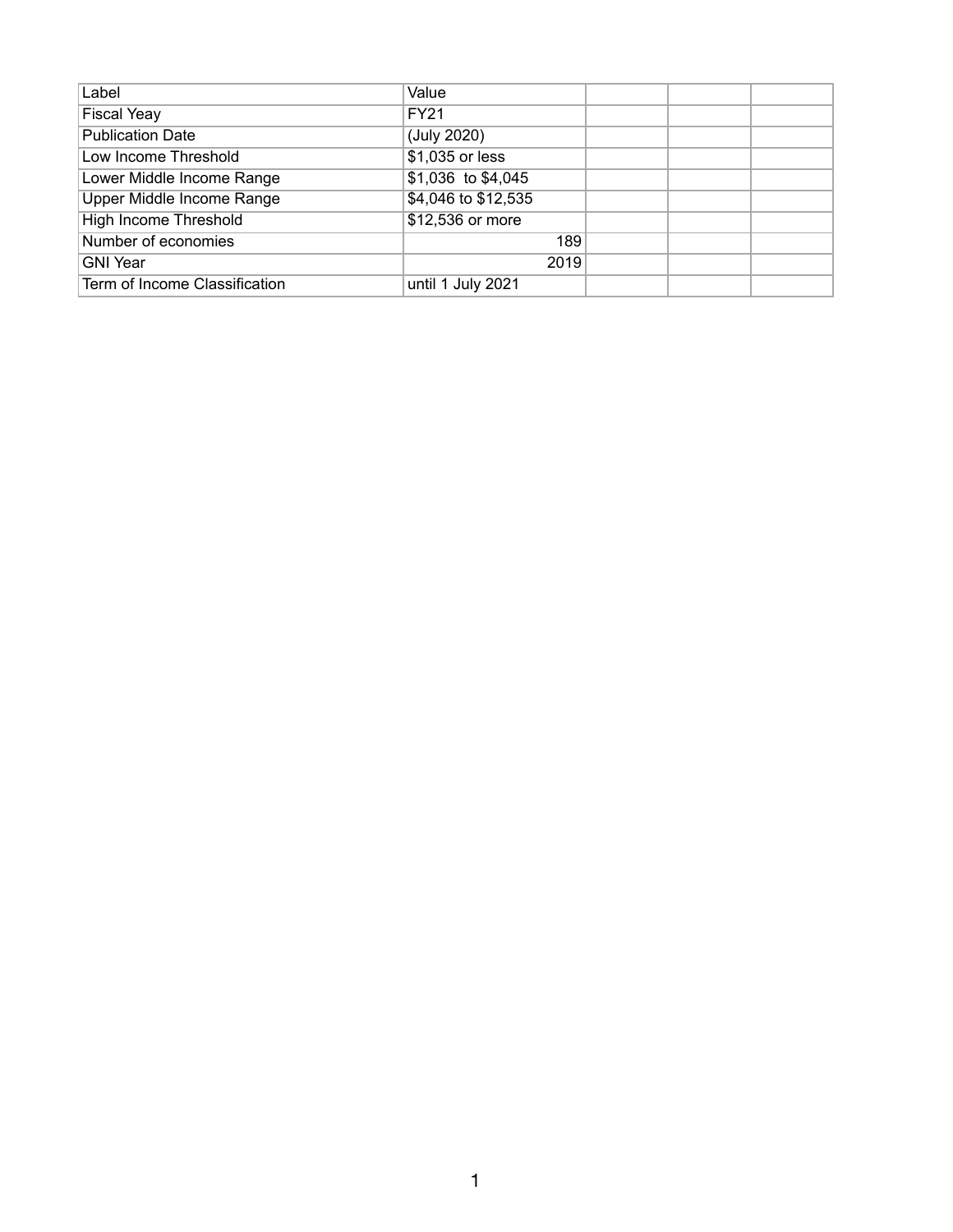| Label | Value | | | |
|---|---|---|---|---|
| Fiscal Yeay | FY21 | | | |
| Publication Date | (July 2020) | | | |
| Low Income Threshold | $1,035 or less | | | |
| Lower Middle Income Range | $1,036  to $4,045 | | | |
| Upper Middle Income Range | $4,046 to $12,535 | | | |
| High Income Threshold | $12,536 or more | | | |
| Number of economies | 189 | | | |
| GNI Year | 2019 | | | |
| Term of Income Classification | until 1 July 2021 | | | |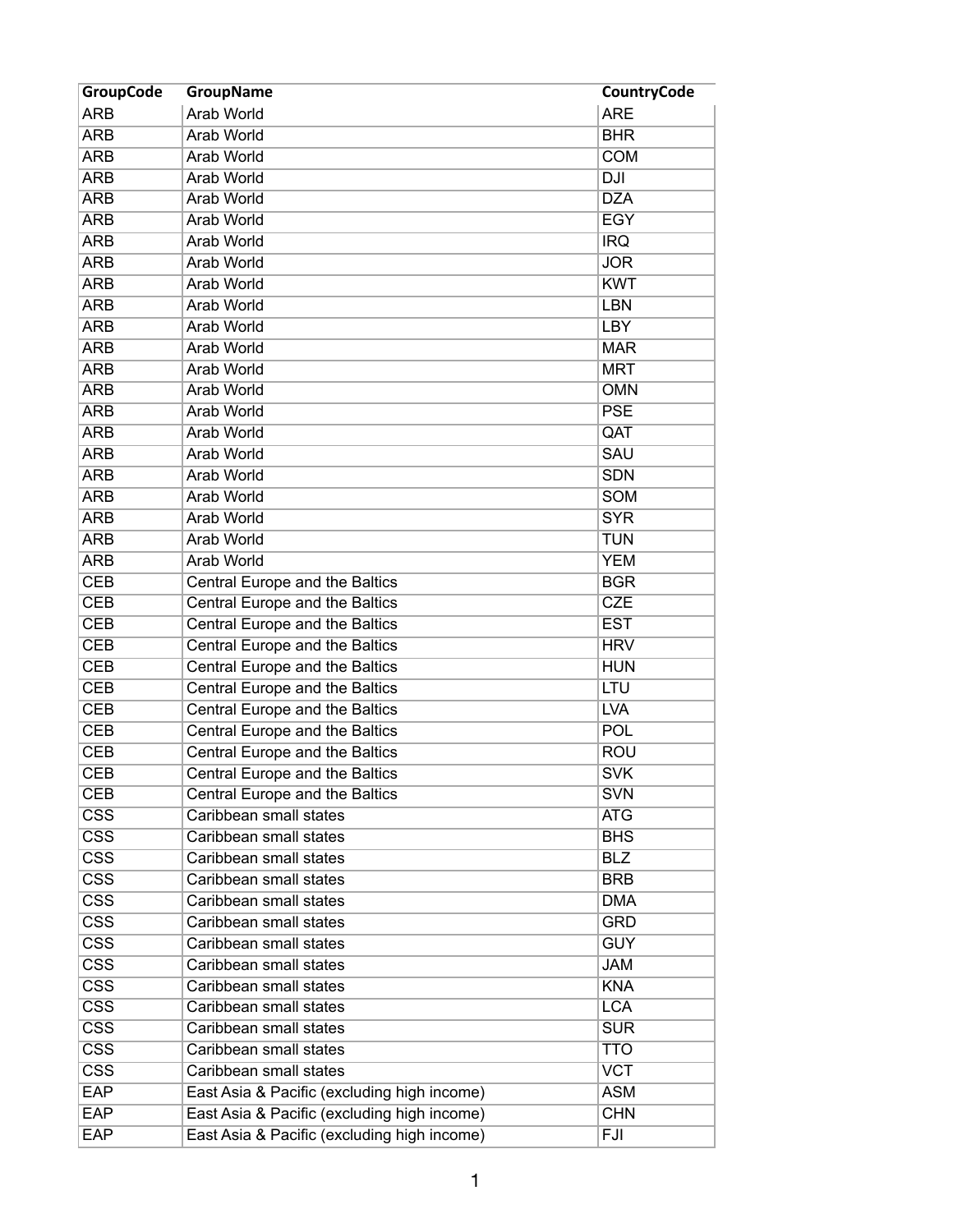| GroupCode | GroupName | CountryCode |
|---|---|---|
| ARB | Arab World | ARE |
| ARB | Arab World | BHR |
| ARB | Arab World | COM |
| ARB | Arab World | DJI |
| ARB | Arab World | DZA |
| ARB | Arab World | EGY |
| ARB | Arab World | IRQ |
| ARB | Arab World | JOR |
| ARB | Arab World | KWT |
| ARB | Arab World | LBN |
| ARB | Arab World | LBY |
| ARB | Arab World | MAR |
| ARB | Arab World | MRT |
| ARB | Arab World | OMN |
| ARB | Arab World | PSE |
| ARB | Arab World | QAT |
| ARB | Arab World | SAU |
| ARB | Arab World | SDN |
| ARB | Arab World | SOM |
| ARB | Arab World | SYR |
| ARB | Arab World | TUN |
| ARB | Arab World | YEM |
| CEB | Central Europe and the Baltics | BGR |
| CEB | Central Europe and the Baltics | CZE |
| CEB | Central Europe and the Baltics | EST |
| CEB | Central Europe and the Baltics | HRV |
| CEB | Central Europe and the Baltics | HUN |
| CEB | Central Europe and the Baltics | LTU |
| CEB | Central Europe and the Baltics | LVA |
| CEB | Central Europe and the Baltics | POL |
| CEB | Central Europe and the Baltics | ROU |
| CEB | Central Europe and the Baltics | SVK |
| CEB | Central Europe and the Baltics | SVN |
| CSS | Caribbean small states | ATG |
| CSS | Caribbean small states | BHS |
| CSS | Caribbean small states | BLZ |
| CSS | Caribbean small states | BRB |
| CSS | Caribbean small states | DMA |
| CSS | Caribbean small states | GRD |
| CSS | Caribbean small states | GUY |
| CSS | Caribbean small states | JAM |
| CSS | Caribbean small states | KNA |
| CSS | Caribbean small states | LCA |
| CSS | Caribbean small states | SUR |
| CSS | Caribbean small states | TTO |
| CSS | Caribbean small states | VCT |
| EAP | East Asia & Pacific (excluding high income) | ASM |
| EAP | East Asia & Pacific (excluding high income) | CHN |
| EAP | East Asia & Pacific (excluding high income) | FJI |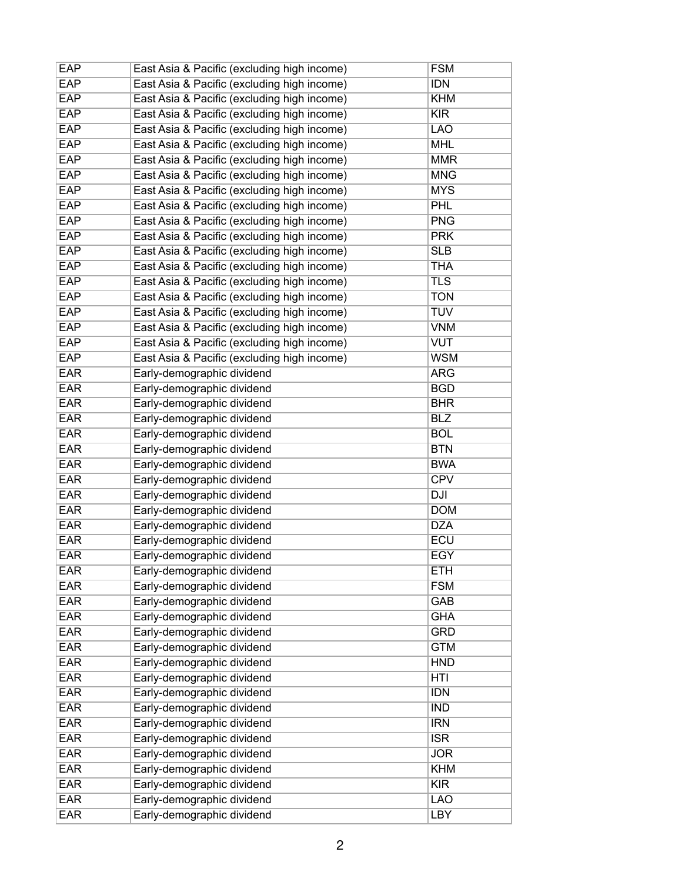| EAP | East Asia & Pacific (excluding high income) | FSM |
|---|---|---|
| EAP | East Asia & Pacific (excluding high income) | IDN |
| EAP | East Asia & Pacific (excluding high income) | KHM |
| EAP | East Asia & Pacific (excluding high income) | KIR |
| EAP | East Asia & Pacific (excluding high income) | LAO |
| EAP | East Asia & Pacific (excluding high income) | MHL |
| EAP | East Asia & Pacific (excluding high income) | MMR |
| EAP | East Asia & Pacific (excluding high income) | MNG |
| EAP | East Asia & Pacific (excluding high income) | MYS |
| EAP | East Asia & Pacific (excluding high income) | PHL |
| EAP | East Asia & Pacific (excluding high income) | PNG |
| EAP | East Asia & Pacific (excluding high income) | PRK |
| EAP | East Asia & Pacific (excluding high income) | SLB |
| EAP | East Asia & Pacific (excluding high income) | THA |
| EAP | East Asia & Pacific (excluding high income) | TLS |
| EAP | East Asia & Pacific (excluding high income) | TON |
| EAP | East Asia & Pacific (excluding high income) | TUV |
| EAP | East Asia & Pacific (excluding high income) | VNM |
| EAP | East Asia & Pacific (excluding high income) | VUT |
| EAP | East Asia & Pacific (excluding high income) | WSM |
| EAR | Early-demographic dividend | ARG |
| EAR | Early-demographic dividend | BGD |
| EAR | Early-demographic dividend | BHR |
| EAR | Early-demographic dividend | BLZ |
| EAR | Early-demographic dividend | BOL |
| EAR | Early-demographic dividend | BTN |
| EAR | Early-demographic dividend | BWA |
| EAR | Early-demographic dividend | CPV |
| EAR | Early-demographic dividend | DJI |
| EAR | Early-demographic dividend | DOM |
| EAR | Early-demographic dividend | DZA |
| EAR | Early-demographic dividend | ECU |
| EAR | Early-demographic dividend | EGY |
| EAR | Early-demographic dividend | ETH |
| EAR | Early-demographic dividend | FSM |
| EAR | Early-demographic dividend | GAB |
| EAR | Early-demographic dividend | GHA |
| EAR | Early-demographic dividend | GRD |
| EAR | Early-demographic dividend | GTM |
| EAR | Early-demographic dividend | HND |
| EAR | Early-demographic dividend | HTI |
| EAR | Early-demographic dividend | IDN |
| EAR | Early-demographic dividend | IND |
| EAR | Early-demographic dividend | IRN |
| EAR | Early-demographic dividend | ISR |
| EAR | Early-demographic dividend | JOR |
| EAR | Early-demographic dividend | KHM |
| EAR | Early-demographic dividend | KIR |
| EAR | Early-demographic dividend | LAO |
| EAR | Early-demographic dividend | LBY |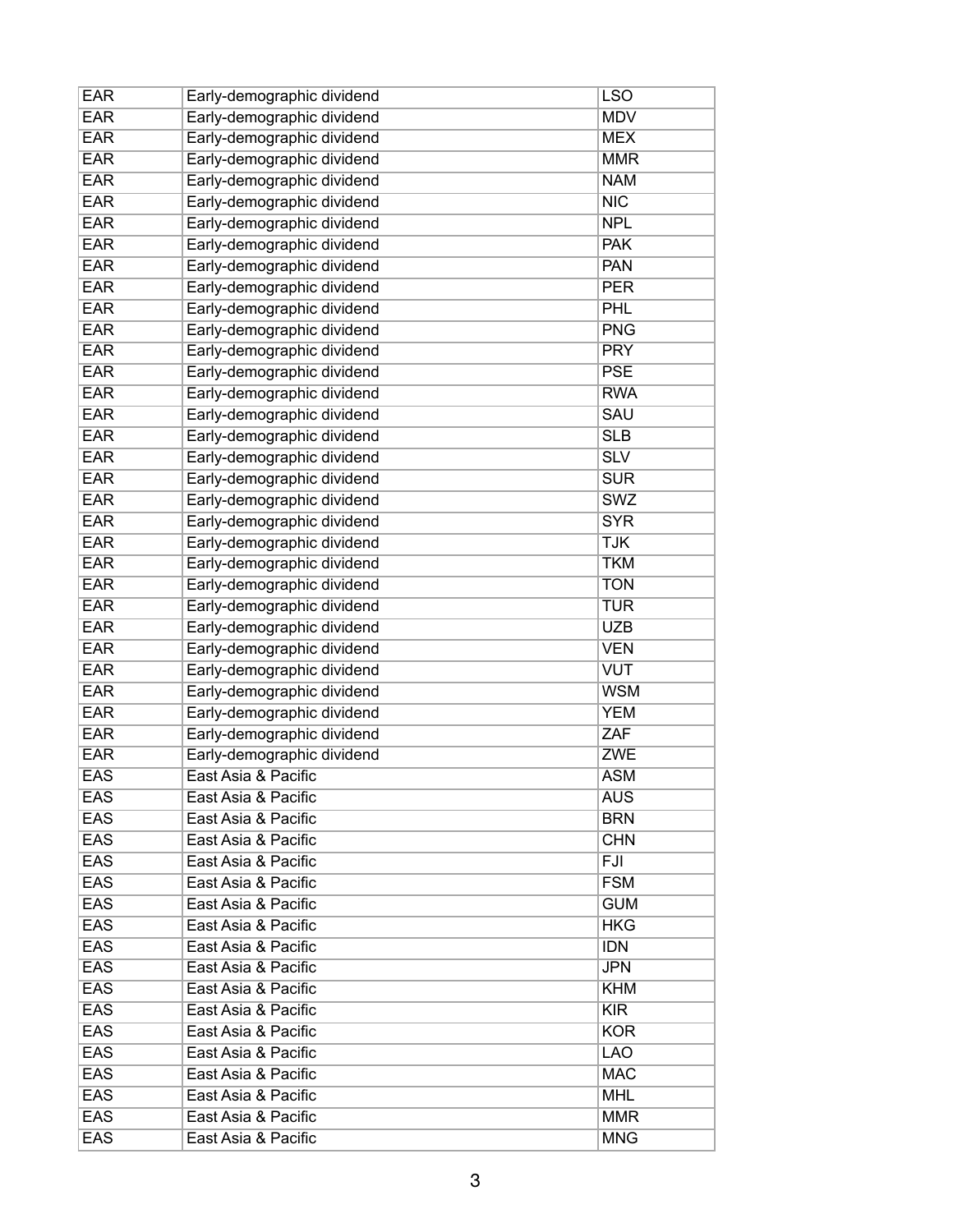| EAR | Early-demographic dividend | LSO |
|---|---|---|
| EAR | Early-demographic dividend | MDV |
| EAR | Early-demographic dividend | MEX |
| EAR | Early-demographic dividend | MMR |
| EAR | Early-demographic dividend | NAM |
| EAR | Early-demographic dividend | NIC |
| EAR | Early-demographic dividend | NPL |
| EAR | Early-demographic dividend | PAK |
| EAR | Early-demographic dividend | PAN |
| EAR | Early-demographic dividend | PER |
| EAR | Early-demographic dividend | PHL |
| EAR | Early-demographic dividend | PNG |
| EAR | Early-demographic dividend | PRY |
| EAR | Early-demographic dividend | PSE |
| EAR | Early-demographic dividend | RWA |
| EAR | Early-demographic dividend | SAU |
| EAR | Early-demographic dividend | SLB |
| EAR | Early-demographic dividend | SLV |
| EAR | Early-demographic dividend | SUR |
| EAR | Early-demographic dividend | SWZ |
| EAR | Early-demographic dividend | SYR |
| EAR | Early-demographic dividend | TJK |
| EAR | Early-demographic dividend | TKM |
| EAR | Early-demographic dividend | TON |
| EAR | Early-demographic dividend | TUR |
| EAR | Early-demographic dividend | UZB |
| EAR | Early-demographic dividend | VEN |
| EAR | Early-demographic dividend | VUT |
| EAR | Early-demographic dividend | WSM |
| EAR | Early-demographic dividend | YEM |
| EAR | Early-demographic dividend | ZAF |
| EAR | Early-demographic dividend | ZWE |
| EAS | East Asia & Pacific | ASM |
| EAS | East Asia & Pacific | AUS |
| EAS | East Asia & Pacific | BRN |
| EAS | East Asia & Pacific | CHN |
| EAS | East Asia & Pacific | FJI |
| EAS | East Asia & Pacific | FSM |
| EAS | East Asia & Pacific | GUM |
| EAS | East Asia & Pacific | HKG |
| EAS | East Asia & Pacific | IDN |
| EAS | East Asia & Pacific | JPN |
| EAS | East Asia & Pacific | KHM |
| EAS | East Asia & Pacific | KIR |
| EAS | East Asia & Pacific | KOR |
| EAS | East Asia & Pacific | LAO |
| EAS | East Asia & Pacific | MAC |
| EAS | East Asia & Pacific | MHL |
| EAS | East Asia & Pacific | MMR |
| EAS | East Asia & Pacific | MNG |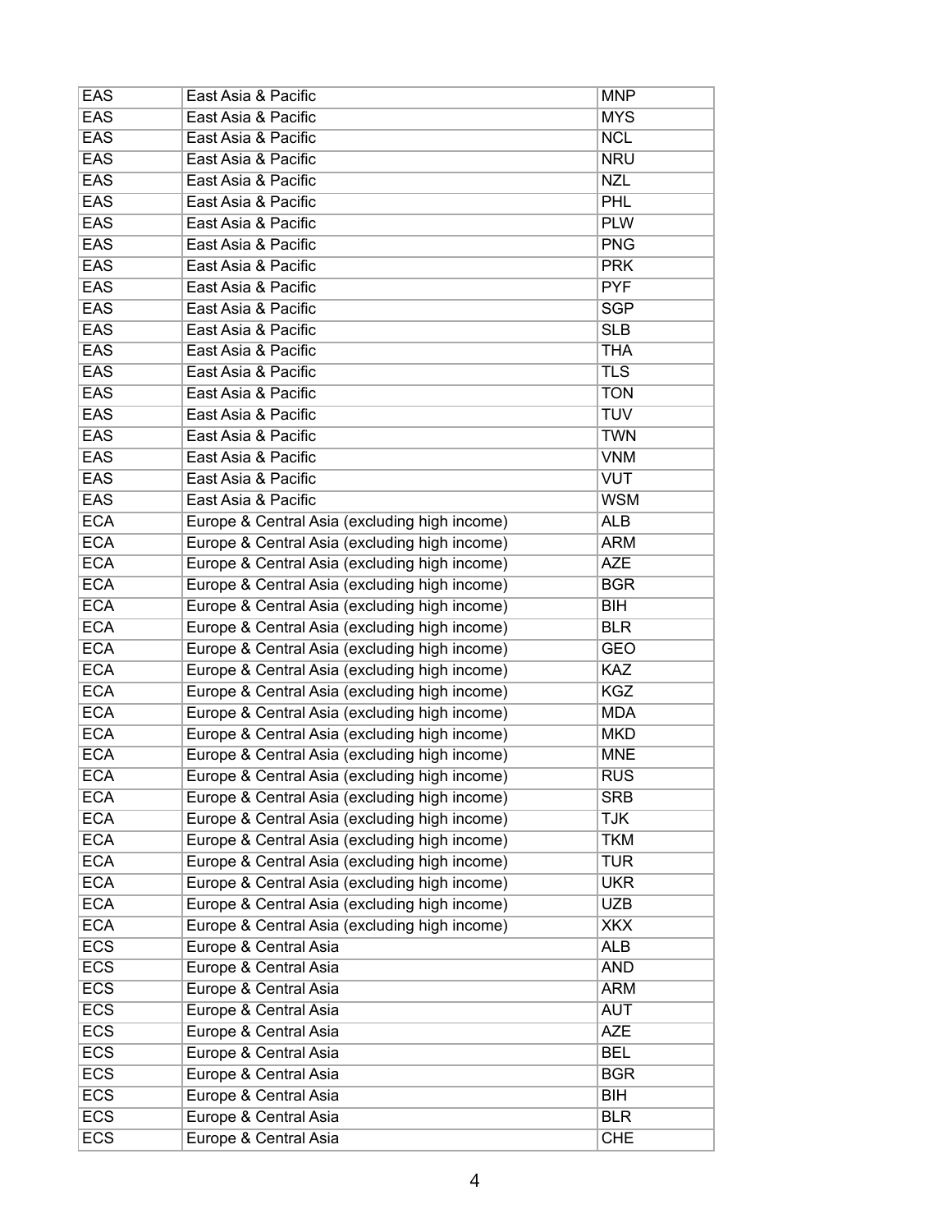| EAS | East Asia & Pacific | MNP |
|---|---|---|
| EAS | East Asia & Pacific | MYS |
| EAS | East Asia & Pacific | NCL |
| EAS | East Asia & Pacific | NRU |
| EAS | East Asia & Pacific | NZL |
| EAS | East Asia & Pacific | PHL |
| EAS | East Asia & Pacific | PLW |
| EAS | East Asia & Pacific | PNG |
| EAS | East Asia & Pacific | PRK |
| EAS | East Asia & Pacific | PYF |
| EAS | East Asia & Pacific | SGP |
| EAS | East Asia & Pacific | SLB |
| EAS | East Asia & Pacific | THA |
| EAS | East Asia & Pacific | TLS |
| EAS | East Asia & Pacific | TON |
| EAS | East Asia & Pacific | TUV |
| EAS | East Asia & Pacific | TWN |
| EAS | East Asia & Pacific | VNM |
| EAS | East Asia & Pacific | VUT |
| EAS | East Asia & Pacific | WSM |
| ECA | Europe & Central Asia (excluding high income) | ALB |
| ECA | Europe & Central Asia (excluding high income) | ARM |
| ECA | Europe & Central Asia (excluding high income) | AZE |
| ECA | Europe & Central Asia (excluding high income) | BGR |
| ECA | Europe & Central Asia (excluding high income) | BIH |
| ECA | Europe & Central Asia (excluding high income) | BLR |
| ECA | Europe & Central Asia (excluding high income) | GEO |
| ECA | Europe & Central Asia (excluding high income) | KAZ |
| ECA | Europe & Central Asia (excluding high income) | KGZ |
| ECA | Europe & Central Asia (excluding high income) | MDA |
| ECA | Europe & Central Asia (excluding high income) | MKD |
| ECA | Europe & Central Asia (excluding high income) | MNE |
| ECA | Europe & Central Asia (excluding high income) | RUS |
| ECA | Europe & Central Asia (excluding high income) | SRB |
| ECA | Europe & Central Asia (excluding high income) | TJK |
| ECA | Europe & Central Asia (excluding high income) | TKM |
| ECA | Europe & Central Asia (excluding high income) | TUR |
| ECA | Europe & Central Asia (excluding high income) | UKR |
| ECA | Europe & Central Asia (excluding high income) | UZB |
| ECA | Europe & Central Asia (excluding high income) | XKX |
| ECS | Europe & Central Asia | ALB |
| ECS | Europe & Central Asia | AND |
| ECS | Europe & Central Asia | ARM |
| ECS | Europe & Central Asia | AUT |
| ECS | Europe & Central Asia | AZE |
| ECS | Europe & Central Asia | BEL |
| ECS | Europe & Central Asia | BGR |
| ECS | Europe & Central Asia | BIH |
| ECS | Europe & Central Asia | BLR |
| ECS | Europe & Central Asia | CHE |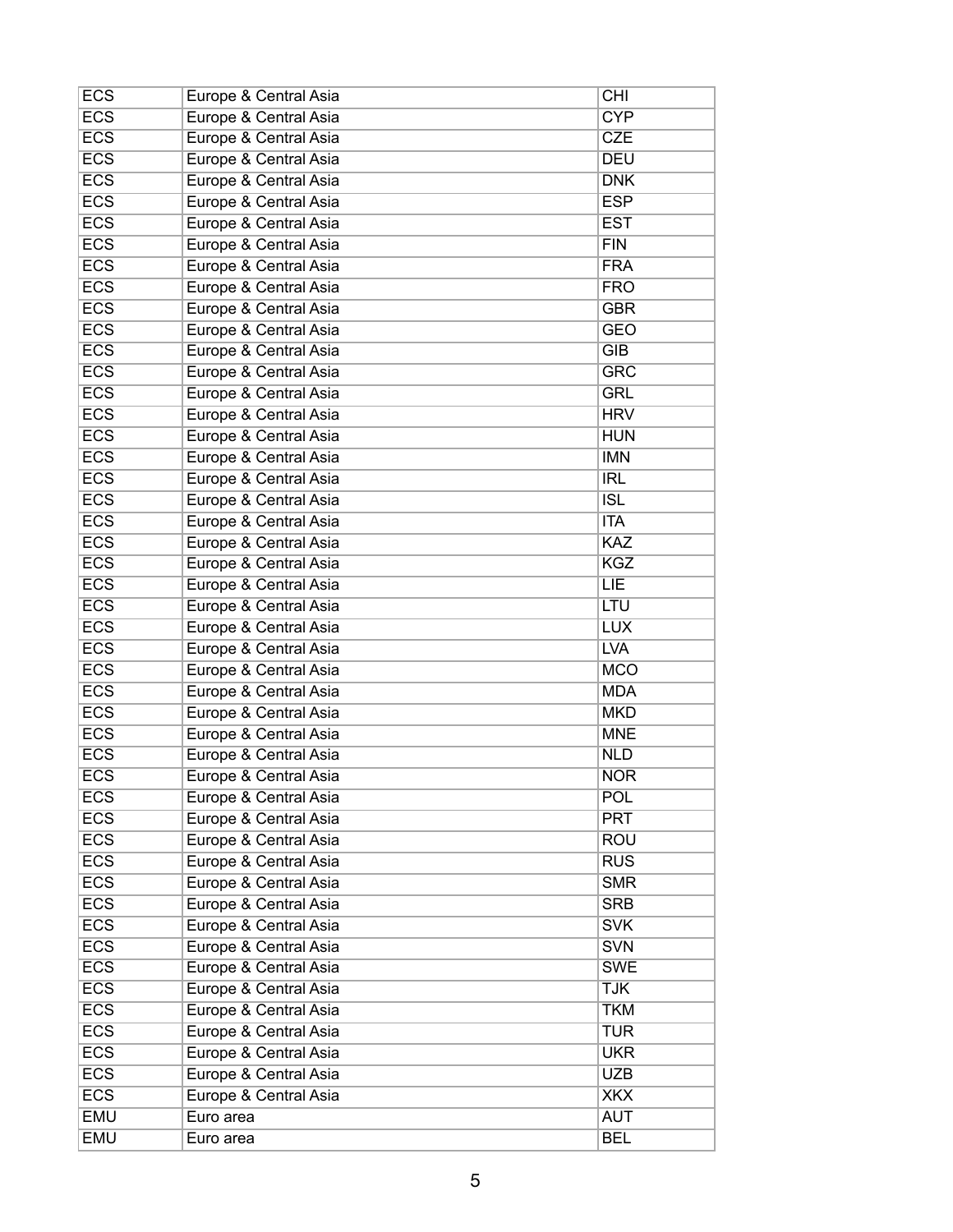| ECS | Europe & Central Asia | CHI |
|---|---|---|
| ECS | Europe & Central Asia | CYP |
| ECS | Europe & Central Asia | CZE |
| ECS | Europe & Central Asia | DEU |
| ECS | Europe & Central Asia | DNK |
| ECS | Europe & Central Asia | ESP |
| ECS | Europe & Central Asia | EST |
| ECS | Europe & Central Asia | FIN |
| ECS | Europe & Central Asia | FRA |
| ECS | Europe & Central Asia | FRO |
| ECS | Europe & Central Asia | GBR |
| ECS | Europe & Central Asia | GEO |
| ECS | Europe & Central Asia | GIB |
| ECS | Europe & Central Asia | GRC |
| ECS | Europe & Central Asia | GRL |
| ECS | Europe & Central Asia | HRV |
| ECS | Europe & Central Asia | HUN |
| ECS | Europe & Central Asia | IMN |
| ECS | Europe & Central Asia | IRL |
| ECS | Europe & Central Asia | ISL |
| ECS | Europe & Central Asia | ITA |
| ECS | Europe & Central Asia | KAZ |
| ECS | Europe & Central Asia | KGZ |
| ECS | Europe & Central Asia | LIE |
| ECS | Europe & Central Asia | LTU |
| ECS | Europe & Central Asia | LUX |
| ECS | Europe & Central Asia | LVA |
| ECS | Europe & Central Asia | MCO |
| ECS | Europe & Central Asia | MDA |
| ECS | Europe & Central Asia | MKD |
| ECS | Europe & Central Asia | MNE |
| ECS | Europe & Central Asia | NLD |
| ECS | Europe & Central Asia | NOR |
| ECS | Europe & Central Asia | POL |
| ECS | Europe & Central Asia | PRT |
| ECS | Europe & Central Asia | ROU |
| ECS | Europe & Central Asia | RUS |
| ECS | Europe & Central Asia | SMR |
| ECS | Europe & Central Asia | SRB |
| ECS | Europe & Central Asia | SVK |
| ECS | Europe & Central Asia | SVN |
| ECS | Europe & Central Asia | SWE |
| ECS | Europe & Central Asia | TJK |
| ECS | Europe & Central Asia | TKM |
| ECS | Europe & Central Asia | TUR |
| ECS | Europe & Central Asia | UKR |
| ECS | Europe & Central Asia | UZB |
| ECS | Europe & Central Asia | XKX |
| EMU | Euro area | AUT |
| EMU | Euro area | BEL |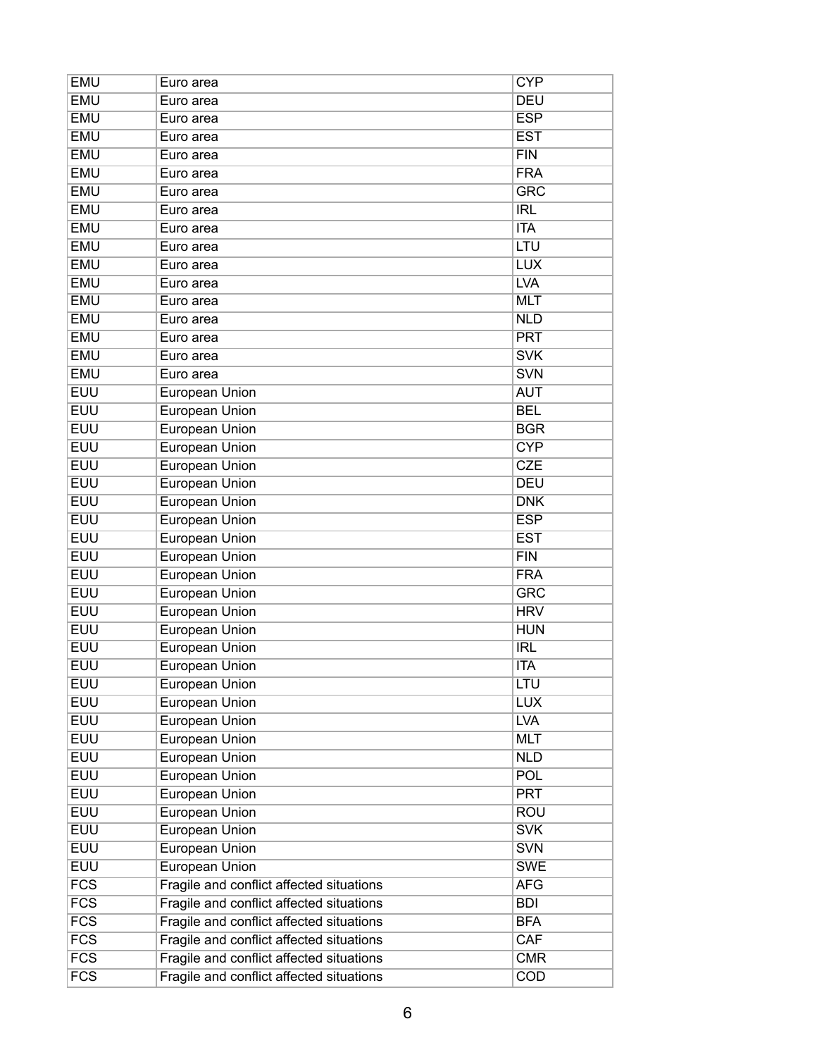| EMU | Euro area | CYP |
|---|---|---|
| EMU | Euro area | DEU |
| EMU | Euro area | ESP |
| EMU | Euro area | EST |
| EMU | Euro area | FIN |
| EMU | Euro area | FRA |
| EMU | Euro area | GRC |
| EMU | Euro area | IRL |
| EMU | Euro area | ITA |
| EMU | Euro area | LTU |
| EMU | Euro area | LUX |
| EMU | Euro area | LVA |
| EMU | Euro area | MLT |
| EMU | Euro area | NLD |
| EMU | Euro area | PRT |
| EMU | Euro area | SVK |
| EMU | Euro area | SVN |
| EUU | European Union | AUT |
| EUU | European Union | BEL |
| EUU | European Union | BGR |
| EUU | European Union | CYP |
| EUU | European Union | CZE |
| EUU | European Union | DEU |
| EUU | European Union | DNK |
| EUU | European Union | ESP |
| EUU | European Union | EST |
| EUU | European Union | FIN |
| EUU | European Union | FRA |
| EUU | European Union | GRC |
| EUU | European Union | HRV |
| EUU | European Union | HUN |
| EUU | European Union | IRL |
| EUU | European Union | ITA |
| EUU | European Union | LTU |
| EUU | European Union | LUX |
| EUU | European Union | LVA |
| EUU | European Union | MLT |
| EUU | European Union | NLD |
| EUU | European Union | POL |
| EUU | European Union | PRT |
| EUU | European Union | ROU |
| EUU | European Union | SVK |
| EUU | European Union | SVN |
| EUU | European Union | SWE |
| FCS | Fragile and conflict affected situations | AFG |
| FCS | Fragile and conflict affected situations | BDI |
| FCS | Fragile and conflict affected situations | BFA |
| FCS | Fragile and conflict affected situations | CAF |
| FCS | Fragile and conflict affected situations | CMR |
| FCS | Fragile and conflict affected situations | COD |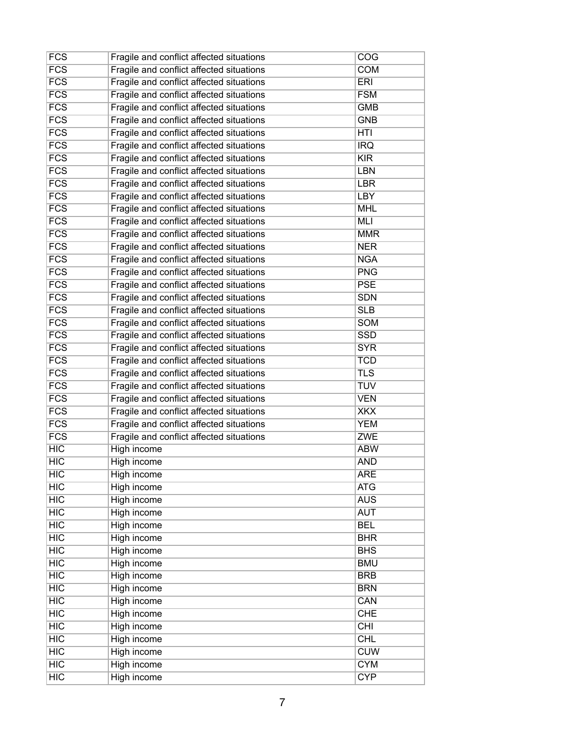| FCS | Fragile and conflict affected situations | COG |
|---|---|---|
| FCS | Fragile and conflict affected situations | COM |
| FCS | Fragile and conflict affected situations | ERI |
| FCS | Fragile and conflict affected situations | FSM |
| FCS | Fragile and conflict affected situations | GMB |
| FCS | Fragile and conflict affected situations | GNB |
| FCS | Fragile and conflict affected situations | HTI |
| FCS | Fragile and conflict affected situations | IRQ |
| FCS | Fragile and conflict affected situations | KIR |
| FCS | Fragile and conflict affected situations | LBN |
| FCS | Fragile and conflict affected situations | LBR |
| FCS | Fragile and conflict affected situations | LBY |
| FCS | Fragile and conflict affected situations | MHL |
| FCS | Fragile and conflict affected situations | MLI |
| FCS | Fragile and conflict affected situations | MMR |
| FCS | Fragile and conflict affected situations | NER |
| FCS | Fragile and conflict affected situations | NGA |
| FCS | Fragile and conflict affected situations | PNG |
| FCS | Fragile and conflict affected situations | PSE |
| FCS | Fragile and conflict affected situations | SDN |
| FCS | Fragile and conflict affected situations | SLB |
| FCS | Fragile and conflict affected situations | SOM |
| FCS | Fragile and conflict affected situations | SSD |
| FCS | Fragile and conflict affected situations | SYR |
| FCS | Fragile and conflict affected situations | TCD |
| FCS | Fragile and conflict affected situations | TLS |
| FCS | Fragile and conflict affected situations | TUV |
| FCS | Fragile and conflict affected situations | VEN |
| FCS | Fragile and conflict affected situations | XKX |
| FCS | Fragile and conflict affected situations | YEM |
| FCS | Fragile and conflict affected situations | ZWE |
| HIC | High income | ABW |
| HIC | High income | AND |
| HIC | High income | ARE |
| HIC | High income | ATG |
| HIC | High income | AUS |
| HIC | High income | AUT |
| HIC | High income | BEL |
| HIC | High income | BHR |
| HIC | High income | BHS |
| HIC | High income | BMU |
| HIC | High income | BRB |
| HIC | High income | BRN |
| HIC | High income | CAN |
| HIC | High income | CHE |
| HIC | High income | CHI |
| HIC | High income | CHL |
| HIC | High income | CUW |
| HIC | High income | CYM |
| HIC | High income | CYP |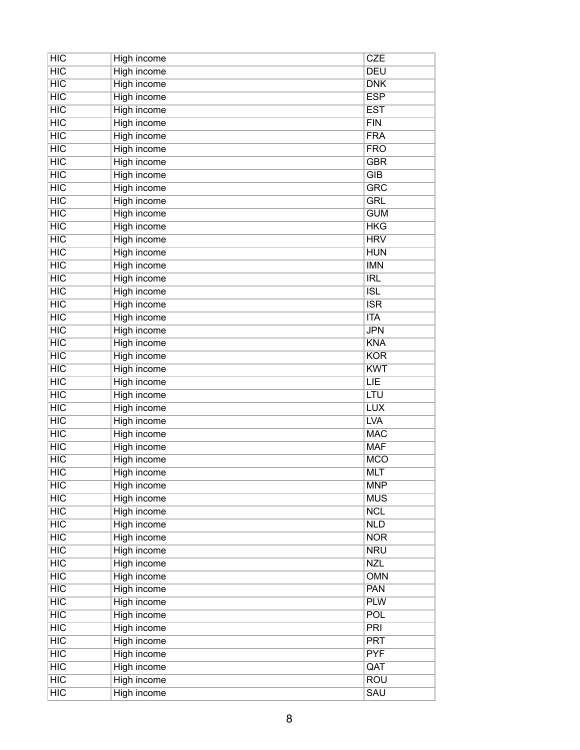| HIC | High income | CZE |
|---|---|---|
| HIC | High income | DEU |
| HIC | High income | DNK |
| HIC | High income | ESP |
| HIC | High income | EST |
| HIC | High income | FIN |
| HIC | High income | FRA |
| HIC | High income | FRO |
| HIC | High income | GBR |
| HIC | High income | GIB |
| HIC | High income | GRC |
| HIC | High income | GRL |
| HIC | High income | GUM |
| HIC | High income | HKG |
| HIC | High income | HRV |
| HIC | High income | HUN |
| HIC | High income | IMN |
| HIC | High income | IRL |
| HIC | High income | ISL |
| HIC | High income | ISR |
| HIC | High income | ITA |
| HIC | High income | JPN |
| HIC | High income | KNA |
| HIC | High income | KOR |
| HIC | High income | KWT |
| HIC | High income | LIE |
| HIC | High income | LTU |
| HIC | High income | LUX |
| HIC | High income | LVA |
| HIC | High income | MAC |
| HIC | High income | MAF |
| HIC | High income | MCO |
| HIC | High income | MLT |
| HIC | High income | MNP |
| HIC | High income | MUS |
| HIC | High income | NCL |
| HIC | High income | NLD |
| HIC | High income | NOR |
| HIC | High income | NRU |
| HIC | High income | NZL |
| HIC | High income | OMN |
| HIC | High income | PAN |
| HIC | High income | PLW |
| HIC | High income | POL |
| HIC | High income | PRI |
| HIC | High income | PRT |
| HIC | High income | PYF |
| HIC | High income | QAT |
| HIC | High income | ROU |
| HIC | High income | SAU |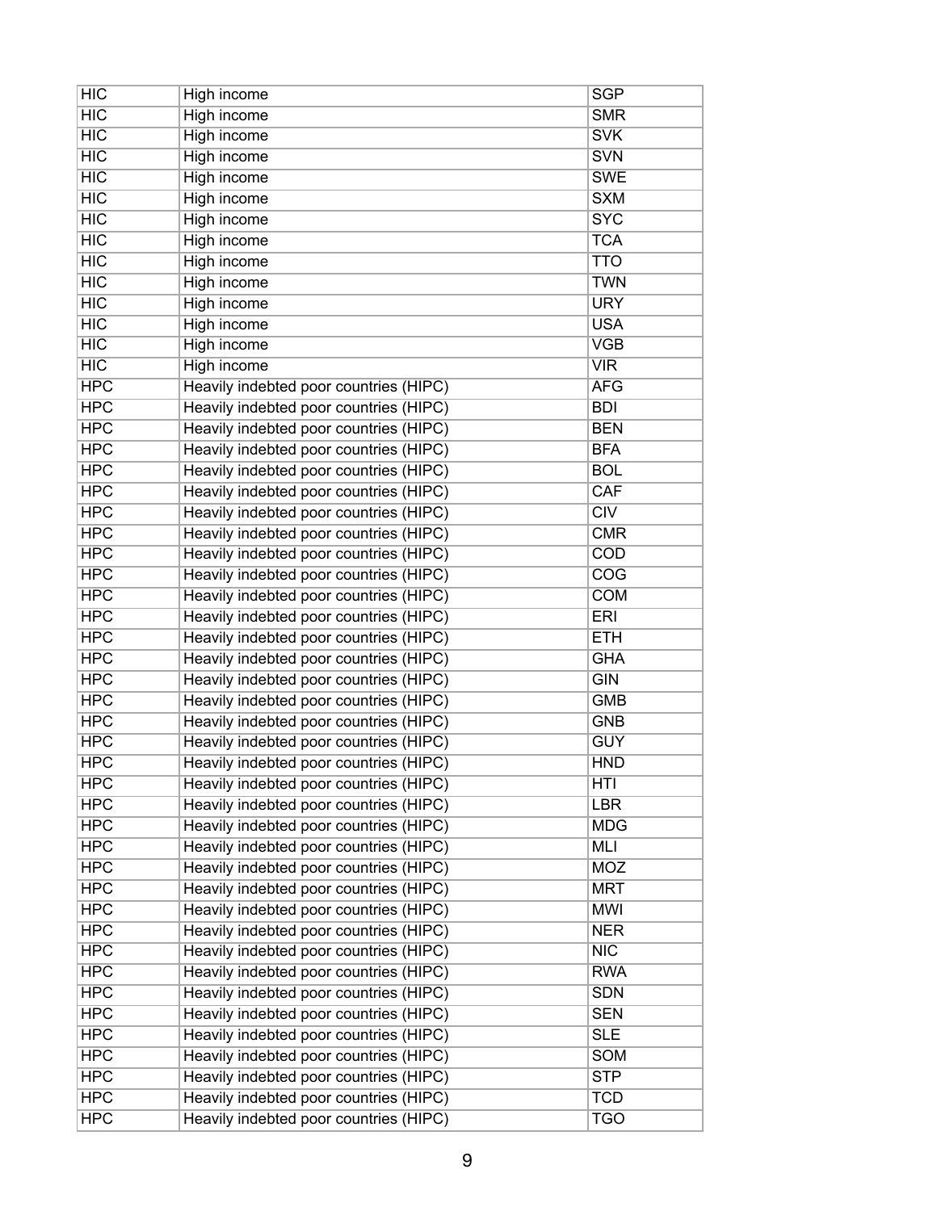| HIC | High income | SGP |
|---|---|---|
| HIC | High income | SMR |
| HIC | High income | SVK |
| HIC | High income | SVN |
| HIC | High income | SWE |
| HIC | High income | SXM |
| HIC | High income | SYC |
| HIC | High income | TCA |
| HIC | High income | TTO |
| HIC | High income | TWN |
| HIC | High income | URY |
| HIC | High income | USA |
| HIC | High income | VGB |
| HIC | High income | VIR |
| HPC | Heavily indebted poor countries (HIPC) | AFG |
| HPC | Heavily indebted poor countries (HIPC) | BDI |
| HPC | Heavily indebted poor countries (HIPC) | BEN |
| HPC | Heavily indebted poor countries (HIPC) | BFA |
| HPC | Heavily indebted poor countries (HIPC) | BOL |
| HPC | Heavily indebted poor countries (HIPC) | CAF |
| HPC | Heavily indebted poor countries (HIPC) | CIV |
| HPC | Heavily indebted poor countries (HIPC) | CMR |
| HPC | Heavily indebted poor countries (HIPC) | COD |
| HPC | Heavily indebted poor countries (HIPC) | COG |
| HPC | Heavily indebted poor countries (HIPC) | COM |
| HPC | Heavily indebted poor countries (HIPC) | ERI |
| HPC | Heavily indebted poor countries (HIPC) | ETH |
| HPC | Heavily indebted poor countries (HIPC) | GHA |
| HPC | Heavily indebted poor countries (HIPC) | GIN |
| HPC | Heavily indebted poor countries (HIPC) | GMB |
| HPC | Heavily indebted poor countries (HIPC) | GNB |
| HPC | Heavily indebted poor countries (HIPC) | GUY |
| HPC | Heavily indebted poor countries (HIPC) | HND |
| HPC | Heavily indebted poor countries (HIPC) | HTI |
| HPC | Heavily indebted poor countries (HIPC) | LBR |
| HPC | Heavily indebted poor countries (HIPC) | MDG |
| HPC | Heavily indebted poor countries (HIPC) | MLI |
| HPC | Heavily indebted poor countries (HIPC) | MOZ |
| HPC | Heavily indebted poor countries (HIPC) | MRT |
| HPC | Heavily indebted poor countries (HIPC) | MWI |
| HPC | Heavily indebted poor countries (HIPC) | NER |
| HPC | Heavily indebted poor countries (HIPC) | NIC |
| HPC | Heavily indebted poor countries (HIPC) | RWA |
| HPC | Heavily indebted poor countries (HIPC) | SDN |
| HPC | Heavily indebted poor countries (HIPC) | SEN |
| HPC | Heavily indebted poor countries (HIPC) | SLE |
| HPC | Heavily indebted poor countries (HIPC) | SOM |
| HPC | Heavily indebted poor countries (HIPC) | STP |
| HPC | Heavily indebted poor countries (HIPC) | TCD |
| HPC | Heavily indebted poor countries (HIPC) | TGO |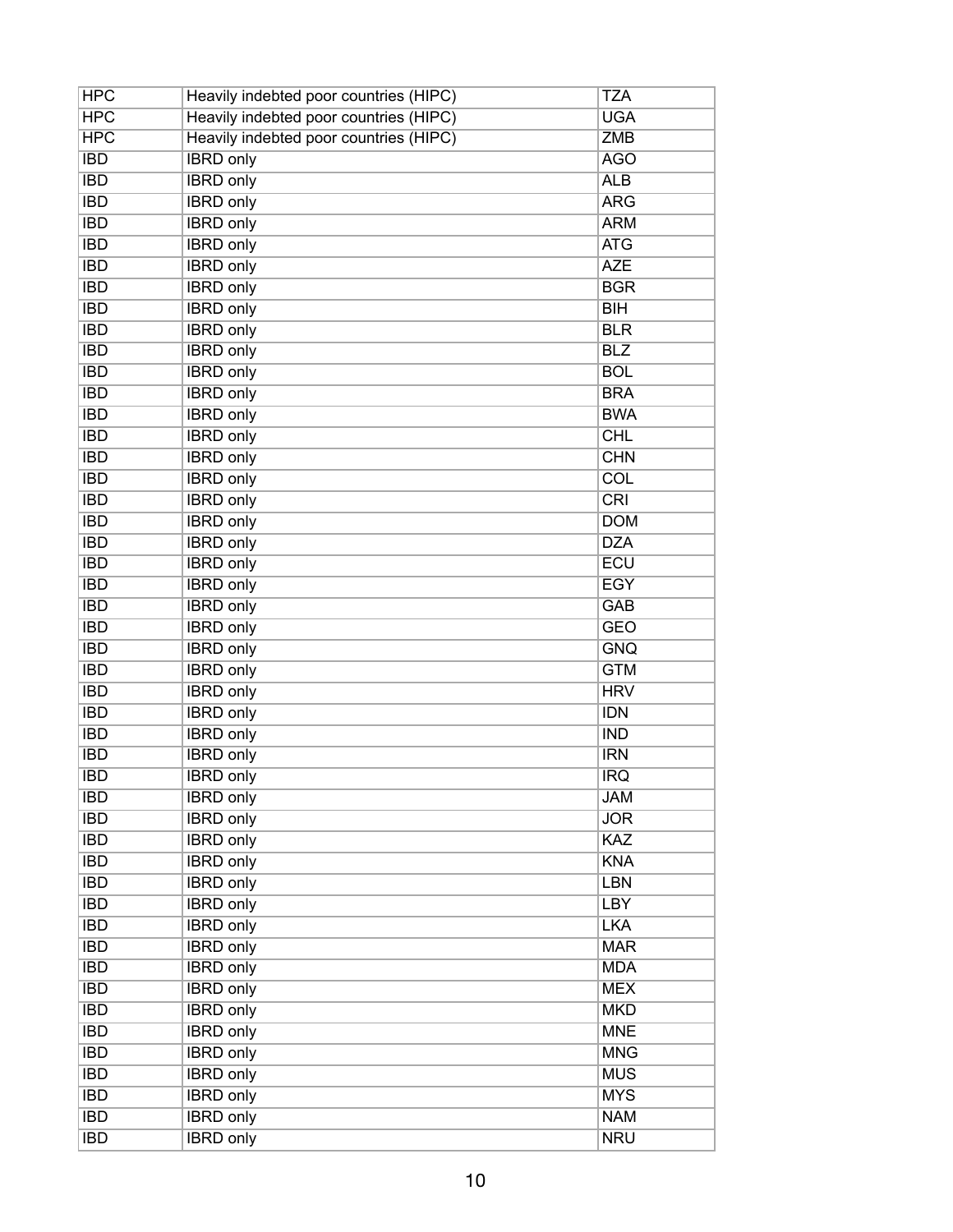| HPC | Heavily indebted poor countries (HIPC) | TZA |
|---|---|---|
| HPC | Heavily indebted poor countries (HIPC) | UGA |
| HPC | Heavily indebted poor countries (HIPC) | ZMB |
| IBD | IBRD only | AGO |
| IBD | IBRD only | ALB |
| IBD | IBRD only | ARG |
| IBD | IBRD only | ARM |
| IBD | IBRD only | ATG |
| IBD | IBRD only | AZE |
| IBD | IBRD only | BGR |
| IBD | IBRD only | BIH |
| IBD | IBRD only | BLR |
| IBD | IBRD only | BLZ |
| IBD | IBRD only | BOL |
| IBD | IBRD only | BRA |
| IBD | IBRD only | BWA |
| IBD | IBRD only | CHL |
| IBD | IBRD only | CHN |
| IBD | IBRD only | COL |
| IBD | IBRD only | CRI |
| IBD | IBRD only | DOM |
| IBD | IBRD only | DZA |
| IBD | IBRD only | ECU |
| IBD | IBRD only | EGY |
| IBD | IBRD only | GAB |
| IBD | IBRD only | GEO |
| IBD | IBRD only | GNQ |
| IBD | IBRD only | GTM |
| IBD | IBRD only | HRV |
| IBD | IBRD only | IDN |
| IBD | IBRD only | IND |
| IBD | IBRD only | IRN |
| IBD | IBRD only | IRQ |
| IBD | IBRD only | JAM |
| IBD | IBRD only | JOR |
| IBD | IBRD only | KAZ |
| IBD | IBRD only | KNA |
| IBD | IBRD only | LBN |
| IBD | IBRD only | LBY |
| IBD | IBRD only | LKA |
| IBD | IBRD only | MAR |
| IBD | IBRD only | MDA |
| IBD | IBRD only | MEX |
| IBD | IBRD only | MKD |
| IBD | IBRD only | MNE |
| IBD | IBRD only | MNG |
| IBD | IBRD only | MUS |
| IBD | IBRD only | MYS |
| IBD | IBRD only | NAM |
| IBD | IBRD only | NRU |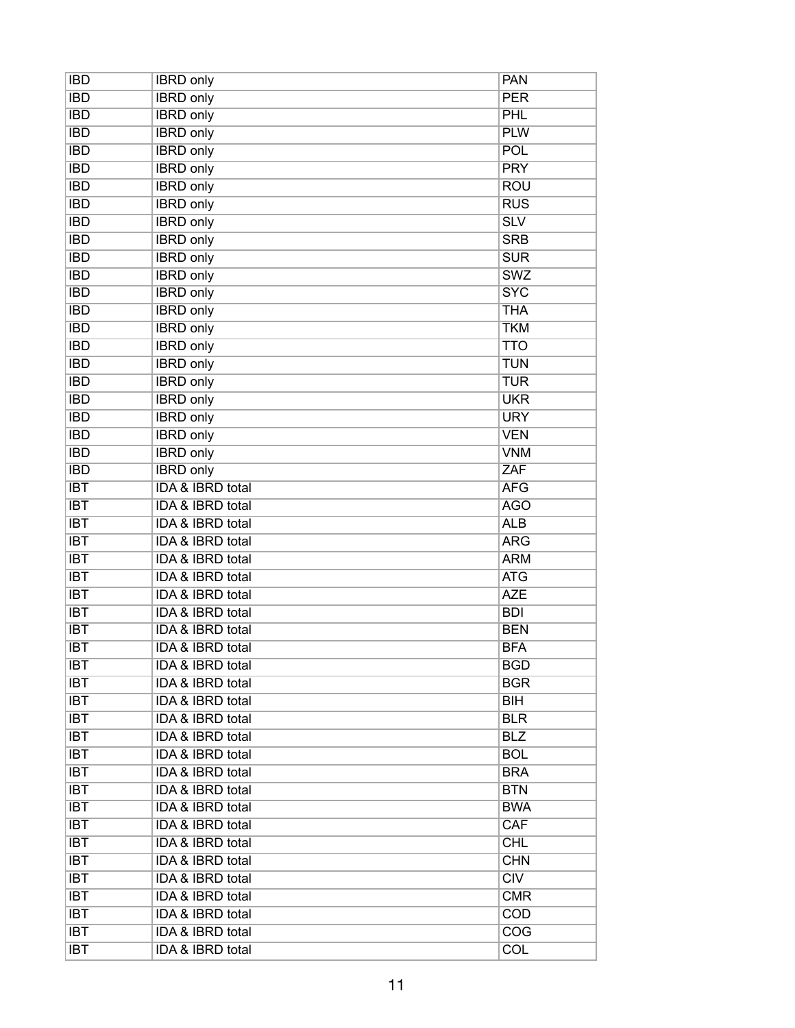| IBD | IBRD only | PAN |
|---|---|---|
| IBD | IBRD only | PER |
| IBD | IBRD only | PHL |
| IBD | IBRD only | PLW |
| IBD | IBRD only | POL |
| IBD | IBRD only | PRY |
| IBD | IBRD only | ROU |
| IBD | IBRD only | RUS |
| IBD | IBRD only | SLV |
| IBD | IBRD only | SRB |
| IBD | IBRD only | SUR |
| IBD | IBRD only | SWZ |
| IBD | IBRD only | SYC |
| IBD | IBRD only | THA |
| IBD | IBRD only | TKM |
| IBD | IBRD only | TTO |
| IBD | IBRD only | TUN |
| IBD | IBRD only | TUR |
| IBD | IBRD only | UKR |
| IBD | IBRD only | URY |
| IBD | IBRD only | VEN |
| IBD | IBRD only | VNM |
| IBD | IBRD only | ZAF |
| IBT | IDA & IBRD total | AFG |
| IBT | IDA & IBRD total | AGO |
| IBT | IDA & IBRD total | ALB |
| IBT | IDA & IBRD total | ARG |
| IBT | IDA & IBRD total | ARM |
| IBT | IDA & IBRD total | ATG |
| IBT | IDA & IBRD total | AZE |
| IBT | IDA & IBRD total | BDI |
| IBT | IDA & IBRD total | BEN |
| IBT | IDA & IBRD total | BFA |
| IBT | IDA & IBRD total | BGD |
| IBT | IDA & IBRD total | BGR |
| IBT | IDA & IBRD total | BIH |
| IBT | IDA & IBRD total | BLR |
| IBT | IDA & IBRD total | BLZ |
| IBT | IDA & IBRD total | BOL |
| IBT | IDA & IBRD total | BRA |
| IBT | IDA & IBRD total | BTN |
| IBT | IDA & IBRD total | BWA |
| IBT | IDA & IBRD total | CAF |
| IBT | IDA & IBRD total | CHL |
| IBT | IDA & IBRD total | CHN |
| IBT | IDA & IBRD total | CIV |
| IBT | IDA & IBRD total | CMR |
| IBT | IDA & IBRD total | COD |
| IBT | IDA & IBRD total | COG |
| IBT | IDA & IBRD total | COL |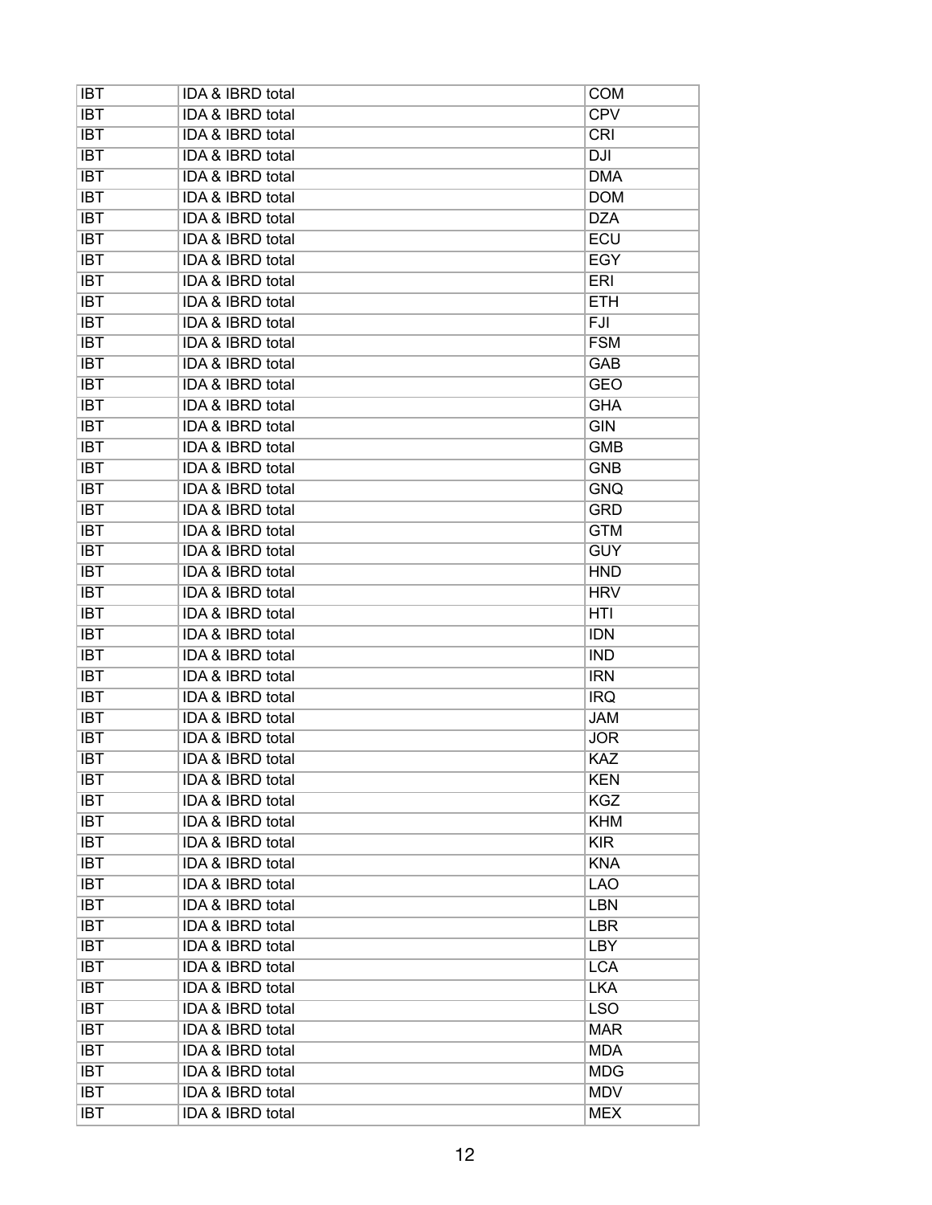| IBT | IDA & IBRD total | COM |
|---|---|---|
| IBT | IDA & IBRD total | CPV |
| IBT | IDA & IBRD total | CRI |
| IBT | IDA & IBRD total | DJI |
| IBT | IDA & IBRD total | DMA |
| IBT | IDA & IBRD total | DOM |
| IBT | IDA & IBRD total | DZA |
| IBT | IDA & IBRD total | ECU |
| IBT | IDA & IBRD total | EGY |
| IBT | IDA & IBRD total | ERI |
| IBT | IDA & IBRD total | ETH |
| IBT | IDA & IBRD total | FJI |
| IBT | IDA & IBRD total | FSM |
| IBT | IDA & IBRD total | GAB |
| IBT | IDA & IBRD total | GEO |
| IBT | IDA & IBRD total | GHA |
| IBT | IDA & IBRD total | GIN |
| IBT | IDA & IBRD total | GMB |
| IBT | IDA & IBRD total | GNB |
| IBT | IDA & IBRD total | GNQ |
| IBT | IDA & IBRD total | GRD |
| IBT | IDA & IBRD total | GTM |
| IBT | IDA & IBRD total | GUY |
| IBT | IDA & IBRD total | HND |
| IBT | IDA & IBRD total | HRV |
| IBT | IDA & IBRD total | HTI |
| IBT | IDA & IBRD total | IDN |
| IBT | IDA & IBRD total | IND |
| IBT | IDA & IBRD total | IRN |
| IBT | IDA & IBRD total | IRQ |
| IBT | IDA & IBRD total | JAM |
| IBT | IDA & IBRD total | JOR |
| IBT | IDA & IBRD total | KAZ |
| IBT | IDA & IBRD total | KEN |
| IBT | IDA & IBRD total | KGZ |
| IBT | IDA & IBRD total | KHM |
| IBT | IDA & IBRD total | KIR |
| IBT | IDA & IBRD total | KNA |
| IBT | IDA & IBRD total | LAO |
| IBT | IDA & IBRD total | LBN |
| IBT | IDA & IBRD total | LBR |
| IBT | IDA & IBRD total | LBY |
| IBT | IDA & IBRD total | LCA |
| IBT | IDA & IBRD total | LKA |
| IBT | IDA & IBRD total | LSO |
| IBT | IDA & IBRD total | MAR |
| IBT | IDA & IBRD total | MDA |
| IBT | IDA & IBRD total | MDG |
| IBT | IDA & IBRD total | MDV |
| IBT | IDA & IBRD total | MEX |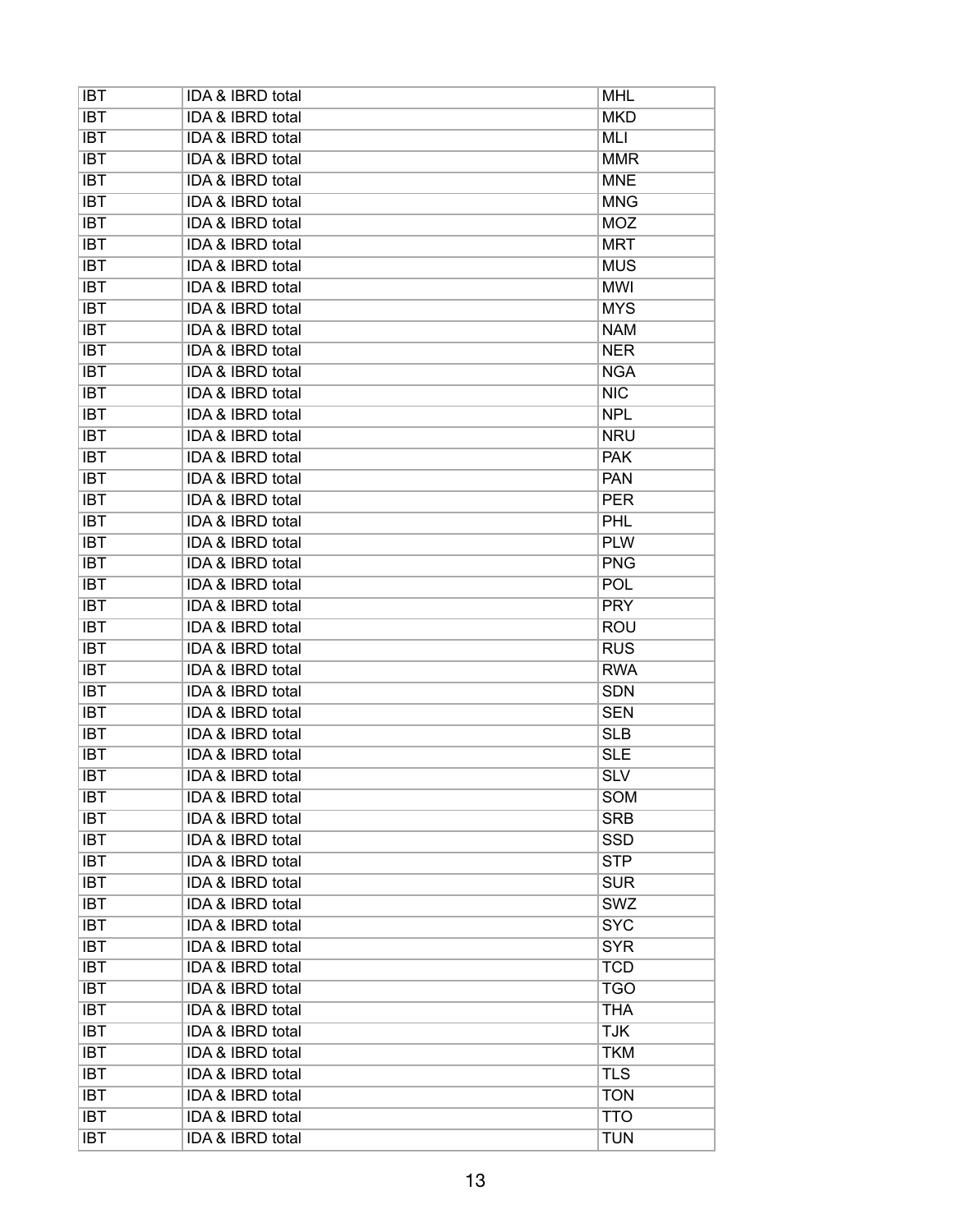| IBT | IDA & IBRD total | MHL |
|---|---|---|
| IBT | IDA & IBRD total | MKD |
| IBT | IDA & IBRD total | MLI |
| IBT | IDA & IBRD total | MMR |
| IBT | IDA & IBRD total | MNE |
| IBT | IDA & IBRD total | MNG |
| IBT | IDA & IBRD total | MOZ |
| IBT | IDA & IBRD total | MRT |
| IBT | IDA & IBRD total | MUS |
| IBT | IDA & IBRD total | MWI |
| IBT | IDA & IBRD total | MYS |
| IBT | IDA & IBRD total | NAM |
| IBT | IDA & IBRD total | NER |
| IBT | IDA & IBRD total | NGA |
| IBT | IDA & IBRD total | NIC |
| IBT | IDA & IBRD total | NPL |
| IBT | IDA & IBRD total | NRU |
| IBT | IDA & IBRD total | PAK |
| IBT | IDA & IBRD total | PAN |
| IBT | IDA & IBRD total | PER |
| IBT | IDA & IBRD total | PHL |
| IBT | IDA & IBRD total | PLW |
| IBT | IDA & IBRD total | PNG |
| IBT | IDA & IBRD total | POL |
| IBT | IDA & IBRD total | PRY |
| IBT | IDA & IBRD total | ROU |
| IBT | IDA & IBRD total | RUS |
| IBT | IDA & IBRD total | RWA |
| IBT | IDA & IBRD total | SDN |
| IBT | IDA & IBRD total | SEN |
| IBT | IDA & IBRD total | SLB |
| IBT | IDA & IBRD total | SLE |
| IBT | IDA & IBRD total | SLV |
| IBT | IDA & IBRD total | SOM |
| IBT | IDA & IBRD total | SRB |
| IBT | IDA & IBRD total | SSD |
| IBT | IDA & IBRD total | STP |
| IBT | IDA & IBRD total | SUR |
| IBT | IDA & IBRD total | SWZ |
| IBT | IDA & IBRD total | SYC |
| IBT | IDA & IBRD total | SYR |
| IBT | IDA & IBRD total | TCD |
| IBT | IDA & IBRD total | TGO |
| IBT | IDA & IBRD total | THA |
| IBT | IDA & IBRD total | TJK |
| IBT | IDA & IBRD total | TKM |
| IBT | IDA & IBRD total | TLS |
| IBT | IDA & IBRD total | TON |
| IBT | IDA & IBRD total | TTO |
| IBT | IDA & IBRD total | TUN |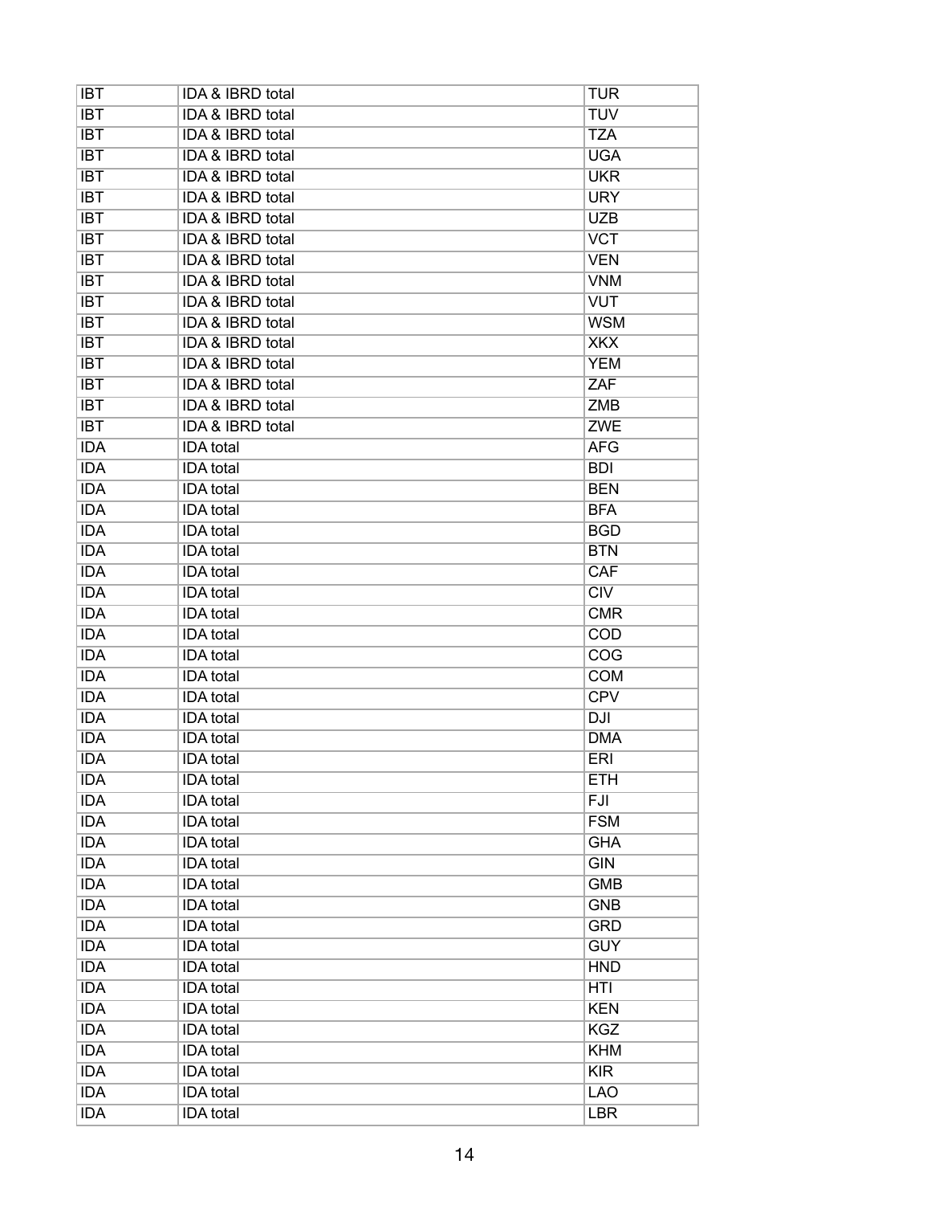| | | |
|---|---|---|
| IBT | IDA & IBRD total | TUR |
| IBT | IDA & IBRD total | TUV |
| IBT | IDA & IBRD total | TZA |
| IBT | IDA & IBRD total | UGA |
| IBT | IDA & IBRD total | UKR |
| IBT | IDA & IBRD total | URY |
| IBT | IDA & IBRD total | UZB |
| IBT | IDA & IBRD total | VCT |
| IBT | IDA & IBRD total | VEN |
| IBT | IDA & IBRD total | VNM |
| IBT | IDA & IBRD total | VUT |
| IBT | IDA & IBRD total | WSM |
| IBT | IDA & IBRD total | XKX |
| IBT | IDA & IBRD total | YEM |
| IBT | IDA & IBRD total | ZAF |
| IBT | IDA & IBRD total | ZMB |
| IBT | IDA & IBRD total | ZWE |
| IDA | IDA total | AFG |
| IDA | IDA total | BDI |
| IDA | IDA total | BEN |
| IDA | IDA total | BFA |
| IDA | IDA total | BGD |
| IDA | IDA total | BTN |
| IDA | IDA total | CAF |
| IDA | IDA total | CIV |
| IDA | IDA total | CMR |
| IDA | IDA total | COD |
| IDA | IDA total | COG |
| IDA | IDA total | COM |
| IDA | IDA total | CPV |
| IDA | IDA total | DJI |
| IDA | IDA total | DMA |
| IDA | IDA total | ERI |
| IDA | IDA total | ETH |
| IDA | IDA total | FJI |
| IDA | IDA total | FSM |
| IDA | IDA total | GHA |
| IDA | IDA total | GIN |
| IDA | IDA total | GMB |
| IDA | IDA total | GNB |
| IDA | IDA total | GRD |
| IDA | IDA total | GUY |
| IDA | IDA total | HND |
| IDA | IDA total | HTI |
| IDA | IDA total | KEN |
| IDA | IDA total | KGZ |
| IDA | IDA total | KHM |
| IDA | IDA total | KIR |
| IDA | IDA total | LAO |
| IDA | IDA total | LBR |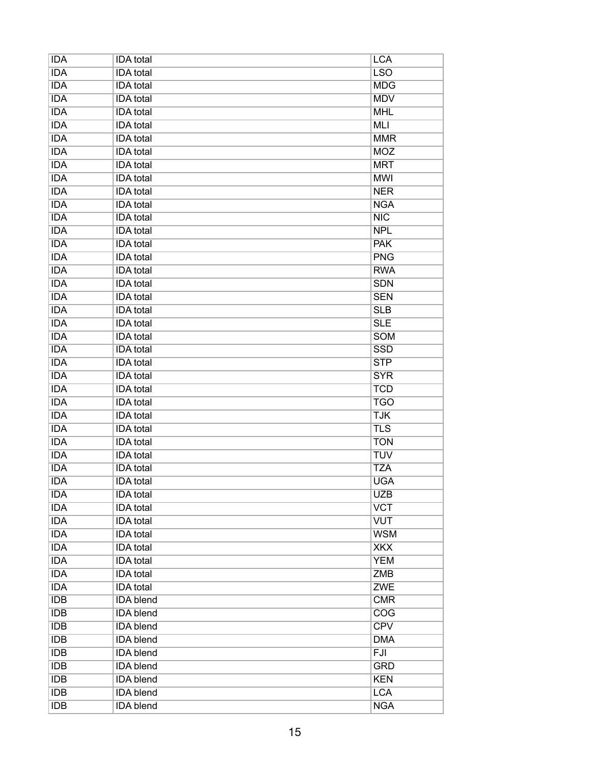| IDA | IDA total | LCA |
|---|---|---|
| IDA | IDA total | LSO |
| IDA | IDA total | MDG |
| IDA | IDA total | MDV |
| IDA | IDA total | MHL |
| IDA | IDA total | MLI |
| IDA | IDA total | MMR |
| IDA | IDA total | MOZ |
| IDA | IDA total | MRT |
| IDA | IDA total | MWI |
| IDA | IDA total | NER |
| IDA | IDA total | NGA |
| IDA | IDA total | NIC |
| IDA | IDA total | NPL |
| IDA | IDA total | PAK |
| IDA | IDA total | PNG |
| IDA | IDA total | RWA |
| IDA | IDA total | SDN |
| IDA | IDA total | SEN |
| IDA | IDA total | SLB |
| IDA | IDA total | SLE |
| IDA | IDA total | SOM |
| IDA | IDA total | SSD |
| IDA | IDA total | STP |
| IDA | IDA total | SYR |
| IDA | IDA total | TCD |
| IDA | IDA total | TGO |
| IDA | IDA total | TJK |
| IDA | IDA total | TLS |
| IDA | IDA total | TON |
| IDA | IDA total | TUV |
| IDA | IDA total | TZA |
| IDA | IDA total | UGA |
| IDA | IDA total | UZB |
| IDA | IDA total | VCT |
| IDA | IDA total | VUT |
| IDA | IDA total | WSM |
| IDA | IDA total | XKX |
| IDA | IDA total | YEM |
| IDA | IDA total | ZMB |
| IDA | IDA total | ZWE |
| IDB | IDA blend | CMR |
| IDB | IDA blend | COG |
| IDB | IDA blend | CPV |
| IDB | IDA blend | DMA |
| IDB | IDA blend | FJI |
| IDB | IDA blend | GRD |
| IDB | IDA blend | KEN |
| IDB | IDA blend | LCA |
| IDB | IDA blend | NGA |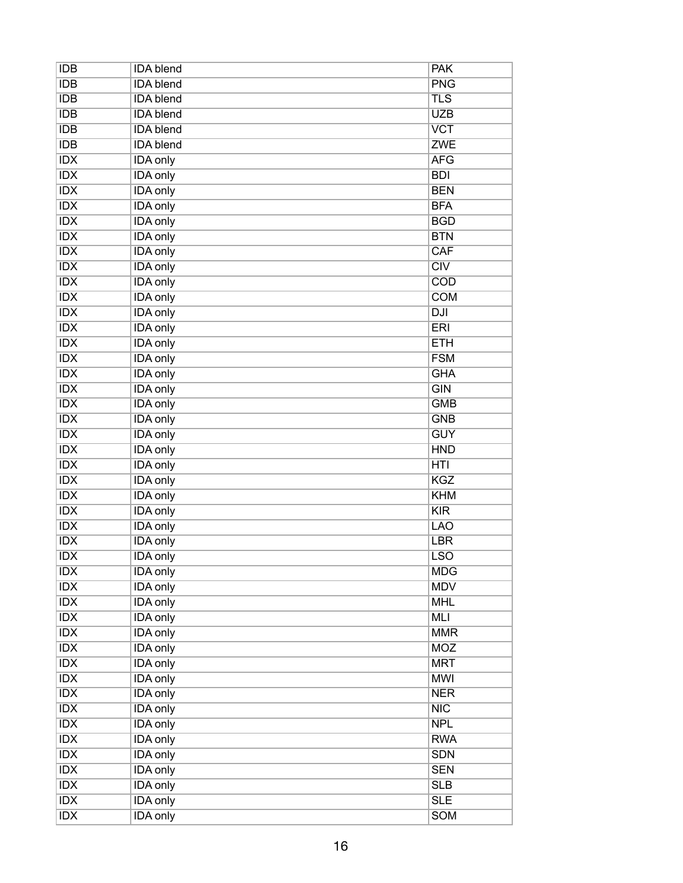| IDB | IDA blend | PAK |
|---|---|---|
| IDB | IDA blend | PNG |
| IDB | IDA blend | TLS |
| IDB | IDA blend | UZB |
| IDB | IDA blend | VCT |
| IDB | IDA blend | ZWE |
| IDX | IDA only | AFG |
| IDX | IDA only | BDI |
| IDX | IDA only | BEN |
| IDX | IDA only | BFA |
| IDX | IDA only | BGD |
| IDX | IDA only | BTN |
| IDX | IDA only | CAF |
| IDX | IDA only | CIV |
| IDX | IDA only | COD |
| IDX | IDA only | COM |
| IDX | IDA only | DJI |
| IDX | IDA only | ERI |
| IDX | IDA only | ETH |
| IDX | IDA only | FSM |
| IDX | IDA only | GHA |
| IDX | IDA only | GIN |
| IDX | IDA only | GMB |
| IDX | IDA only | GNB |
| IDX | IDA only | GUY |
| IDX | IDA only | HND |
| IDX | IDA only | HTI |
| IDX | IDA only | KGZ |
| IDX | IDA only | KHM |
| IDX | IDA only | KIR |
| IDX | IDA only | LAO |
| IDX | IDA only | LBR |
| IDX | IDA only | LSO |
| IDX | IDA only | MDG |
| IDX | IDA only | MDV |
| IDX | IDA only | MHL |
| IDX | IDA only | MLI |
| IDX | IDA only | MMR |
| IDX | IDA only | MOZ |
| IDX | IDA only | MRT |
| IDX | IDA only | MWI |
| IDX | IDA only | NER |
| IDX | IDA only | NIC |
| IDX | IDA only | NPL |
| IDX | IDA only | RWA |
| IDX | IDA only | SDN |
| IDX | IDA only | SEN |
| IDX | IDA only | SLB |
| IDX | IDA only | SLE |
| IDX | IDA only | SOM |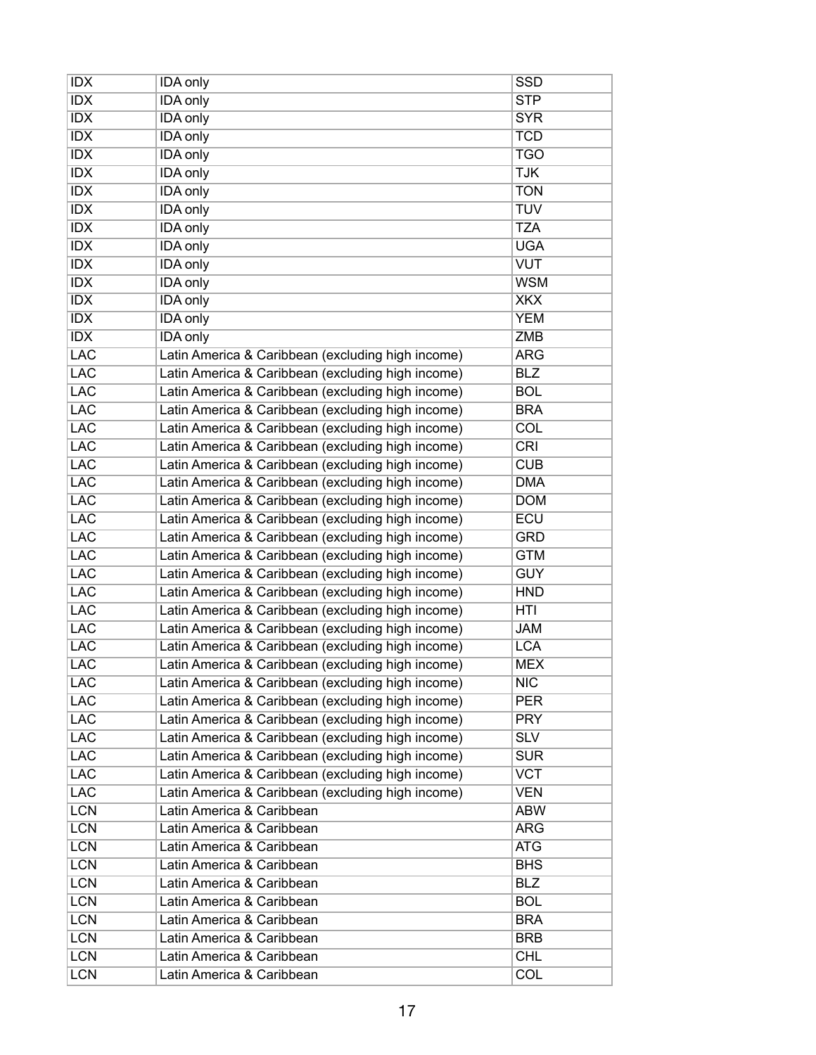| IDX | IDA only | SSD |
|---|---|---|
| IDX | IDA only | STP |
| IDX | IDA only | SYR |
| IDX | IDA only | TCD |
| IDX | IDA only | TGO |
| IDX | IDA only | TJK |
| IDX | IDA only | TON |
| IDX | IDA only | TUV |
| IDX | IDA only | TZA |
| IDX | IDA only | UGA |
| IDX | IDA only | VUT |
| IDX | IDA only | WSM |
| IDX | IDA only | XKX |
| IDX | IDA only | YEM |
| IDX | IDA only | ZMB |
| LAC | Latin America & Caribbean (excluding high income) | ARG |
| LAC | Latin America & Caribbean (excluding high income) | BLZ |
| LAC | Latin America & Caribbean (excluding high income) | BOL |
| LAC | Latin America & Caribbean (excluding high income) | BRA |
| LAC | Latin America & Caribbean (excluding high income) | COL |
| LAC | Latin America & Caribbean (excluding high income) | CRI |
| LAC | Latin America & Caribbean (excluding high income) | CUB |
| LAC | Latin America & Caribbean (excluding high income) | DMA |
| LAC | Latin America & Caribbean (excluding high income) | DOM |
| LAC | Latin America & Caribbean (excluding high income) | ECU |
| LAC | Latin America & Caribbean (excluding high income) | GRD |
| LAC | Latin America & Caribbean (excluding high income) | GTM |
| LAC | Latin America & Caribbean (excluding high income) | GUY |
| LAC | Latin America & Caribbean (excluding high income) | HND |
| LAC | Latin America & Caribbean (excluding high income) | HTI |
| LAC | Latin America & Caribbean (excluding high income) | JAM |
| LAC | Latin America & Caribbean (excluding high income) | LCA |
| LAC | Latin America & Caribbean (excluding high income) | MEX |
| LAC | Latin America & Caribbean (excluding high income) | NIC |
| LAC | Latin America & Caribbean (excluding high income) | PER |
| LAC | Latin America & Caribbean (excluding high income) | PRY |
| LAC | Latin America & Caribbean (excluding high income) | SLV |
| LAC | Latin America & Caribbean (excluding high income) | SUR |
| LAC | Latin America & Caribbean (excluding high income) | VCT |
| LAC | Latin America & Caribbean (excluding high income) | VEN |
| LCN | Latin America & Caribbean | ABW |
| LCN | Latin America & Caribbean | ARG |
| LCN | Latin America & Caribbean | ATG |
| LCN | Latin America & Caribbean | BHS |
| LCN | Latin America & Caribbean | BLZ |
| LCN | Latin America & Caribbean | BOL |
| LCN | Latin America & Caribbean | BRA |
| LCN | Latin America & Caribbean | BRB |
| LCN | Latin America & Caribbean | CHL |
| LCN | Latin America & Caribbean | COL |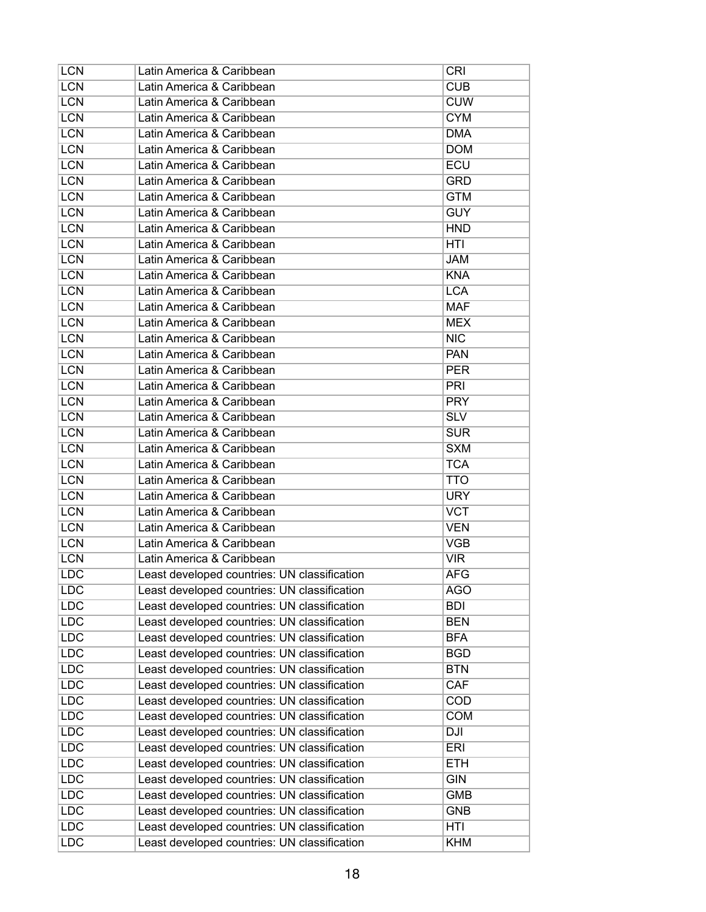| LCN | Latin America & Caribbean | CRI |
|---|---|---|
| LCN | Latin America & Caribbean | CUB |
| LCN | Latin America & Caribbean | CUW |
| LCN | Latin America & Caribbean | CYM |
| LCN | Latin America & Caribbean | DMA |
| LCN | Latin America & Caribbean | DOM |
| LCN | Latin America & Caribbean | ECU |
| LCN | Latin America & Caribbean | GRD |
| LCN | Latin America & Caribbean | GTM |
| LCN | Latin America & Caribbean | GUY |
| LCN | Latin America & Caribbean | HND |
| LCN | Latin America & Caribbean | HTI |
| LCN | Latin America & Caribbean | JAM |
| LCN | Latin America & Caribbean | KNA |
| LCN | Latin America & Caribbean | LCA |
| LCN | Latin America & Caribbean | MAF |
| LCN | Latin America & Caribbean | MEX |
| LCN | Latin America & Caribbean | NIC |
| LCN | Latin America & Caribbean | PAN |
| LCN | Latin America & Caribbean | PER |
| LCN | Latin America & Caribbean | PRI |
| LCN | Latin America & Caribbean | PRY |
| LCN | Latin America & Caribbean | SLV |
| LCN | Latin America & Caribbean | SUR |
| LCN | Latin America & Caribbean | SXM |
| LCN | Latin America & Caribbean | TCA |
| LCN | Latin America & Caribbean | TTO |
| LCN | Latin America & Caribbean | URY |
| LCN | Latin America & Caribbean | VCT |
| LCN | Latin America & Caribbean | VEN |
| LCN | Latin America & Caribbean | VGB |
| LCN | Latin America & Caribbean | VIR |
| LDC | Least developed countries: UN classification | AFG |
| LDC | Least developed countries: UN classification | AGO |
| LDC | Least developed countries: UN classification | BDI |
| LDC | Least developed countries: UN classification | BEN |
| LDC | Least developed countries: UN classification | BFA |
| LDC | Least developed countries: UN classification | BGD |
| LDC | Least developed countries: UN classification | BTN |
| LDC | Least developed countries: UN classification | CAF |
| LDC | Least developed countries: UN classification | COD |
| LDC | Least developed countries: UN classification | COM |
| LDC | Least developed countries: UN classification | DJI |
| LDC | Least developed countries: UN classification | ERI |
| LDC | Least developed countries: UN classification | ETH |
| LDC | Least developed countries: UN classification | GIN |
| LDC | Least developed countries: UN classification | GMB |
| LDC | Least developed countries: UN classification | GNB |
| LDC | Least developed countries: UN classification | HTI |
| LDC | Least developed countries: UN classification | KHM |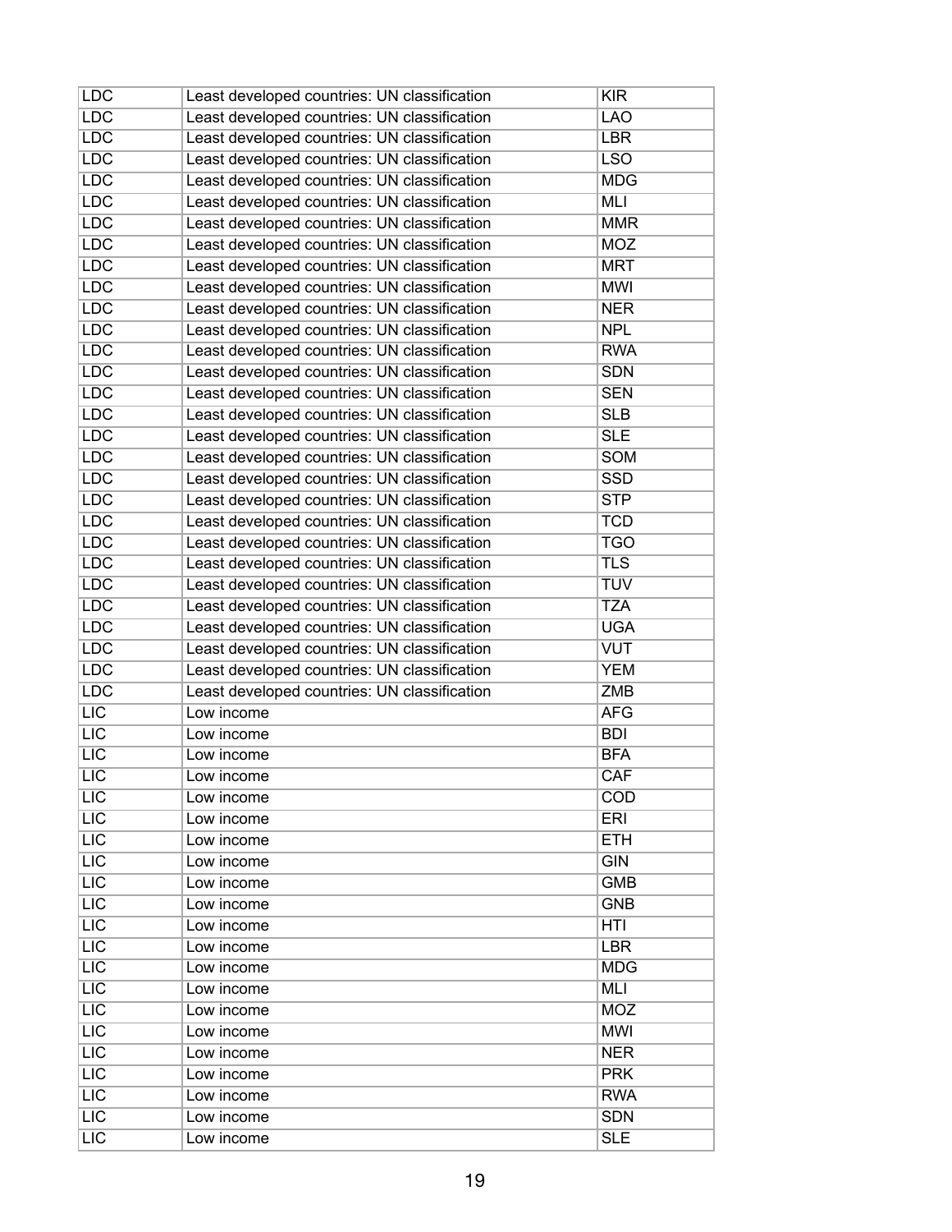| | | |
|---|---|---|
| LDC | Least developed countries: UN classification | KIR |
| LDC | Least developed countries: UN classification | LAO |
| LDC | Least developed countries: UN classification | LBR |
| LDC | Least developed countries: UN classification | LSO |
| LDC | Least developed countries: UN classification | MDG |
| LDC | Least developed countries: UN classification | MLI |
| LDC | Least developed countries: UN classification | MMR |
| LDC | Least developed countries: UN classification | MOZ |
| LDC | Least developed countries: UN classification | MRT |
| LDC | Least developed countries: UN classification | MWI |
| LDC | Least developed countries: UN classification | NER |
| LDC | Least developed countries: UN classification | NPL |
| LDC | Least developed countries: UN classification | RWA |
| LDC | Least developed countries: UN classification | SDN |
| LDC | Least developed countries: UN classification | SEN |
| LDC | Least developed countries: UN classification | SLB |
| LDC | Least developed countries: UN classification | SLE |
| LDC | Least developed countries: UN classification | SOM |
| LDC | Least developed countries: UN classification | SSD |
| LDC | Least developed countries: UN classification | STP |
| LDC | Least developed countries: UN classification | TCD |
| LDC | Least developed countries: UN classification | TGO |
| LDC | Least developed countries: UN classification | TLS |
| LDC | Least developed countries: UN classification | TUV |
| LDC | Least developed countries: UN classification | TZA |
| LDC | Least developed countries: UN classification | UGA |
| LDC | Least developed countries: UN classification | VUT |
| LDC | Least developed countries: UN classification | YEM |
| LDC | Least developed countries: UN classification | ZMB |
| LIC | Low income | AFG |
| LIC | Low income | BDI |
| LIC | Low income | BFA |
| LIC | Low income | CAF |
| LIC | Low income | COD |
| LIC | Low income | ERI |
| LIC | Low income | ETH |
| LIC | Low income | GIN |
| LIC | Low income | GMB |
| LIC | Low income | GNB |
| LIC | Low income | HTI |
| LIC | Low income | LBR |
| LIC | Low income | MDG |
| LIC | Low income | MLI |
| LIC | Low income | MOZ |
| LIC | Low income | MWI |
| LIC | Low income | NER |
| LIC | Low income | PRK |
| LIC | Low income | RWA |
| LIC | Low income | SDN |
| LIC | Low income | SLE |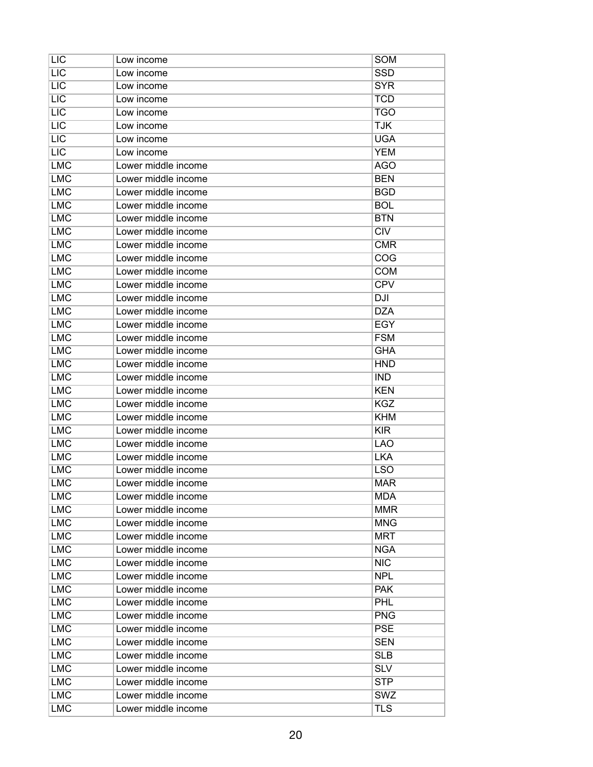| | | |
|---|---|---|
| LIC | Low income | SOM |
| LIC | Low income | SSD |
| LIC | Low income | SYR |
| LIC | Low income | TCD |
| LIC | Low income | TGO |
| LIC | Low income | TJK |
| LIC | Low income | UGA |
| LIC | Low income | YEM |
| LMC | Lower middle income | AGO |
| LMC | Lower middle income | BEN |
| LMC | Lower middle income | BGD |
| LMC | Lower middle income | BOL |
| LMC | Lower middle income | BTN |
| LMC | Lower middle income | CIV |
| LMC | Lower middle income | CMR |
| LMC | Lower middle income | COG |
| LMC | Lower middle income | COM |
| LMC | Lower middle income | CPV |
| LMC | Lower middle income | DJI |
| LMC | Lower middle income | DZA |
| LMC | Lower middle income | EGY |
| LMC | Lower middle income | FSM |
| LMC | Lower middle income | GHA |
| LMC | Lower middle income | HND |
| LMC | Lower middle income | IND |
| LMC | Lower middle income | KEN |
| LMC | Lower middle income | KGZ |
| LMC | Lower middle income | KHM |
| LMC | Lower middle income | KIR |
| LMC | Lower middle income | LAO |
| LMC | Lower middle income | LKA |
| LMC | Lower middle income | LSO |
| LMC | Lower middle income | MAR |
| LMC | Lower middle income | MDA |
| LMC | Lower middle income | MMR |
| LMC | Lower middle income | MNG |
| LMC | Lower middle income | MRT |
| LMC | Lower middle income | NGA |
| LMC | Lower middle income | NIC |
| LMC | Lower middle income | NPL |
| LMC | Lower middle income | PAK |
| LMC | Lower middle income | PHL |
| LMC | Lower middle income | PNG |
| LMC | Lower middle income | PSE |
| LMC | Lower middle income | SEN |
| LMC | Lower middle income | SLB |
| LMC | Lower middle income | SLV |
| LMC | Lower middle income | STP |
| LMC | Lower middle income | SWZ |
| LMC | Lower middle income | TLS |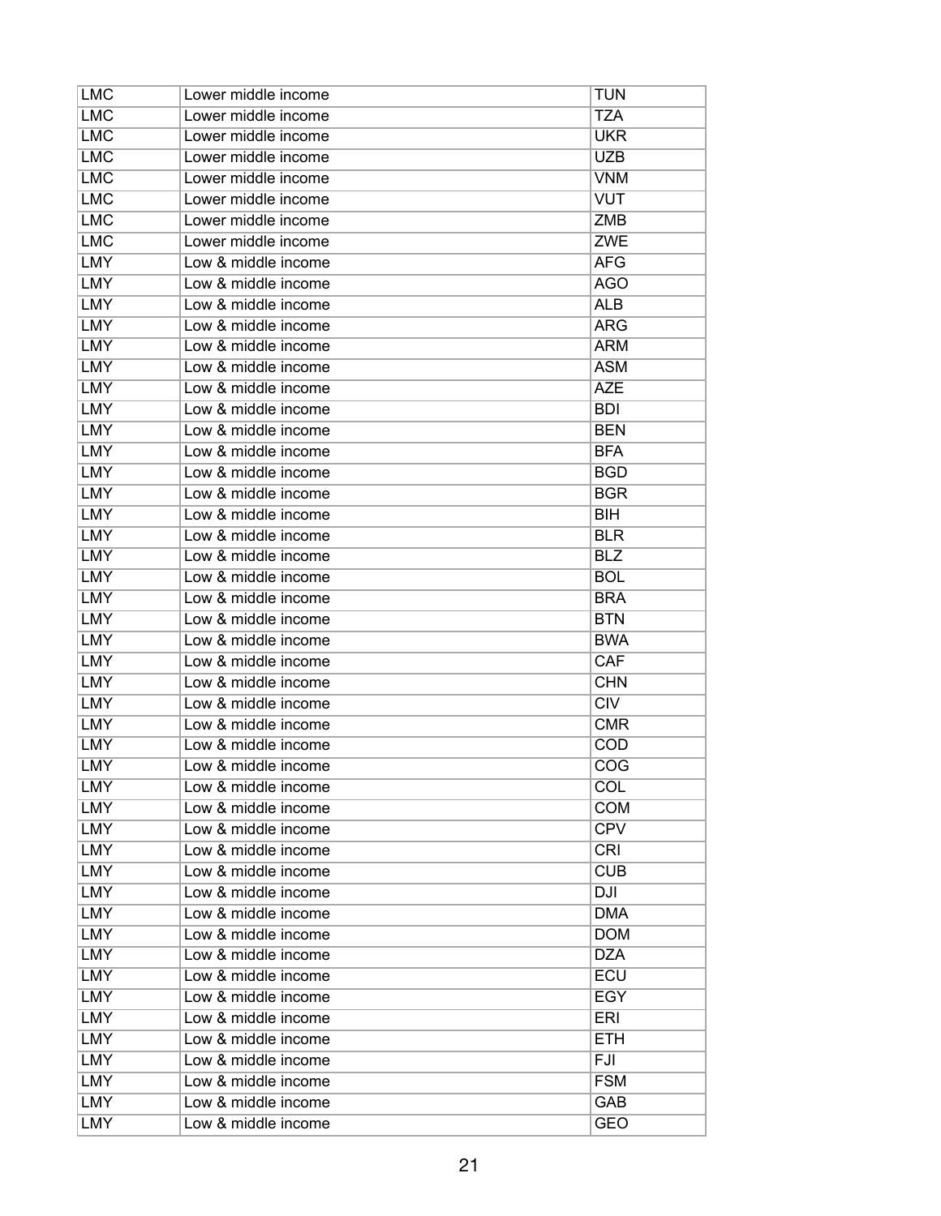| LMC | Lower middle income | TUN |
|---|---|---|
| LMC | Lower middle income | TZA |
| LMC | Lower middle income | UKR |
| LMC | Lower middle income | UZB |
| LMC | Lower middle income | VNM |
| LMC | Lower middle income | VUT |
| LMC | Lower middle income | ZMB |
| LMC | Lower middle income | ZWE |
| LMY | Low & middle income | AFG |
| LMY | Low & middle income | AGO |
| LMY | Low & middle income | ALB |
| LMY | Low & middle income | ARG |
| LMY | Low & middle income | ARM |
| LMY | Low & middle income | ASM |
| LMY | Low & middle income | AZE |
| LMY | Low & middle income | BDI |
| LMY | Low & middle income | BEN |
| LMY | Low & middle income | BFA |
| LMY | Low & middle income | BGD |
| LMY | Low & middle income | BGR |
| LMY | Low & middle income | BIH |
| LMY | Low & middle income | BLR |
| LMY | Low & middle income | BLZ |
| LMY | Low & middle income | BOL |
| LMY | Low & middle income | BRA |
| LMY | Low & middle income | BTN |
| LMY | Low & middle income | BWA |
| LMY | Low & middle income | CAF |
| LMY | Low & middle income | CHN |
| LMY | Low & middle income | CIV |
| LMY | Low & middle income | CMR |
| LMY | Low & middle income | COD |
| LMY | Low & middle income | COG |
| LMY | Low & middle income | COL |
| LMY | Low & middle income | COM |
| LMY | Low & middle income | CPV |
| LMY | Low & middle income | CRI |
| LMY | Low & middle income | CUB |
| LMY | Low & middle income | DJI |
| LMY | Low & middle income | DMA |
| LMY | Low & middle income | DOM |
| LMY | Low & middle income | DZA |
| LMY | Low & middle income | ECU |
| LMY | Low & middle income | EGY |
| LMY | Low & middle income | ERI |
| LMY | Low & middle income | ETH |
| LMY | Low & middle income | FJI |
| LMY | Low & middle income | FSM |
| LMY | Low & middle income | GAB |
| LMY | Low & middle income | GEO |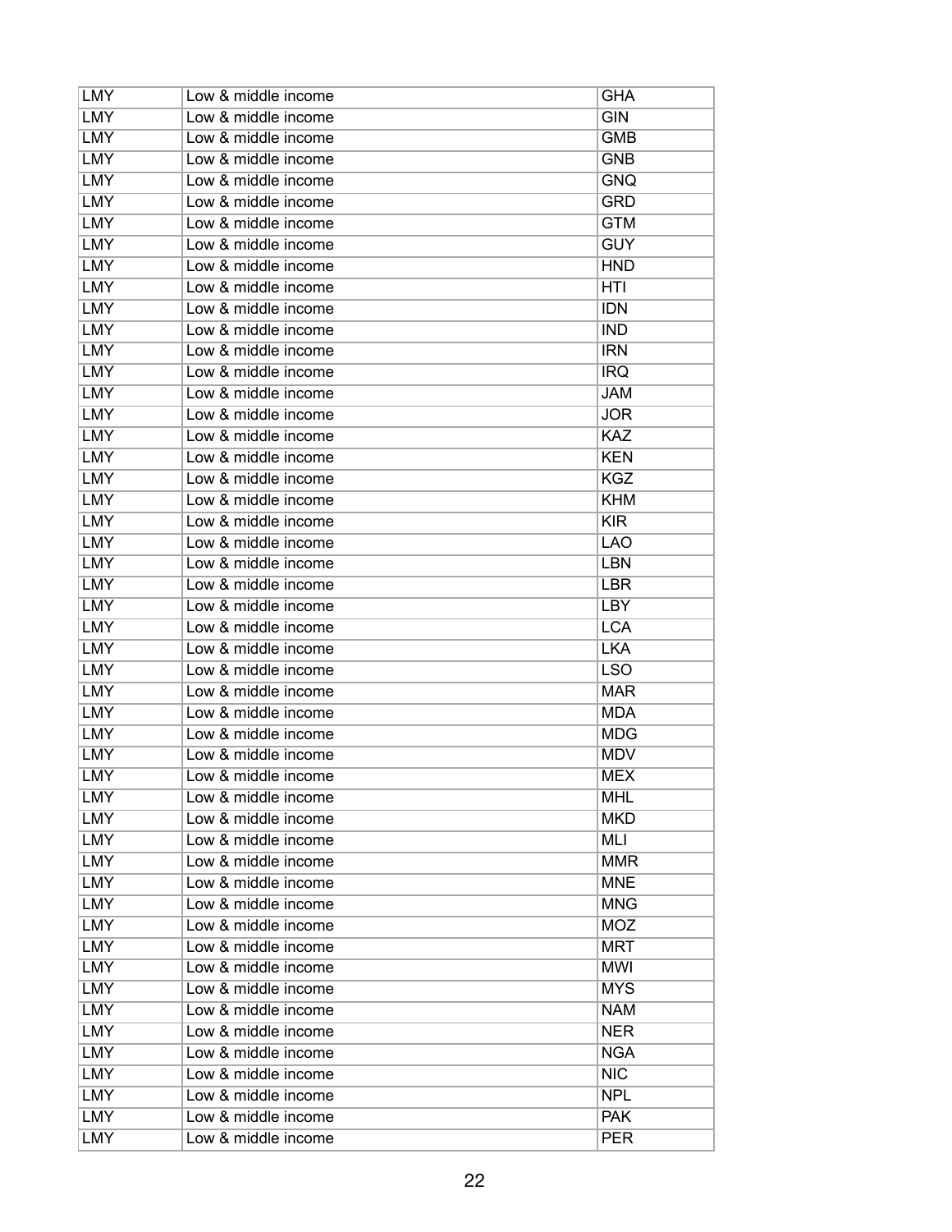| LMY | Low & middle income | GHA |
|---|---|---|
| LMY | Low & middle income | GIN |
| LMY | Low & middle income | GMB |
| LMY | Low & middle income | GNB |
| LMY | Low & middle income | GNQ |
| LMY | Low & middle income | GRD |
| LMY | Low & middle income | GTM |
| LMY | Low & middle income | GUY |
| LMY | Low & middle income | HND |
| LMY | Low & middle income | HTI |
| LMY | Low & middle income | IDN |
| LMY | Low & middle income | IND |
| LMY | Low & middle income | IRN |
| LMY | Low & middle income | IRQ |
| LMY | Low & middle income | JAM |
| LMY | Low & middle income | JOR |
| LMY | Low & middle income | KAZ |
| LMY | Low & middle income | KEN |
| LMY | Low & middle income | KGZ |
| LMY | Low & middle income | KHM |
| LMY | Low & middle income | KIR |
| LMY | Low & middle income | LAO |
| LMY | Low & middle income | LBN |
| LMY | Low & middle income | LBR |
| LMY | Low & middle income | LBY |
| LMY | Low & middle income | LCA |
| LMY | Low & middle income | LKA |
| LMY | Low & middle income | LSO |
| LMY | Low & middle income | MAR |
| LMY | Low & middle income | MDA |
| LMY | Low & middle income | MDG |
| LMY | Low & middle income | MDV |
| LMY | Low & middle income | MEX |
| LMY | Low & middle income | MHL |
| LMY | Low & middle income | MKD |
| LMY | Low & middle income | MLI |
| LMY | Low & middle income | MMR |
| LMY | Low & middle income | MNE |
| LMY | Low & middle income | MNG |
| LMY | Low & middle income | MOZ |
| LMY | Low & middle income | MRT |
| LMY | Low & middle income | MWI |
| LMY | Low & middle income | MYS |
| LMY | Low & middle income | NAM |
| LMY | Low & middle income | NER |
| LMY | Low & middle income | NGA |
| LMY | Low & middle income | NIC |
| LMY | Low & middle income | NPL |
| LMY | Low & middle income | PAK |
| LMY | Low & middle income | PER |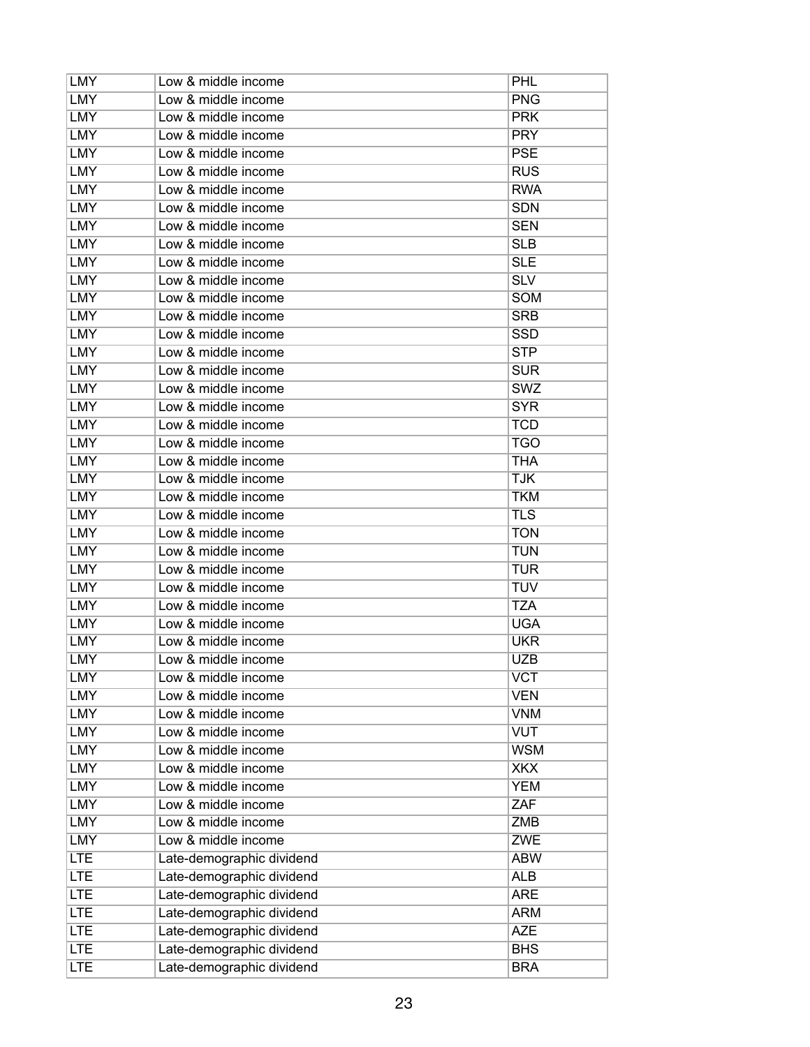| LMY | Low & middle income | PHL |
|---|---|---|
| LMY | Low & middle income | PNG |
| LMY | Low & middle income | PRK |
| LMY | Low & middle income | PRY |
| LMY | Low & middle income | PSE |
| LMY | Low & middle income | RUS |
| LMY | Low & middle income | RWA |
| LMY | Low & middle income | SDN |
| LMY | Low & middle income | SEN |
| LMY | Low & middle income | SLB |
| LMY | Low & middle income | SLE |
| LMY | Low & middle income | SLV |
| LMY | Low & middle income | SOM |
| LMY | Low & middle income | SRB |
| LMY | Low & middle income | SSD |
| LMY | Low & middle income | STP |
| LMY | Low & middle income | SUR |
| LMY | Low & middle income | SWZ |
| LMY | Low & middle income | SYR |
| LMY | Low & middle income | TCD |
| LMY | Low & middle income | TGO |
| LMY | Low & middle income | THA |
| LMY | Low & middle income | TJK |
| LMY | Low & middle income | TKM |
| LMY | Low & middle income | TLS |
| LMY | Low & middle income | TON |
| LMY | Low & middle income | TUN |
| LMY | Low & middle income | TUR |
| LMY | Low & middle income | TUV |
| LMY | Low & middle income | TZA |
| LMY | Low & middle income | UGA |
| LMY | Low & middle income | UKR |
| LMY | Low & middle income | UZB |
| LMY | Low & middle income | VCT |
| LMY | Low & middle income | VEN |
| LMY | Low & middle income | VNM |
| LMY | Low & middle income | VUT |
| LMY | Low & middle income | WSM |
| LMY | Low & middle income | XKX |
| LMY | Low & middle income | YEM |
| LMY | Low & middle income | ZAF |
| LMY | Low & middle income | ZMB |
| LMY | Low & middle income | ZWE |
| LTE | Late-demographic dividend | ABW |
| LTE | Late-demographic dividend | ALB |
| LTE | Late-demographic dividend | ARE |
| LTE | Late-demographic dividend | ARM |
| LTE | Late-demographic dividend | AZE |
| LTE | Late-demographic dividend | BHS |
| LTE | Late-demographic dividend | BRA |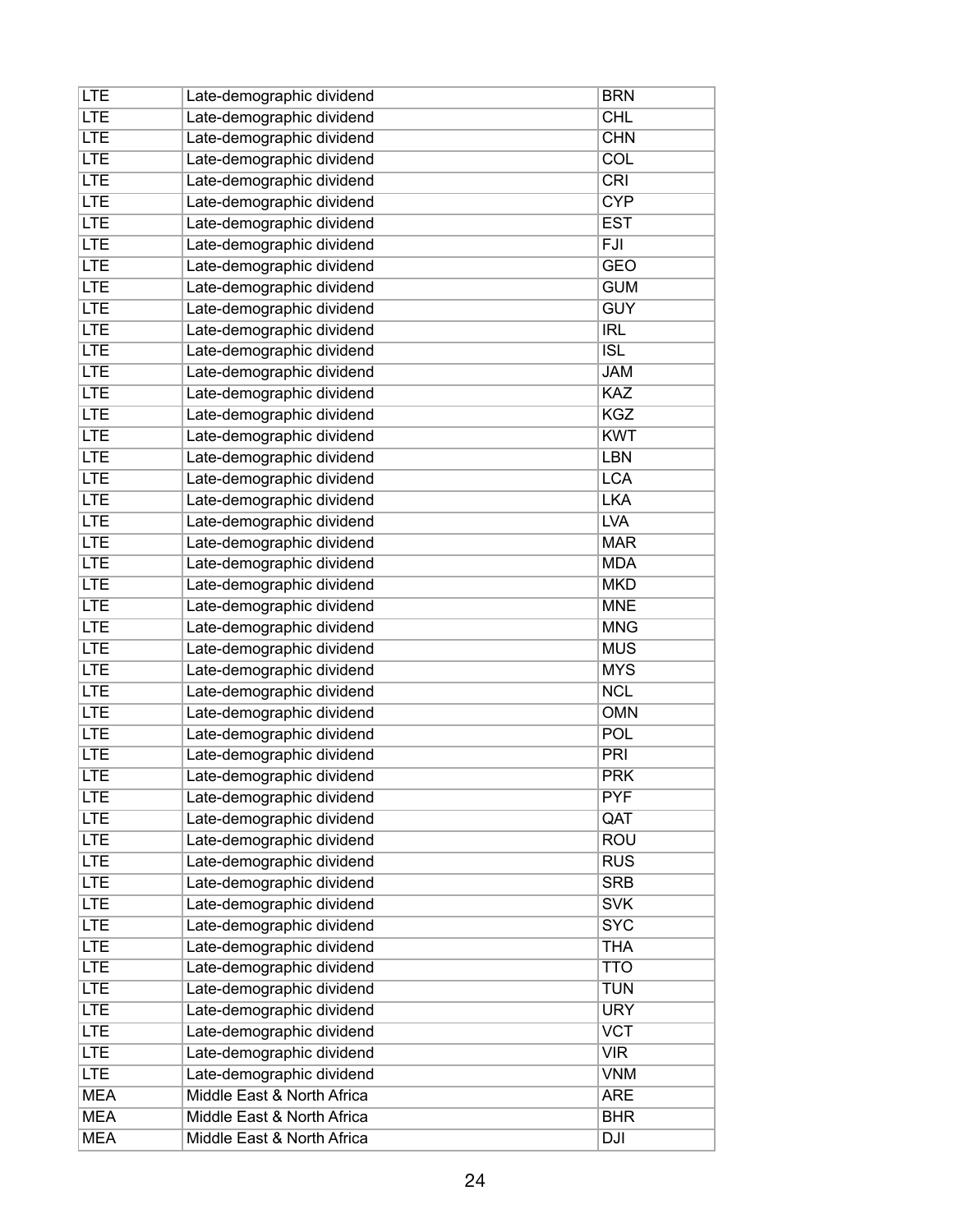| | | |
|---|---|---|
| LTE | Late-demographic dividend | BRN |
| LTE | Late-demographic dividend | CHL |
| LTE | Late-demographic dividend | CHN |
| LTE | Late-demographic dividend | COL |
| LTE | Late-demographic dividend | CRI |
| LTE | Late-demographic dividend | CYP |
| LTE | Late-demographic dividend | EST |
| LTE | Late-demographic dividend | FJI |
| LTE | Late-demographic dividend | GEO |
| LTE | Late-demographic dividend | GUM |
| LTE | Late-demographic dividend | GUY |
| LTE | Late-demographic dividend | IRL |
| LTE | Late-demographic dividend | ISL |
| LTE | Late-demographic dividend | JAM |
| LTE | Late-demographic dividend | KAZ |
| LTE | Late-demographic dividend | KGZ |
| LTE | Late-demographic dividend | KWT |
| LTE | Late-demographic dividend | LBN |
| LTE | Late-demographic dividend | LCA |
| LTE | Late-demographic dividend | LKA |
| LTE | Late-demographic dividend | LVA |
| LTE | Late-demographic dividend | MAR |
| LTE | Late-demographic dividend | MDA |
| LTE | Late-demographic dividend | MKD |
| LTE | Late-demographic dividend | MNE |
| LTE | Late-demographic dividend | MNG |
| LTE | Late-demographic dividend | MUS |
| LTE | Late-demographic dividend | MYS |
| LTE | Late-demographic dividend | NCL |
| LTE | Late-demographic dividend | OMN |
| LTE | Late-demographic dividend | POL |
| LTE | Late-demographic dividend | PRI |
| LTE | Late-demographic dividend | PRK |
| LTE | Late-demographic dividend | PYF |
| LTE | Late-demographic dividend | QAT |
| LTE | Late-demographic dividend | ROU |
| LTE | Late-demographic dividend | RUS |
| LTE | Late-demographic dividend | SRB |
| LTE | Late-demographic dividend | SVK |
| LTE | Late-demographic dividend | SYC |
| LTE | Late-demographic dividend | THA |
| LTE | Late-demographic dividend | TTO |
| LTE | Late-demographic dividend | TUN |
| LTE | Late-demographic dividend | URY |
| LTE | Late-demographic dividend | VCT |
| LTE | Late-demographic dividend | VIR |
| LTE | Late-demographic dividend | VNM |
| MEA | Middle East & North Africa | ARE |
| MEA | Middle East & North Africa | BHR |
| MEA | Middle East & North Africa | DJI |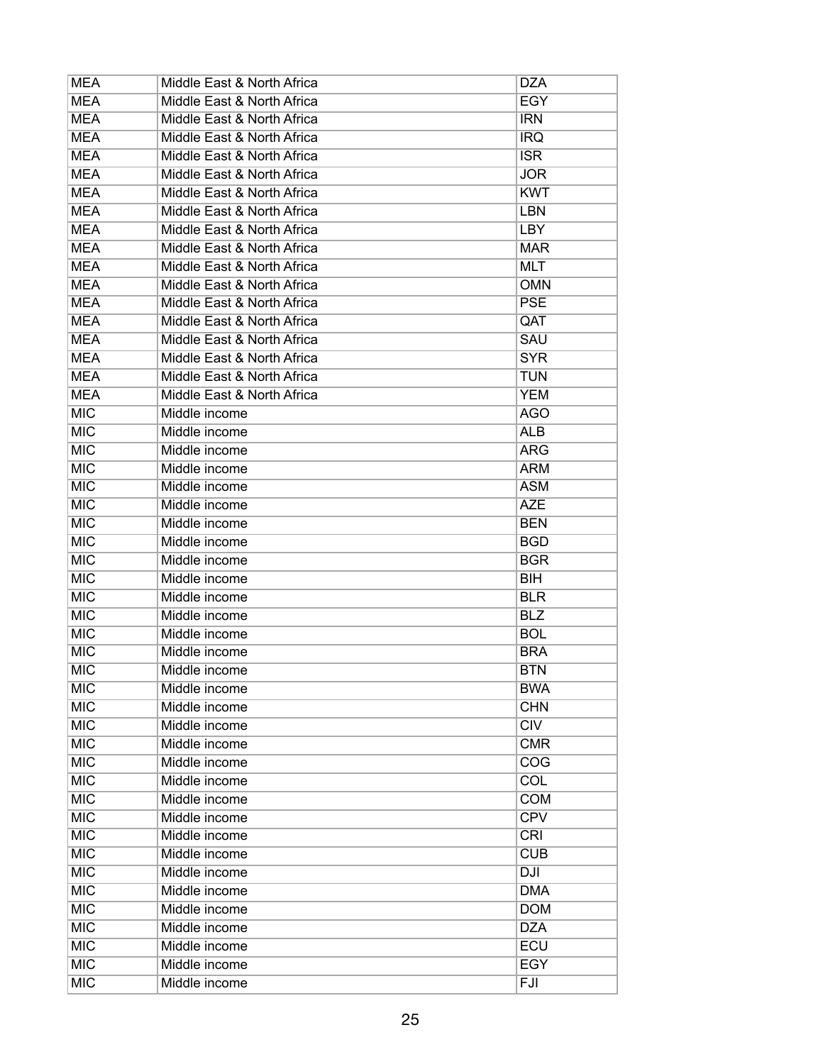| | | |
|---|---|---|
| MEA | Middle East & North Africa | DZA |
| MEA | Middle East & North Africa | EGY |
| MEA | Middle East & North Africa | IRN |
| MEA | Middle East & North Africa | IRQ |
| MEA | Middle East & North Africa | ISR |
| MEA | Middle East & North Africa | JOR |
| MEA | Middle East & North Africa | KWT |
| MEA | Middle East & North Africa | LBN |
| MEA | Middle East & North Africa | LBY |
| MEA | Middle East & North Africa | MAR |
| MEA | Middle East & North Africa | MLT |
| MEA | Middle East & North Africa | OMN |
| MEA | Middle East & North Africa | PSE |
| MEA | Middle East & North Africa | QAT |
| MEA | Middle East & North Africa | SAU |
| MEA | Middle East & North Africa | SYR |
| MEA | Middle East & North Africa | TUN |
| MEA | Middle East & North Africa | YEM |
| MIC | Middle income | AGO |
| MIC | Middle income | ALB |
| MIC | Middle income | ARG |
| MIC | Middle income | ARM |
| MIC | Middle income | ASM |
| MIC | Middle income | AZE |
| MIC | Middle income | BEN |
| MIC | Middle income | BGD |
| MIC | Middle income | BGR |
| MIC | Middle income | BIH |
| MIC | Middle income | BLR |
| MIC | Middle income | BLZ |
| MIC | Middle income | BOL |
| MIC | Middle income | BRA |
| MIC | Middle income | BTN |
| MIC | Middle income | BWA |
| MIC | Middle income | CHN |
| MIC | Middle income | CIV |
| MIC | Middle income | CMR |
| MIC | Middle income | COG |
| MIC | Middle income | COL |
| MIC | Middle income | COM |
| MIC | Middle income | CPV |
| MIC | Middle income | CRI |
| MIC | Middle income | CUB |
| MIC | Middle income | DJI |
| MIC | Middle income | DMA |
| MIC | Middle income | DOM |
| MIC | Middle income | DZA |
| MIC | Middle income | ECU |
| MIC | Middle income | EGY |
| MIC | Middle income | FJI |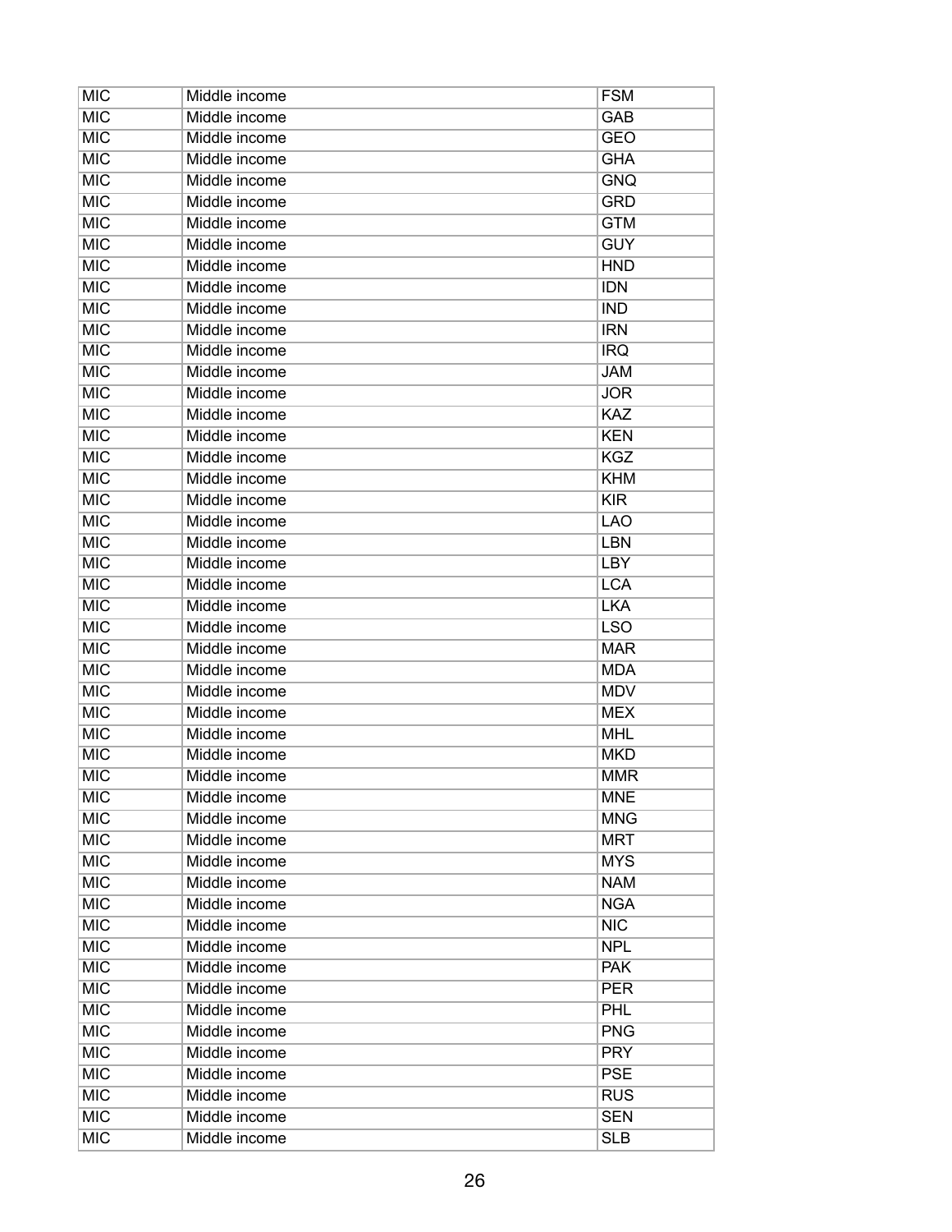| MIC | Middle income | FSM |
|---|---|---|
| MIC | Middle income | GAB |
| MIC | Middle income | GEO |
| MIC | Middle income | GHA |
| MIC | Middle income | GNQ |
| MIC | Middle income | GRD |
| MIC | Middle income | GTM |
| MIC | Middle income | GUY |
| MIC | Middle income | HND |
| MIC | Middle income | IDN |
| MIC | Middle income | IND |
| MIC | Middle income | IRN |
| MIC | Middle income | IRQ |
| MIC | Middle income | JAM |
| MIC | Middle income | JOR |
| MIC | Middle income | KAZ |
| MIC | Middle income | KEN |
| MIC | Middle income | KGZ |
| MIC | Middle income | KHM |
| MIC | Middle income | KIR |
| MIC | Middle income | LAO |
| MIC | Middle income | LBN |
| MIC | Middle income | LBY |
| MIC | Middle income | LCA |
| MIC | Middle income | LKA |
| MIC | Middle income | LSO |
| MIC | Middle income | MAR |
| MIC | Middle income | MDA |
| MIC | Middle income | MDV |
| MIC | Middle income | MEX |
| MIC | Middle income | MHL |
| MIC | Middle income | MKD |
| MIC | Middle income | MMR |
| MIC | Middle income | MNE |
| MIC | Middle income | MNG |
| MIC | Middle income | MRT |
| MIC | Middle income | MYS |
| MIC | Middle income | NAM |
| MIC | Middle income | NGA |
| MIC | Middle income | NIC |
| MIC | Middle income | NPL |
| MIC | Middle income | PAK |
| MIC | Middle income | PER |
| MIC | Middle income | PHL |
| MIC | Middle income | PNG |
| MIC | Middle income | PRY |
| MIC | Middle income | PSE |
| MIC | Middle income | RUS |
| MIC | Middle income | SEN |
| MIC | Middle income | SLB |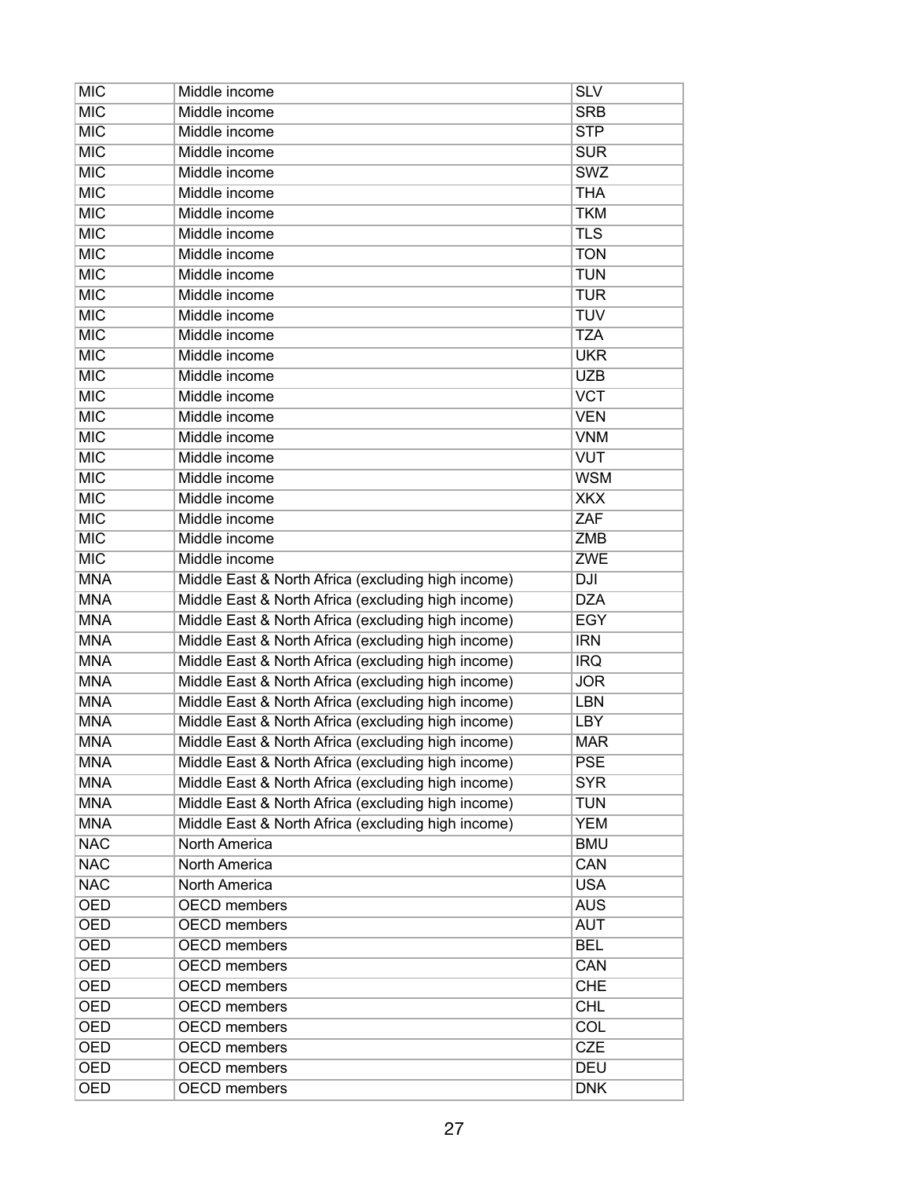| | | |
|---|---|---|
| MIC | Middle income | SLV |
| MIC | Middle income | SRB |
| MIC | Middle income | STP |
| MIC | Middle income | SUR |
| MIC | Middle income | SWZ |
| MIC | Middle income | THA |
| MIC | Middle income | TKM |
| MIC | Middle income | TLS |
| MIC | Middle income | TON |
| MIC | Middle income | TUN |
| MIC | Middle income | TUR |
| MIC | Middle income | TUV |
| MIC | Middle income | TZA |
| MIC | Middle income | UKR |
| MIC | Middle income | UZB |
| MIC | Middle income | VCT |
| MIC | Middle income | VEN |
| MIC | Middle income | VNM |
| MIC | Middle income | VUT |
| MIC | Middle income | WSM |
| MIC | Middle income | XKX |
| MIC | Middle income | ZAF |
| MIC | Middle income | ZMB |
| MIC | Middle income | ZWE |
| MNA | Middle East & North Africa (excluding high income) | DJI |
| MNA | Middle East & North Africa (excluding high income) | DZA |
| MNA | Middle East & North Africa (excluding high income) | EGY |
| MNA | Middle East & North Africa (excluding high income) | IRN |
| MNA | Middle East & North Africa (excluding high income) | IRQ |
| MNA | Middle East & North Africa (excluding high income) | JOR |
| MNA | Middle East & North Africa (excluding high income) | LBN |
| MNA | Middle East & North Africa (excluding high income) | LBY |
| MNA | Middle East & North Africa (excluding high income) | MAR |
| MNA | Middle East & North Africa (excluding high income) | PSE |
| MNA | Middle East & North Africa (excluding high income) | SYR |
| MNA | Middle East & North Africa (excluding high income) | TUN |
| MNA | Middle East & North Africa (excluding high income) | YEM |
| NAC | North America | BMU |
| NAC | North America | CAN |
| NAC | North America | USA |
| OED | OECD members | AUS |
| OED | OECD members | AUT |
| OED | OECD members | BEL |
| OED | OECD members | CAN |
| OED | OECD members | CHE |
| OED | OECD members | CHL |
| OED | OECD members | COL |
| OED | OECD members | CZE |
| OED | OECD members | DEU |
| OED | OECD members | DNK |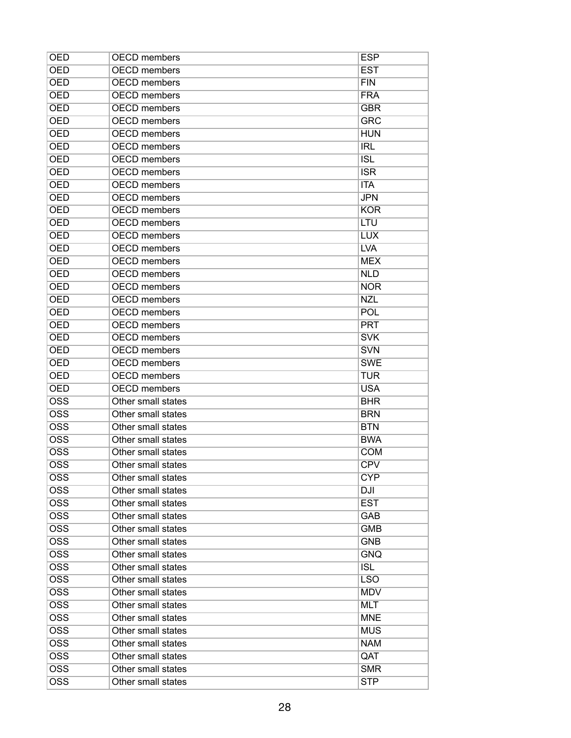| OED | OECD members | ESP |
|---|---|---|
| OED | OECD members | EST |
| OED | OECD members | FIN |
| OED | OECD members | FRA |
| OED | OECD members | GBR |
| OED | OECD members | GRC |
| OED | OECD members | HUN |
| OED | OECD members | IRL |
| OED | OECD members | ISL |
| OED | OECD members | ISR |
| OED | OECD members | ITA |
| OED | OECD members | JPN |
| OED | OECD members | KOR |
| OED | OECD members | LTU |
| OED | OECD members | LUX |
| OED | OECD members | LVA |
| OED | OECD members | MEX |
| OED | OECD members | NLD |
| OED | OECD members | NOR |
| OED | OECD members | NZL |
| OED | OECD members | POL |
| OED | OECD members | PRT |
| OED | OECD members | SVK |
| OED | OECD members | SVN |
| OED | OECD members | SWE |
| OED | OECD members | TUR |
| OED | OECD members | USA |
| OSS | Other small states | BHR |
| OSS | Other small states | BRN |
| OSS | Other small states | BTN |
| OSS | Other small states | BWA |
| OSS | Other small states | COM |
| OSS | Other small states | CPV |
| OSS | Other small states | CYP |
| OSS | Other small states | DJI |
| OSS | Other small states | EST |
| OSS | Other small states | GAB |
| OSS | Other small states | GMB |
| OSS | Other small states | GNB |
| OSS | Other small states | GNQ |
| OSS | Other small states | ISL |
| OSS | Other small states | LSO |
| OSS | Other small states | MDV |
| OSS | Other small states | MLT |
| OSS | Other small states | MNE |
| OSS | Other small states | MUS |
| OSS | Other small states | NAM |
| OSS | Other small states | QAT |
| OSS | Other small states | SMR |
| OSS | Other small states | STP |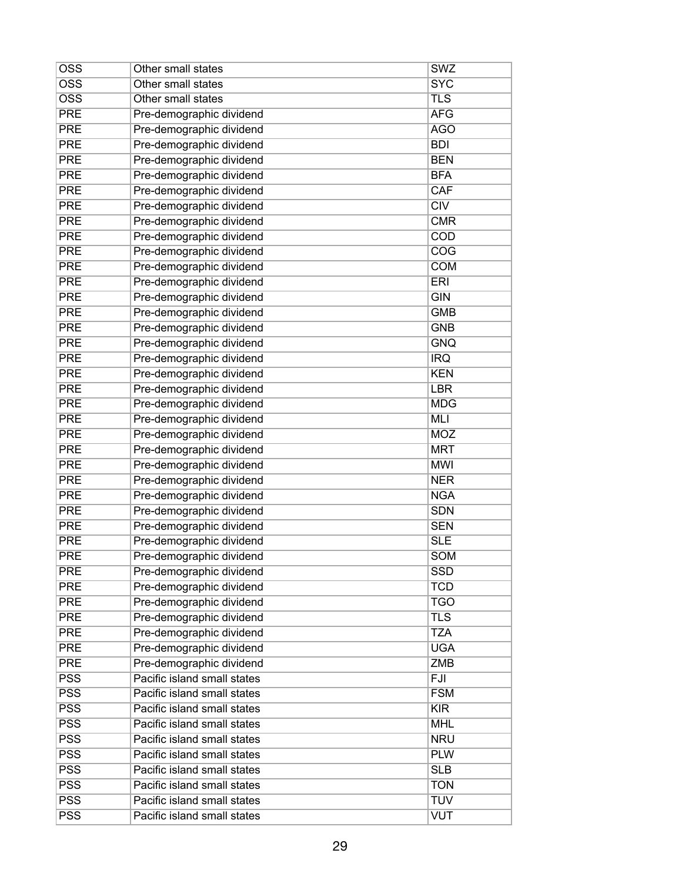| OSS | Other small states | SWZ |
|---|---|---|
| OSS | Other small states | SYC |
| OSS | Other small states | TLS |
| PRE | Pre-demographic dividend | AFG |
| PRE | Pre-demographic dividend | AGO |
| PRE | Pre-demographic dividend | BDI |
| PRE | Pre-demographic dividend | BEN |
| PRE | Pre-demographic dividend | BFA |
| PRE | Pre-demographic dividend | CAF |
| PRE | Pre-demographic dividend | CIV |
| PRE | Pre-demographic dividend | CMR |
| PRE | Pre-demographic dividend | COD |
| PRE | Pre-demographic dividend | COG |
| PRE | Pre-demographic dividend | COM |
| PRE | Pre-demographic dividend | ERI |
| PRE | Pre-demographic dividend | GIN |
| PRE | Pre-demographic dividend | GMB |
| PRE | Pre-demographic dividend | GNB |
| PRE | Pre-demographic dividend | GNQ |
| PRE | Pre-demographic dividend | IRQ |
| PRE | Pre-demographic dividend | KEN |
| PRE | Pre-demographic dividend | LBR |
| PRE | Pre-demographic dividend | MDG |
| PRE | Pre-demographic dividend | MLI |
| PRE | Pre-demographic dividend | MOZ |
| PRE | Pre-demographic dividend | MRT |
| PRE | Pre-demographic dividend | MWI |
| PRE | Pre-demographic dividend | NER |
| PRE | Pre-demographic dividend | NGA |
| PRE | Pre-demographic dividend | SDN |
| PRE | Pre-demographic dividend | SEN |
| PRE | Pre-demographic dividend | SLE |
| PRE | Pre-demographic dividend | SOM |
| PRE | Pre-demographic dividend | SSD |
| PRE | Pre-demographic dividend | TCD |
| PRE | Pre-demographic dividend | TGO |
| PRE | Pre-demographic dividend | TLS |
| PRE | Pre-demographic dividend | TZA |
| PRE | Pre-demographic dividend | UGA |
| PRE | Pre-demographic dividend | ZMB |
| PSS | Pacific island small states | FJI |
| PSS | Pacific island small states | FSM |
| PSS | Pacific island small states | KIR |
| PSS | Pacific island small states | MHL |
| PSS | Pacific island small states | NRU |
| PSS | Pacific island small states | PLW |
| PSS | Pacific island small states | SLB |
| PSS | Pacific island small states | TON |
| PSS | Pacific island small states | TUV |
| PSS | Pacific island small states | VUT |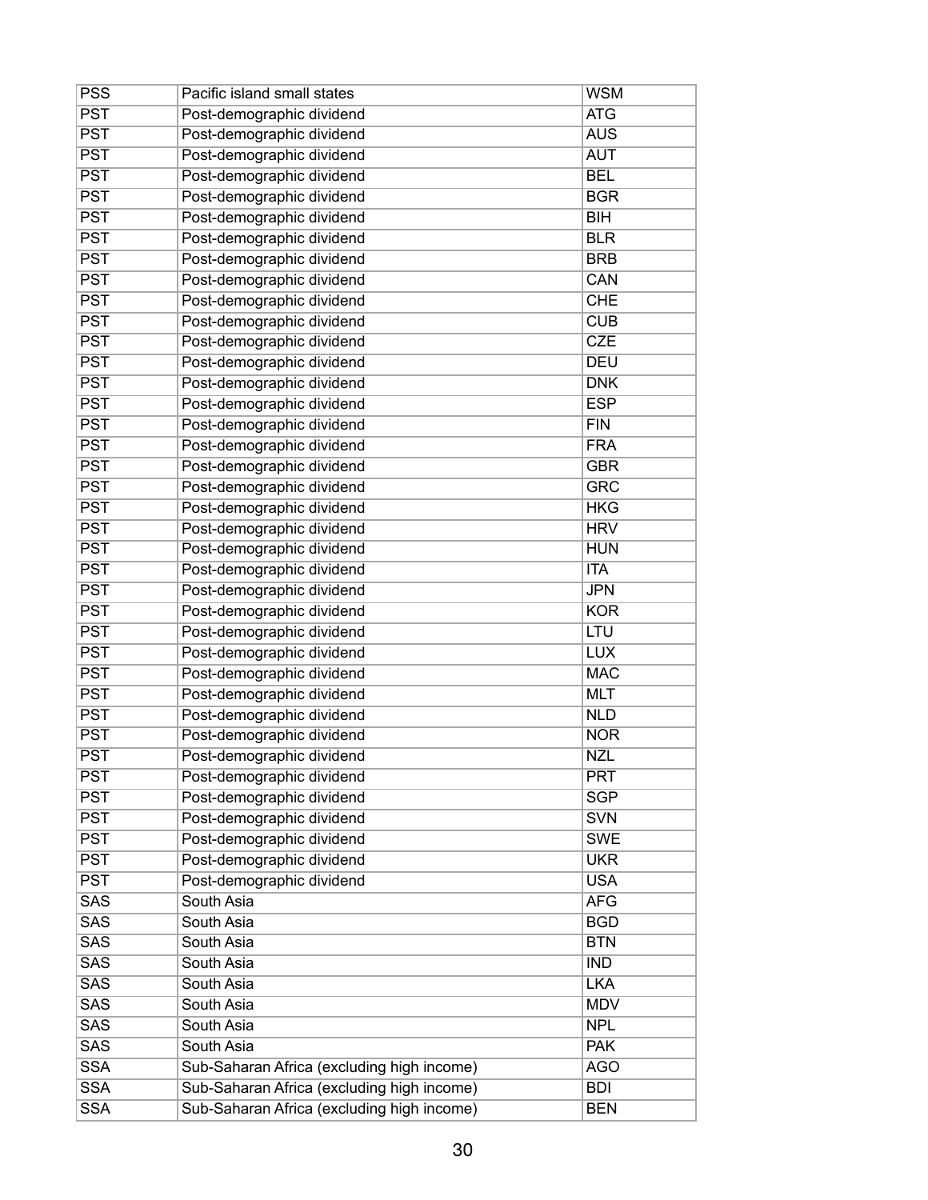| PSS | Pacific island small states | WSM |
|---|---|---|
| PST | Post-demographic dividend | ATG |
| PST | Post-demographic dividend | AUS |
| PST | Post-demographic dividend | AUT |
| PST | Post-demographic dividend | BEL |
| PST | Post-demographic dividend | BGR |
| PST | Post-demographic dividend | BIH |
| PST | Post-demographic dividend | BLR |
| PST | Post-demographic dividend | BRB |
| PST | Post-demographic dividend | CAN |
| PST | Post-demographic dividend | CHE |
| PST | Post-demographic dividend | CUB |
| PST | Post-demographic dividend | CZE |
| PST | Post-demographic dividend | DEU |
| PST | Post-demographic dividend | DNK |
| PST | Post-demographic dividend | ESP |
| PST | Post-demographic dividend | FIN |
| PST | Post-demographic dividend | FRA |
| PST | Post-demographic dividend | GBR |
| PST | Post-demographic dividend | GRC |
| PST | Post-demographic dividend | HKG |
| PST | Post-demographic dividend | HRV |
| PST | Post-demographic dividend | HUN |
| PST | Post-demographic dividend | ITA |
| PST | Post-demographic dividend | JPN |
| PST | Post-demographic dividend | KOR |
| PST | Post-demographic dividend | LTU |
| PST | Post-demographic dividend | LUX |
| PST | Post-demographic dividend | MAC |
| PST | Post-demographic dividend | MLT |
| PST | Post-demographic dividend | NLD |
| PST | Post-demographic dividend | NOR |
| PST | Post-demographic dividend | NZL |
| PST | Post-demographic dividend | PRT |
| PST | Post-demographic dividend | SGP |
| PST | Post-demographic dividend | SVN |
| PST | Post-demographic dividend | SWE |
| PST | Post-demographic dividend | UKR |
| PST | Post-demographic dividend | USA |
| SAS | South Asia | AFG |
| SAS | South Asia | BGD |
| SAS | South Asia | BTN |
| SAS | South Asia | IND |
| SAS | South Asia | LKA |
| SAS | South Asia | MDV |
| SAS | South Asia | NPL |
| SAS | South Asia | PAK |
| SSA | Sub-Saharan Africa (excluding high income) | AGO |
| SSA | Sub-Saharan Africa (excluding high income) | BDI |
| SSA | Sub-Saharan Africa (excluding high income) | BEN |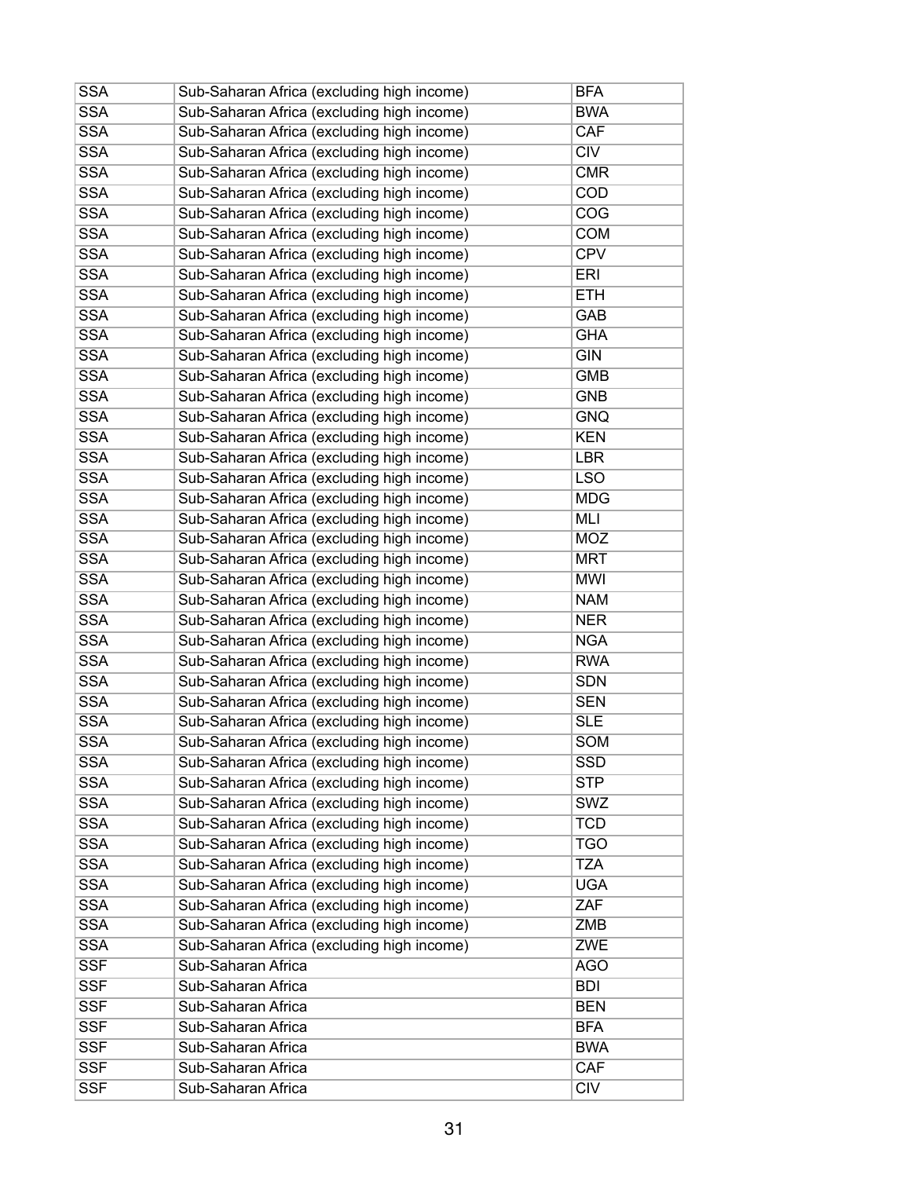| SSA | Sub-Saharan Africa (excluding high income) | BFA |
|---|---|---|
| SSA | Sub-Saharan Africa (excluding high income) | BWA |
| SSA | Sub-Saharan Africa (excluding high income) | CAF |
| SSA | Sub-Saharan Africa (excluding high income) | CIV |
| SSA | Sub-Saharan Africa (excluding high income) | CMR |
| SSA | Sub-Saharan Africa (excluding high income) | COD |
| SSA | Sub-Saharan Africa (excluding high income) | COG |
| SSA | Sub-Saharan Africa (excluding high income) | COM |
| SSA | Sub-Saharan Africa (excluding high income) | CPV |
| SSA | Sub-Saharan Africa (excluding high income) | ERI |
| SSA | Sub-Saharan Africa (excluding high income) | ETH |
| SSA | Sub-Saharan Africa (excluding high income) | GAB |
| SSA | Sub-Saharan Africa (excluding high income) | GHA |
| SSA | Sub-Saharan Africa (excluding high income) | GIN |
| SSA | Sub-Saharan Africa (excluding high income) | GMB |
| SSA | Sub-Saharan Africa (excluding high income) | GNB |
| SSA | Sub-Saharan Africa (excluding high income) | GNQ |
| SSA | Sub-Saharan Africa (excluding high income) | KEN |
| SSA | Sub-Saharan Africa (excluding high income) | LBR |
| SSA | Sub-Saharan Africa (excluding high income) | LSO |
| SSA | Sub-Saharan Africa (excluding high income) | MDG |
| SSA | Sub-Saharan Africa (excluding high income) | MLI |
| SSA | Sub-Saharan Africa (excluding high income) | MOZ |
| SSA | Sub-Saharan Africa (excluding high income) | MRT |
| SSA | Sub-Saharan Africa (excluding high income) | MWI |
| SSA | Sub-Saharan Africa (excluding high income) | NAM |
| SSA | Sub-Saharan Africa (excluding high income) | NER |
| SSA | Sub-Saharan Africa (excluding high income) | NGA |
| SSA | Sub-Saharan Africa (excluding high income) | RWA |
| SSA | Sub-Saharan Africa (excluding high income) | SDN |
| SSA | Sub-Saharan Africa (excluding high income) | SEN |
| SSA | Sub-Saharan Africa (excluding high income) | SLE |
| SSA | Sub-Saharan Africa (excluding high income) | SOM |
| SSA | Sub-Saharan Africa (excluding high income) | SSD |
| SSA | Sub-Saharan Africa (excluding high income) | STP |
| SSA | Sub-Saharan Africa (excluding high income) | SWZ |
| SSA | Sub-Saharan Africa (excluding high income) | TCD |
| SSA | Sub-Saharan Africa (excluding high income) | TGO |
| SSA | Sub-Saharan Africa (excluding high income) | TZA |
| SSA | Sub-Saharan Africa (excluding high income) | UGA |
| SSA | Sub-Saharan Africa (excluding high income) | ZAF |
| SSA | Sub-Saharan Africa (excluding high income) | ZMB |
| SSA | Sub-Saharan Africa (excluding high income) | ZWE |
| SSF | Sub-Saharan Africa | AGO |
| SSF | Sub-Saharan Africa | BDI |
| SSF | Sub-Saharan Africa | BEN |
| SSF | Sub-Saharan Africa | BFA |
| SSF | Sub-Saharan Africa | BWA |
| SSF | Sub-Saharan Africa | CAF |
| SSF | Sub-Saharan Africa | CIV |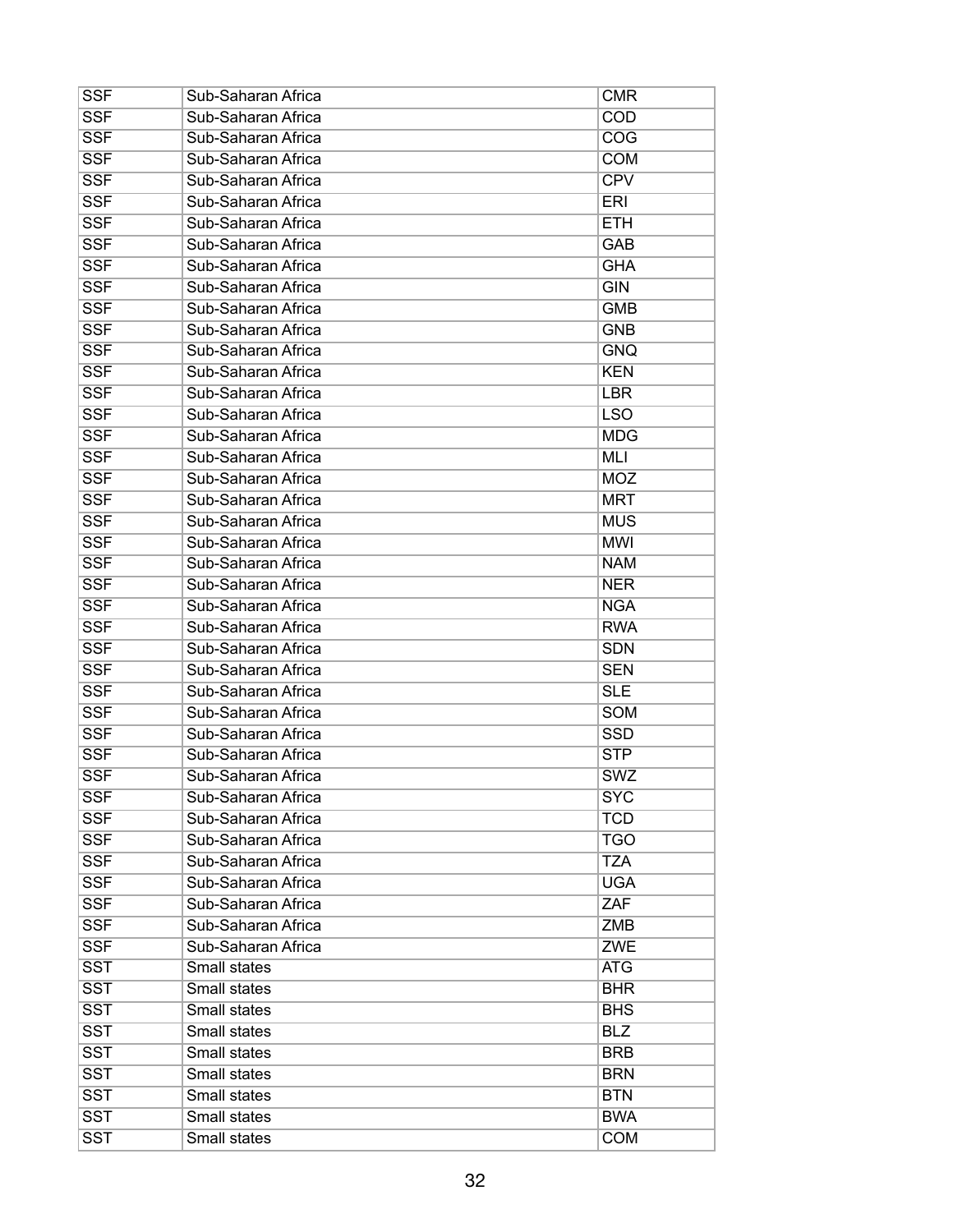| SSF | Sub-Saharan Africa | CMR |
|---|---|---|
| SSF | Sub-Saharan Africa | COD |
| SSF | Sub-Saharan Africa | COG |
| SSF | Sub-Saharan Africa | COM |
| SSF | Sub-Saharan Africa | CPV |
| SSF | Sub-Saharan Africa | ERI |
| SSF | Sub-Saharan Africa | ETH |
| SSF | Sub-Saharan Africa | GAB |
| SSF | Sub-Saharan Africa | GHA |
| SSF | Sub-Saharan Africa | GIN |
| SSF | Sub-Saharan Africa | GMB |
| SSF | Sub-Saharan Africa | GNB |
| SSF | Sub-Saharan Africa | GNQ |
| SSF | Sub-Saharan Africa | KEN |
| SSF | Sub-Saharan Africa | LBR |
| SSF | Sub-Saharan Africa | LSO |
| SSF | Sub-Saharan Africa | MDG |
| SSF | Sub-Saharan Africa | MLI |
| SSF | Sub-Saharan Africa | MOZ |
| SSF | Sub-Saharan Africa | MRT |
| SSF | Sub-Saharan Africa | MUS |
| SSF | Sub-Saharan Africa | MWI |
| SSF | Sub-Saharan Africa | NAM |
| SSF | Sub-Saharan Africa | NER |
| SSF | Sub-Saharan Africa | NGA |
| SSF | Sub-Saharan Africa | RWA |
| SSF | Sub-Saharan Africa | SDN |
| SSF | Sub-Saharan Africa | SEN |
| SSF | Sub-Saharan Africa | SLE |
| SSF | Sub-Saharan Africa | SOM |
| SSF | Sub-Saharan Africa | SSD |
| SSF | Sub-Saharan Africa | STP |
| SSF | Sub-Saharan Africa | SWZ |
| SSF | Sub-Saharan Africa | SYC |
| SSF | Sub-Saharan Africa | TCD |
| SSF | Sub-Saharan Africa | TGO |
| SSF | Sub-Saharan Africa | TZA |
| SSF | Sub-Saharan Africa | UGA |
| SSF | Sub-Saharan Africa | ZAF |
| SSF | Sub-Saharan Africa | ZMB |
| SSF | Sub-Saharan Africa | ZWE |
| SST | Small states | ATG |
| SST | Small states | BHR |
| SST | Small states | BHS |
| SST | Small states | BLZ |
| SST | Small states | BRB |
| SST | Small states | BRN |
| SST | Small states | BTN |
| SST | Small states | BWA |
| SST | Small states | COM |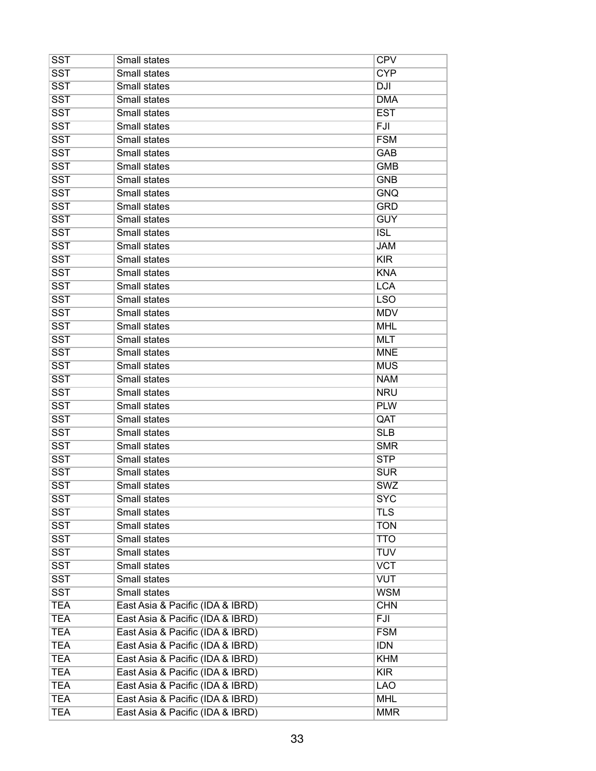| | | |
|---|---|---|
| SST | Small states | CPV |
| SST | Small states | CYP |
| SST | Small states | DJI |
| SST | Small states | DMA |
| SST | Small states | EST |
| SST | Small states | FJI |
| SST | Small states | FSM |
| SST | Small states | GAB |
| SST | Small states | GMB |
| SST | Small states | GNB |
| SST | Small states | GNQ |
| SST | Small states | GRD |
| SST | Small states | GUY |
| SST | Small states | ISL |
| SST | Small states | JAM |
| SST | Small states | KIR |
| SST | Small states | KNA |
| SST | Small states | LCA |
| SST | Small states | LSO |
| SST | Small states | MDV |
| SST | Small states | MHL |
| SST | Small states | MLT |
| SST | Small states | MNE |
| SST | Small states | MUS |
| SST | Small states | NAM |
| SST | Small states | NRU |
| SST | Small states | PLW |
| SST | Small states | QAT |
| SST | Small states | SLB |
| SST | Small states | SMR |
| SST | Small states | STP |
| SST | Small states | SUR |
| SST | Small states | SWZ |
| SST | Small states | SYC |
| SST | Small states | TLS |
| SST | Small states | TON |
| SST | Small states | TTO |
| SST | Small states | TUV |
| SST | Small states | VCT |
| SST | Small states | VUT |
| SST | Small states | WSM |
| TEA | East Asia & Pacific (IDA & IBRD) | CHN |
| TEA | East Asia & Pacific (IDA & IBRD) | FJI |
| TEA | East Asia & Pacific (IDA & IBRD) | FSM |
| TEA | East Asia & Pacific (IDA & IBRD) | IDN |
| TEA | East Asia & Pacific (IDA & IBRD) | KHM |
| TEA | East Asia & Pacific (IDA & IBRD) | KIR |
| TEA | East Asia & Pacific (IDA & IBRD) | LAO |
| TEA | East Asia & Pacific (IDA & IBRD) | MHL |
| TEA | East Asia & Pacific (IDA & IBRD) | MMR |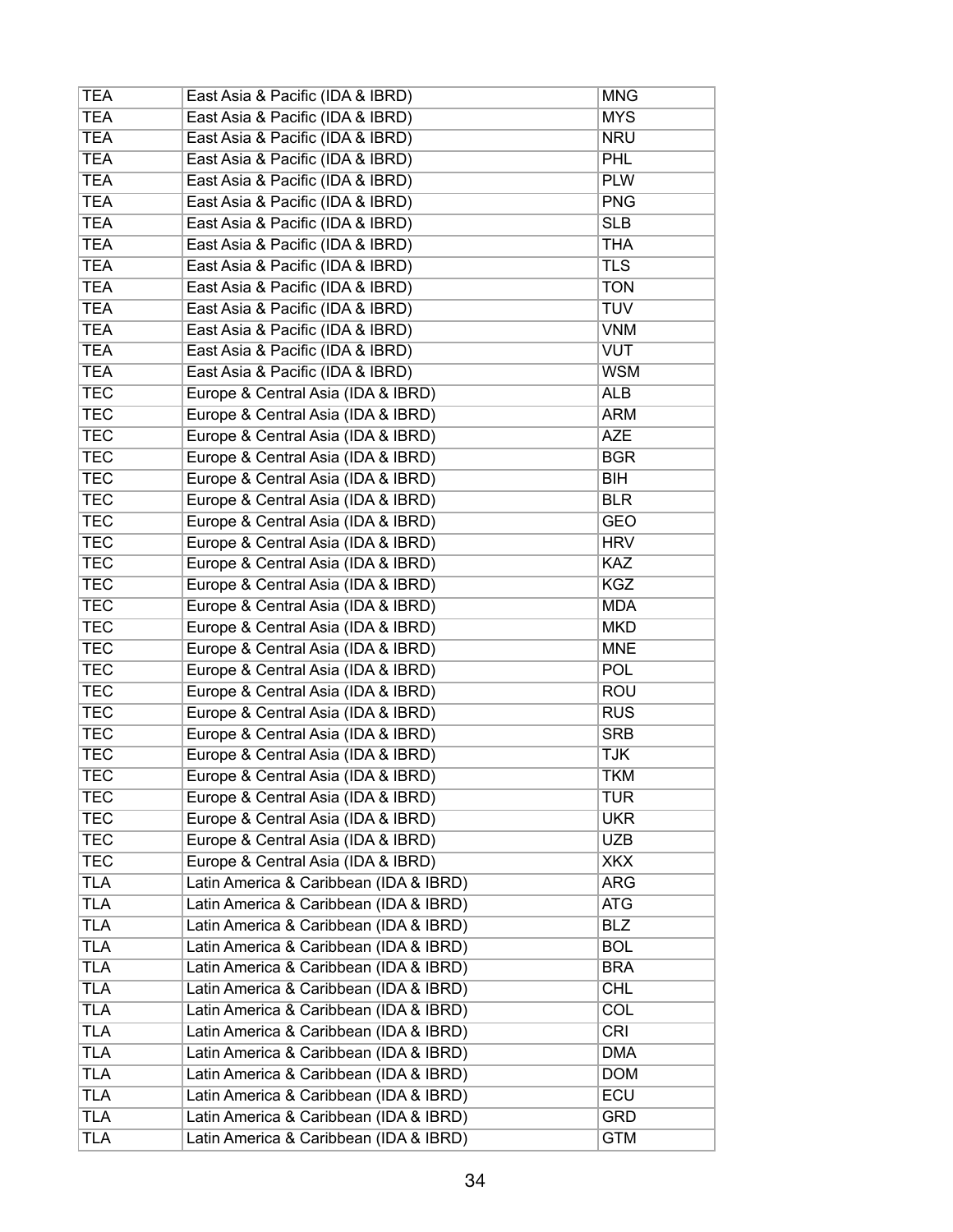| TEA | East Asia & Pacific (IDA & IBRD) | MNG |
|---|---|---|
| TEA | East Asia & Pacific (IDA & IBRD) | MYS |
| TEA | East Asia & Pacific (IDA & IBRD) | NRU |
| TEA | East Asia & Pacific (IDA & IBRD) | PHL |
| TEA | East Asia & Pacific (IDA & IBRD) | PLW |
| TEA | East Asia & Pacific (IDA & IBRD) | PNG |
| TEA | East Asia & Pacific (IDA & IBRD) | SLB |
| TEA | East Asia & Pacific (IDA & IBRD) | THA |
| TEA | East Asia & Pacific (IDA & IBRD) | TLS |
| TEA | East Asia & Pacific (IDA & IBRD) | TON |
| TEA | East Asia & Pacific (IDA & IBRD) | TUV |
| TEA | East Asia & Pacific (IDA & IBRD) | VNM |
| TEA | East Asia & Pacific (IDA & IBRD) | VUT |
| TEA | East Asia & Pacific (IDA & IBRD) | WSM |
| TEC | Europe & Central Asia (IDA & IBRD) | ALB |
| TEC | Europe & Central Asia (IDA & IBRD) | ARM |
| TEC | Europe & Central Asia (IDA & IBRD) | AZE |
| TEC | Europe & Central Asia (IDA & IBRD) | BGR |
| TEC | Europe & Central Asia (IDA & IBRD) | BIH |
| TEC | Europe & Central Asia (IDA & IBRD) | BLR |
| TEC | Europe & Central Asia (IDA & IBRD) | GEO |
| TEC | Europe & Central Asia (IDA & IBRD) | HRV |
| TEC | Europe & Central Asia (IDA & IBRD) | KAZ |
| TEC | Europe & Central Asia (IDA & IBRD) | KGZ |
| TEC | Europe & Central Asia (IDA & IBRD) | MDA |
| TEC | Europe & Central Asia (IDA & IBRD) | MKD |
| TEC | Europe & Central Asia (IDA & IBRD) | MNE |
| TEC | Europe & Central Asia (IDA & IBRD) | POL |
| TEC | Europe & Central Asia (IDA & IBRD) | ROU |
| TEC | Europe & Central Asia (IDA & IBRD) | RUS |
| TEC | Europe & Central Asia (IDA & IBRD) | SRB |
| TEC | Europe & Central Asia (IDA & IBRD) | TJK |
| TEC | Europe & Central Asia (IDA & IBRD) | TKM |
| TEC | Europe & Central Asia (IDA & IBRD) | TUR |
| TEC | Europe & Central Asia (IDA & IBRD) | UKR |
| TEC | Europe & Central Asia (IDA & IBRD) | UZB |
| TEC | Europe & Central Asia (IDA & IBRD) | XKX |
| TLA | Latin America & Caribbean (IDA & IBRD) | ARG |
| TLA | Latin America & Caribbean (IDA & IBRD) | ATG |
| TLA | Latin America & Caribbean (IDA & IBRD) | BLZ |
| TLA | Latin America & Caribbean (IDA & IBRD) | BOL |
| TLA | Latin America & Caribbean (IDA & IBRD) | BRA |
| TLA | Latin America & Caribbean (IDA & IBRD) | CHL |
| TLA | Latin America & Caribbean (IDA & IBRD) | COL |
| TLA | Latin America & Caribbean (IDA & IBRD) | CRI |
| TLA | Latin America & Caribbean (IDA & IBRD) | DMA |
| TLA | Latin America & Caribbean (IDA & IBRD) | DOM |
| TLA | Latin America & Caribbean (IDA & IBRD) | ECU |
| TLA | Latin America & Caribbean (IDA & IBRD) | GRD |
| TLA | Latin America & Caribbean (IDA & IBRD) | GTM |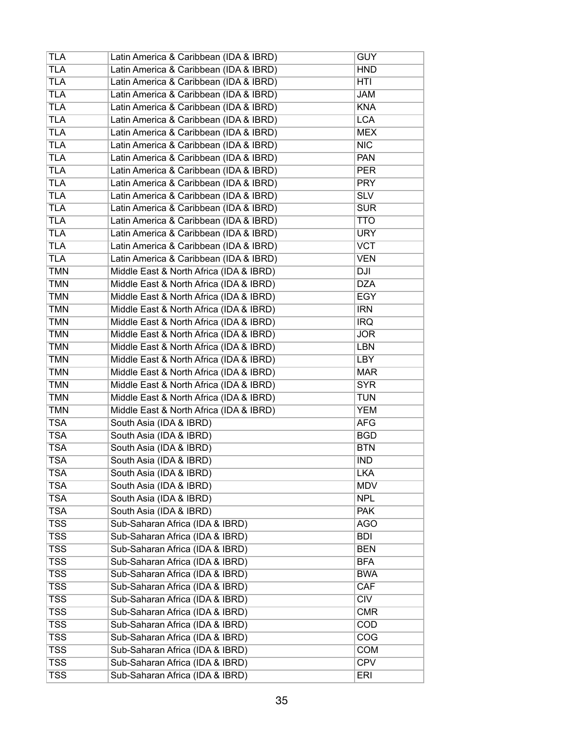| TLA | Latin America & Caribbean (IDA & IBRD) | GUY |
|---|---|---|
| TLA | Latin America & Caribbean (IDA & IBRD) | HND |
| TLA | Latin America & Caribbean (IDA & IBRD) | HTI |
| TLA | Latin America & Caribbean (IDA & IBRD) | JAM |
| TLA | Latin America & Caribbean (IDA & IBRD) | KNA |
| TLA | Latin America & Caribbean (IDA & IBRD) | LCA |
| TLA | Latin America & Caribbean (IDA & IBRD) | MEX |
| TLA | Latin America & Caribbean (IDA & IBRD) | NIC |
| TLA | Latin America & Caribbean (IDA & IBRD) | PAN |
| TLA | Latin America & Caribbean (IDA & IBRD) | PER |
| TLA | Latin America & Caribbean (IDA & IBRD) | PRY |
| TLA | Latin America & Caribbean (IDA & IBRD) | SLV |
| TLA | Latin America & Caribbean (IDA & IBRD) | SUR |
| TLA | Latin America & Caribbean (IDA & IBRD) | TTO |
| TLA | Latin America & Caribbean (IDA & IBRD) | URY |
| TLA | Latin America & Caribbean (IDA & IBRD) | VCT |
| TLA | Latin America & Caribbean (IDA & IBRD) | VEN |
| TMN | Middle East & North Africa (IDA & IBRD) | DJI |
| TMN | Middle East & North Africa (IDA & IBRD) | DZA |
| TMN | Middle East & North Africa (IDA & IBRD) | EGY |
| TMN | Middle East & North Africa (IDA & IBRD) | IRN |
| TMN | Middle East & North Africa (IDA & IBRD) | IRQ |
| TMN | Middle East & North Africa (IDA & IBRD) | JOR |
| TMN | Middle East & North Africa (IDA & IBRD) | LBN |
| TMN | Middle East & North Africa (IDA & IBRD) | LBY |
| TMN | Middle East & North Africa (IDA & IBRD) | MAR |
| TMN | Middle East & North Africa (IDA & IBRD) | SYR |
| TMN | Middle East & North Africa (IDA & IBRD) | TUN |
| TMN | Middle East & North Africa (IDA & IBRD) | YEM |
| TSA | South Asia (IDA & IBRD) | AFG |
| TSA | South Asia (IDA & IBRD) | BGD |
| TSA | South Asia (IDA & IBRD) | BTN |
| TSA | South Asia (IDA & IBRD) | IND |
| TSA | South Asia (IDA & IBRD) | LKA |
| TSA | South Asia (IDA & IBRD) | MDV |
| TSA | South Asia (IDA & IBRD) | NPL |
| TSA | South Asia (IDA & IBRD) | PAK |
| TSS | Sub-Saharan Africa (IDA & IBRD) | AGO |
| TSS | Sub-Saharan Africa (IDA & IBRD) | BDI |
| TSS | Sub-Saharan Africa (IDA & IBRD) | BEN |
| TSS | Sub-Saharan Africa (IDA & IBRD) | BFA |
| TSS | Sub-Saharan Africa (IDA & IBRD) | BWA |
| TSS | Sub-Saharan Africa (IDA & IBRD) | CAF |
| TSS | Sub-Saharan Africa (IDA & IBRD) | CIV |
| TSS | Sub-Saharan Africa (IDA & IBRD) | CMR |
| TSS | Sub-Saharan Africa (IDA & IBRD) | COD |
| TSS | Sub-Saharan Africa (IDA & IBRD) | COG |
| TSS | Sub-Saharan Africa (IDA & IBRD) | COM |
| TSS | Sub-Saharan Africa (IDA & IBRD) | CPV |
| TSS | Sub-Saharan Africa (IDA & IBRD) | ERI |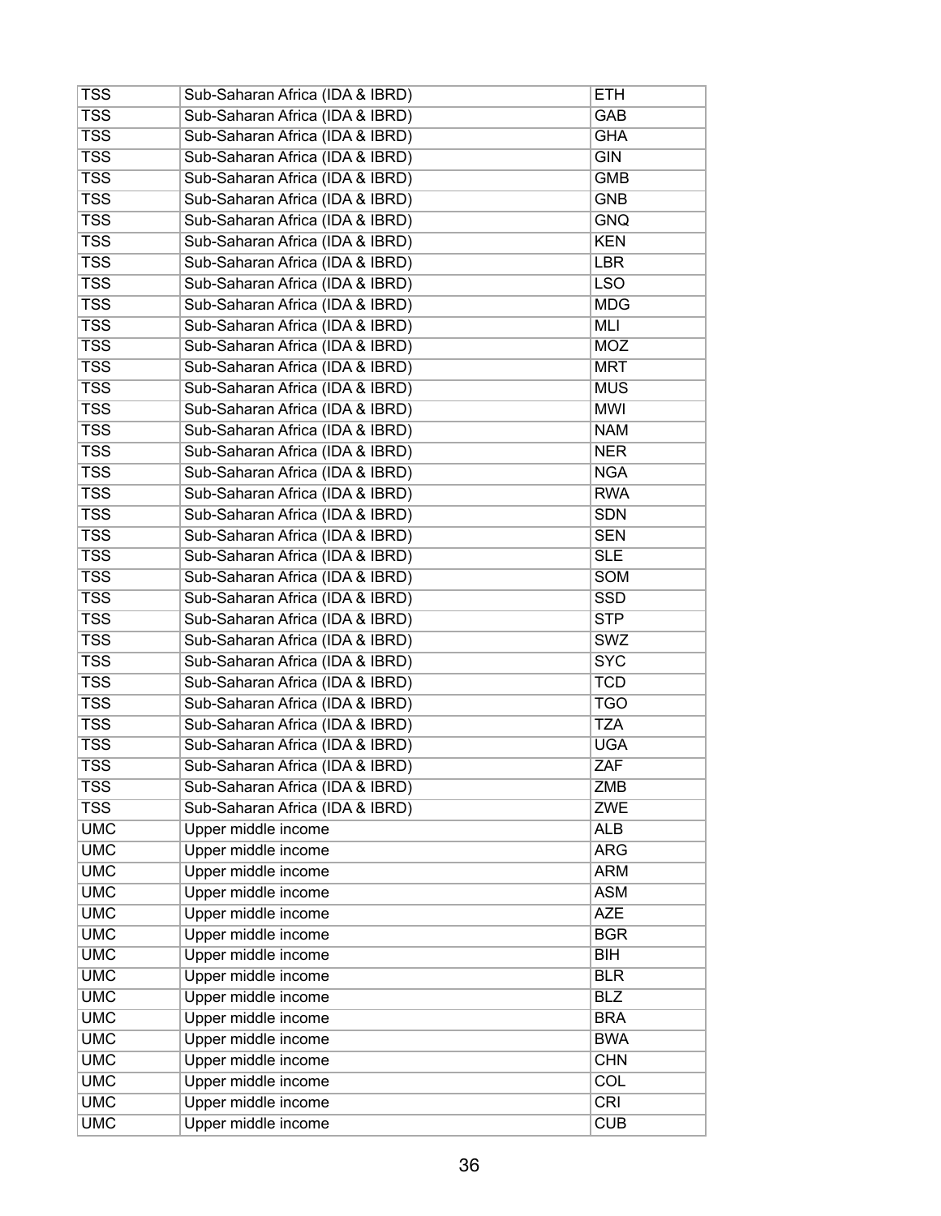| | | |
|---|---|---|
| TSS | Sub-Saharan Africa (IDA & IBRD) | ETH |
| TSS | Sub-Saharan Africa (IDA & IBRD) | GAB |
| TSS | Sub-Saharan Africa (IDA & IBRD) | GHA |
| TSS | Sub-Saharan Africa (IDA & IBRD) | GIN |
| TSS | Sub-Saharan Africa (IDA & IBRD) | GMB |
| TSS | Sub-Saharan Africa (IDA & IBRD) | GNB |
| TSS | Sub-Saharan Africa (IDA & IBRD) | GNQ |
| TSS | Sub-Saharan Africa (IDA & IBRD) | KEN |
| TSS | Sub-Saharan Africa (IDA & IBRD) | LBR |
| TSS | Sub-Saharan Africa (IDA & IBRD) | LSO |
| TSS | Sub-Saharan Africa (IDA & IBRD) | MDG |
| TSS | Sub-Saharan Africa (IDA & IBRD) | MLI |
| TSS | Sub-Saharan Africa (IDA & IBRD) | MOZ |
| TSS | Sub-Saharan Africa (IDA & IBRD) | MRT |
| TSS | Sub-Saharan Africa (IDA & IBRD) | MUS |
| TSS | Sub-Saharan Africa (IDA & IBRD) | MWI |
| TSS | Sub-Saharan Africa (IDA & IBRD) | NAM |
| TSS | Sub-Saharan Africa (IDA & IBRD) | NER |
| TSS | Sub-Saharan Africa (IDA & IBRD) | NGA |
| TSS | Sub-Saharan Africa (IDA & IBRD) | RWA |
| TSS | Sub-Saharan Africa (IDA & IBRD) | SDN |
| TSS | Sub-Saharan Africa (IDA & IBRD) | SEN |
| TSS | Sub-Saharan Africa (IDA & IBRD) | SLE |
| TSS | Sub-Saharan Africa (IDA & IBRD) | SOM |
| TSS | Sub-Saharan Africa (IDA & IBRD) | SSD |
| TSS | Sub-Saharan Africa (IDA & IBRD) | STP |
| TSS | Sub-Saharan Africa (IDA & IBRD) | SWZ |
| TSS | Sub-Saharan Africa (IDA & IBRD) | SYC |
| TSS | Sub-Saharan Africa (IDA & IBRD) | TCD |
| TSS | Sub-Saharan Africa (IDA & IBRD) | TGO |
| TSS | Sub-Saharan Africa (IDA & IBRD) | TZA |
| TSS | Sub-Saharan Africa (IDA & IBRD) | UGA |
| TSS | Sub-Saharan Africa (IDA & IBRD) | ZAF |
| TSS | Sub-Saharan Africa (IDA & IBRD) | ZMB |
| TSS | Sub-Saharan Africa (IDA & IBRD) | ZWE |
| UMC | Upper middle income | ALB |
| UMC | Upper middle income | ARG |
| UMC | Upper middle income | ARM |
| UMC | Upper middle income | ASM |
| UMC | Upper middle income | AZE |
| UMC | Upper middle income | BGR |
| UMC | Upper middle income | BIH |
| UMC | Upper middle income | BLR |
| UMC | Upper middle income | BLZ |
| UMC | Upper middle income | BRA |
| UMC | Upper middle income | BWA |
| UMC | Upper middle income | CHN |
| UMC | Upper middle income | COL |
| UMC | Upper middle income | CRI |
| UMC | Upper middle income | CUB |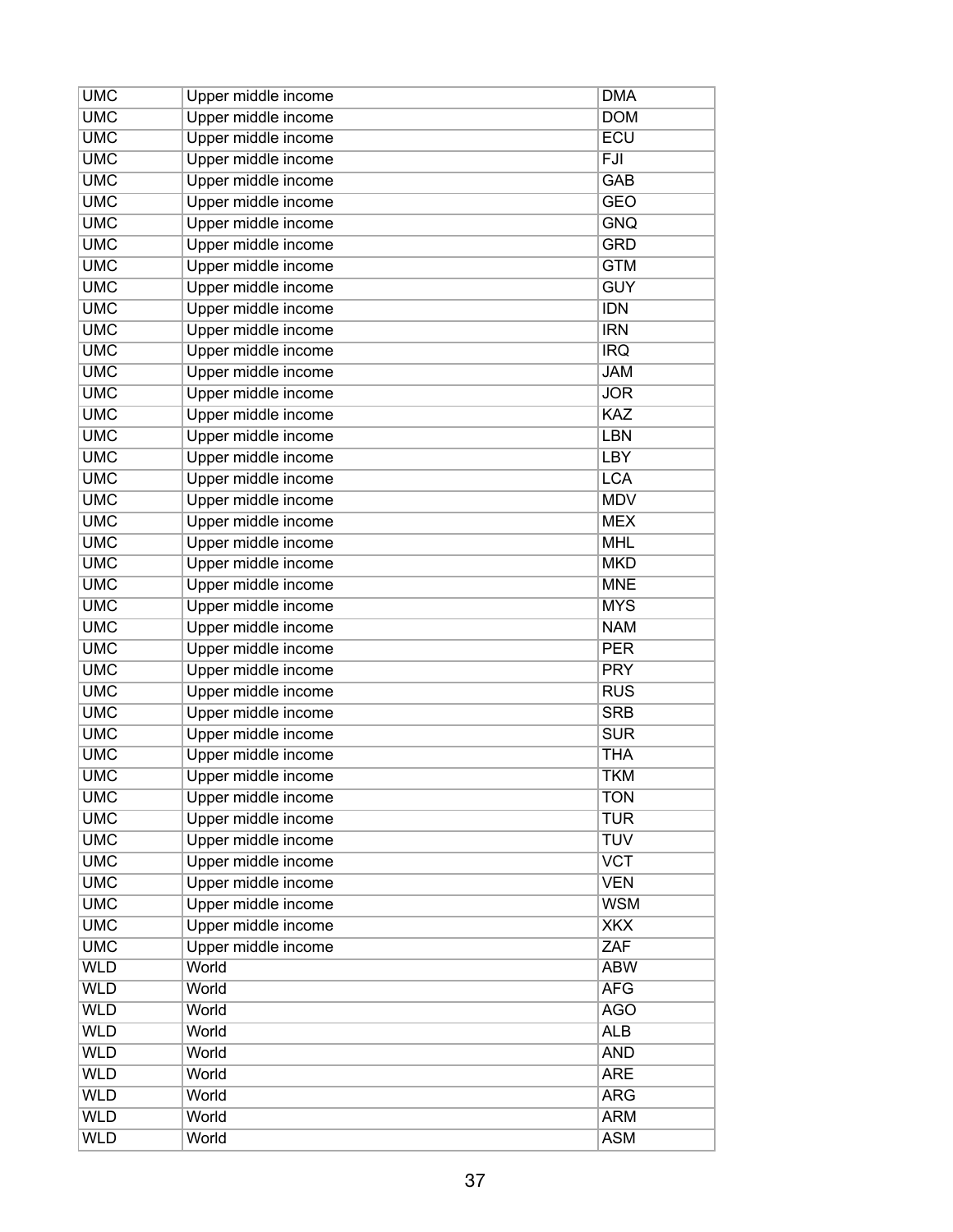| UMC | Upper middle income | DMA |
|---|---|---|
| UMC | Upper middle income | DOM |
| UMC | Upper middle income | ECU |
| UMC | Upper middle income | FJI |
| UMC | Upper middle income | GAB |
| UMC | Upper middle income | GEO |
| UMC | Upper middle income | GNQ |
| UMC | Upper middle income | GRD |
| UMC | Upper middle income | GTM |
| UMC | Upper middle income | GUY |
| UMC | Upper middle income | IDN |
| UMC | Upper middle income | IRN |
| UMC | Upper middle income | IRQ |
| UMC | Upper middle income | JAM |
| UMC | Upper middle income | JOR |
| UMC | Upper middle income | KAZ |
| UMC | Upper middle income | LBN |
| UMC | Upper middle income | LBY |
| UMC | Upper middle income | LCA |
| UMC | Upper middle income | MDV |
| UMC | Upper middle income | MEX |
| UMC | Upper middle income | MHL |
| UMC | Upper middle income | MKD |
| UMC | Upper middle income | MNE |
| UMC | Upper middle income | MYS |
| UMC | Upper middle income | NAM |
| UMC | Upper middle income | PER |
| UMC | Upper middle income | PRY |
| UMC | Upper middle income | RUS |
| UMC | Upper middle income | SRB |
| UMC | Upper middle income | SUR |
| UMC | Upper middle income | THA |
| UMC | Upper middle income | TKM |
| UMC | Upper middle income | TON |
| UMC | Upper middle income | TUR |
| UMC | Upper middle income | TUV |
| UMC | Upper middle income | VCT |
| UMC | Upper middle income | VEN |
| UMC | Upper middle income | WSM |
| UMC | Upper middle income | XKX |
| UMC | Upper middle income | ZAF |
| WLD | World | ABW |
| WLD | World | AFG |
| WLD | World | AGO |
| WLD | World | ALB |
| WLD | World | AND |
| WLD | World | ARE |
| WLD | World | ARG |
| WLD | World | ARM |
| WLD | World | ASM |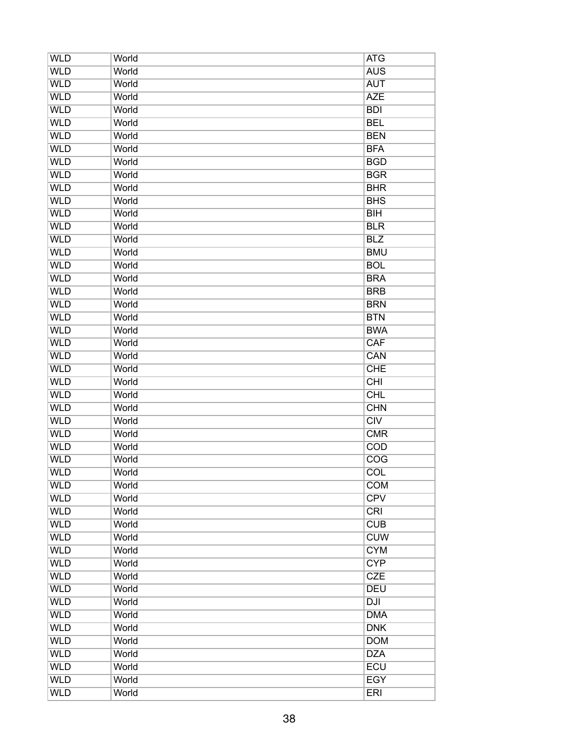| WLD | World | ATG |
|---|---|---|
| WLD | World | AUS |
| WLD | World | AUT |
| WLD | World | AZE |
| WLD | World | BDI |
| WLD | World | BEL |
| WLD | World | BEN |
| WLD | World | BFA |
| WLD | World | BGD |
| WLD | World | BGR |
| WLD | World | BHR |
| WLD | World | BHS |
| WLD | World | BIH |
| WLD | World | BLR |
| WLD | World | BLZ |
| WLD | World | BMU |
| WLD | World | BOL |
| WLD | World | BRA |
| WLD | World | BRB |
| WLD | World | BRN |
| WLD | World | BTN |
| WLD | World | BWA |
| WLD | World | CAF |
| WLD | World | CAN |
| WLD | World | CHE |
| WLD | World | CHI |
| WLD | World | CHL |
| WLD | World | CHN |
| WLD | World | CIV |
| WLD | World | CMR |
| WLD | World | COD |
| WLD | World | COG |
| WLD | World | COL |
| WLD | World | COM |
| WLD | World | CPV |
| WLD | World | CRI |
| WLD | World | CUB |
| WLD | World | CUW |
| WLD | World | CYM |
| WLD | World | CYP |
| WLD | World | CZE |
| WLD | World | DEU |
| WLD | World | DJI |
| WLD | World | DMA |
| WLD | World | DNK |
| WLD | World | DOM |
| WLD | World | DZA |
| WLD | World | ECU |
| WLD | World | EGY |
| WLD | World | ERI |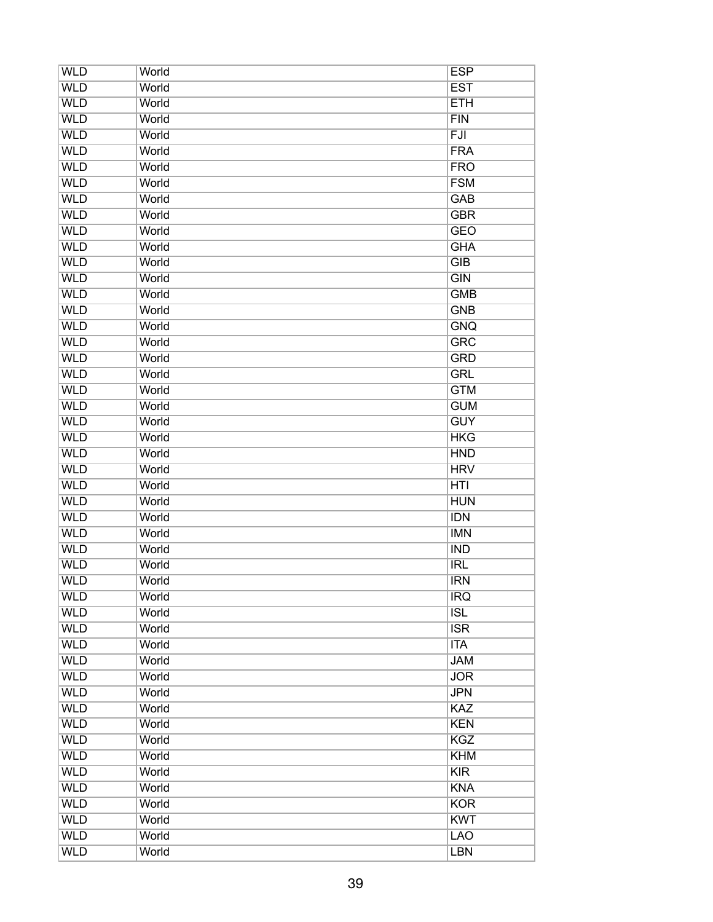| WLD | World | ESP |
|---|---|---|
| WLD | World | EST |
| WLD | World | ETH |
| WLD | World | FIN |
| WLD | World | FJI |
| WLD | World | FRA |
| WLD | World | FRO |
| WLD | World | FSM |
| WLD | World | GAB |
| WLD | World | GBR |
| WLD | World | GEO |
| WLD | World | GHA |
| WLD | World | GIB |
| WLD | World | GIN |
| WLD | World | GMB |
| WLD | World | GNB |
| WLD | World | GNQ |
| WLD | World | GRC |
| WLD | World | GRD |
| WLD | World | GRL |
| WLD | World | GTM |
| WLD | World | GUM |
| WLD | World | GUY |
| WLD | World | HKG |
| WLD | World | HND |
| WLD | World | HRV |
| WLD | World | HTI |
| WLD | World | HUN |
| WLD | World | IDN |
| WLD | World | IMN |
| WLD | World | IND |
| WLD | World | IRL |
| WLD | World | IRN |
| WLD | World | IRQ |
| WLD | World | ISL |
| WLD | World | ISR |
| WLD | World | ITA |
| WLD | World | JAM |
| WLD | World | JOR |
| WLD | World | JPN |
| WLD | World | KAZ |
| WLD | World | KEN |
| WLD | World | KGZ |
| WLD | World | KHM |
| WLD | World | KIR |
| WLD | World | KNA |
| WLD | World | KOR |
| WLD | World | KWT |
| WLD | World | LAO |
| WLD | World | LBN |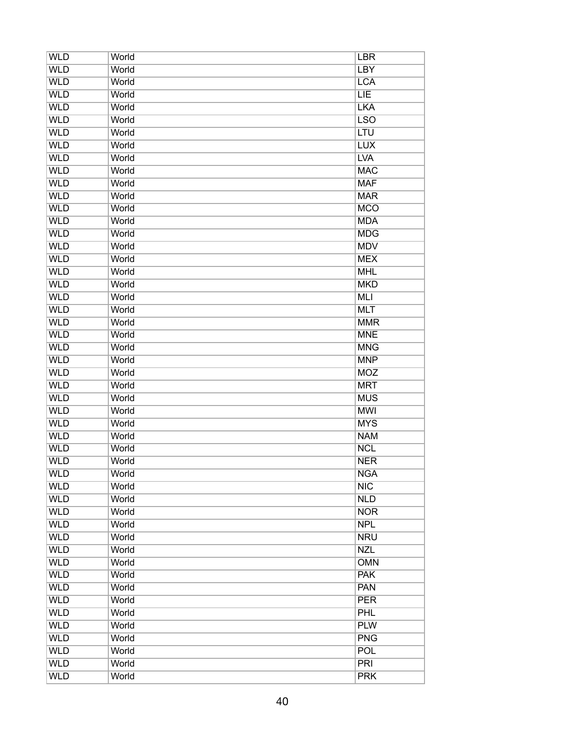| | | |
|---|---|---|
| WLD | World | LBR |
| WLD | World | LBY |
| WLD | World | LCA |
| WLD | World | LIE |
| WLD | World | LKA |
| WLD | World | LSO |
| WLD | World | LTU |
| WLD | World | LUX |
| WLD | World | LVA |
| WLD | World | MAC |
| WLD | World | MAF |
| WLD | World | MAR |
| WLD | World | MCO |
| WLD | World | MDA |
| WLD | World | MDG |
| WLD | World | MDV |
| WLD | World | MEX |
| WLD | World | MHL |
| WLD | World | MKD |
| WLD | World | MLI |
| WLD | World | MLT |
| WLD | World | MMR |
| WLD | World | MNE |
| WLD | World | MNG |
| WLD | World | MNP |
| WLD | World | MOZ |
| WLD | World | MRT |
| WLD | World | MUS |
| WLD | World | MWI |
| WLD | World | MYS |
| WLD | World | NAM |
| WLD | World | NCL |
| WLD | World | NER |
| WLD | World | NGA |
| WLD | World | NIC |
| WLD | World | NLD |
| WLD | World | NOR |
| WLD | World | NPL |
| WLD | World | NRU |
| WLD | World | NZL |
| WLD | World | OMN |
| WLD | World | PAK |
| WLD | World | PAN |
| WLD | World | PER |
| WLD | World | PHL |
| WLD | World | PLW |
| WLD | World | PNG |
| WLD | World | POL |
| WLD | World | PRI |
| WLD | World | PRK |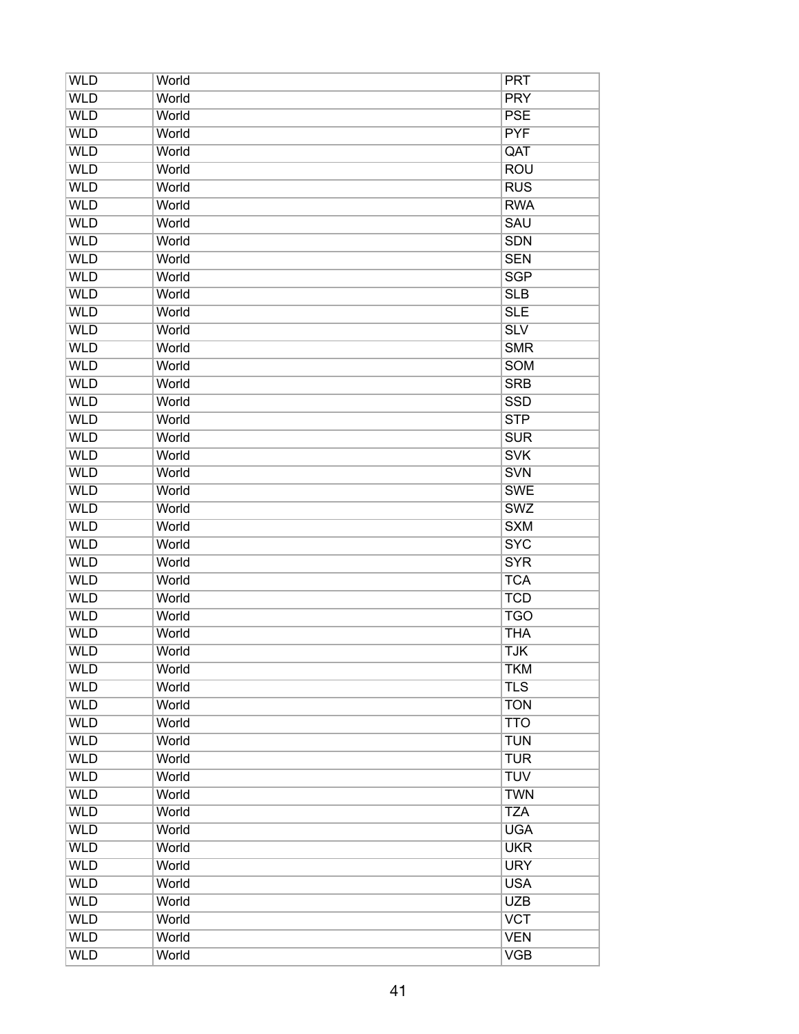| WLD | World | PRT |
|---|---|---|
| WLD | World | PRY |
| WLD | World | PSE |
| WLD | World | PYF |
| WLD | World | QAT |
| WLD | World | ROU |
| WLD | World | RUS |
| WLD | World | RWA |
| WLD | World | SAU |
| WLD | World | SDN |
| WLD | World | SEN |
| WLD | World | SGP |
| WLD | World | SLB |
| WLD | World | SLE |
| WLD | World | SLV |
| WLD | World | SMR |
| WLD | World | SOM |
| WLD | World | SRB |
| WLD | World | SSD |
| WLD | World | STP |
| WLD | World | SUR |
| WLD | World | SVK |
| WLD | World | SVN |
| WLD | World | SWE |
| WLD | World | SWZ |
| WLD | World | SXM |
| WLD | World | SYC |
| WLD | World | SYR |
| WLD | World | TCA |
| WLD | World | TCD |
| WLD | World | TGO |
| WLD | World | THA |
| WLD | World | TJK |
| WLD | World | TKM |
| WLD | World | TLS |
| WLD | World | TON |
| WLD | World | TTO |
| WLD | World | TUN |
| WLD | World | TUR |
| WLD | World | TUV |
| WLD | World | TWN |
| WLD | World | TZA |
| WLD | World | UGA |
| WLD | World | UKR |
| WLD | World | URY |
| WLD | World | USA |
| WLD | World | UZB |
| WLD | World | VCT |
| WLD | World | VEN |
| WLD | World | VGB |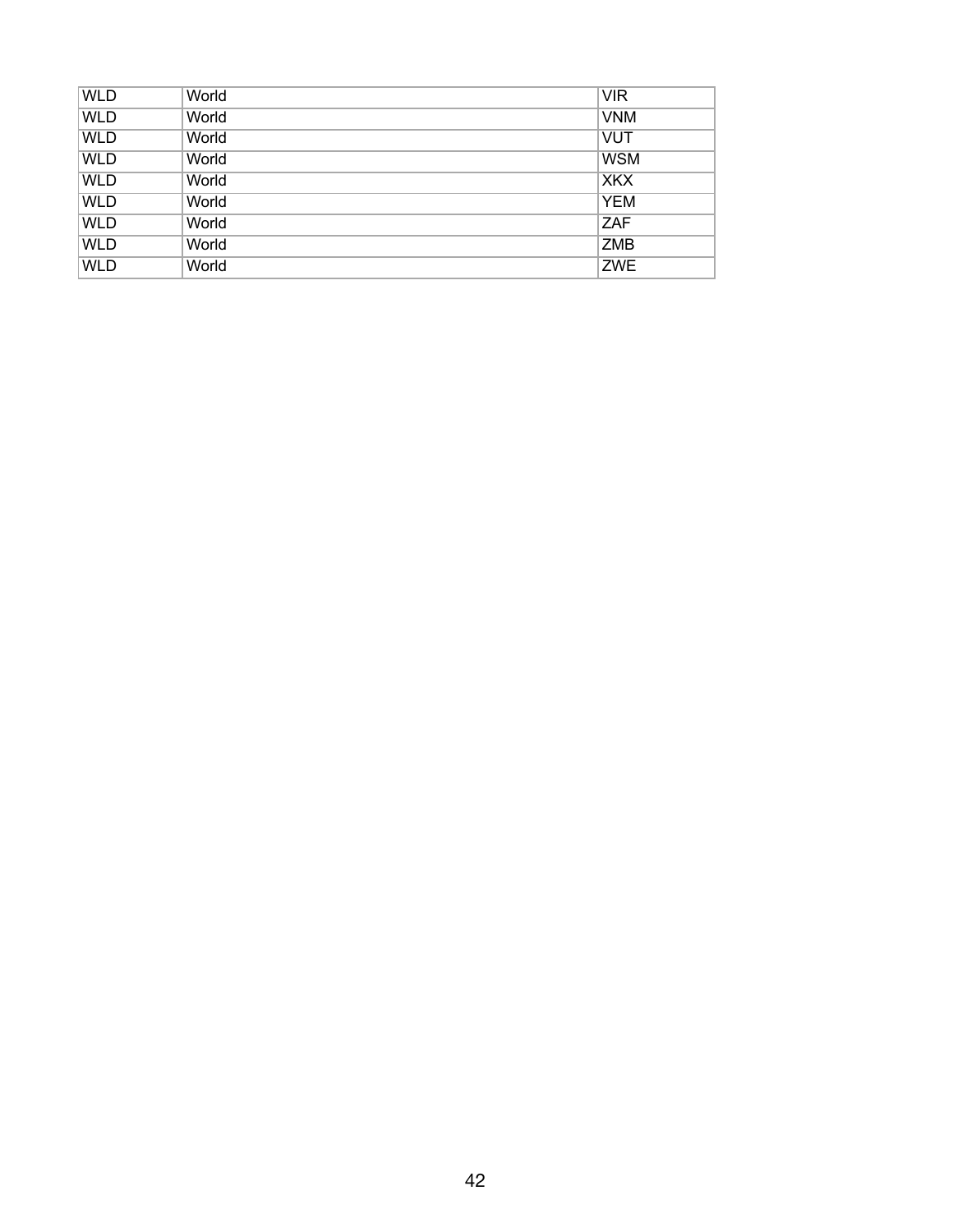| WLD | World | VIR |
| --- | --- | --- |
| WLD | World | VNM |
| WLD | World | VUT |
| WLD | World | WSM |
| WLD | World | XKX |
| WLD | World | YEM |
| WLD | World | ZAF |
| WLD | World | ZMB |
| WLD | World | ZWE |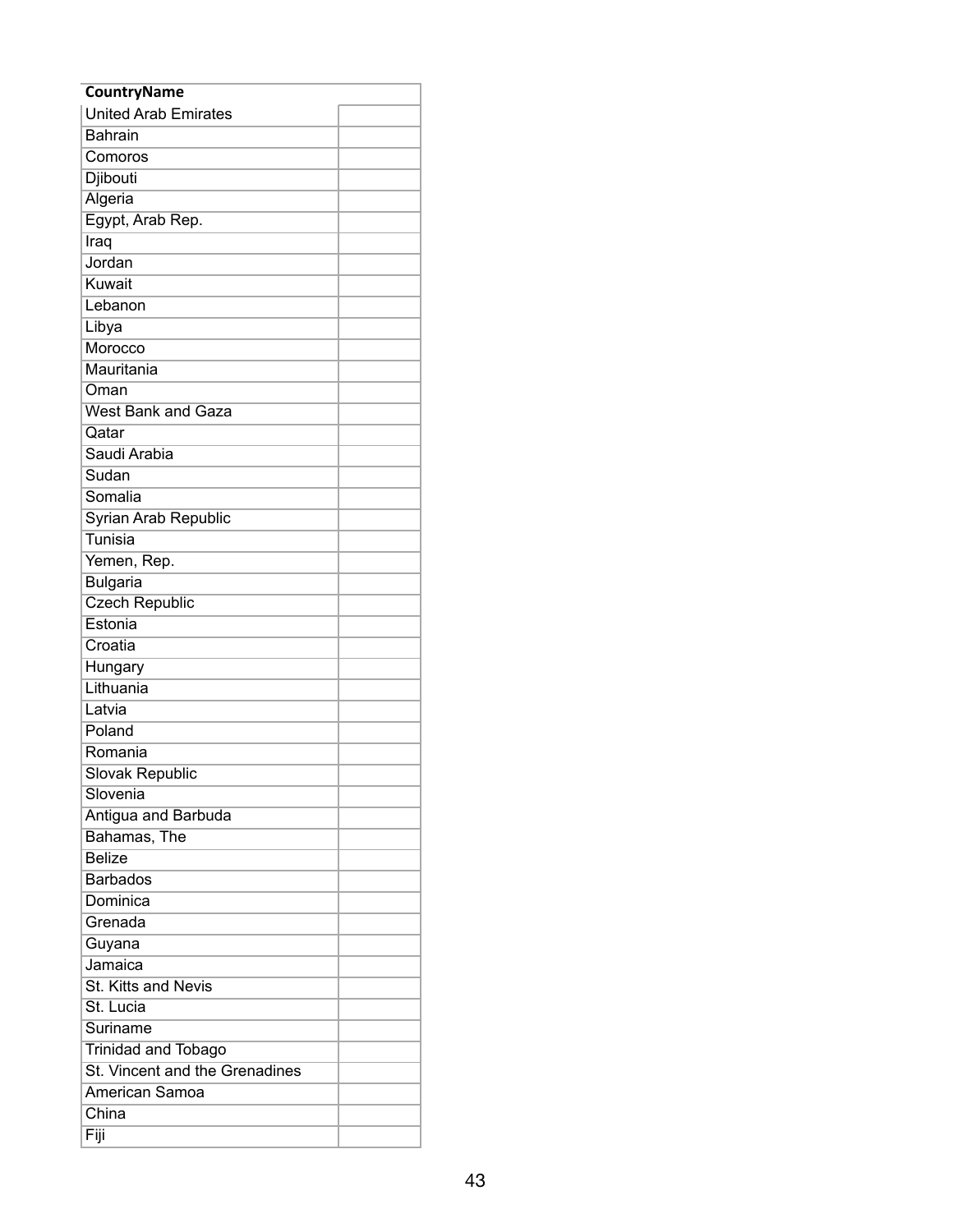| CountryName | |
|---|---|
| United Arab Emirates | |
| Bahrain | |
| Comoros | |
| Djibouti | |
| Algeria | |
| Egypt, Arab Rep. | |
| Iraq | |
| Jordan | |
| Kuwait | |
| Lebanon | |
| Libya | |
| Morocco | |
| Mauritania | |
| Oman | |
| West Bank and Gaza | |
| Qatar | |
| Saudi Arabia | |
| Sudan | |
| Somalia | |
| Syrian Arab Republic | |
| Tunisia | |
| Yemen, Rep. | |
| Bulgaria | |
| Czech Republic | |
| Estonia | |
| Croatia | |
| Hungary | |
| Lithuania | |
| Latvia | |
| Poland | |
| Romania | |
| Slovak Republic | |
| Slovenia | |
| Antigua and Barbuda | |
| Bahamas, The | |
| Belize | |
| Barbados | |
| Dominica | |
| Grenada | |
| Guyana | |
| Jamaica | |
| St. Kitts and Nevis | |
| St. Lucia | |
| Suriname | |
| Trinidad and Tobago | |
| St. Vincent and the Grenadines | |
| American Samoa | |
| China | |
| Fiji | |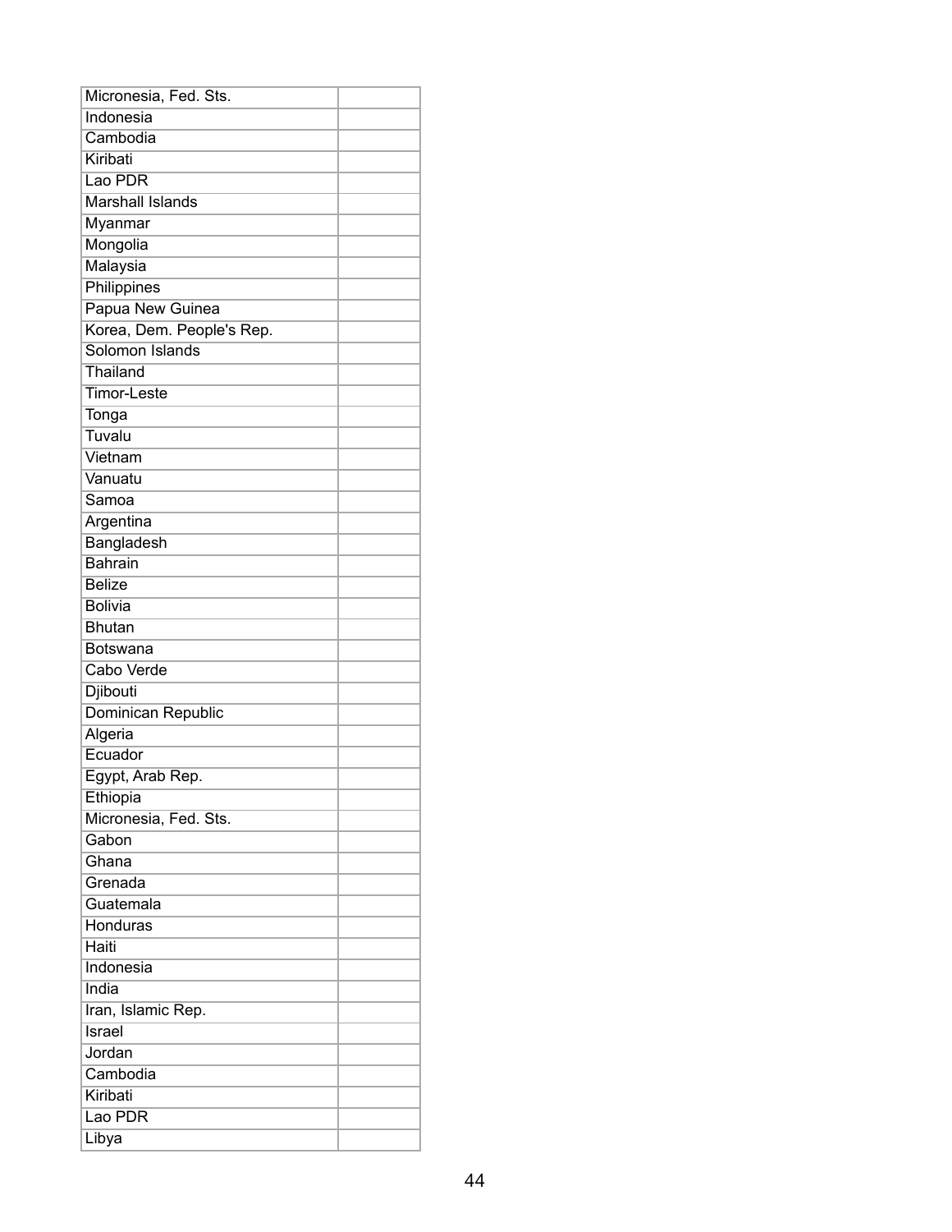| | |
|---|---|
| Micronesia, Fed. Sts. | |
| Indonesia | |
| Cambodia | |
| Kiribati | |
| Lao PDR | |
| Marshall Islands | |
| Myanmar | |
| Mongolia | |
| Malaysia | |
| Philippines | |
| Papua New Guinea | |
| Korea, Dem. People's Rep. | |
| Solomon Islands | |
| Thailand | |
| Timor-Leste | |
| Tonga | |
| Tuvalu | |
| Vietnam | |
| Vanuatu | |
| Samoa | |
| Argentina | |
| Bangladesh | |
| Bahrain | |
| Belize | |
| Bolivia | |
| Bhutan | |
| Botswana | |
| Cabo Verde | |
| Djibouti | |
| Dominican Republic | |
| Algeria | |
| Ecuador | |
| Egypt, Arab Rep. | |
| Ethiopia | |
| Micronesia, Fed. Sts. | |
| Gabon | |
| Ghana | |
| Grenada | |
| Guatemala | |
| Honduras | |
| Haiti | |
| Indonesia | |
| India | |
| Iran, Islamic Rep. | |
| Israel | |
| Jordan | |
| Cambodia | |
| Kiribati | |
| Lao PDR | |
| Libya | |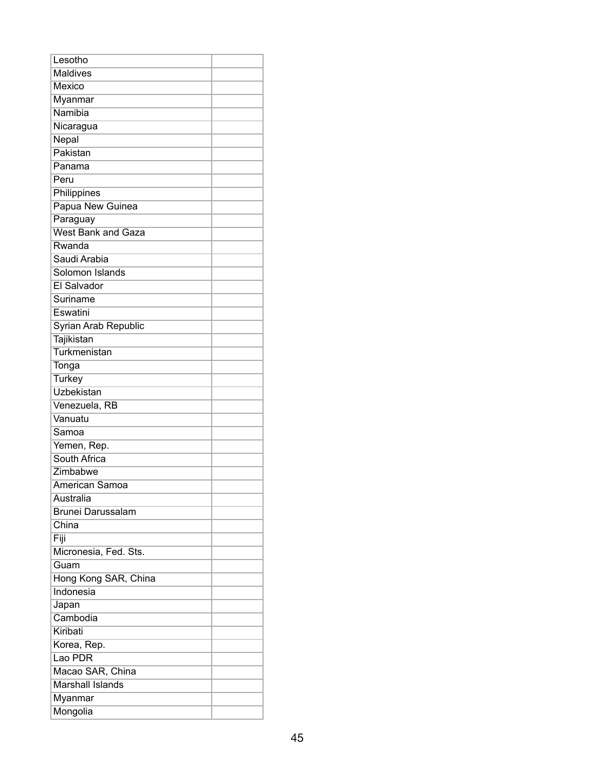| | |
|---|---|
| Lesotho | |
| Maldives | |
| Mexico | |
| Myanmar | |
| Namibia | |
| Nicaragua | |
| Nepal | |
| Pakistan | |
| Panama | |
| Peru | |
| Philippines | |
| Papua New Guinea | |
| Paraguay | |
| West Bank and Gaza | |
| Rwanda | |
| Saudi Arabia | |
| Solomon Islands | |
| El Salvador | |
| Suriname | |
| Eswatini | |
| Syrian Arab Republic | |
| Tajikistan | |
| Turkmenistan | |
| Tonga | |
| Turkey | |
| Uzbekistan | |
| Venezuela, RB | |
| Vanuatu | |
| Samoa | |
| Yemen, Rep. | |
| South Africa | |
| Zimbabwe | |
| American Samoa | |
| Australia | |
| Brunei Darussalam | |
| China | |
| Fiji | |
| Micronesia, Fed. Sts. | |
| Guam | |
| Hong Kong SAR, China | |
| Indonesia | |
| Japan | |
| Cambodia | |
| Kiribati | |
| Korea, Rep. | |
| Lao PDR | |
| Macao SAR, China | |
| Marshall Islands | |
| Myanmar | |
| Mongolia | |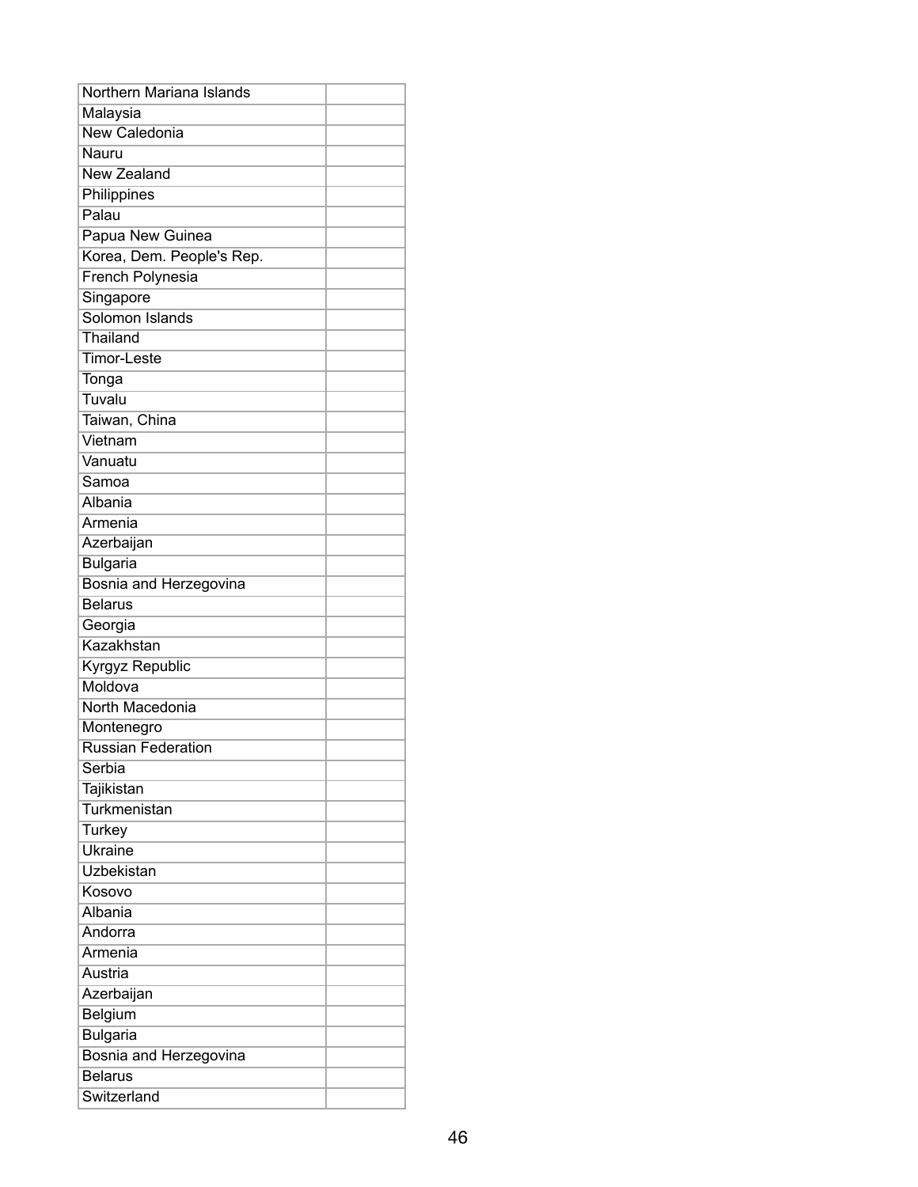| | |
|---|---|
| Northern Mariana Islands | |
| Malaysia | |
| New Caledonia | |
| Nauru | |
| New Zealand | |
| Philippines | |
| Palau | |
| Papua New Guinea | |
| Korea, Dem. People's Rep. | |
| French Polynesia | |
| Singapore | |
| Solomon Islands | |
| Thailand | |
| Timor-Leste | |
| Tonga | |
| Tuvalu | |
| Taiwan, China | |
| Vietnam | |
| Vanuatu | |
| Samoa | |
| Albania | |
| Armenia | |
| Azerbaijan | |
| Bulgaria | |
| Bosnia and Herzegovina | |
| Belarus | |
| Georgia | |
| Kazakhstan | |
| Kyrgyz Republic | |
| Moldova | |
| North Macedonia | |
| Montenegro | |
| Russian Federation | |
| Serbia | |
| Tajikistan | |
| Turkmenistan | |
| Turkey | |
| Ukraine | |
| Uzbekistan | |
| Kosovo | |
| Albania | |
| Andorra | |
| Armenia | |
| Austria | |
| Azerbaijan | |
| Belgium | |
| Bulgaria | |
| Bosnia and Herzegovina | |
| Belarus | |
| Switzerland | |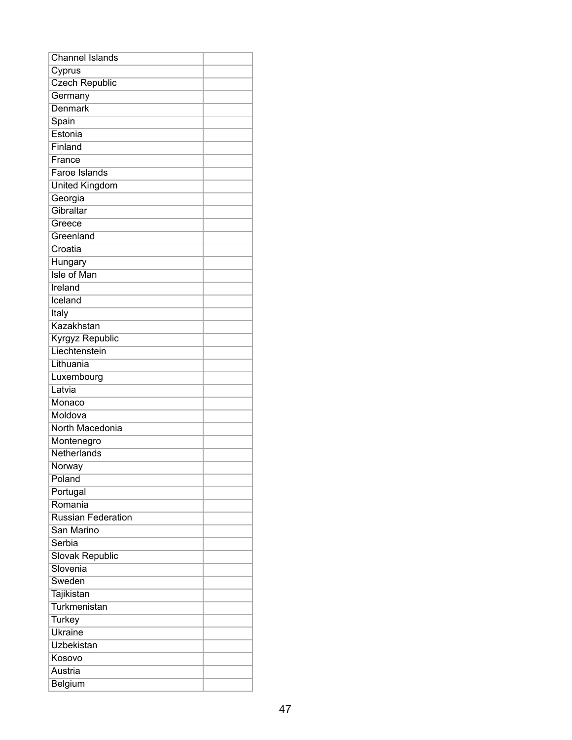| | |
|---|---|
| Channel Islands | |
| Cyprus | |
| Czech Republic | |
| Germany | |
| Denmark | |
| Spain | |
| Estonia | |
| Finland | |
| France | |
| Faroe Islands | |
| United Kingdom | |
| Georgia | |
| Gibraltar | |
| Greece | |
| Greenland | |
| Croatia | |
| Hungary | |
| Isle of Man | |
| Ireland | |
| Iceland | |
| Italy | |
| Kazakhstan | |
| Kyrgyz Republic | |
| Liechtenstein | |
| Lithuania | |
| Luxembourg | |
| Latvia | |
| Monaco | |
| Moldova | |
| North Macedonia | |
| Montenegro | |
| Netherlands | |
| Norway | |
| Poland | |
| Portugal | |
| Romania | |
| Russian Federation | |
| San Marino | |
| Serbia | |
| Slovak Republic | |
| Slovenia | |
| Sweden | |
| Tajikistan | |
| Turkmenistan | |
| Turkey | |
| Ukraine | |
| Uzbekistan | |
| Kosovo | |
| Austria | |
| Belgium | |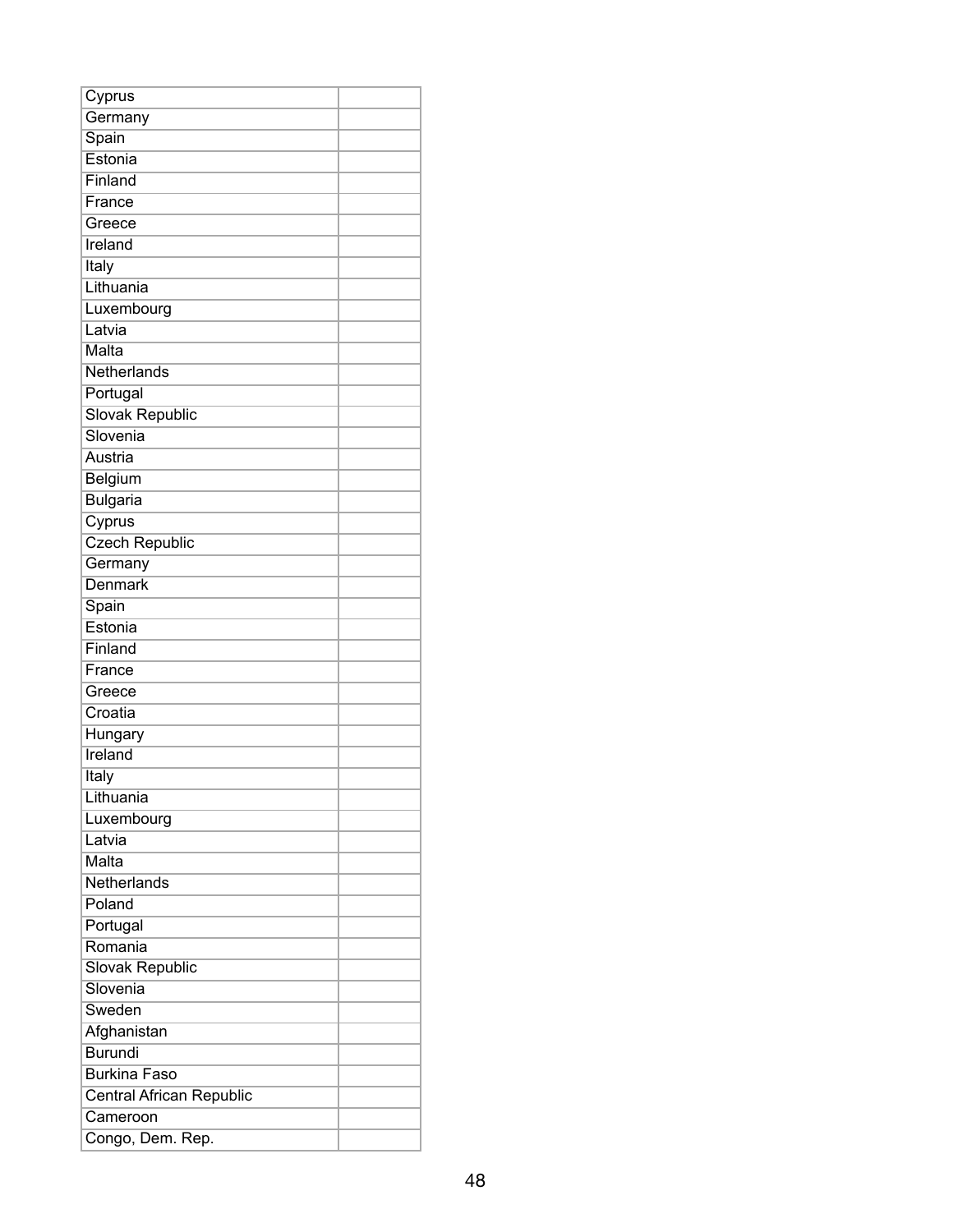| | |
|---|---|
| Cyprus | |
| Germany | |
| Spain | |
| Estonia | |
| Finland | |
| France | |
| Greece | |
| Ireland | |
| Italy | |
| Lithuania | |
| Luxembourg | |
| Latvia | |
| Malta | |
| Netherlands | |
| Portugal | |
| Slovak Republic | |
| Slovenia | |
| Austria | |
| Belgium | |
| Bulgaria | |
| Cyprus | |
| Czech Republic | |
| Germany | |
| Denmark | |
| Spain | |
| Estonia | |
| Finland | |
| France | |
| Greece | |
| Croatia | |
| Hungary | |
| Ireland | |
| Italy | |
| Lithuania | |
| Luxembourg | |
| Latvia | |
| Malta | |
| Netherlands | |
| Poland | |
| Portugal | |
| Romania | |
| Slovak Republic | |
| Slovenia | |
| Sweden | |
| Afghanistan | |
| Burundi | |
| Burkina Faso | |
| Central African Republic | |
| Cameroon | |
| Congo, Dem. Rep. | |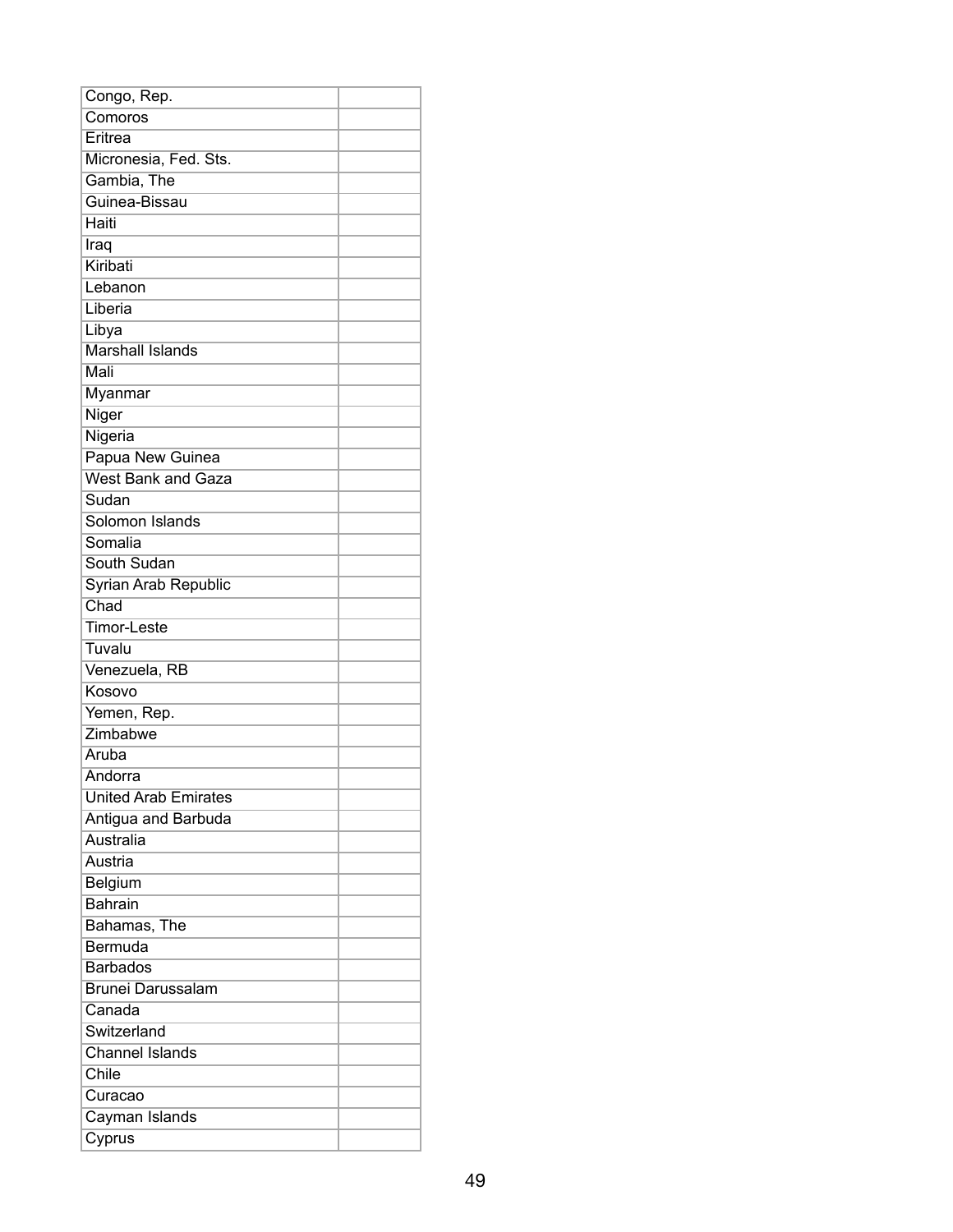| Congo, Rep. | |
|---|---|
| Comoros | |
| Eritrea | |
| Micronesia, Fed. Sts. | |
| Gambia, The | |
| Guinea-Bissau | |
| Haiti | |
| Iraq | |
| Kiribati | |
| Lebanon | |
| Liberia | |
| Libya | |
| Marshall Islands | |
| Mali | |
| Myanmar | |
| Niger | |
| Nigeria | |
| Papua New Guinea | |
| West Bank and Gaza | |
| Sudan | |
| Solomon Islands | |
| Somalia | |
| South Sudan | |
| Syrian Arab Republic | |
| Chad | |
| Timor-Leste | |
| Tuvalu | |
| Venezuela, RB | |
| Kosovo | |
| Yemen, Rep. | |
| Zimbabwe | |
| Aruba | |
| Andorra | |
| United Arab Emirates | |
| Antigua and Barbuda | |
| Australia | |
| Austria | |
| Belgium | |
| Bahrain | |
| Bahamas, The | |
| Bermuda | |
| Barbados | |
| Brunei Darussalam | |
| Canada | |
| Switzerland | |
| Channel Islands | |
| Chile | |
| Curacao | |
| Cayman Islands | |
| Cyprus | |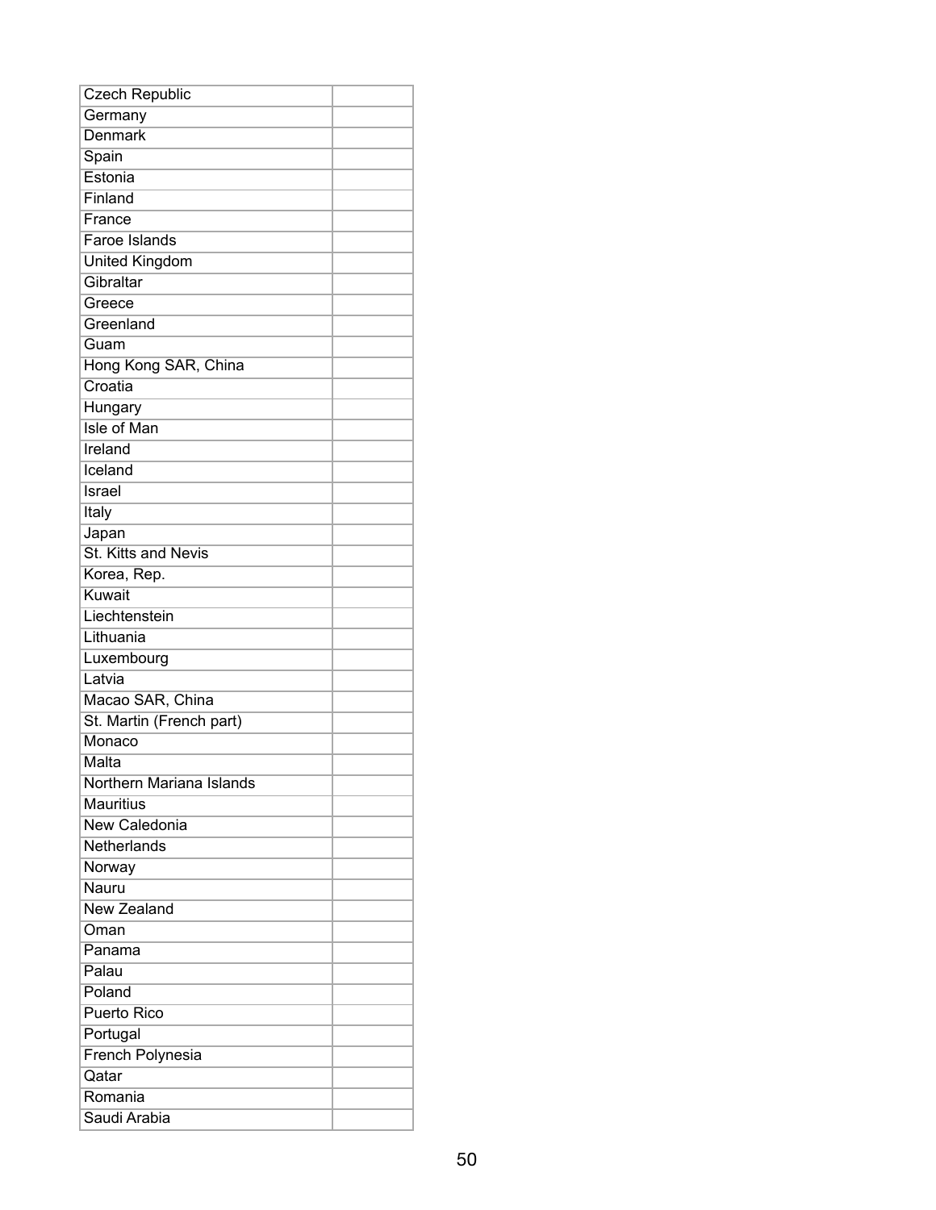| | |
|---|---|
| Czech Republic | |
| Germany | |
| Denmark | |
| Spain | |
| Estonia | |
| Finland | |
| France | |
| Faroe Islands | |
| United Kingdom | |
| Gibraltar | |
| Greece | |
| Greenland | |
| Guam | |
| Hong Kong SAR, China | |
| Croatia | |
| Hungary | |
| Isle of Man | |
| Ireland | |
| Iceland | |
| Israel | |
| Italy | |
| Japan | |
| St. Kitts and Nevis | |
| Korea, Rep. | |
| Kuwait | |
| Liechtenstein | |
| Lithuania | |
| Luxembourg | |
| Latvia | |
| Macao SAR, China | |
| St. Martin (French part) | |
| Monaco | |
| Malta | |
| Northern Mariana Islands | |
| Mauritius | |
| New Caledonia | |
| Netherlands | |
| Norway | |
| Nauru | |
| New Zealand | |
| Oman | |
| Panama | |
| Palau | |
| Poland | |
| Puerto Rico | |
| Portugal | |
| French Polynesia | |
| Qatar | |
| Romania | |
| Saudi Arabia | |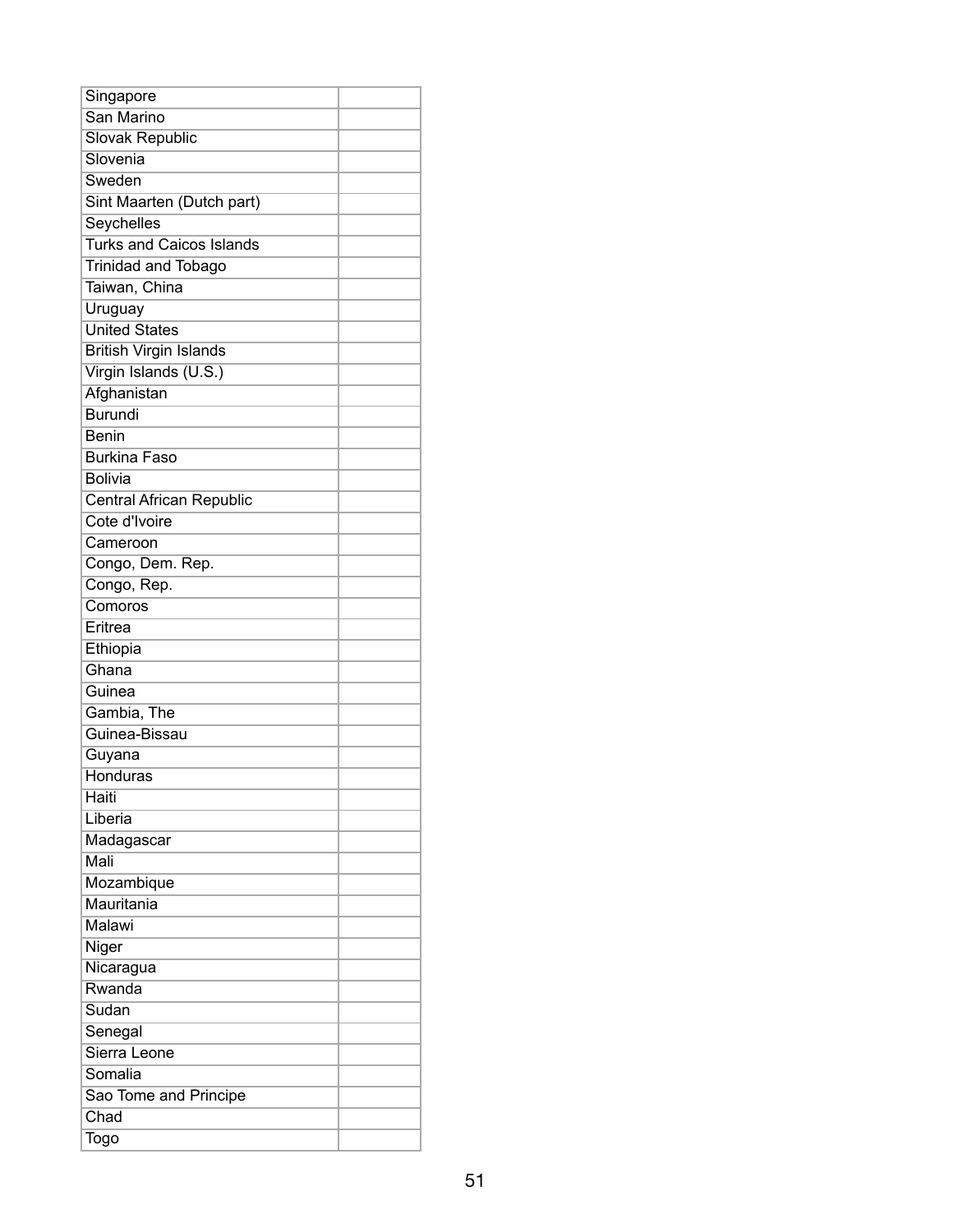| | |
|---|---|
| Singapore | |
| San Marino | |
| Slovak Republic | |
| Slovenia | |
| Sweden | |
| Sint Maarten (Dutch part) | |
| Seychelles | |
| Turks and Caicos Islands | |
| Trinidad and Tobago | |
| Taiwan, China | |
| Uruguay | |
| United States | |
| British Virgin Islands | |
| Virgin Islands (U.S.) | |
| Afghanistan | |
| Burundi | |
| Benin | |
| Burkina Faso | |
| Bolivia | |
| Central African Republic | |
| Cote d'Ivoire | |
| Cameroon | |
| Congo, Dem. Rep. | |
| Congo, Rep. | |
| Comoros | |
| Eritrea | |
| Ethiopia | |
| Ghana | |
| Guinea | |
| Gambia, The | |
| Guinea-Bissau | |
| Guyana | |
| Honduras | |
| Haiti | |
| Liberia | |
| Madagascar | |
| Mali | |
| Mozambique | |
| Mauritania | |
| Malawi | |
| Niger | |
| Nicaragua | |
| Rwanda | |
| Sudan | |
| Senegal | |
| Sierra Leone | |
| Somalia | |
| Sao Tome and Principe | |
| Chad | |
| Togo | |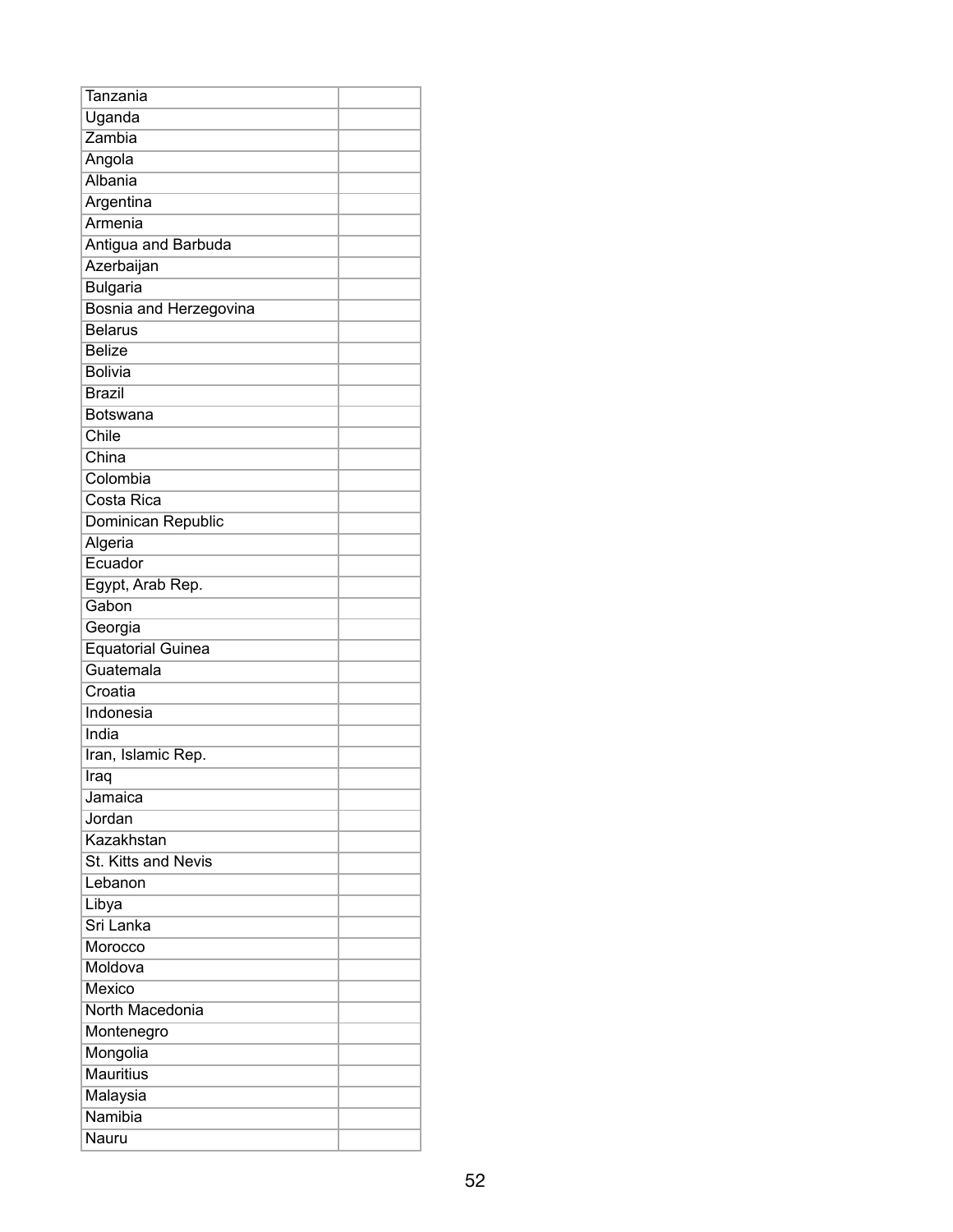| Tanzania | |
|---|---|
| Uganda | |
| Zambia | |
| Angola | |
| Albania | |
| Argentina | |
| Armenia | |
| Antigua and Barbuda | |
| Azerbaijan | |
| Bulgaria | |
| Bosnia and Herzegovina | |
| Belarus | |
| Belize | |
| Bolivia | |
| Brazil | |
| Botswana | |
| Chile | |
| China | |
| Colombia | |
| Costa Rica | |
| Dominican Republic | |
| Algeria | |
| Ecuador | |
| Egypt, Arab Rep. | |
| Gabon | |
| Georgia | |
| Equatorial Guinea | |
| Guatemala | |
| Croatia | |
| Indonesia | |
| India | |
| Iran, Islamic Rep. | |
| Iraq | |
| Jamaica | |
| Jordan | |
| Kazakhstan | |
| St. Kitts and Nevis | |
| Lebanon | |
| Libya | |
| Sri Lanka | |
| Morocco | |
| Moldova | |
| Mexico | |
| North Macedonia | |
| Montenegro | |
| Mongolia | |
| Mauritius | |
| Malaysia | |
| Namibia | |
| Nauru | |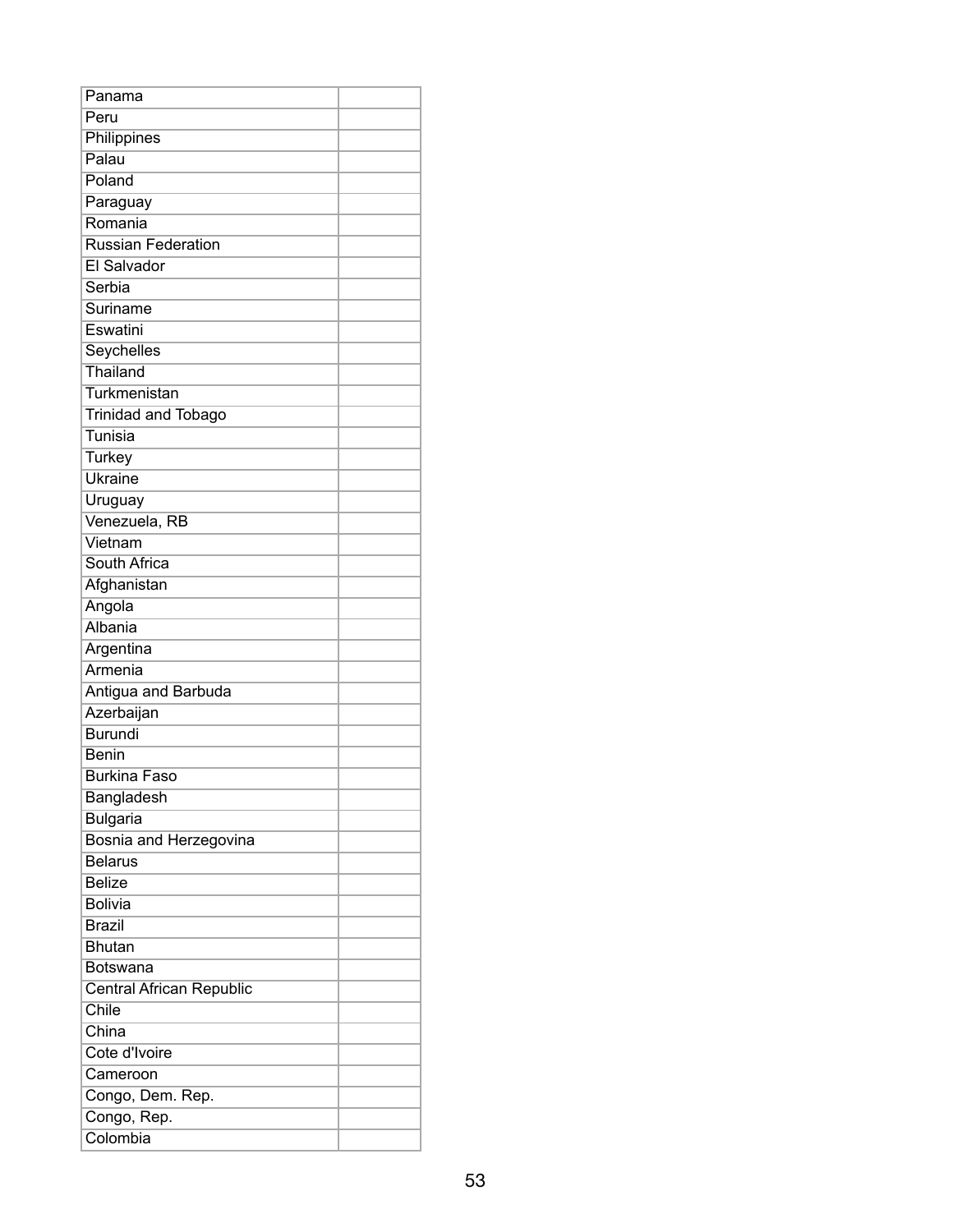| | |
|---|---|
| Panama | |
| Peru | |
| Philippines | |
| Palau | |
| Poland | |
| Paraguay | |
| Romania | |
| Russian Federation | |
| El Salvador | |
| Serbia | |
| Suriname | |
| Eswatini | |
| Seychelles | |
| Thailand | |
| Turkmenistan | |
| Trinidad and Tobago | |
| Tunisia | |
| Turkey | |
| Ukraine | |
| Uruguay | |
| Venezuela, RB | |
| Vietnam | |
| South Africa | |
| Afghanistan | |
| Angola | |
| Albania | |
| Argentina | |
| Armenia | |
| Antigua and Barbuda | |
| Azerbaijan | |
| Burundi | |
| Benin | |
| Burkina Faso | |
| Bangladesh | |
| Bulgaria | |
| Bosnia and Herzegovina | |
| Belarus | |
| Belize | |
| Bolivia | |
| Brazil | |
| Bhutan | |
| Botswana | |
| Central African Republic | |
| Chile | |
| China | |
| Cote d'Ivoire | |
| Cameroon | |
| Congo, Dem. Rep. | |
| Congo, Rep. | |
| Colombia | |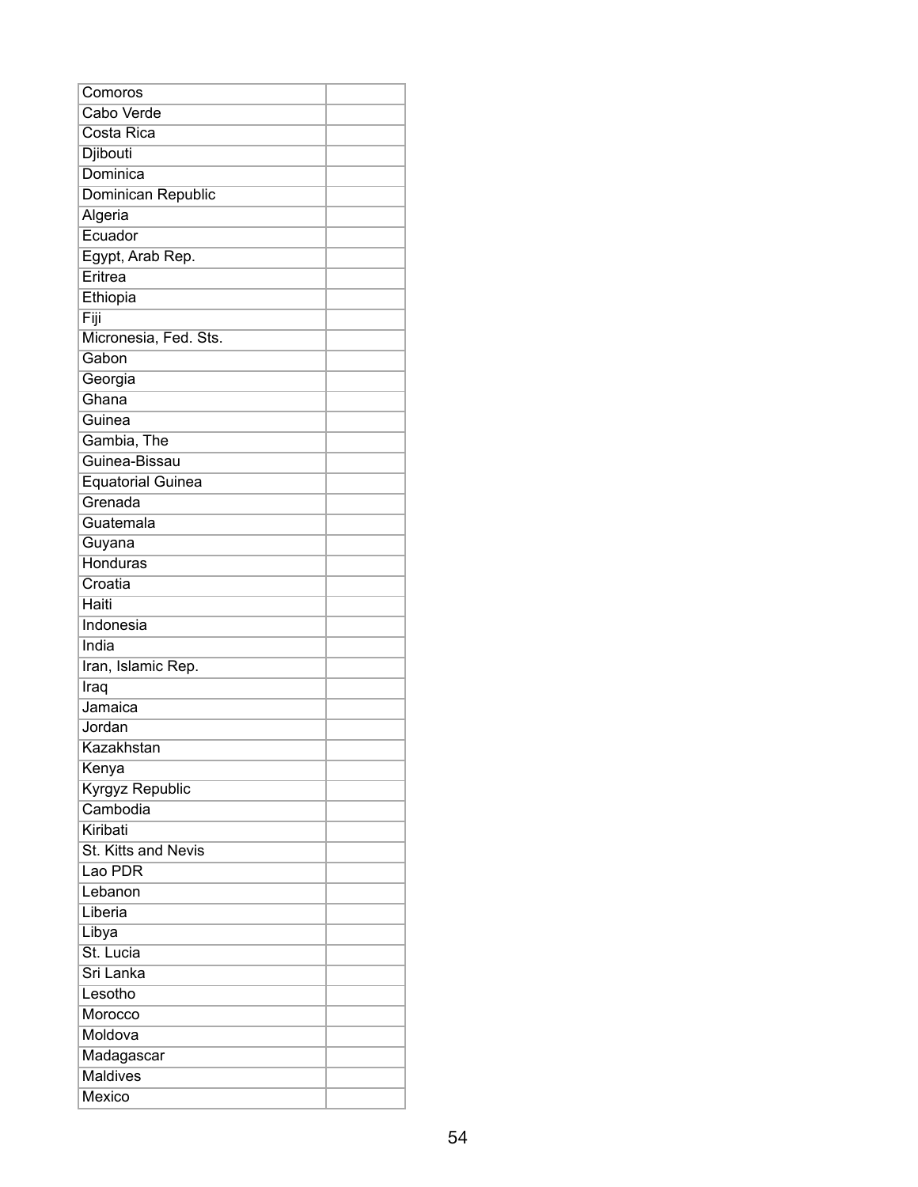| | |
|---|---|
| Comoros | |
| Cabo Verde | |
| Costa Rica | |
| Djibouti | |
| Dominica | |
| Dominican Republic | |
| Algeria | |
| Ecuador | |
| Egypt, Arab Rep. | |
| Eritrea | |
| Ethiopia | |
| Fiji | |
| Micronesia, Fed. Sts. | |
| Gabon | |
| Georgia | |
| Ghana | |
| Guinea | |
| Gambia, The | |
| Guinea-Bissau | |
| Equatorial Guinea | |
| Grenada | |
| Guatemala | |
| Guyana | |
| Honduras | |
| Croatia | |
| Haiti | |
| Indonesia | |
| India | |
| Iran, Islamic Rep. | |
| Iraq | |
| Jamaica | |
| Jordan | |
| Kazakhstan | |
| Kenya | |
| Kyrgyz Republic | |
| Cambodia | |
| Kiribati | |
| St. Kitts and Nevis | |
| Lao PDR | |
| Lebanon | |
| Liberia | |
| Libya | |
| St. Lucia | |
| Sri Lanka | |
| Lesotho | |
| Morocco | |
| Moldova | |
| Madagascar | |
| Maldives | |
| Mexico | |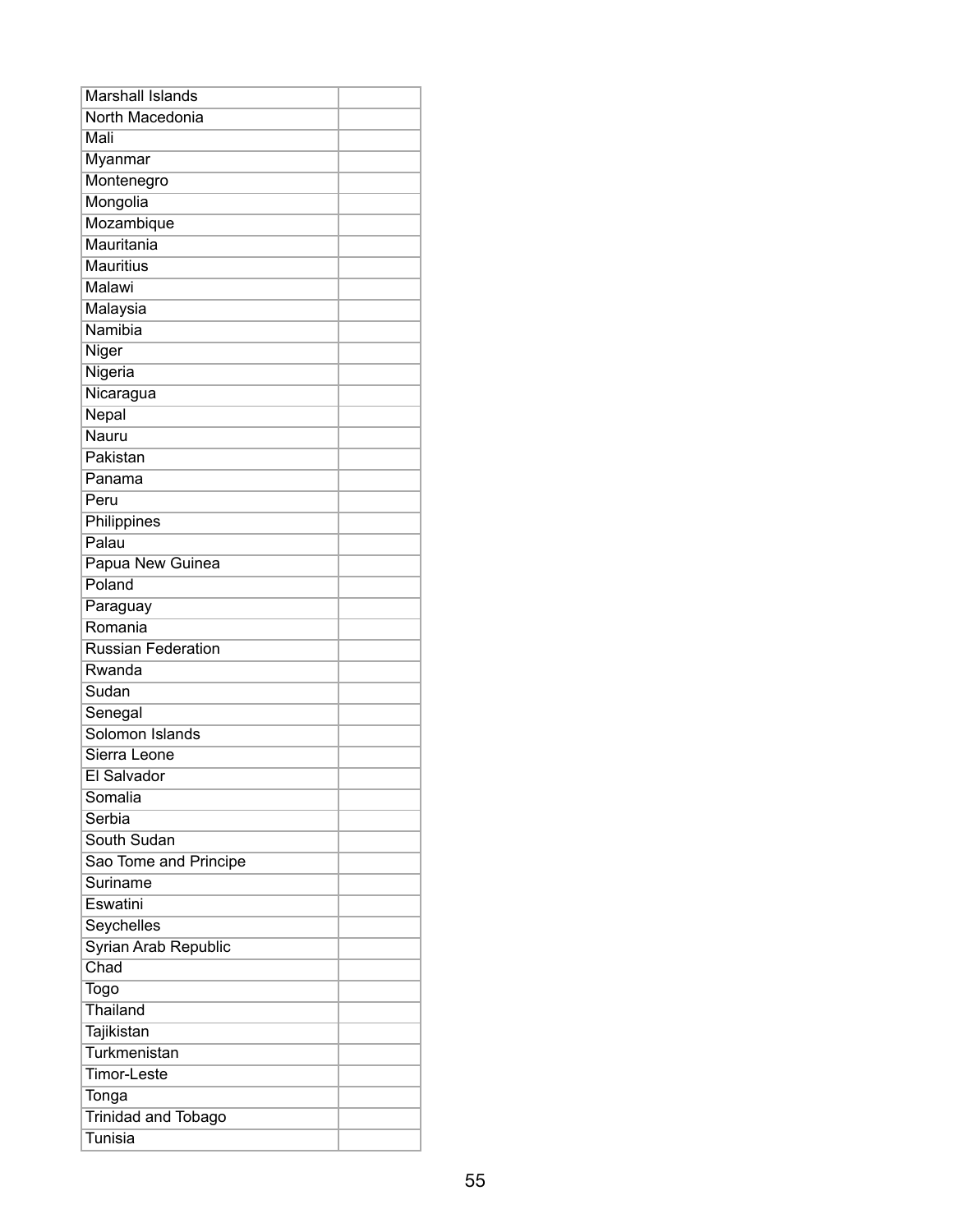| | |
|---|---|
| Marshall Islands | |
| North Macedonia | |
| Mali | |
| Myanmar | |
| Montenegro | |
| Mongolia | |
| Mozambique | |
| Mauritania | |
| Mauritius | |
| Malawi | |
| Malaysia | |
| Namibia | |
| Niger | |
| Nigeria | |
| Nicaragua | |
| Nepal | |
| Nauru | |
| Pakistan | |
| Panama | |
| Peru | |
| Philippines | |
| Palau | |
| Papua New Guinea | |
| Poland | |
| Paraguay | |
| Romania | |
| Russian Federation | |
| Rwanda | |
| Sudan | |
| Senegal | |
| Solomon Islands | |
| Sierra Leone | |
| El Salvador | |
| Somalia | |
| Serbia | |
| South Sudan | |
| Sao Tome and Principe | |
| Suriname | |
| Eswatini | |
| Seychelles | |
| Syrian Arab Republic | |
| Chad | |
| Togo | |
| Thailand | |
| Tajikistan | |
| Turkmenistan | |
| Timor-Leste | |
| Tonga | |
| Trinidad and Tobago | |
| Tunisia | |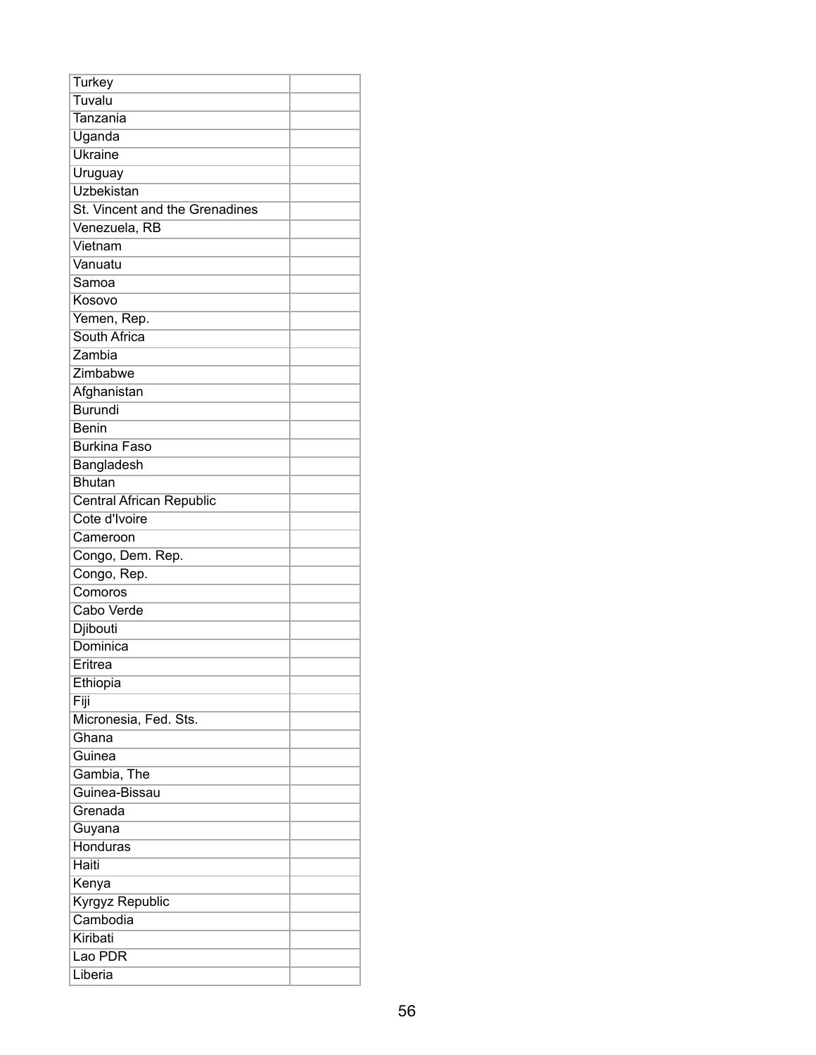| | |
|---|---|
| Turkey | |
| Tuvalu | |
| Tanzania | |
| Uganda | |
| Ukraine | |
| Uruguay | |
| Uzbekistan | |
| St. Vincent and the Grenadines | |
| Venezuela, RB | |
| Vietnam | |
| Vanuatu | |
| Samoa | |
| Kosovo | |
| Yemen, Rep. | |
| South Africa | |
| Zambia | |
| Zimbabwe | |
| Afghanistan | |
| Burundi | |
| Benin | |
| Burkina Faso | |
| Bangladesh | |
| Bhutan | |
| Central African Republic | |
| Cote d'Ivoire | |
| Cameroon | |
| Congo, Dem. Rep. | |
| Congo, Rep. | |
| Comoros | |
| Cabo Verde | |
| Djibouti | |
| Dominica | |
| Eritrea | |
| Ethiopia | |
| Fiji | |
| Micronesia, Fed. Sts. | |
| Ghana | |
| Guinea | |
| Gambia, The | |
| Guinea-Bissau | |
| Grenada | |
| Guyana | |
| Honduras | |
| Haiti | |
| Kenya | |
| Kyrgyz Republic | |
| Cambodia | |
| Kiribati | |
| Lao PDR | |
| Liberia | |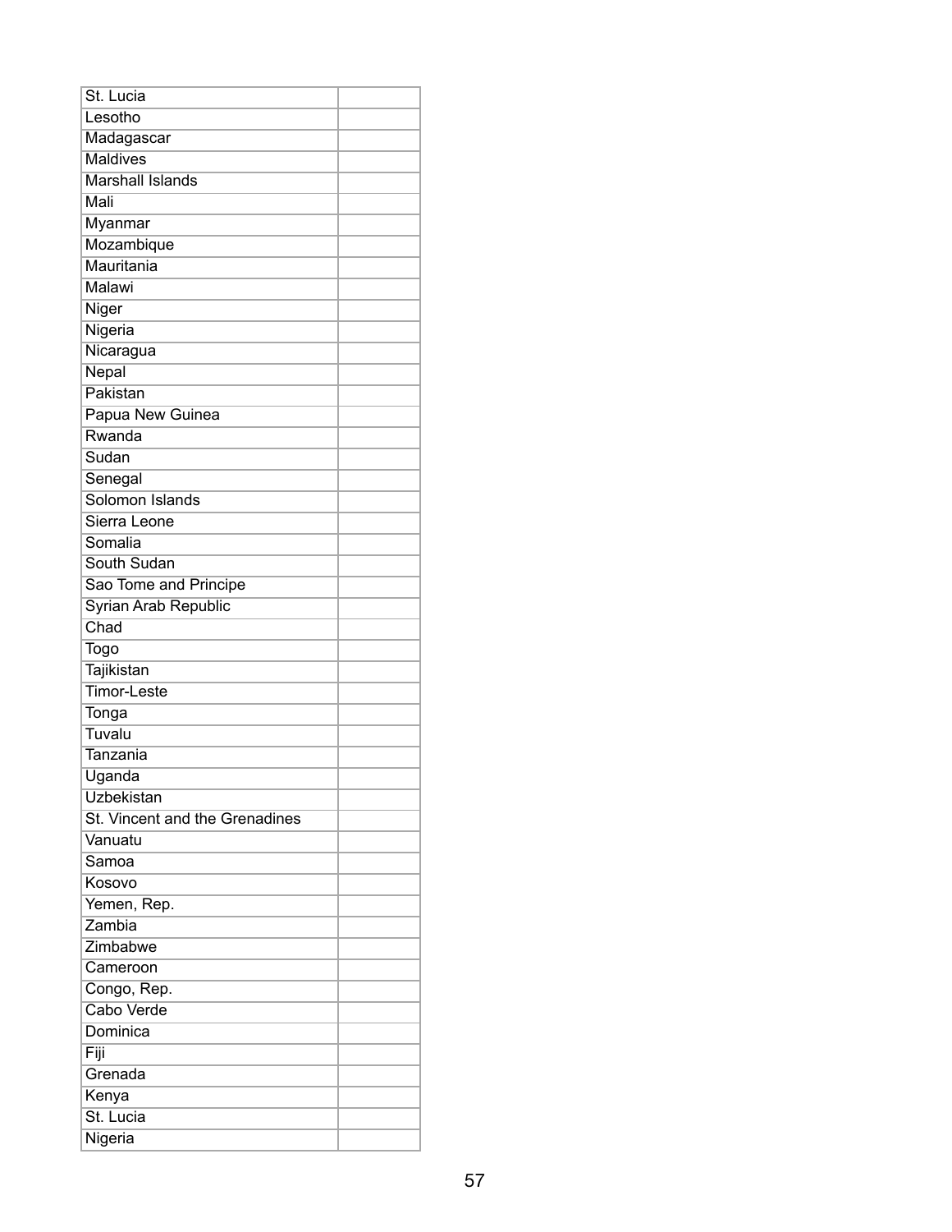| | |
|---|---|
| St. Lucia | |
| Lesotho | |
| Madagascar | |
| Maldives | |
| Marshall Islands | |
| Mali | |
| Myanmar | |
| Mozambique | |
| Mauritania | |
| Malawi | |
| Niger | |
| Nigeria | |
| Nicaragua | |
| Nepal | |
| Pakistan | |
| Papua New Guinea | |
| Rwanda | |
| Sudan | |
| Senegal | |
| Solomon Islands | |
| Sierra Leone | |
| Somalia | |
| South Sudan | |
| Sao Tome and Principe | |
| Syrian Arab Republic | |
| Chad | |
| Togo | |
| Tajikistan | |
| Timor-Leste | |
| Tonga | |
| Tuvalu | |
| Tanzania | |
| Uganda | |
| Uzbekistan | |
| St. Vincent and the Grenadines | |
| Vanuatu | |
| Samoa | |
| Kosovo | |
| Yemen, Rep. | |
| Zambia | |
| Zimbabwe | |
| Cameroon | |
| Congo, Rep. | |
| Cabo Verde | |
| Dominica | |
| Fiji | |
| Grenada | |
| Kenya | |
| St. Lucia | |
| Nigeria | |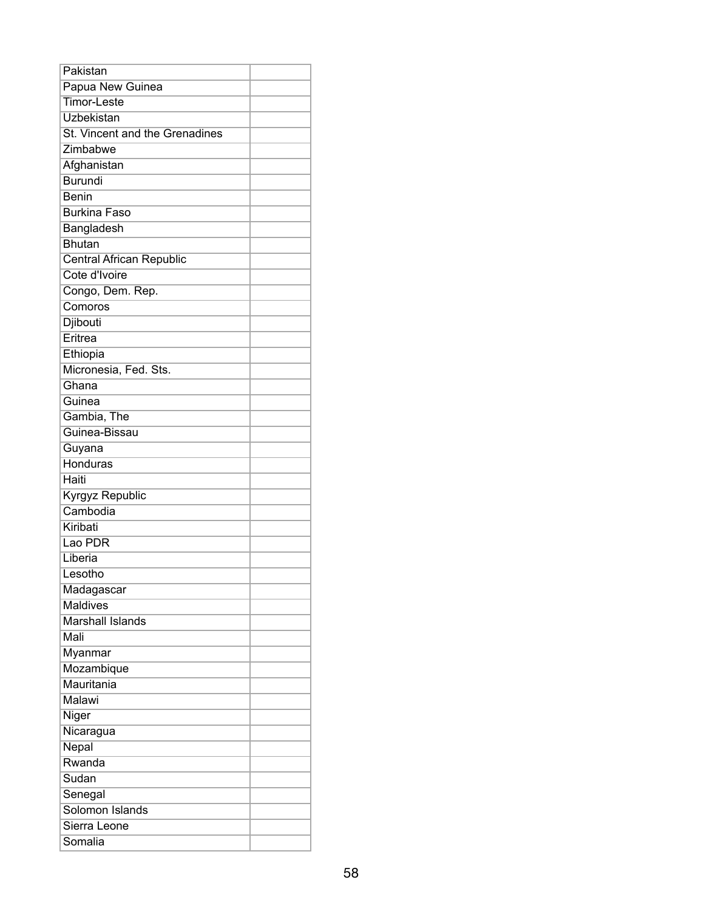| | |
|---|---|
| Pakistan | |
| Papua New Guinea | |
| Timor-Leste | |
| Uzbekistan | |
| St. Vincent and the Grenadines | |
| Zimbabwe | |
| Afghanistan | |
| Burundi | |
| Benin | |
| Burkina Faso | |
| Bangladesh | |
| Bhutan | |
| Central African Republic | |
| Cote d'Ivoire | |
| Congo, Dem. Rep. | |
| Comoros | |
| Djibouti | |
| Eritrea | |
| Ethiopia | |
| Micronesia, Fed. Sts. | |
| Ghana | |
| Guinea | |
| Gambia, The | |
| Guinea-Bissau | |
| Guyana | |
| Honduras | |
| Haiti | |
| Kyrgyz Republic | |
| Cambodia | |
| Kiribati | |
| Lao PDR | |
| Liberia | |
| Lesotho | |
| Madagascar | |
| Maldives | |
| Marshall Islands | |
| Mali | |
| Myanmar | |
| Mozambique | |
| Mauritania | |
| Malawi | |
| Niger | |
| Nicaragua | |
| Nepal | |
| Rwanda | |
| Sudan | |
| Senegal | |
| Solomon Islands | |
| Sierra Leone | |
| Somalia | |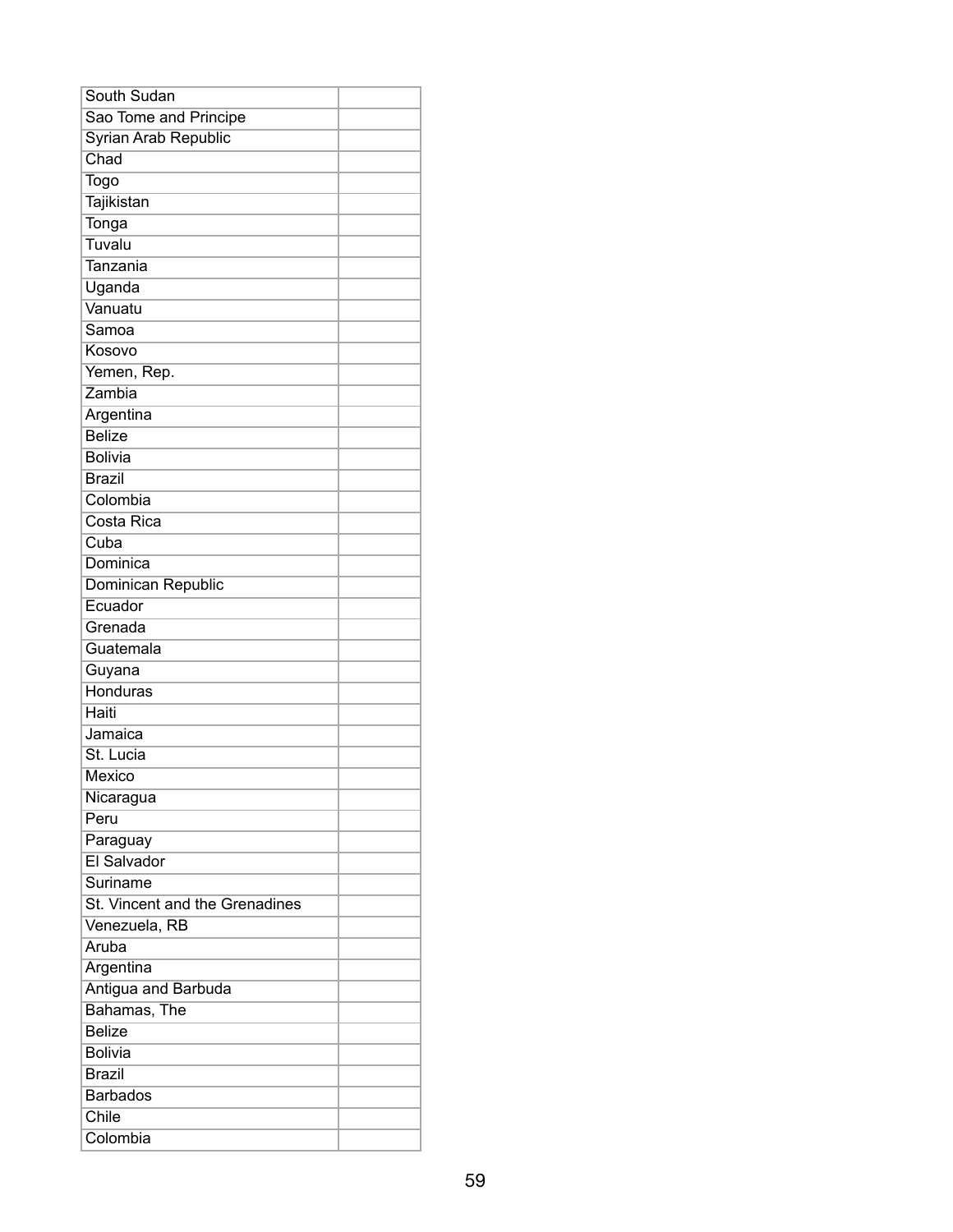| South Sudan | |
|---|---|
| Sao Tome and Principe | |
| Syrian Arab Republic | |
| Chad | |
| Togo | |
| Tajikistan | |
| Tonga | |
| Tuvalu | |
| Tanzania | |
| Uganda | |
| Vanuatu | |
| Samoa | |
| Kosovo | |
| Yemen, Rep. | |
| Zambia | |
| Argentina | |
| Belize | |
| Bolivia | |
| Brazil | |
| Colombia | |
| Costa Rica | |
| Cuba | |
| Dominica | |
| Dominican Republic | |
| Ecuador | |
| Grenada | |
| Guatemala | |
| Guyana | |
| Honduras | |
| Haiti | |
| Jamaica | |
| St. Lucia | |
| Mexico | |
| Nicaragua | |
| Peru | |
| Paraguay | |
| El Salvador | |
| Suriname | |
| St. Vincent and the Grenadines | |
| Venezuela, RB | |
| Aruba | |
| Argentina | |
| Antigua and Barbuda | |
| Bahamas, The | |
| Belize | |
| Bolivia | |
| Brazil | |
| Barbados | |
| Chile | |
| Colombia | |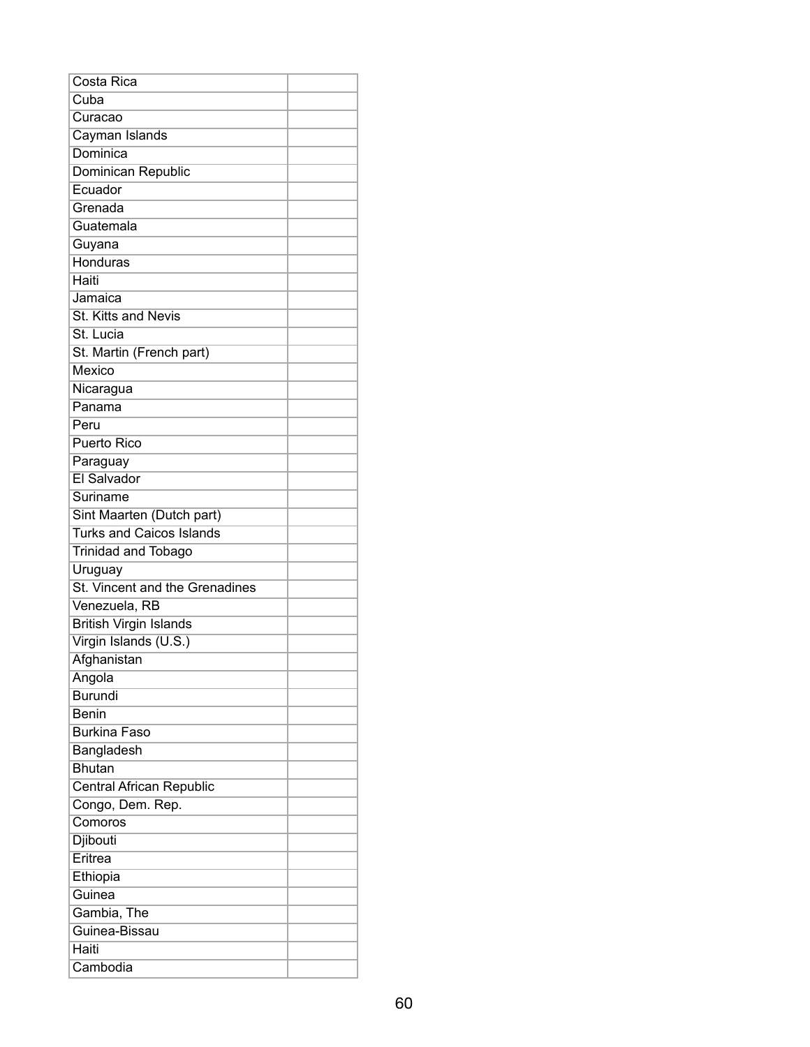| | |
|---|---|
| Costa Rica | |
| Cuba | |
| Curacao | |
| Cayman Islands | |
| Dominica | |
| Dominican Republic | |
| Ecuador | |
| Grenada | |
| Guatemala | |
| Guyana | |
| Honduras | |
| Haiti | |
| Jamaica | |
| St. Kitts and Nevis | |
| St. Lucia | |
| St. Martin (French part) | |
| Mexico | |
| Nicaragua | |
| Panama | |
| Peru | |
| Puerto Rico | |
| Paraguay | |
| El Salvador | |
| Suriname | |
| Sint Maarten (Dutch part) | |
| Turks and Caicos Islands | |
| Trinidad and Tobago | |
| Uruguay | |
| St. Vincent and the Grenadines | |
| Venezuela, RB | |
| British Virgin Islands | |
| Virgin Islands (U.S.) | |
| Afghanistan | |
| Angola | |
| Burundi | |
| Benin | |
| Burkina Faso | |
| Bangladesh | |
| Bhutan | |
| Central African Republic | |
| Congo, Dem. Rep. | |
| Comoros | |
| Djibouti | |
| Eritrea | |
| Ethiopia | |
| Guinea | |
| Gambia, The | |
| Guinea-Bissau | |
| Haiti | |
| Cambodia | |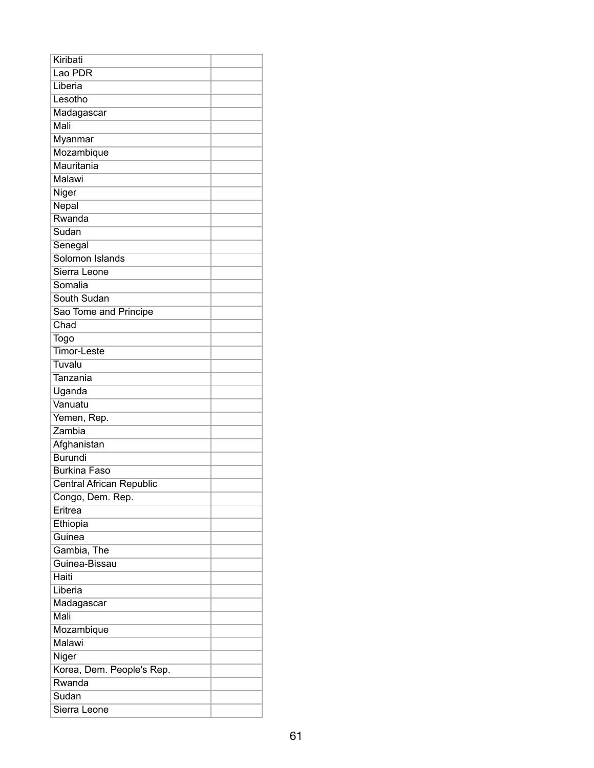| | |
|---|---|
| Kiribati | |
| Lao PDR | |
| Liberia | |
| Lesotho | |
| Madagascar | |
| Mali | |
| Myanmar | |
| Mozambique | |
| Mauritania | |
| Malawi | |
| Niger | |
| Nepal | |
| Rwanda | |
| Sudan | |
| Senegal | |
| Solomon Islands | |
| Sierra Leone | |
| Somalia | |
| South Sudan | |
| Sao Tome and Principe | |
| Chad | |
| Togo | |
| Timor-Leste | |
| Tuvalu | |
| Tanzania | |
| Uganda | |
| Vanuatu | |
| Yemen, Rep. | |
| Zambia | |
| Afghanistan | |
| Burundi | |
| Burkina Faso | |
| Central African Republic | |
| Congo, Dem. Rep. | |
| Eritrea | |
| Ethiopia | |
| Guinea | |
| Gambia, The | |
| Guinea-Bissau | |
| Haiti | |
| Liberia | |
| Madagascar | |
| Mali | |
| Mozambique | |
| Malawi | |
| Niger | |
| Korea, Dem. People's Rep. | |
| Rwanda | |
| Sudan | |
| Sierra Leone | |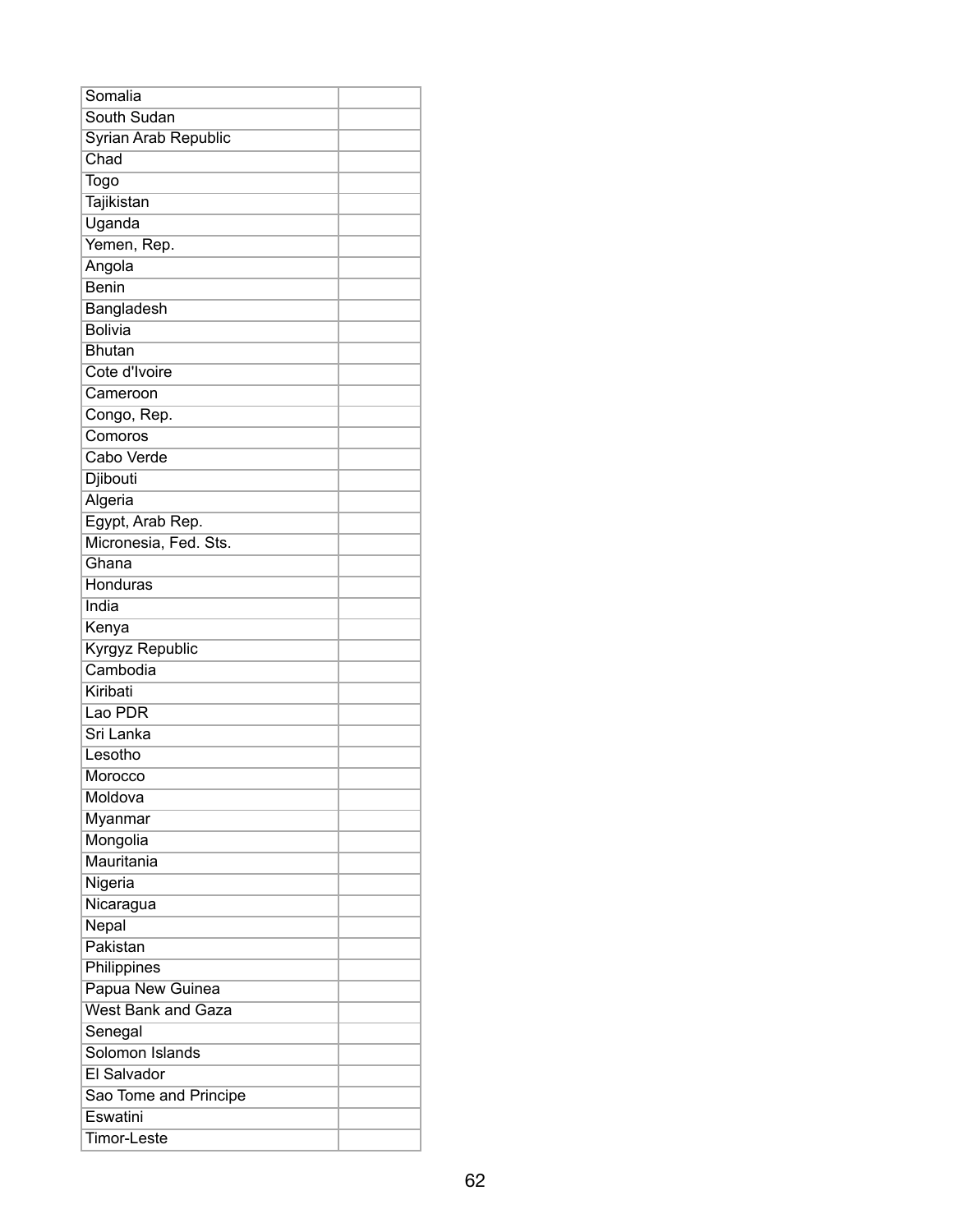| | |
|---|---|
| Somalia | |
| South Sudan | |
| Syrian Arab Republic | |
| Chad | |
| Togo | |
| Tajikistan | |
| Uganda | |
| Yemen, Rep. | |
| Angola | |
| Benin | |
| Bangladesh | |
| Bolivia | |
| Bhutan | |
| Cote d'Ivoire | |
| Cameroon | |
| Congo, Rep. | |
| Comoros | |
| Cabo Verde | |
| Djibouti | |
| Algeria | |
| Egypt, Arab Rep. | |
| Micronesia, Fed. Sts. | |
| Ghana | |
| Honduras | |
| India | |
| Kenya | |
| Kyrgyz Republic | |
| Cambodia | |
| Kiribati | |
| Lao PDR | |
| Sri Lanka | |
| Lesotho | |
| Morocco | |
| Moldova | |
| Myanmar | |
| Mongolia | |
| Mauritania | |
| Nigeria | |
| Nicaragua | |
| Nepal | |
| Pakistan | |
| Philippines | |
| Papua New Guinea | |
| West Bank and Gaza | |
| Senegal | |
| Solomon Islands | |
| El Salvador | |
| Sao Tome and Principe | |
| Eswatini | |
| Timor-Leste | |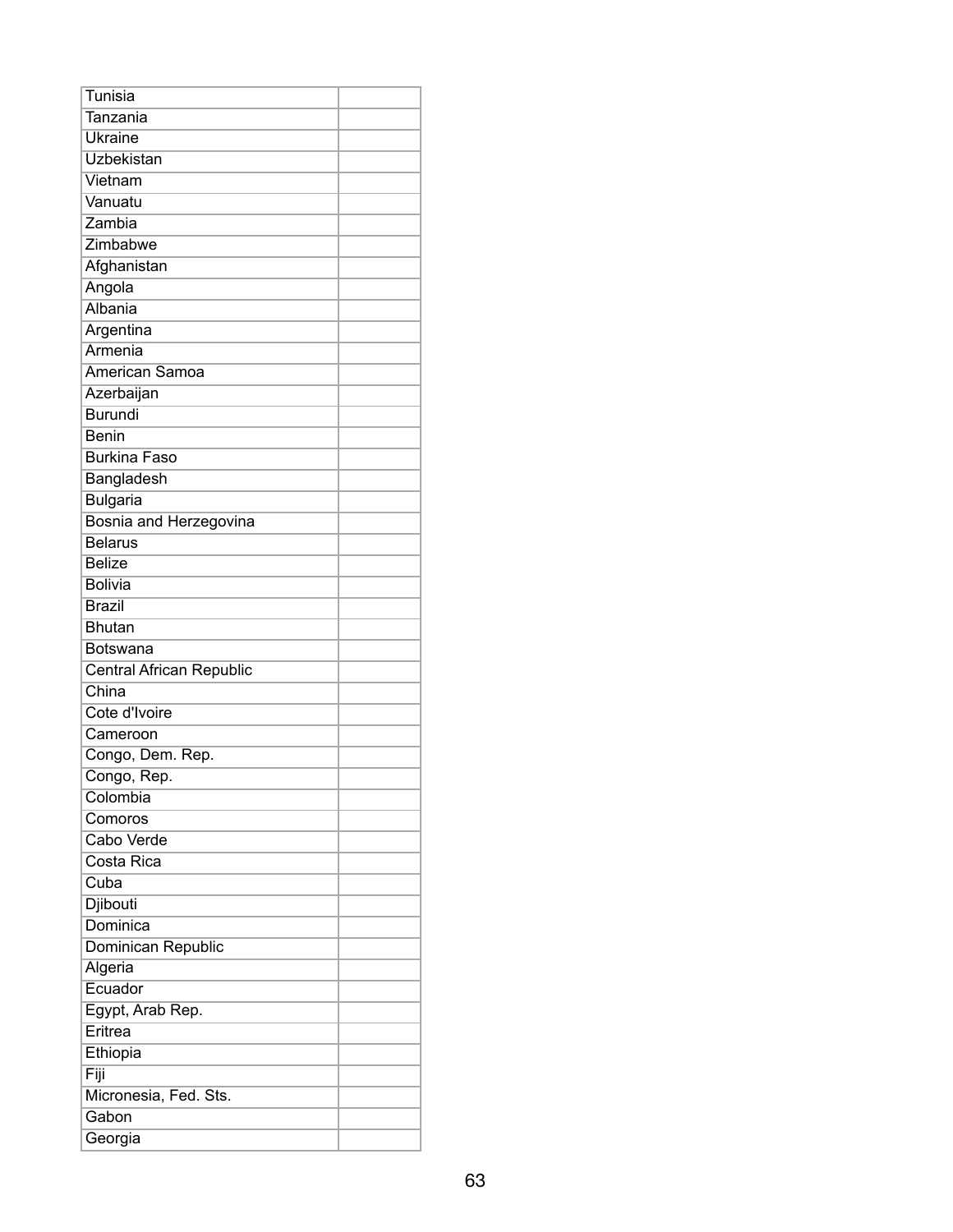| | |
|---|---|
| Tunisia | |
| Tanzania | |
| Ukraine | |
| Uzbekistan | |
| Vietnam | |
| Vanuatu | |
| Zambia | |
| Zimbabwe | |
| Afghanistan | |
| Angola | |
| Albania | |
| Argentina | |
| Armenia | |
| American Samoa | |
| Azerbaijan | |
| Burundi | |
| Benin | |
| Burkina Faso | |
| Bangladesh | |
| Bulgaria | |
| Bosnia and Herzegovina | |
| Belarus | |
| Belize | |
| Bolivia | |
| Brazil | |
| Bhutan | |
| Botswana | |
| Central African Republic | |
| China | |
| Cote d'Ivoire | |
| Cameroon | |
| Congo, Dem. Rep. | |
| Congo, Rep. | |
| Colombia | |
| Comoros | |
| Cabo Verde | |
| Costa Rica | |
| Cuba | |
| Djibouti | |
| Dominica | |
| Dominican Republic | |
| Algeria | |
| Ecuador | |
| Egypt, Arab Rep. | |
| Eritrea | |
| Ethiopia | |
| Fiji | |
| Micronesia, Fed. Sts. | |
| Gabon | |
| Georgia | |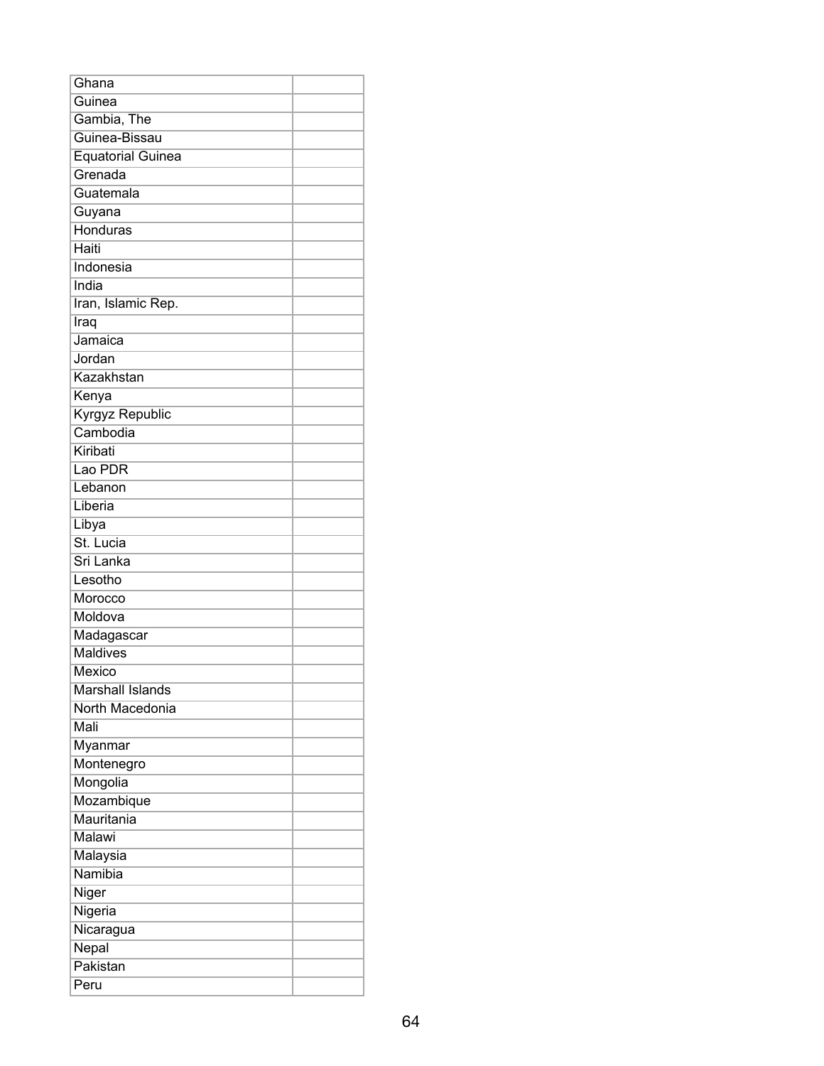| | |
|---|---|
| Ghana | |
| Guinea | |
| Gambia, The | |
| Guinea-Bissau | |
| Equatorial Guinea | |
| Grenada | |
| Guatemala | |
| Guyana | |
| Honduras | |
| Haiti | |
| Indonesia | |
| India | |
| Iran, Islamic Rep. | |
| Iraq | |
| Jamaica | |
| Jordan | |
| Kazakhstan | |
| Kenya | |
| Kyrgyz Republic | |
| Cambodia | |
| Kiribati | |
| Lao PDR | |
| Lebanon | |
| Liberia | |
| Libya | |
| St. Lucia | |
| Sri Lanka | |
| Lesotho | |
| Morocco | |
| Moldova | |
| Madagascar | |
| Maldives | |
| Mexico | |
| Marshall Islands | |
| North Macedonia | |
| Mali | |
| Myanmar | |
| Montenegro | |
| Mongolia | |
| Mozambique | |
| Mauritania | |
| Malawi | |
| Malaysia | |
| Namibia | |
| Niger | |
| Nigeria | |
| Nicaragua | |
| Nepal | |
| Pakistan | |
| Peru | |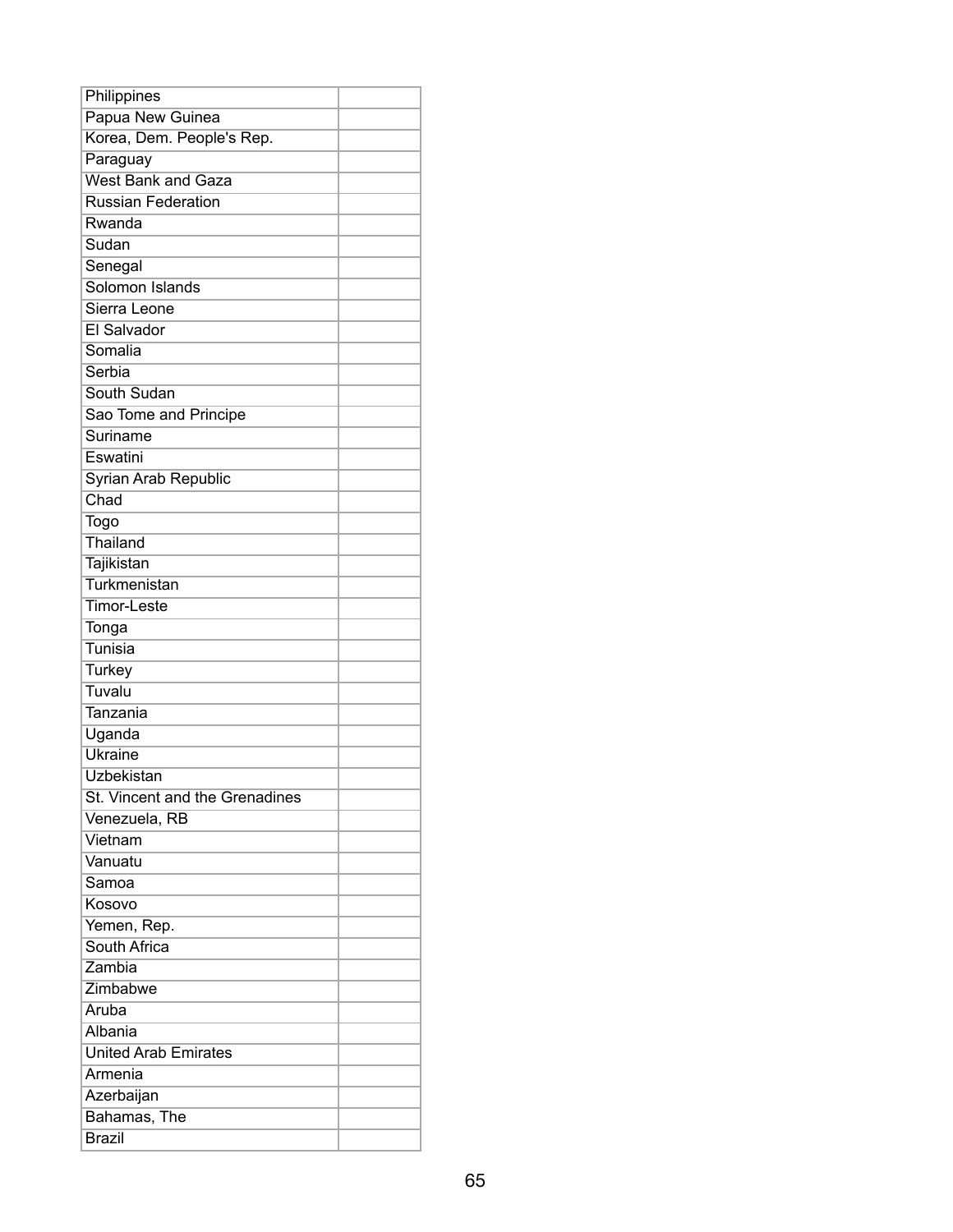| | |
|---|---|
| Philippines | |
| Papua New Guinea | |
| Korea, Dem. People's Rep. | |
| Paraguay | |
| West Bank and Gaza | |
| Russian Federation | |
| Rwanda | |
| Sudan | |
| Senegal | |
| Solomon Islands | |
| Sierra Leone | |
| El Salvador | |
| Somalia | |
| Serbia | |
| South Sudan | |
| Sao Tome and Principe | |
| Suriname | |
| Eswatini | |
| Syrian Arab Republic | |
| Chad | |
| Togo | |
| Thailand | |
| Tajikistan | |
| Turkmenistan | |
| Timor-Leste | |
| Tonga | |
| Tunisia | |
| Turkey | |
| Tuvalu | |
| Tanzania | |
| Uganda | |
| Ukraine | |
| Uzbekistan | |
| St. Vincent and the Grenadines | |
| Venezuela, RB | |
| Vietnam | |
| Vanuatu | |
| Samoa | |
| Kosovo | |
| Yemen, Rep. | |
| South Africa | |
| Zambia | |
| Zimbabwe | |
| Aruba | |
| Albania | |
| United Arab Emirates | |
| Armenia | |
| Azerbaijan | |
| Bahamas, The | |
| Brazil | |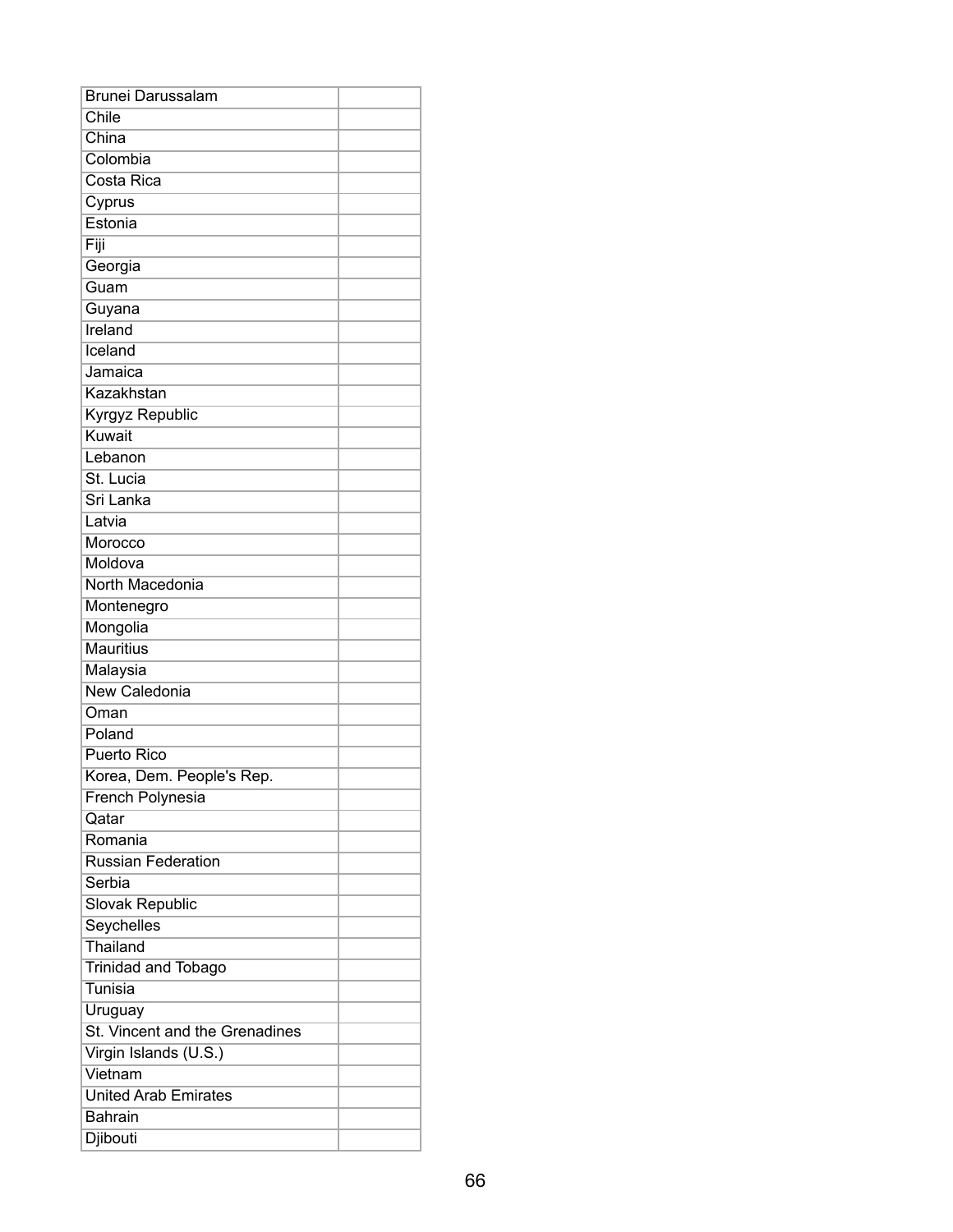| | |
|---|---|
| Brunei Darussalam | |
| Chile | |
| China | |
| Colombia | |
| Costa Rica | |
| Cyprus | |
| Estonia | |
| Fiji | |
| Georgia | |
| Guam | |
| Guyana | |
| Ireland | |
| Iceland | |
| Jamaica | |
| Kazakhstan | |
| Kyrgyz Republic | |
| Kuwait | |
| Lebanon | |
| St. Lucia | |
| Sri Lanka | |
| Latvia | |
| Morocco | |
| Moldova | |
| North Macedonia | |
| Montenegro | |
| Mongolia | |
| Mauritius | |
| Malaysia | |
| New Caledonia | |
| Oman | |
| Poland | |
| Puerto Rico | |
| Korea, Dem. People's Rep. | |
| French Polynesia | |
| Qatar | |
| Romania | |
| Russian Federation | |
| Serbia | |
| Slovak Republic | |
| Seychelles | |
| Thailand | |
| Trinidad and Tobago | |
| Tunisia | |
| Uruguay | |
| St. Vincent and the Grenadines | |
| Virgin Islands (U.S.) | |
| Vietnam | |
| United Arab Emirates | |
| Bahrain | |
| Djibouti | |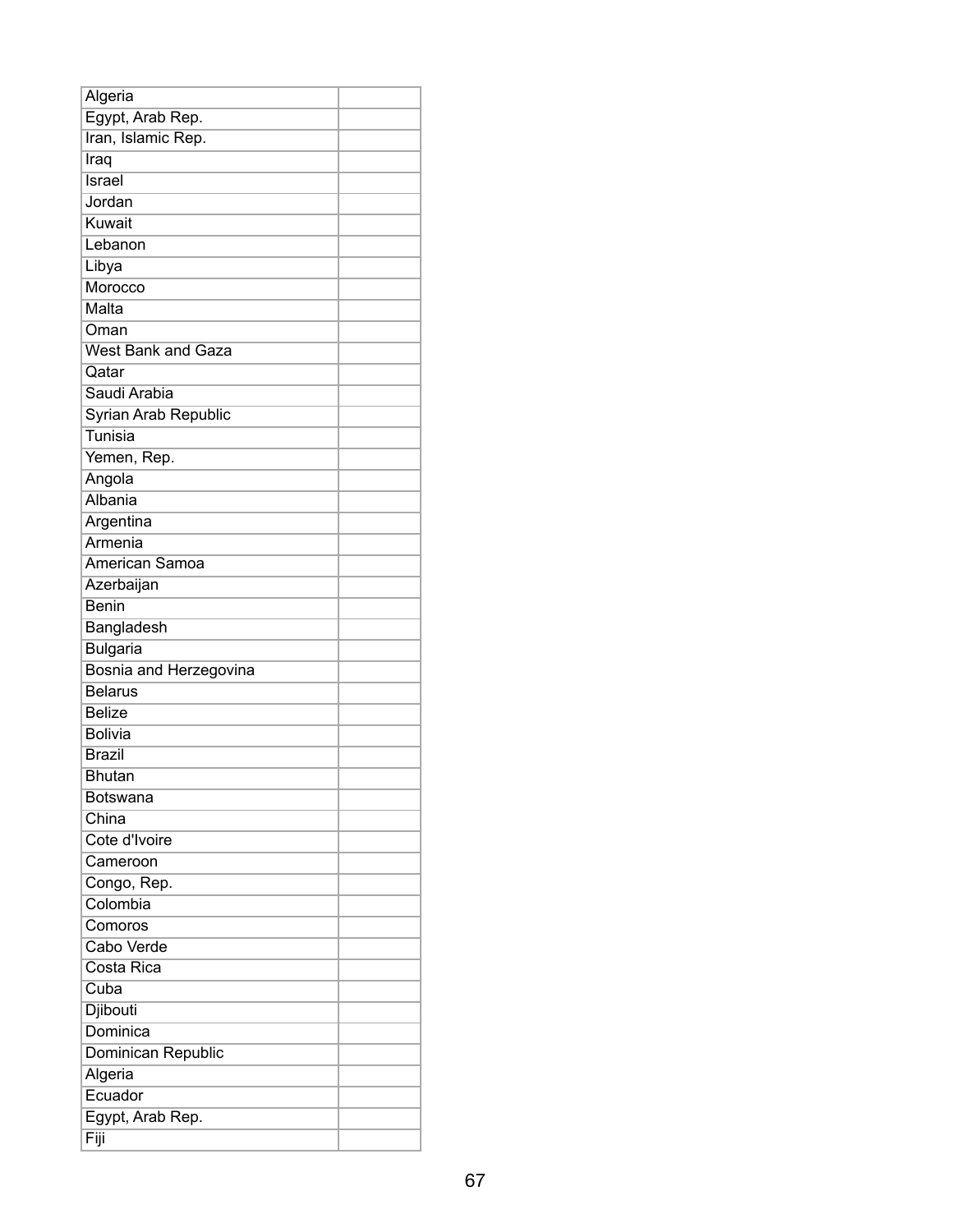| | |
|---|---|
| Algeria | |
| Egypt, Arab Rep. | |
| Iran, Islamic Rep. | |
| Iraq | |
| Israel | |
| Jordan | |
| Kuwait | |
| Lebanon | |
| Libya | |
| Morocco | |
| Malta | |
| Oman | |
| West Bank and Gaza | |
| Qatar | |
| Saudi Arabia | |
| Syrian Arab Republic | |
| Tunisia | |
| Yemen, Rep. | |
| Angola | |
| Albania | |
| Argentina | |
| Armenia | |
| American Samoa | |
| Azerbaijan | |
| Benin | |
| Bangladesh | |
| Bulgaria | |
| Bosnia and Herzegovina | |
| Belarus | |
| Belize | |
| Bolivia | |
| Brazil | |
| Bhutan | |
| Botswana | |
| China | |
| Cote d'Ivoire | |
| Cameroon | |
| Congo, Rep. | |
| Colombia | |
| Comoros | |
| Cabo Verde | |
| Costa Rica | |
| Cuba | |
| Djibouti | |
| Dominica | |
| Dominican Republic | |
| Algeria | |
| Ecuador | |
| Egypt, Arab Rep. | |
| Fiji | |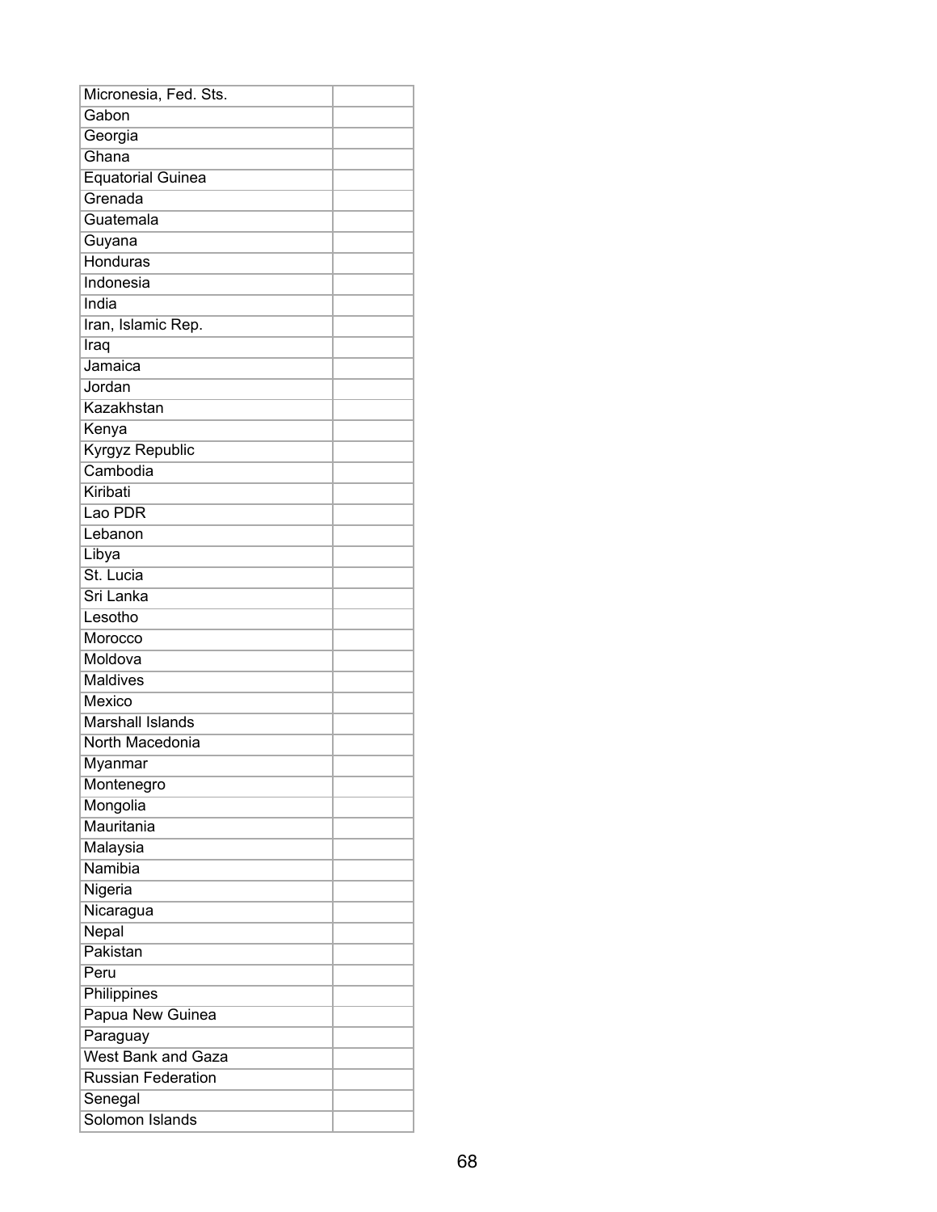| | |
|---|---|
| Micronesia, Fed. Sts. | |
| Gabon | |
| Georgia | |
| Ghana | |
| Equatorial Guinea | |
| Grenada | |
| Guatemala | |
| Guyana | |
| Honduras | |
| Indonesia | |
| India | |
| Iran, Islamic Rep. | |
| Iraq | |
| Jamaica | |
| Jordan | |
| Kazakhstan | |
| Kenya | |
| Kyrgyz Republic | |
| Cambodia | |
| Kiribati | |
| Lao PDR | |
| Lebanon | |
| Libya | |
| St. Lucia | |
| Sri Lanka | |
| Lesotho | |
| Morocco | |
| Moldova | |
| Maldives | |
| Mexico | |
| Marshall Islands | |
| North Macedonia | |
| Myanmar | |
| Montenegro | |
| Mongolia | |
| Mauritania | |
| Malaysia | |
| Namibia | |
| Nigeria | |
| Nicaragua | |
| Nepal | |
| Pakistan | |
| Peru | |
| Philippines | |
| Papua New Guinea | |
| Paraguay | |
| West Bank and Gaza | |
| Russian Federation | |
| Senegal | |
| Solomon Islands | |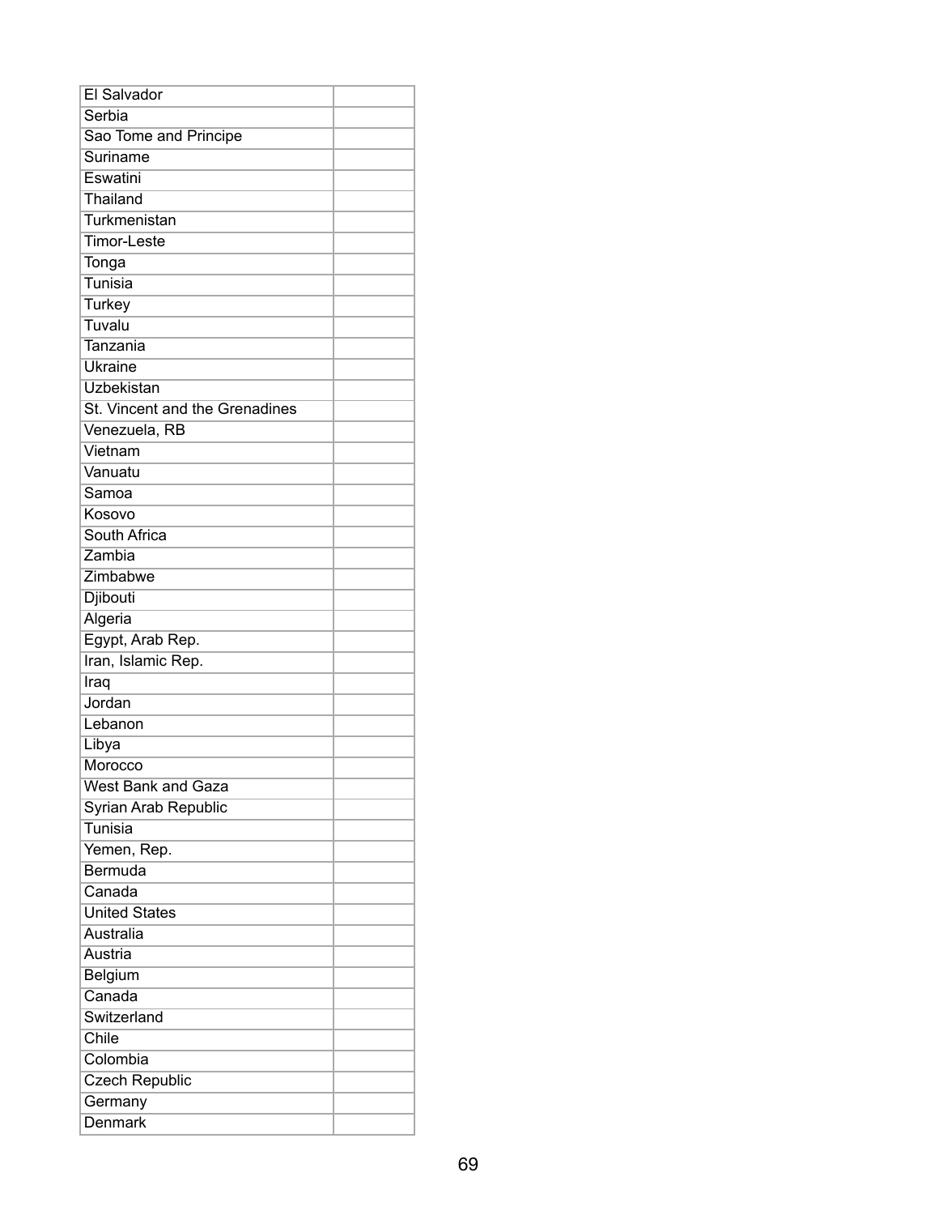| | |
|---|---|
| El Salvador | |
| Serbia | |
| Sao Tome and Principe | |
| Suriname | |
| Eswatini | |
| Thailand | |
| Turkmenistan | |
| Timor-Leste | |
| Tonga | |
| Tunisia | |
| Turkey | |
| Tuvalu | |
| Tanzania | |
| Ukraine | |
| Uzbekistan | |
| St. Vincent and the Grenadines | |
| Venezuela, RB | |
| Vietnam | |
| Vanuatu | |
| Samoa | |
| Kosovo | |
| South Africa | |
| Zambia | |
| Zimbabwe | |
| Djibouti | |
| Algeria | |
| Egypt, Arab Rep. | |
| Iran, Islamic Rep. | |
| Iraq | |
| Jordan | |
| Lebanon | |
| Libya | |
| Morocco | |
| West Bank and Gaza | |
| Syrian Arab Republic | |
| Tunisia | |
| Yemen, Rep. | |
| Bermuda | |
| Canada | |
| United States | |
| Australia | |
| Austria | |
| Belgium | |
| Canada | |
| Switzerland | |
| Chile | |
| Colombia | |
| Czech Republic | |
| Germany | |
| Denmark | |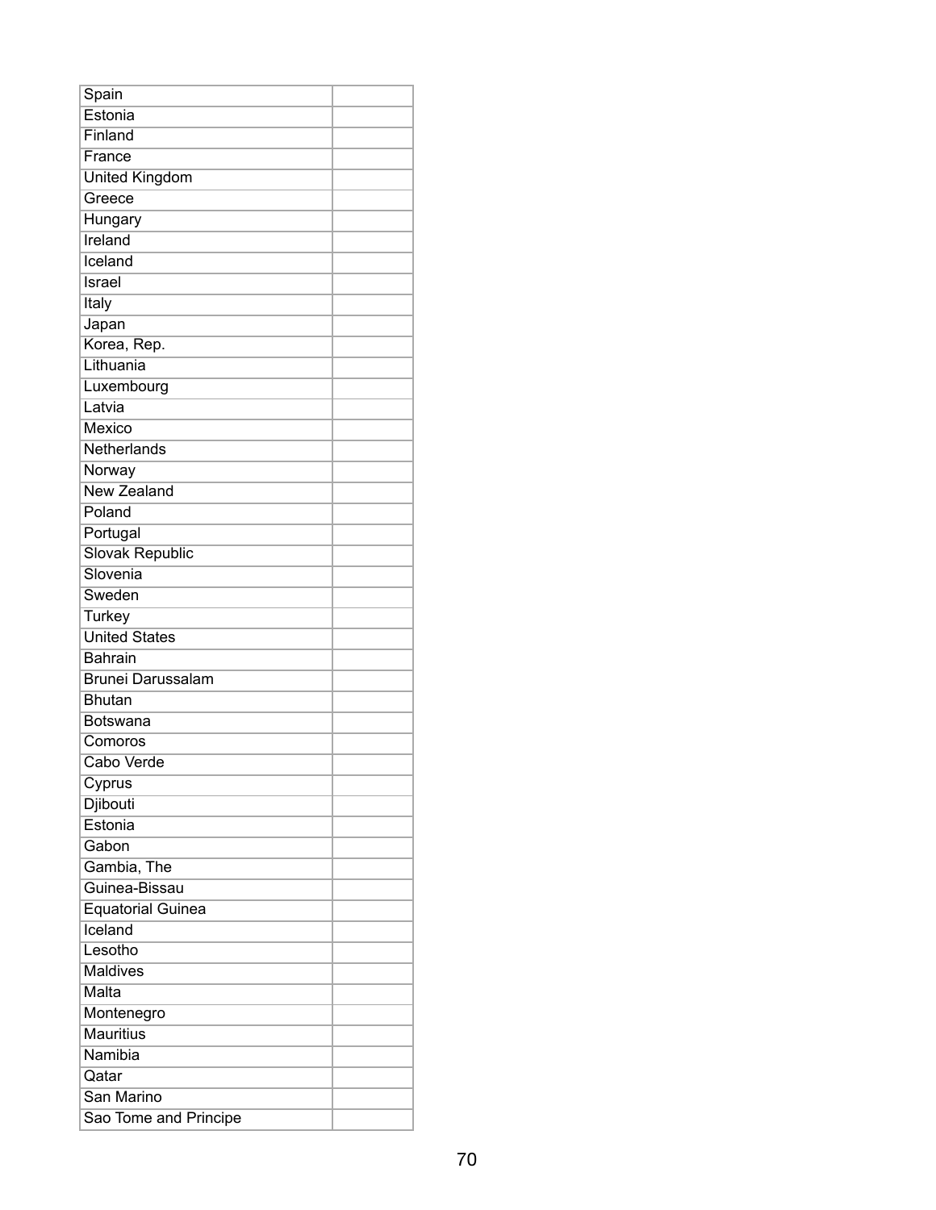| | |
|---|---|
| Spain | |
| Estonia | |
| Finland | |
| France | |
| United Kingdom | |
| Greece | |
| Hungary | |
| Ireland | |
| Iceland | |
| Israel | |
| Italy | |
| Japan | |
| Korea, Rep. | |
| Lithuania | |
| Luxembourg | |
| Latvia | |
| Mexico | |
| Netherlands | |
| Norway | |
| New Zealand | |
| Poland | |
| Portugal | |
| Slovak Republic | |
| Slovenia | |
| Sweden | |
| Turkey | |
| United States | |
| Bahrain | |
| Brunei Darussalam | |
| Bhutan | |
| Botswana | |
| Comoros | |
| Cabo Verde | |
| Cyprus | |
| Djibouti | |
| Estonia | |
| Gabon | |
| Gambia, The | |
| Guinea-Bissau | |
| Equatorial Guinea | |
| Iceland | |
| Lesotho | |
| Maldives | |
| Malta | |
| Montenegro | |
| Mauritius | |
| Namibia | |
| Qatar | |
| San Marino | |
| Sao Tome and Principe | |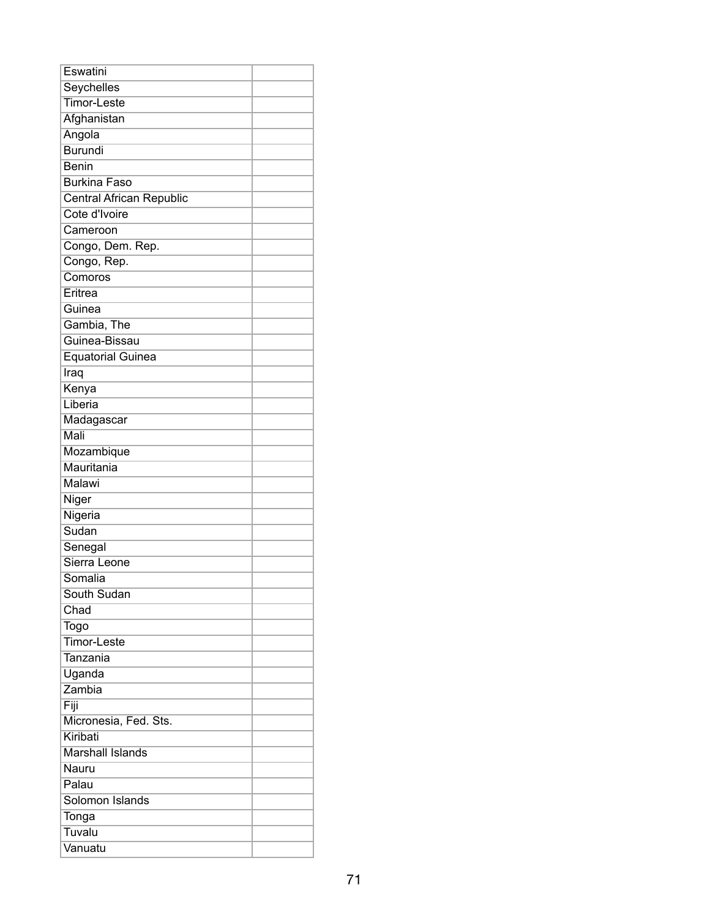| | |
|---|---|
| Eswatini | |
| Seychelles | |
| Timor-Leste | |
| Afghanistan | |
| Angola | |
| Burundi | |
| Benin | |
| Burkina Faso | |
| Central African Republic | |
| Cote d'Ivoire | |
| Cameroon | |
| Congo, Dem. Rep. | |
| Congo, Rep. | |
| Comoros | |
| Eritrea | |
| Guinea | |
| Gambia, The | |
| Guinea-Bissau | |
| Equatorial Guinea | |
| Iraq | |
| Kenya | |
| Liberia | |
| Madagascar | |
| Mali | |
| Mozambique | |
| Mauritania | |
| Malawi | |
| Niger | |
| Nigeria | |
| Sudan | |
| Senegal | |
| Sierra Leone | |
| Somalia | |
| South Sudan | |
| Chad | |
| Togo | |
| Timor-Leste | |
| Tanzania | |
| Uganda | |
| Zambia | |
| Fiji | |
| Micronesia, Fed. Sts. | |
| Kiribati | |
| Marshall Islands | |
| Nauru | |
| Palau | |
| Solomon Islands | |
| Tonga | |
| Tuvalu | |
| Vanuatu | |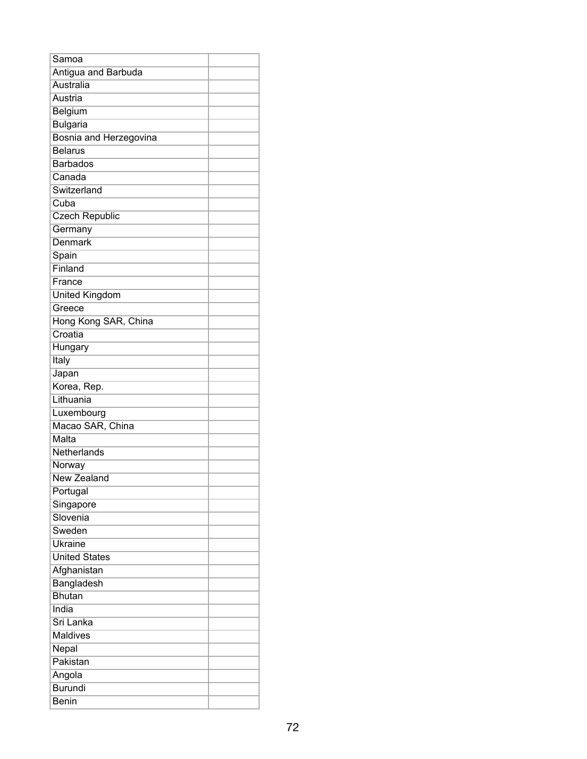| Samoa | |
|---|---|
| Antigua and Barbuda | |
| Australia | |
| Austria | |
| Belgium | |
| Bulgaria | |
| Bosnia and Herzegovina | |
| Belarus | |
| Barbados | |
| Canada | |
| Switzerland | |
| Cuba | |
| Czech Republic | |
| Germany | |
| Denmark | |
| Spain | |
| Finland | |
| France | |
| United Kingdom | |
| Greece | |
| Hong Kong SAR, China | |
| Croatia | |
| Hungary | |
| Italy | |
| Japan | |
| Korea, Rep. | |
| Lithuania | |
| Luxembourg | |
| Macao SAR, China | |
| Malta | |
| Netherlands | |
| Norway | |
| New Zealand | |
| Portugal | |
| Singapore | |
| Slovenia | |
| Sweden | |
| Ukraine | |
| United States | |
| Afghanistan | |
| Bangladesh | |
| Bhutan | |
| India | |
| Sri Lanka | |
| Maldives | |
| Nepal | |
| Pakistan | |
| Angola | |
| Burundi | |
| Benin | |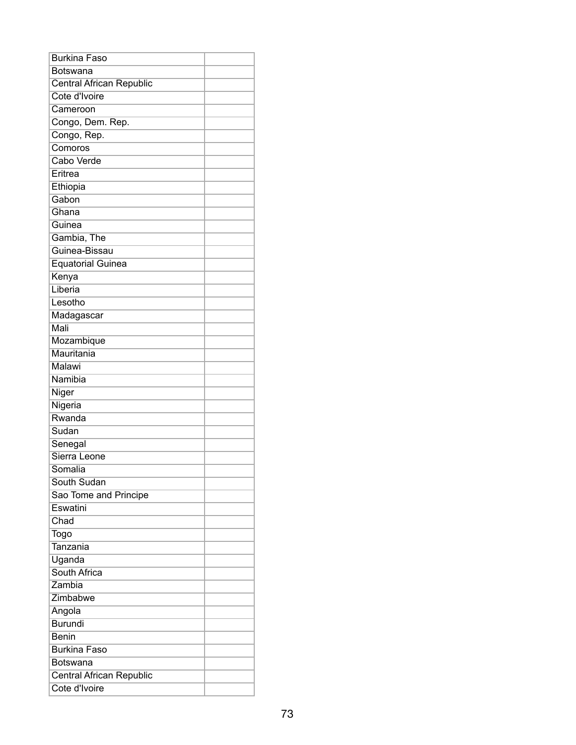| | |
|---|---|
| Burkina Faso | |
| Botswana | |
| Central African Republic | |
| Cote d'Ivoire | |
| Cameroon | |
| Congo, Dem. Rep. | |
| Congo, Rep. | |
| Comoros | |
| Cabo Verde | |
| Eritrea | |
| Ethiopia | |
| Gabon | |
| Ghana | |
| Guinea | |
| Gambia, The | |
| Guinea-Bissau | |
| Equatorial Guinea | |
| Kenya | |
| Liberia | |
| Lesotho | |
| Madagascar | |
| Mali | |
| Mozambique | |
| Mauritania | |
| Malawi | |
| Namibia | |
| Niger | |
| Nigeria | |
| Rwanda | |
| Sudan | |
| Senegal | |
| Sierra Leone | |
| Somalia | |
| South Sudan | |
| Sao Tome and Principe | |
| Eswatini | |
| Chad | |
| Togo | |
| Tanzania | |
| Uganda | |
| South Africa | |
| Zambia | |
| Zimbabwe | |
| Angola | |
| Burundi | |
| Benin | |
| Burkina Faso | |
| Botswana | |
| Central African Republic | |
| Cote d'Ivoire | |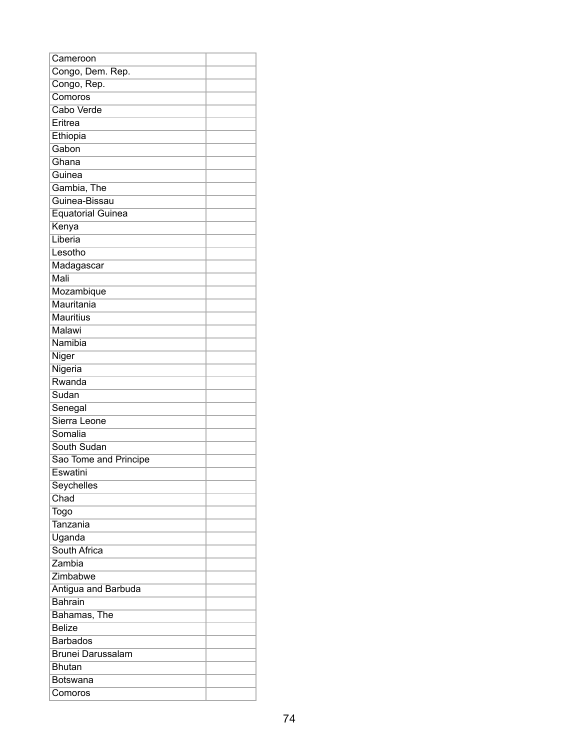| | |
|---|---|
| Cameroon | |
| Congo, Dem. Rep. | |
| Congo, Rep. | |
| Comoros | |
| Cabo Verde | |
| Eritrea | |
| Ethiopia | |
| Gabon | |
| Ghana | |
| Guinea | |
| Gambia, The | |
| Guinea-Bissau | |
| Equatorial Guinea | |
| Kenya | |
| Liberia | |
| Lesotho | |
| Madagascar | |
| Mali | |
| Mozambique | |
| Mauritania | |
| Mauritius | |
| Malawi | |
| Namibia | |
| Niger | |
| Nigeria | |
| Rwanda | |
| Sudan | |
| Senegal | |
| Sierra Leone | |
| Somalia | |
| South Sudan | |
| Sao Tome and Principe | |
| Eswatini | |
| Seychelles | |
| Chad | |
| Togo | |
| Tanzania | |
| Uganda | |
| South Africa | |
| Zambia | |
| Zimbabwe | |
| Antigua and Barbuda | |
| Bahrain | |
| Bahamas, The | |
| Belize | |
| Barbados | |
| Brunei Darussalam | |
| Bhutan | |
| Botswana | |
| Comoros | |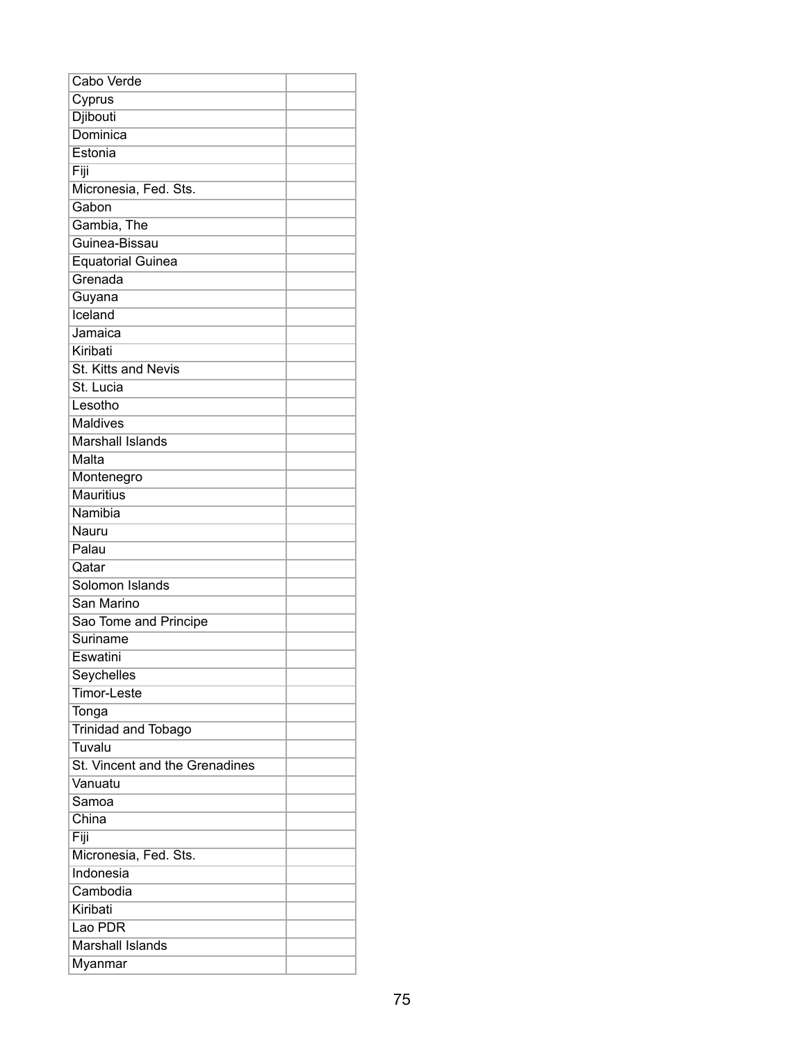| | |
|---|---|
| Cabo Verde | |
| Cyprus | |
| Djibouti | |
| Dominica | |
| Estonia | |
| Fiji | |
| Micronesia, Fed. Sts. | |
| Gabon | |
| Gambia, The | |
| Guinea-Bissau | |
| Equatorial Guinea | |
| Grenada | |
| Guyana | |
| Iceland | |
| Jamaica | |
| Kiribati | |
| St. Kitts and Nevis | |
| St. Lucia | |
| Lesotho | |
| Maldives | |
| Marshall Islands | |
| Malta | |
| Montenegro | |
| Mauritius | |
| Namibia | |
| Nauru | |
| Palau | |
| Qatar | |
| Solomon Islands | |
| San Marino | |
| Sao Tome and Principe | |
| Suriname | |
| Eswatini | |
| Seychelles | |
| Timor-Leste | |
| Tonga | |
| Trinidad and Tobago | |
| Tuvalu | |
| St. Vincent and the Grenadines | |
| Vanuatu | |
| Samoa | |
| China | |
| Fiji | |
| Micronesia, Fed. Sts. | |
| Indonesia | |
| Cambodia | |
| Kiribati | |
| Lao PDR | |
| Marshall Islands | |
| Myanmar | |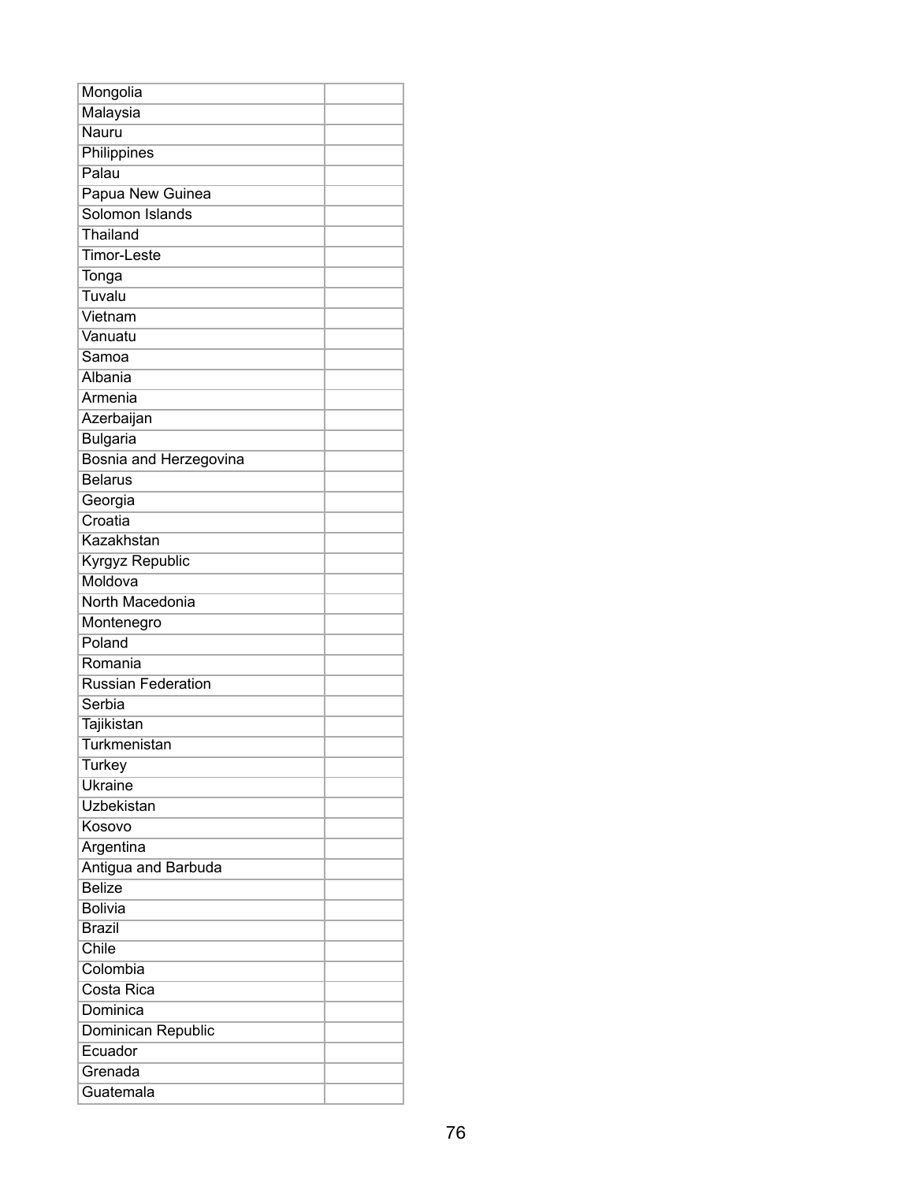| | |
|---|---|
| Mongolia | |
| Malaysia | |
| Nauru | |
| Philippines | |
| Palau | |
| Papua New Guinea | |
| Solomon Islands | |
| Thailand | |
| Timor-Leste | |
| Tonga | |
| Tuvalu | |
| Vietnam | |
| Vanuatu | |
| Samoa | |
| Albania | |
| Armenia | |
| Azerbaijan | |
| Bulgaria | |
| Bosnia and Herzegovina | |
| Belarus | |
| Georgia | |
| Croatia | |
| Kazakhstan | |
| Kyrgyz Republic | |
| Moldova | |
| North Macedonia | |
| Montenegro | |
| Poland | |
| Romania | |
| Russian Federation | |
| Serbia | |
| Tajikistan | |
| Turkmenistan | |
| Turkey | |
| Ukraine | |
| Uzbekistan | |
| Kosovo | |
| Argentina | |
| Antigua and Barbuda | |
| Belize | |
| Bolivia | |
| Brazil | |
| Chile | |
| Colombia | |
| Costa Rica | |
| Dominica | |
| Dominican Republic | |
| Ecuador | |
| Grenada | |
| Guatemala | |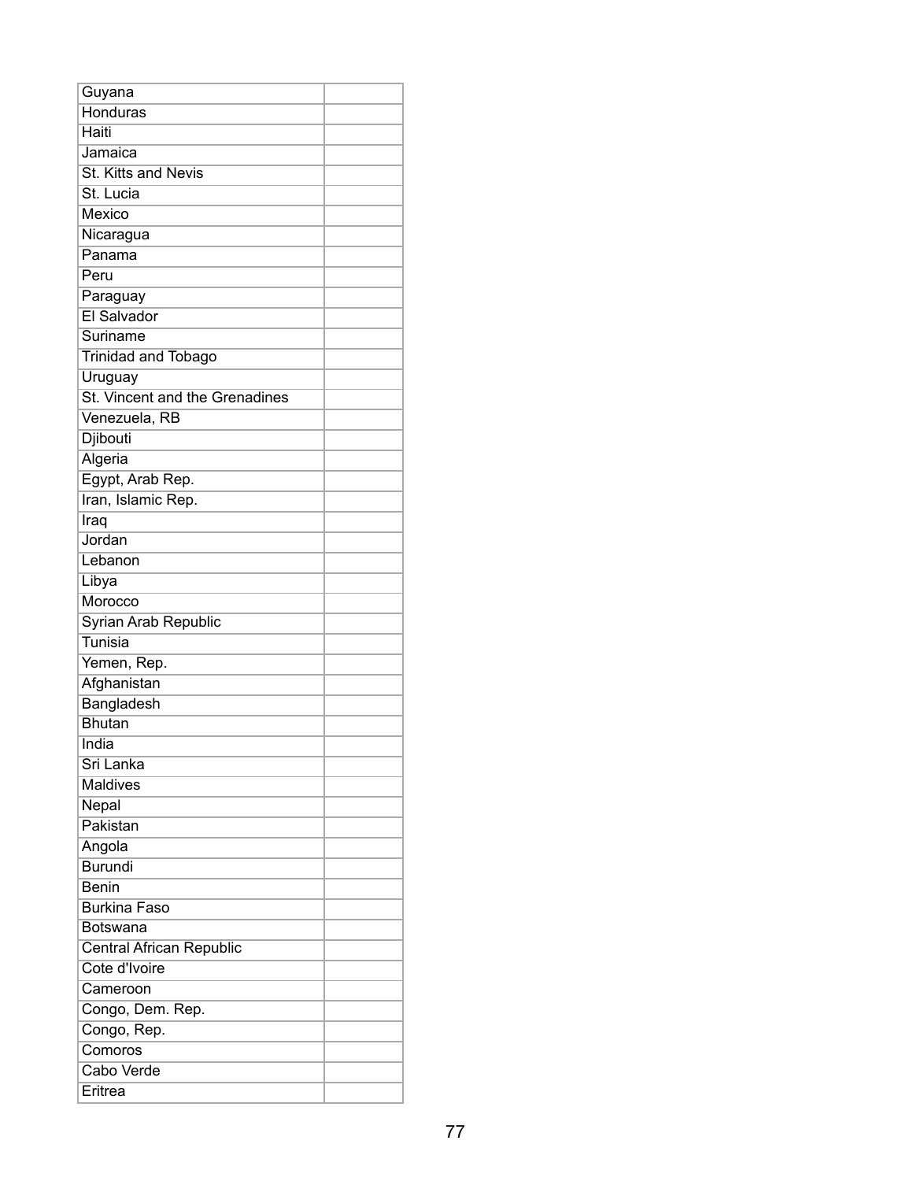| | |
|---|---|
| Guyana | |
| Honduras | |
| Haiti | |
| Jamaica | |
| St. Kitts and Nevis | |
| St. Lucia | |
| Mexico | |
| Nicaragua | |
| Panama | |
| Peru | |
| Paraguay | |
| El Salvador | |
| Suriname | |
| Trinidad and Tobago | |
| Uruguay | |
| St. Vincent and the Grenadines | |
| Venezuela, RB | |
| Djibouti | |
| Algeria | |
| Egypt, Arab Rep. | |
| Iran, Islamic Rep. | |
| Iraq | |
| Jordan | |
| Lebanon | |
| Libya | |
| Morocco | |
| Syrian Arab Republic | |
| Tunisia | |
| Yemen, Rep. | |
| Afghanistan | |
| Bangladesh | |
| Bhutan | |
| India | |
| Sri Lanka | |
| Maldives | |
| Nepal | |
| Pakistan | |
| Angola | |
| Burundi | |
| Benin | |
| Burkina Faso | |
| Botswana | |
| Central African Republic | |
| Cote d'Ivoire | |
| Cameroon | |
| Congo, Dem. Rep. | |
| Congo, Rep. | |
| Comoros | |
| Cabo Verde | |
| Eritrea | |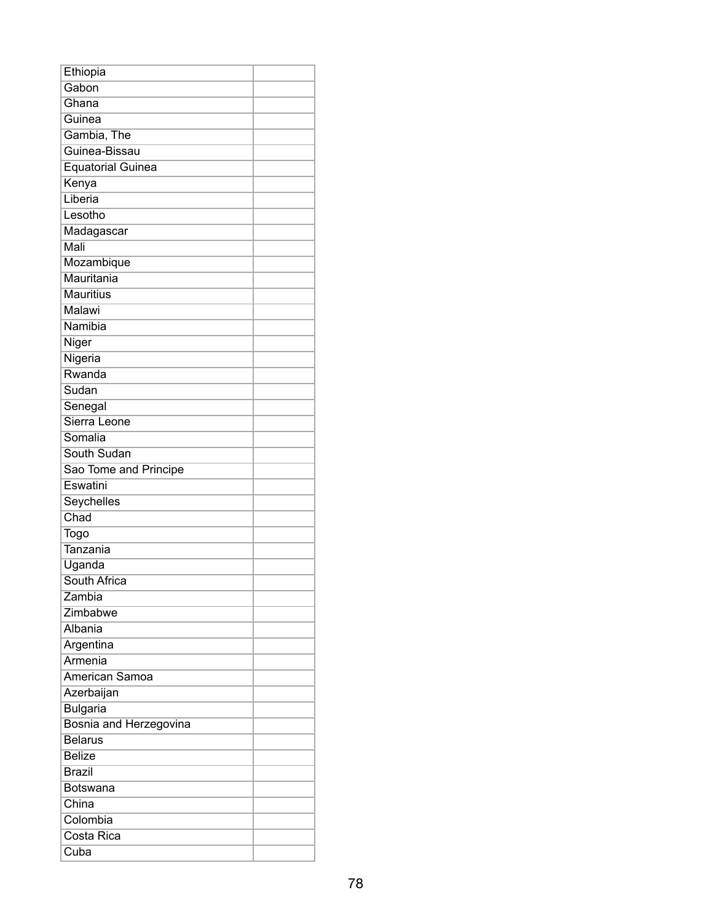| | |
|---|---|
| Ethiopia | |
| Gabon | |
| Ghana | |
| Guinea | |
| Gambia, The | |
| Guinea-Bissau | |
| Equatorial Guinea | |
| Kenya | |
| Liberia | |
| Lesotho | |
| Madagascar | |
| Mali | |
| Mozambique | |
| Mauritania | |
| Mauritius | |
| Malawi | |
| Namibia | |
| Niger | |
| Nigeria | |
| Rwanda | |
| Sudan | |
| Senegal | |
| Sierra Leone | |
| Somalia | |
| South Sudan | |
| Sao Tome and Principe | |
| Eswatini | |
| Seychelles | |
| Chad | |
| Togo | |
| Tanzania | |
| Uganda | |
| South Africa | |
| Zambia | |
| Zimbabwe | |
| Albania | |
| Argentina | |
| Armenia | |
| American Samoa | |
| Azerbaijan | |
| Bulgaria | |
| Bosnia and Herzegovina | |
| Belarus | |
| Belize | |
| Brazil | |
| Botswana | |
| China | |
| Colombia | |
| Costa Rica | |
| Cuba | |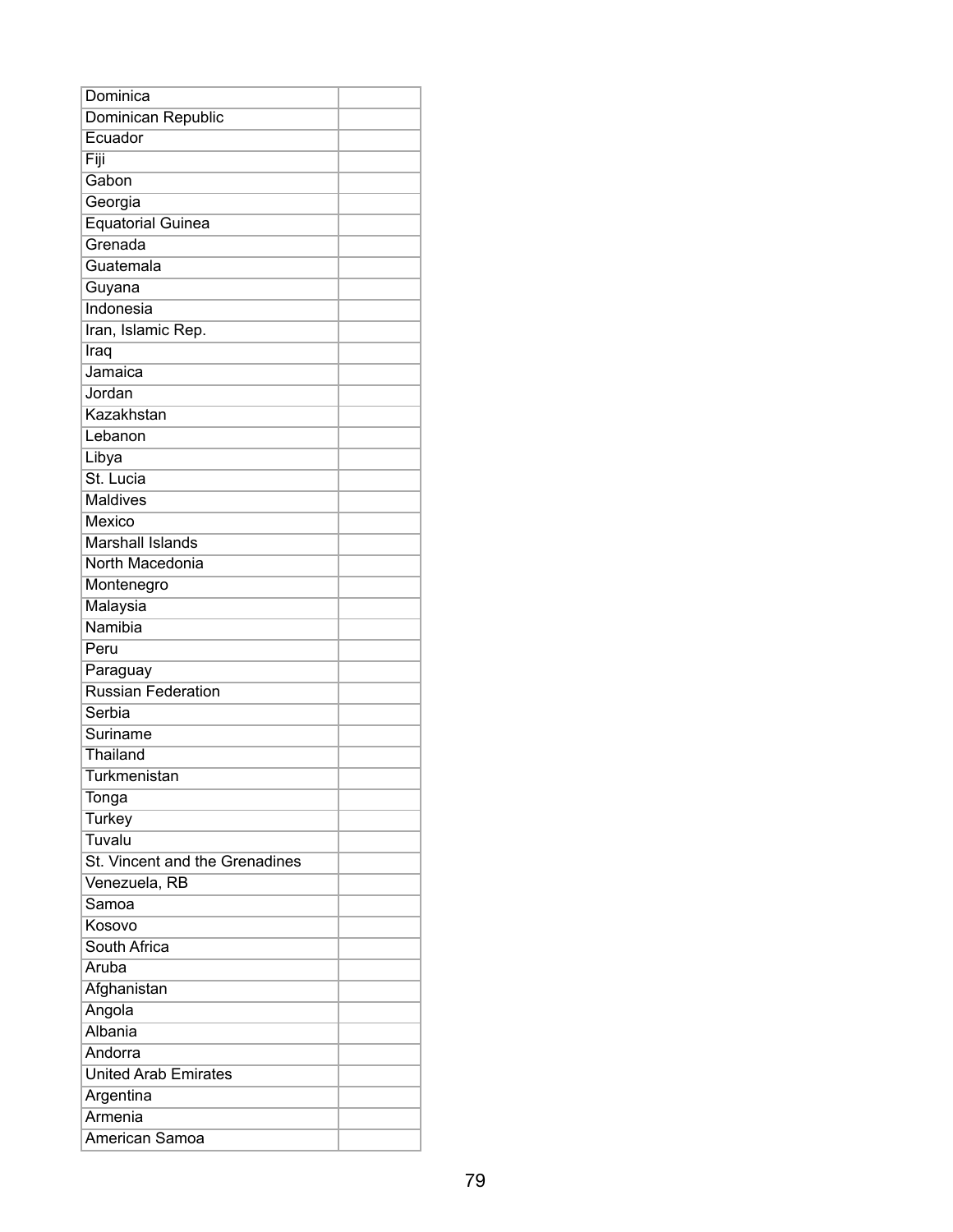| | |
|---|---|
| Dominica | |
| Dominican Republic | |
| Ecuador | |
| Fiji | |
| Gabon | |
| Georgia | |
| Equatorial Guinea | |
| Grenada | |
| Guatemala | |
| Guyana | |
| Indonesia | |
| Iran, Islamic Rep. | |
| Iraq | |
| Jamaica | |
| Jordan | |
| Kazakhstan | |
| Lebanon | |
| Libya | |
| St. Lucia | |
| Maldives | |
| Mexico | |
| Marshall Islands | |
| North Macedonia | |
| Montenegro | |
| Malaysia | |
| Namibia | |
| Peru | |
| Paraguay | |
| Russian Federation | |
| Serbia | |
| Suriname | |
| Thailand | |
| Turkmenistan | |
| Tonga | |
| Turkey | |
| Tuvalu | |
| St. Vincent and the Grenadines | |
| Venezuela, RB | |
| Samoa | |
| Kosovo | |
| South Africa | |
| Aruba | |
| Afghanistan | |
| Angola | |
| Albania | |
| Andorra | |
| United Arab Emirates | |
| Argentina | |
| Armenia | |
| American Samoa | |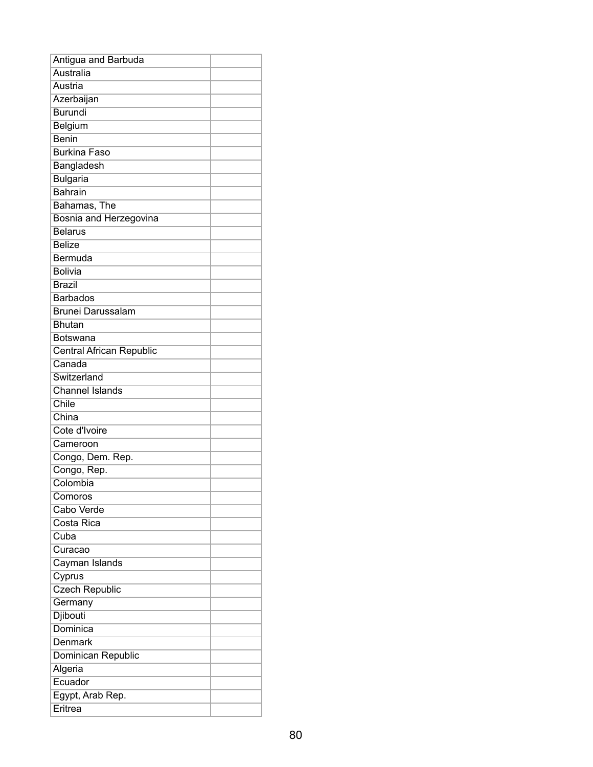| | |
|---|---|
| Antigua and Barbuda | |
| Australia | |
| Austria | |
| Azerbaijan | |
| Burundi | |
| Belgium | |
| Benin | |
| Burkina Faso | |
| Bangladesh | |
| Bulgaria | |
| Bahrain | |
| Bahamas, The | |
| Bosnia and Herzegovina | |
| Belarus | |
| Belize | |
| Bermuda | |
| Bolivia | |
| Brazil | |
| Barbados | |
| Brunei Darussalam | |
| Bhutan | |
| Botswana | |
| Central African Republic | |
| Canada | |
| Switzerland | |
| Channel Islands | |
| Chile | |
| China | |
| Cote d'Ivoire | |
| Cameroon | |
| Congo, Dem. Rep. | |
| Congo, Rep. | |
| Colombia | |
| Comoros | |
| Cabo Verde | |
| Costa Rica | |
| Cuba | |
| Curacao | |
| Cayman Islands | |
| Cyprus | |
| Czech Republic | |
| Germany | |
| Djibouti | |
| Dominica | |
| Denmark | |
| Dominican Republic | |
| Algeria | |
| Ecuador | |
| Egypt, Arab Rep. | |
| Eritrea | |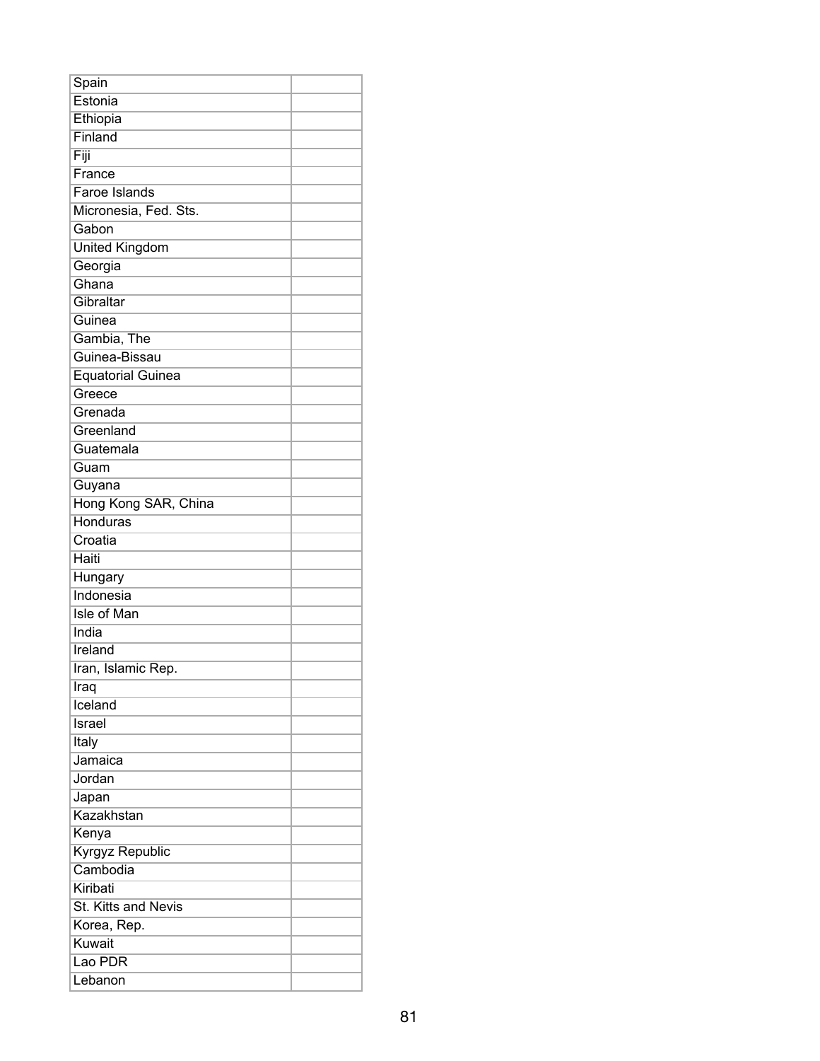| | |
|---|---|
| Spain | |
| Estonia | |
| Ethiopia | |
| Finland | |
| Fiji | |
| France | |
| Faroe Islands | |
| Micronesia, Fed. Sts. | |
| Gabon | |
| United Kingdom | |
| Georgia | |
| Ghana | |
| Gibraltar | |
| Guinea | |
| Gambia, The | |
| Guinea-Bissau | |
| Equatorial Guinea | |
| Greece | |
| Grenada | |
| Greenland | |
| Guatemala | |
| Guam | |
| Guyana | |
| Hong Kong SAR, China | |
| Honduras | |
| Croatia | |
| Haiti | |
| Hungary | |
| Indonesia | |
| Isle of Man | |
| India | |
| Ireland | |
| Iran, Islamic Rep. | |
| Iraq | |
| Iceland | |
| Israel | |
| Italy | |
| Jamaica | |
| Jordan | |
| Japan | |
| Kazakhstan | |
| Kenya | |
| Kyrgyz Republic | |
| Cambodia | |
| Kiribati | |
| St. Kitts and Nevis | |
| Korea, Rep. | |
| Kuwait | |
| Lao PDR | |
| Lebanon | |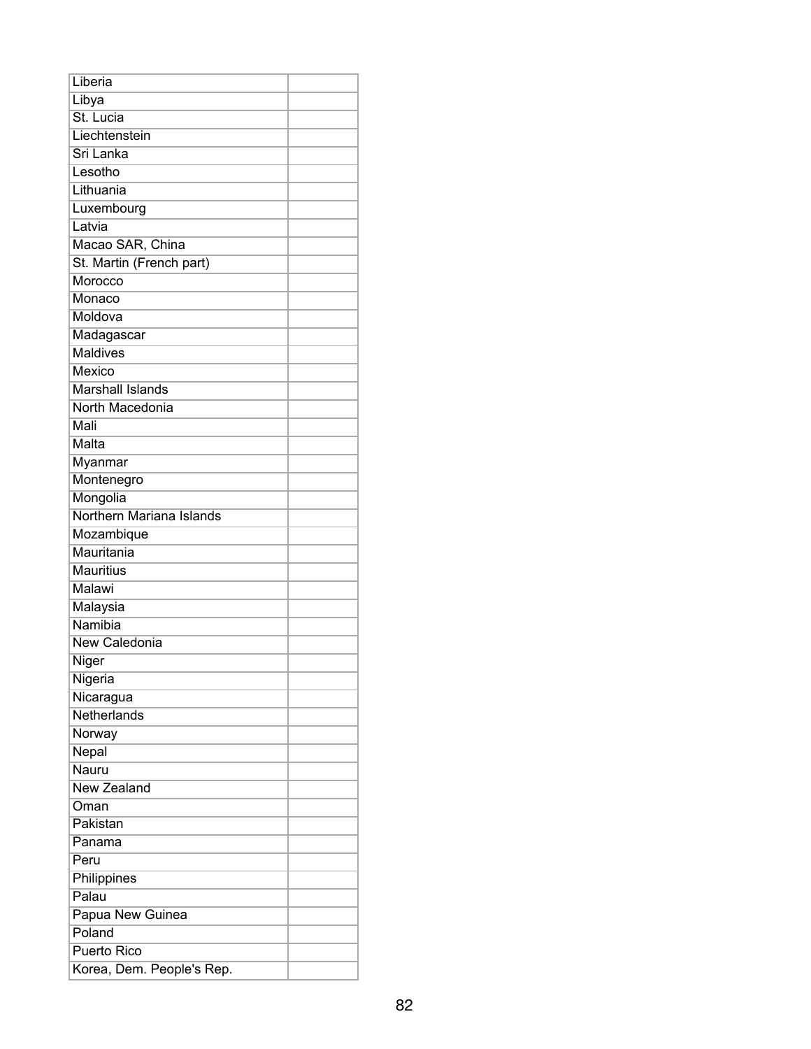| Liberia | |
|---|---|
| Libya | |
| St. Lucia | |
| Liechtenstein | |
| Sri Lanka | |
| Lesotho | |
| Lithuania | |
| Luxembourg | |
| Latvia | |
| Macao SAR, China | |
| St. Martin (French part) | |
| Morocco | |
| Monaco | |
| Moldova | |
| Madagascar | |
| Maldives | |
| Mexico | |
| Marshall Islands | |
| North Macedonia | |
| Mali | |
| Malta | |
| Myanmar | |
| Montenegro | |
| Mongolia | |
| Northern Mariana Islands | |
| Mozambique | |
| Mauritania | |
| Mauritius | |
| Malawi | |
| Malaysia | |
| Namibia | |
| New Caledonia | |
| Niger | |
| Nigeria | |
| Nicaragua | |
| Netherlands | |
| Norway | |
| Nepal | |
| Nauru | |
| New Zealand | |
| Oman | |
| Pakistan | |
| Panama | |
| Peru | |
| Philippines | |
| Palau | |
| Papua New Guinea | |
| Poland | |
| Puerto Rico | |
| Korea, Dem. People's Rep. | |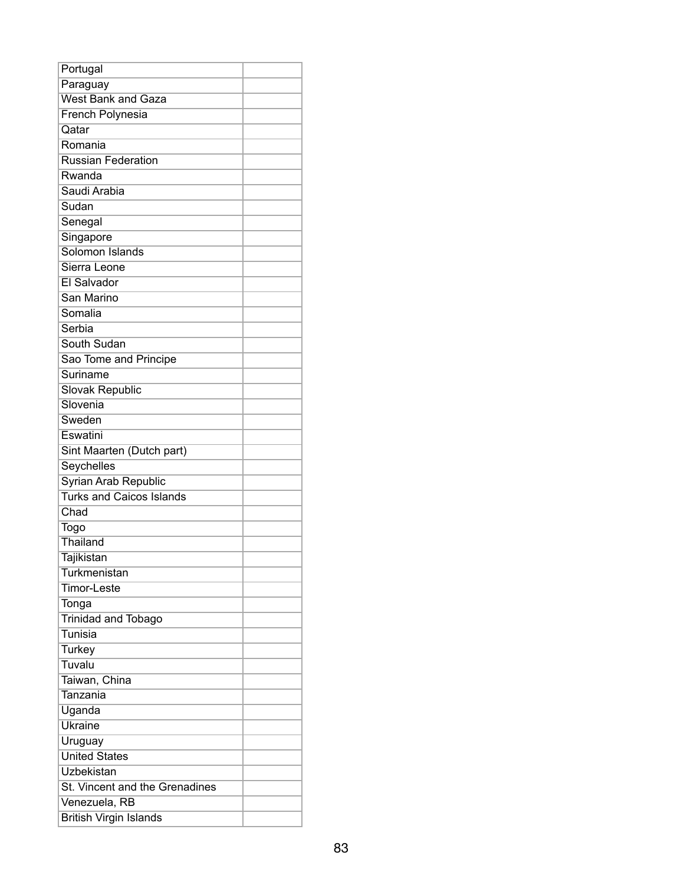| | |
|---|---|
| Portugal | |
| Paraguay | |
| West Bank and Gaza | |
| French Polynesia | |
| Qatar | |
| Romania | |
| Russian Federation | |
| Rwanda | |
| Saudi Arabia | |
| Sudan | |
| Senegal | |
| Singapore | |
| Solomon Islands | |
| Sierra Leone | |
| El Salvador | |
| San Marino | |
| Somalia | |
| Serbia | |
| South Sudan | |
| Sao Tome and Principe | |
| Suriname | |
| Slovak Republic | |
| Slovenia | |
| Sweden | |
| Eswatini | |
| Sint Maarten (Dutch part) | |
| Seychelles | |
| Syrian Arab Republic | |
| Turks and Caicos Islands | |
| Chad | |
| Togo | |
| Thailand | |
| Tajikistan | |
| Turkmenistan | |
| Timor-Leste | |
| Tonga | |
| Trinidad and Tobago | |
| Tunisia | |
| Turkey | |
| Tuvalu | |
| Taiwan, China | |
| Tanzania | |
| Uganda | |
| Ukraine | |
| Uruguay | |
| United States | |
| Uzbekistan | |
| St. Vincent and the Grenadines | |
| Venezuela, RB | |
| British Virgin Islands | |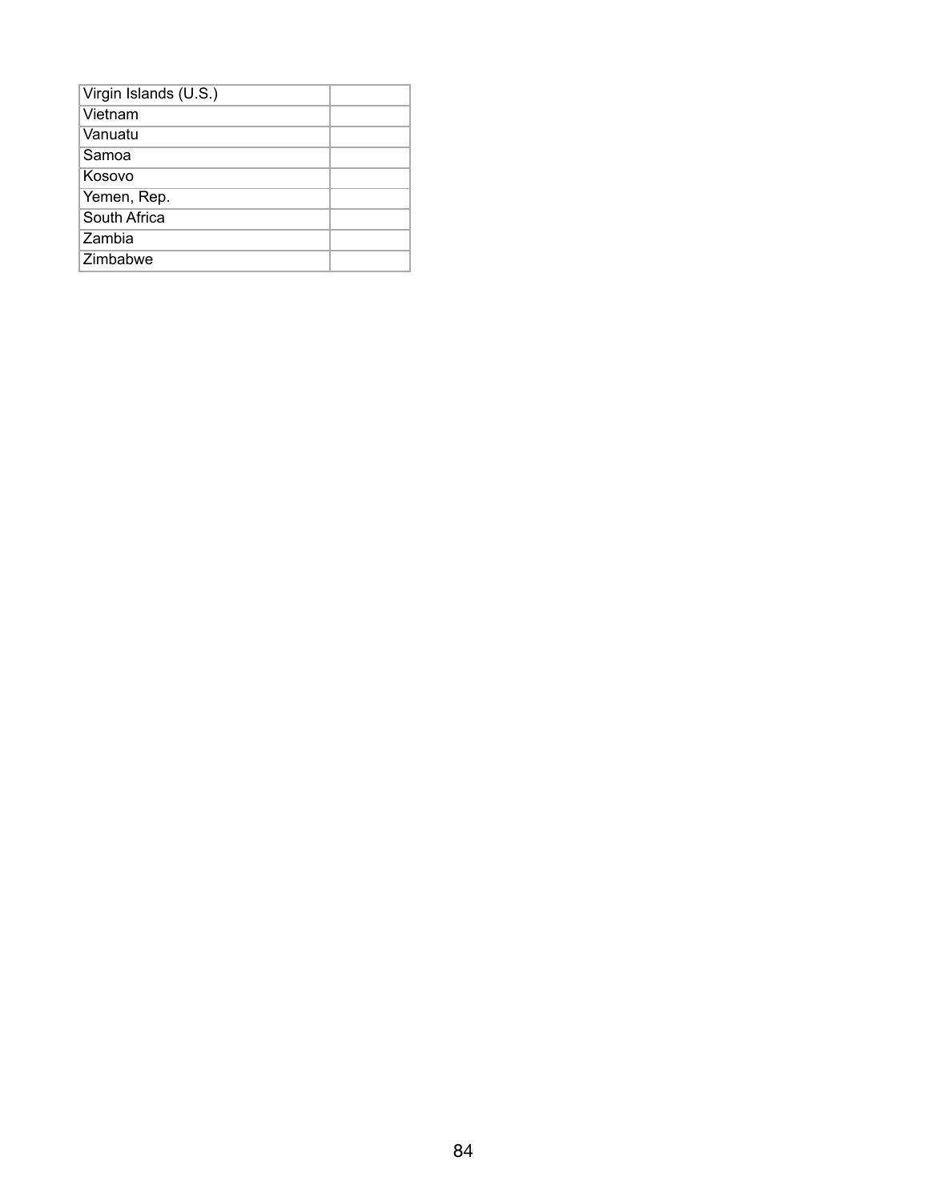| | |
|---|---|
| Virgin Islands (U.S.) | |
| Vietnam | |
| Vanuatu | |
| Samoa | |
| Kosovo | |
| Yemen, Rep. | |
| South Africa | |
| Zambia | |
| Zimbabwe | |